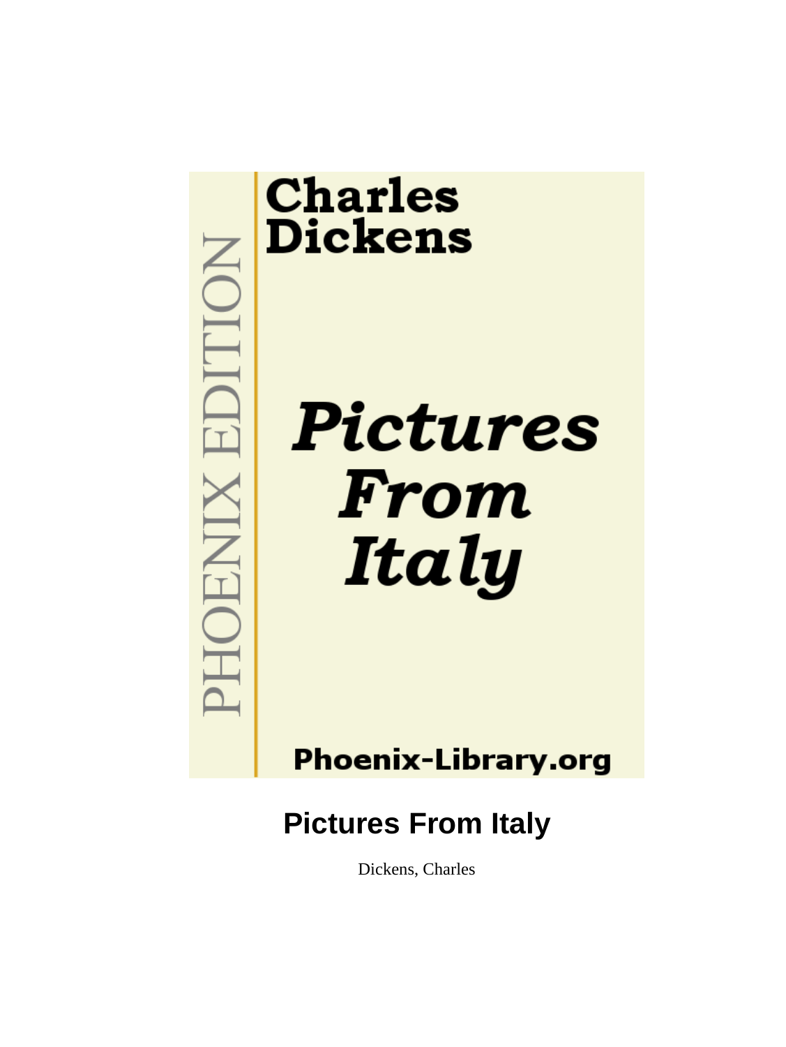PHOENIX EDITION

Charles Dickens

*Pictures From Italy*

Phoenix-Library.org

# Pictures From Italy

Dickens, Charles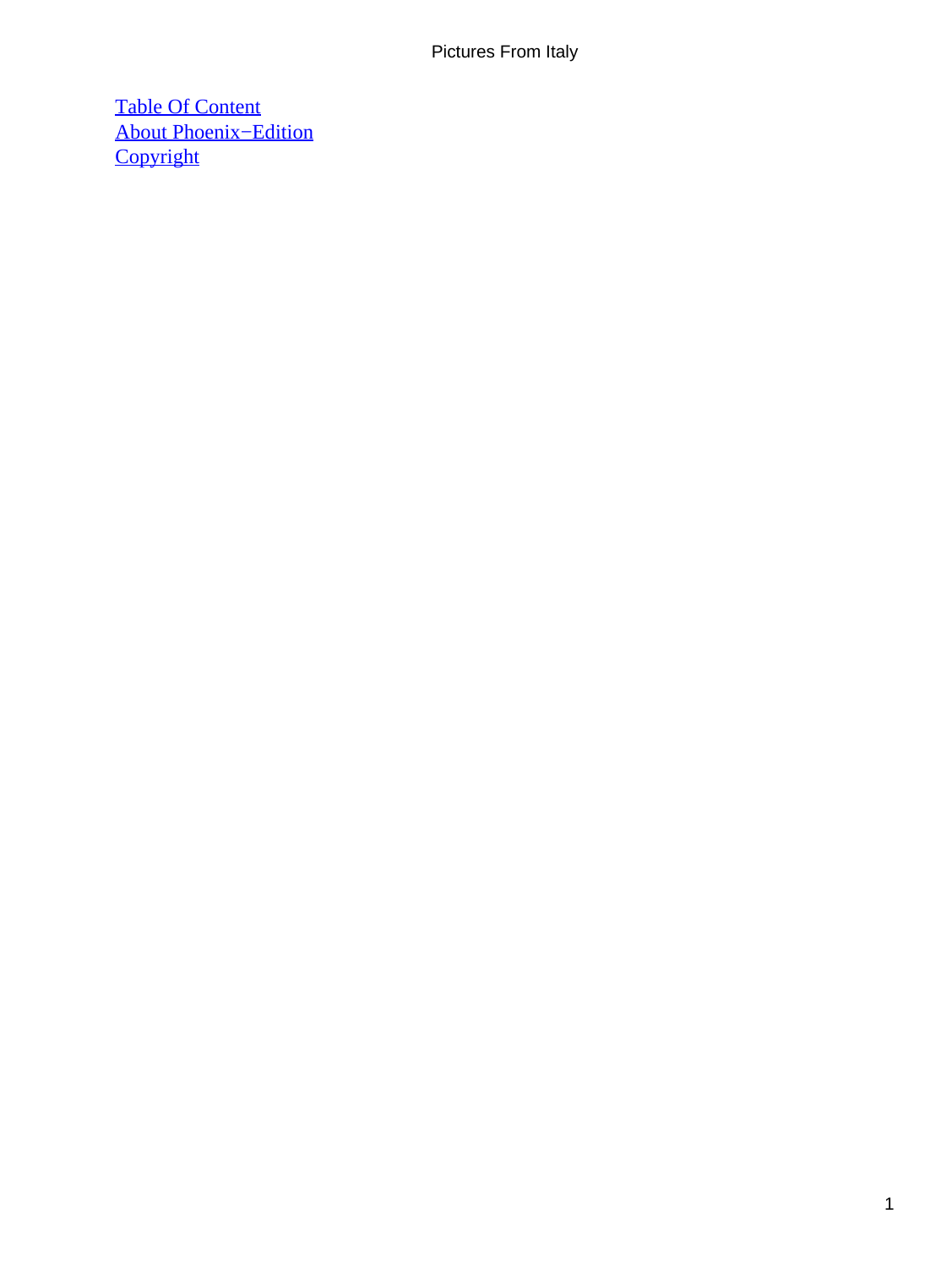[Table Of Content](#)
[About Phoenix−Edition](#)
[Copyright](#)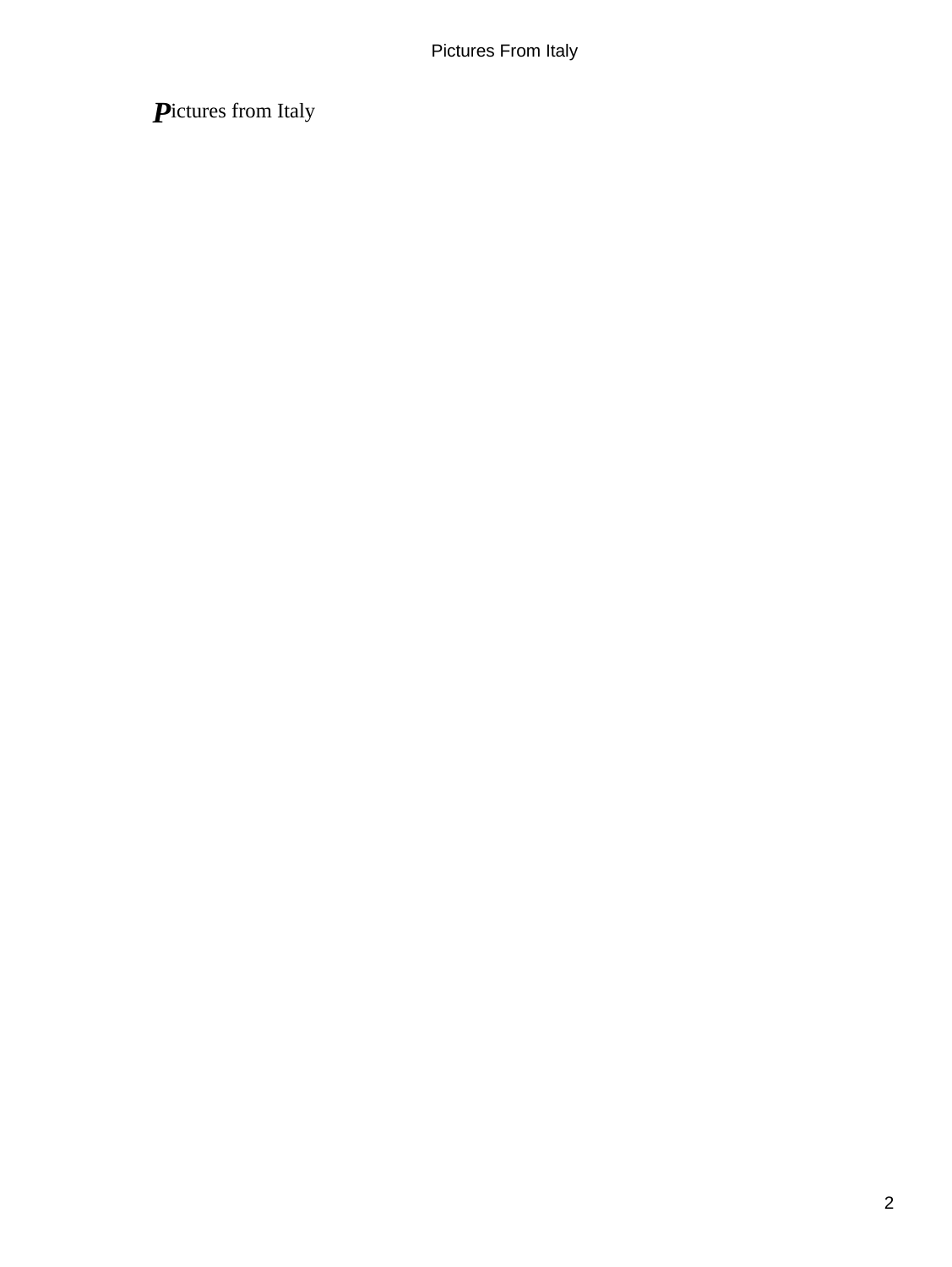Pictures from Italy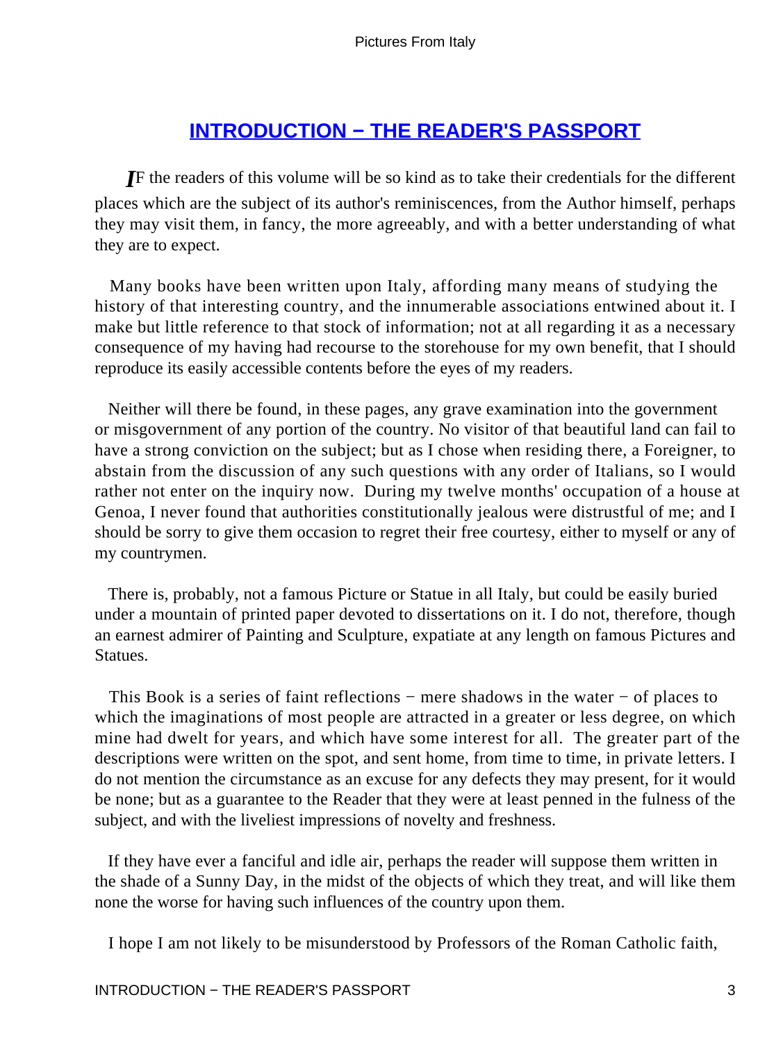## INTRODUCTION − THE READER'S PASSPORT

IF the readers of this volume will be so kind as to take their credentials for the different places which are the subject of its author's reminiscences, from the Author himself, perhaps they may visit them, in fancy, the more agreeably, and with a better understanding of what they are to expect.

Many books have been written upon Italy, affording many means of studying the history of that interesting country, and the innumerable associations entwined about it. I make but little reference to that stock of information; not at all regarding it as a necessary consequence of my having had recourse to the storehouse for my own benefit, that I should reproduce its easily accessible contents before the eyes of my readers.

Neither will there be found, in these pages, any grave examination into the government or misgovernment of any portion of the country. No visitor of that beautiful land can fail to have a strong conviction on the subject; but as I chose when residing there, a Foreigner, to abstain from the discussion of any such questions with any order of Italians, so I would rather not enter on the inquiry now. During my twelve months' occupation of a house at Genoa, I never found that authorities constitutionally jealous were distrustful of me; and I should be sorry to give them occasion to regret their free courtesy, either to myself or any of my countrymen.

There is, probably, not a famous Picture or Statue in all Italy, but could be easily buried under a mountain of printed paper devoted to dissertations on it. I do not, therefore, though an earnest admirer of Painting and Sculpture, expatiate at any length on famous Pictures and Statues.

This Book is a series of faint reflections − mere shadows in the water − of places to which the imaginations of most people are attracted in a greater or less degree, on which mine had dwelt for years, and which have some interest for all. The greater part of the descriptions were written on the spot, and sent home, from time to time, in private letters. I do not mention the circumstance as an excuse for any defects they may present, for it would be none; but as a guarantee to the Reader that they were at least penned in the fulness of the subject, and with the liveliest impressions of novelty and freshness.

If they have ever a fanciful and idle air, perhaps the reader will suppose them written in the shade of a Sunny Day, in the midst of the objects of which they treat, and will like them none the worse for having such influences of the country upon them.

I hope I am not likely to be misunderstood by Professors of the Roman Catholic faith,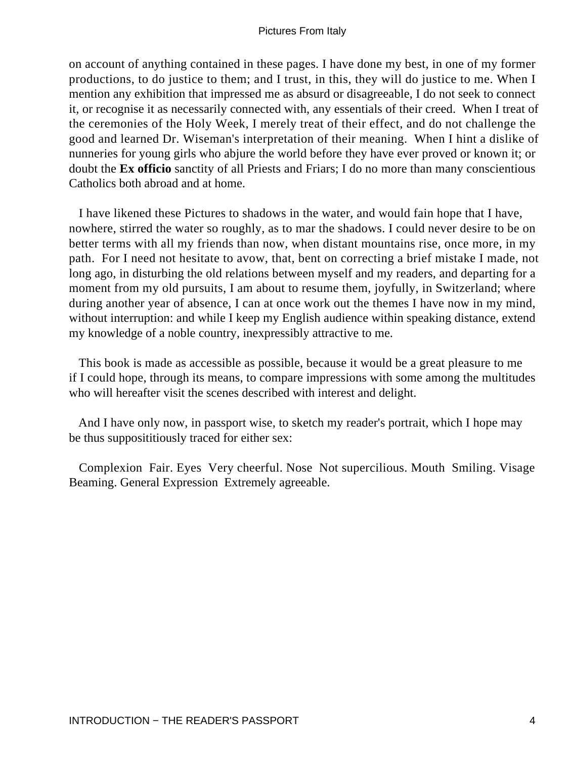on account of anything contained in these pages. I have done my best, in one of my former productions, to do justice to them; and I trust, in this, they will do justice to me. When I mention any exhibition that impressed me as absurd or disagreeable, I do not seek to connect it, or recognise it as necessarily connected with, any essentials of their creed. When I treat of the ceremonies of the Holy Week, I merely treat of their effect, and do not challenge the good and learned Dr. Wiseman's interpretation of their meaning. When I hint a dislike of nunneries for young girls who abjure the world before they have ever proved or known it; or doubt the **Ex officio** sanctity of all Priests and Friars; I do no more than many conscientious Catholics both abroad and at home.

I have likened these Pictures to shadows in the water, and would fain hope that I have, nowhere, stirred the water so roughly, as to mar the shadows. I could never desire to be on better terms with all my friends than now, when distant mountains rise, once more, in my path. For I need not hesitate to avow, that, bent on correcting a brief mistake I made, not long ago, in disturbing the old relations between myself and my readers, and departing for a moment from my old pursuits, I am about to resume them, joyfully, in Switzerland; where during another year of absence, I can at once work out the themes I have now in my mind, without interruption: and while I keep my English audience within speaking distance, extend my knowledge of a noble country, inexpressibly attractive to me.

This book is made as accessible as possible, because it would be a great pleasure to me if I could hope, through its means, to compare impressions with some among the multitudes who will hereafter visit the scenes described with interest and delight.

And I have only now, in passport wise, to sketch my reader's portrait, which I hope may be thus supposititiously traced for either sex:

Complexion Fair. Eyes Very cheerful. Nose Not supercilious. Mouth Smiling. Visage Beaming. General Expression Extremely agreeable.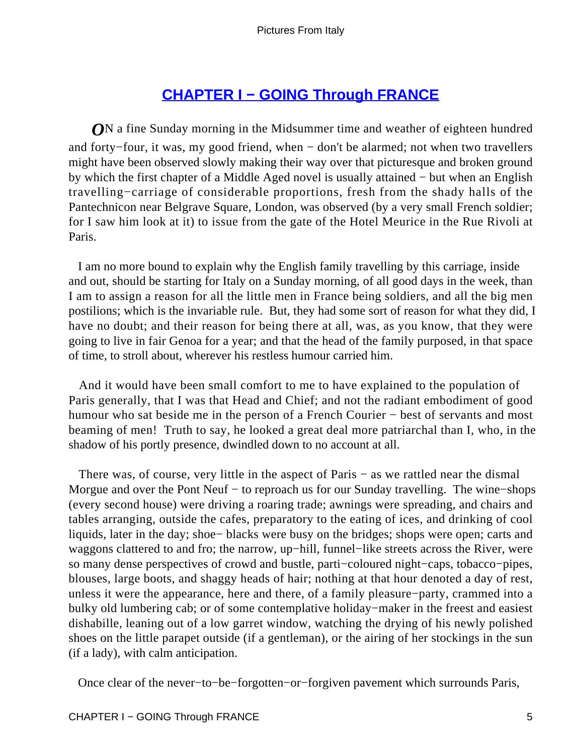## [CHAPTER I − GOING Through FRANCE]()

*O*N a fine Sunday morning in the Midsummer time and weather of eighteen hundred and forty−four, it was, my good friend, when − don't be alarmed; not when two travellers might have been observed slowly making their way over that picturesque and broken ground by which the first chapter of a Middle Aged novel is usually attained − but when an English travelling−carriage of considerable proportions, fresh from the shady halls of the Pantechnicon near Belgrave Square, London, was observed (by a very small French soldier; for I saw him look at it) to issue from the gate of the Hotel Meurice in the Rue Rivoli at Paris.

I am no more bound to explain why the English family travelling by this carriage, inside and out, should be starting for Italy on a Sunday morning, of all good days in the week, than I am to assign a reason for all the little men in France being soldiers, and all the big men postilions; which is the invariable rule. But, they had some sort of reason for what they did, I have no doubt; and their reason for being there at all, was, as you know, that they were going to live in fair Genoa for a year; and that the head of the family purposed, in that space of time, to stroll about, wherever his restless humour carried him.

And it would have been small comfort to me to have explained to the population of Paris generally, that I was that Head and Chief; and not the radiant embodiment of good humour who sat beside me in the person of a French Courier − best of servants and most beaming of men! Truth to say, he looked a great deal more patriarchal than I, who, in the shadow of his portly presence, dwindled down to no account at all.

There was, of course, very little in the aspect of Paris − as we rattled near the dismal Morgue and over the Pont Neuf − to reproach us for our Sunday travelling. The wine−shops (every second house) were driving a roaring trade; awnings were spreading, and chairs and tables arranging, outside the cafes, preparatory to the eating of ices, and drinking of cool liquids, later in the day; shoe− blacks were busy on the bridges; shops were open; carts and waggons clattered to and fro; the narrow, up−hill, funnel−like streets across the River, were so many dense perspectives of crowd and bustle, parti−coloured night−caps, tobacco−pipes, blouses, large boots, and shaggy heads of hair; nothing at that hour denoted a day of rest, unless it were the appearance, here and there, of a family pleasure−party, crammed into a bulky old lumbering cab; or of some contemplative holiday−maker in the freest and easiest dishabille, leaning out of a low garret window, watching the drying of his newly polished shoes on the little parapet outside (if a gentleman), or the airing of her stockings in the sun (if a lady), with calm anticipation.

Once clear of the never−to−be−forgotten−or−forgiven pavement which surrounds Paris,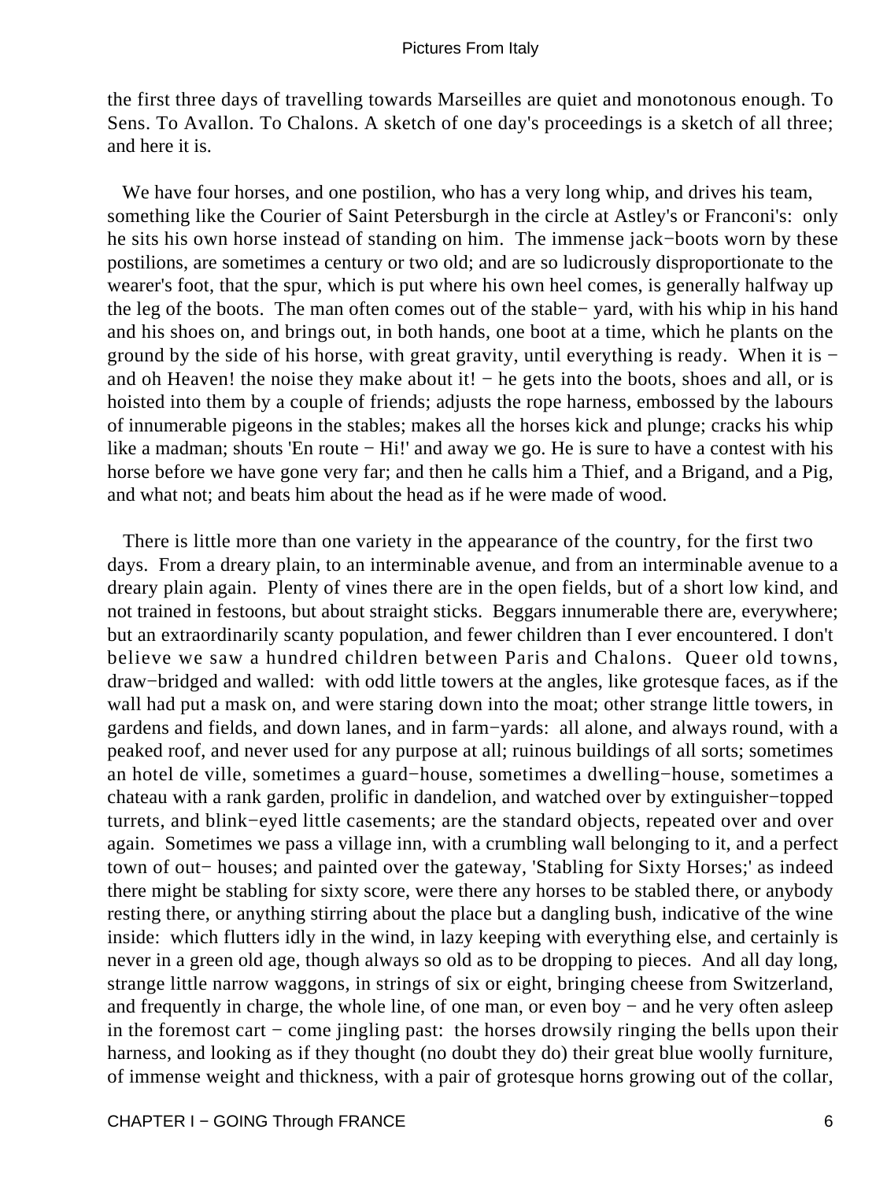the first three days of travelling towards Marseilles are quiet and monotonous enough. To Sens. To Avallon. To Chalons. A sketch of one day's proceedings is a sketch of all three; and here it is.

We have four horses, and one postilion, who has a very long whip, and drives his team, something like the Courier of Saint Petersburgh in the circle at Astley's or Franconi's: only he sits his own horse instead of standing on him. The immense jack−boots worn by these postilions, are sometimes a century or two old; and are so ludicrously disproportionate to the wearer's foot, that the spur, which is put where his own heel comes, is generally halfway up the leg of the boots. The man often comes out of the stable− yard, with his whip in his hand and his shoes on, and brings out, in both hands, one boot at a time, which he plants on the ground by the side of his horse, with great gravity, until everything is ready. When it is − and oh Heaven! the noise they make about it! − he gets into the boots, shoes and all, or is hoisted into them by a couple of friends; adjusts the rope harness, embossed by the labours of innumerable pigeons in the stables; makes all the horses kick and plunge; cracks his whip like a madman; shouts 'En route − Hi!' and away we go. He is sure to have a contest with his horse before we have gone very far; and then he calls him a Thief, and a Brigand, and a Pig, and what not; and beats him about the head as if he were made of wood.

There is little more than one variety in the appearance of the country, for the first two days. From a dreary plain, to an interminable avenue, and from an interminable avenue to a dreary plain again. Plenty of vines there are in the open fields, but of a short low kind, and not trained in festoons, but about straight sticks. Beggars innumerable there are, everywhere; but an extraordinarily scanty population, and fewer children than I ever encountered. I don't believe we saw a hundred children between Paris and Chalons. Queer old towns, draw−bridged and walled: with odd little towers at the angles, like grotesque faces, as if the wall had put a mask on, and were staring down into the moat; other strange little towers, in gardens and fields, and down lanes, and in farm−yards: all alone, and always round, with a peaked roof, and never used for any purpose at all; ruinous buildings of all sorts; sometimes an hotel de ville, sometimes a guard−house, sometimes a dwelling−house, sometimes a chateau with a rank garden, prolific in dandelion, and watched over by extinguisher−topped turrets, and blink−eyed little casements; are the standard objects, repeated over and over again. Sometimes we pass a village inn, with a crumbling wall belonging to it, and a perfect town of out− houses; and painted over the gateway, 'Stabling for Sixty Horses;' as indeed there might be stabling for sixty score, were there any horses to be stabled there, or anybody resting there, or anything stirring about the place but a dangling bush, indicative of the wine inside: which flutters idly in the wind, in lazy keeping with everything else, and certainly is never in a green old age, though always so old as to be dropping to pieces. And all day long, strange little narrow waggons, in strings of six or eight, bringing cheese from Switzerland, and frequently in charge, the whole line, of one man, or even boy − and he very often asleep in the foremost cart − come jingling past: the horses drowsily ringing the bells upon their harness, and looking as if they thought (no doubt they do) their great blue woolly furniture, of immense weight and thickness, with a pair of grotesque horns growing out of the collar,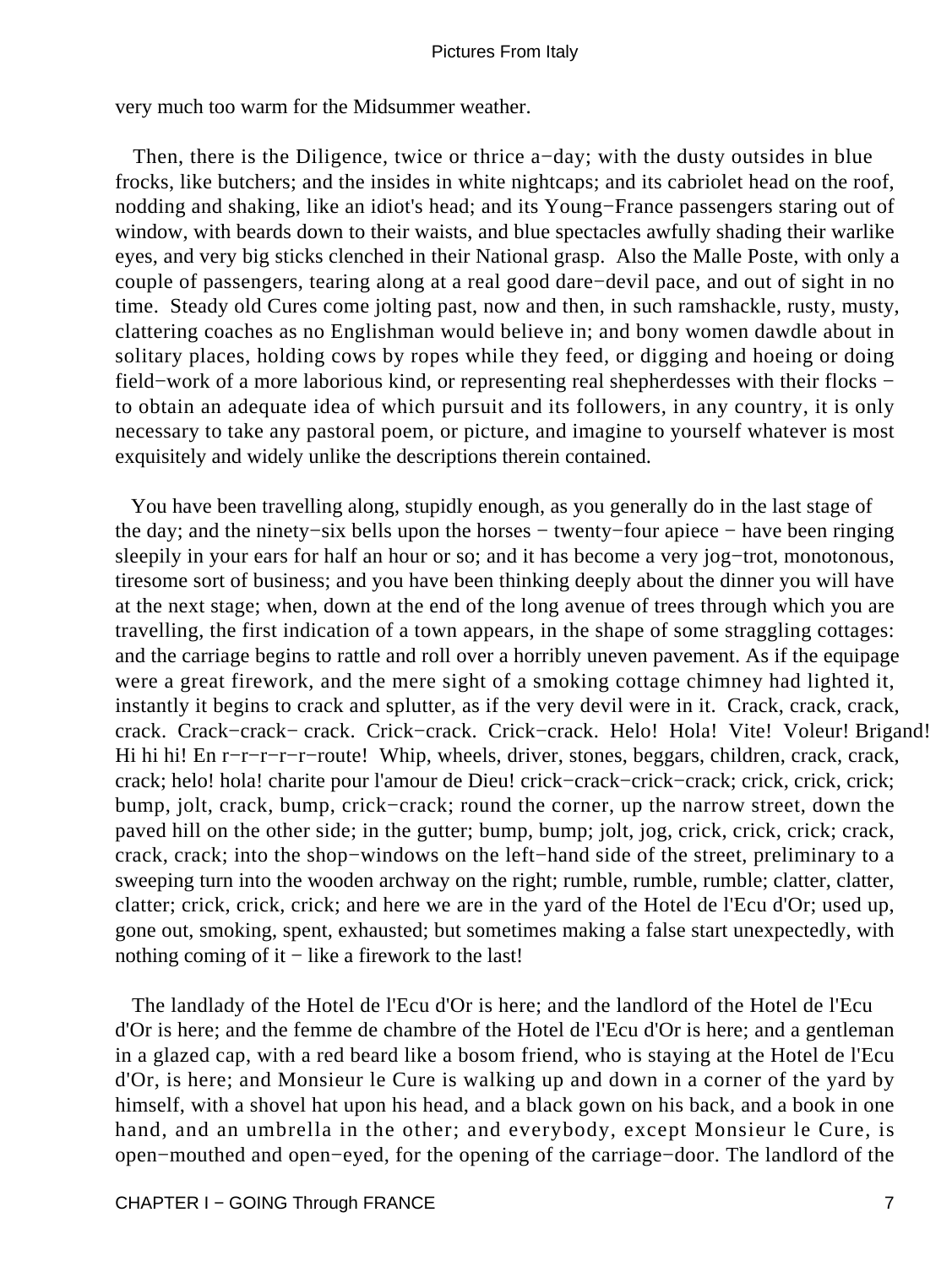very much too warm for the Midsummer weather.

Then, there is the Diligence, twice or thrice a−day; with the dusty outsides in blue frocks, like butchers; and the insides in white nightcaps; and its cabriolet head on the roof, nodding and shaking, like an idiot's head; and its Young−France passengers staring out of window, with beards down to their waists, and blue spectacles awfully shading their warlike eyes, and very big sticks clenched in their National grasp. Also the Malle Poste, with only a couple of passengers, tearing along at a real good dare−devil pace, and out of sight in no time. Steady old Cures come jolting past, now and then, in such ramshackle, rusty, musty, clattering coaches as no Englishman would believe in; and bony women dawdle about in solitary places, holding cows by ropes while they feed, or digging and hoeing or doing field−work of a more laborious kind, or representing real shepherdesses with their flocks − to obtain an adequate idea of which pursuit and its followers, in any country, it is only necessary to take any pastoral poem, or picture, and imagine to yourself whatever is most exquisitely and widely unlike the descriptions therein contained.

You have been travelling along, stupidly enough, as you generally do in the last stage of the day; and the ninety−six bells upon the horses − twenty−four apiece − have been ringing sleepily in your ears for half an hour or so; and it has become a very jog−trot, monotonous, tiresome sort of business; and you have been thinking deeply about the dinner you will have at the next stage; when, down at the end of the long avenue of trees through which you are travelling, the first indication of a town appears, in the shape of some straggling cottages: and the carriage begins to rattle and roll over a horribly uneven pavement. As if the equipage were a great firework, and the mere sight of a smoking cottage chimney had lighted it, instantly it begins to crack and splutter, as if the very devil were in it. Crack, crack, crack, crack. Crack−crack− crack. Crick−crack. Crick−crack. Helo! Hola! Vite! Voleur! Brigand! Hi hi hi! En r−r−r−r−route! Whip, wheels, driver, stones, beggars, children, crack, crack, crack; helo! hola! charite pour l'amour de Dieu! crick−crack−crick−crack; crick, crick, crick; bump, jolt, crack, bump, crick−crack; round the corner, up the narrow street, down the paved hill on the other side; in the gutter; bump, bump; jolt, jog, crick, crick, crick; crack, crack, crack; into the shop−windows on the left−hand side of the street, preliminary to a sweeping turn into the wooden archway on the right; rumble, rumble, rumble; clatter, clatter, clatter; crick, crick, crick; and here we are in the yard of the Hotel de l'Ecu d'Or; used up, gone out, smoking, spent, exhausted; but sometimes making a false start unexpectedly, with nothing coming of it − like a firework to the last!

The landlady of the Hotel de l'Ecu d'Or is here; and the landlord of the Hotel de l'Ecu d'Or is here; and the femme de chambre of the Hotel de l'Ecu d'Or is here; and a gentleman in a glazed cap, with a red beard like a bosom friend, who is staying at the Hotel de l'Ecu d'Or, is here; and Monsieur le Cure is walking up and down in a corner of the yard by himself, with a shovel hat upon his head, and a black gown on his back, and a book in one hand, and an umbrella in the other; and everybody, except Monsieur le Cure, is open−mouthed and open−eyed, for the opening of the carriage−door. The landlord of the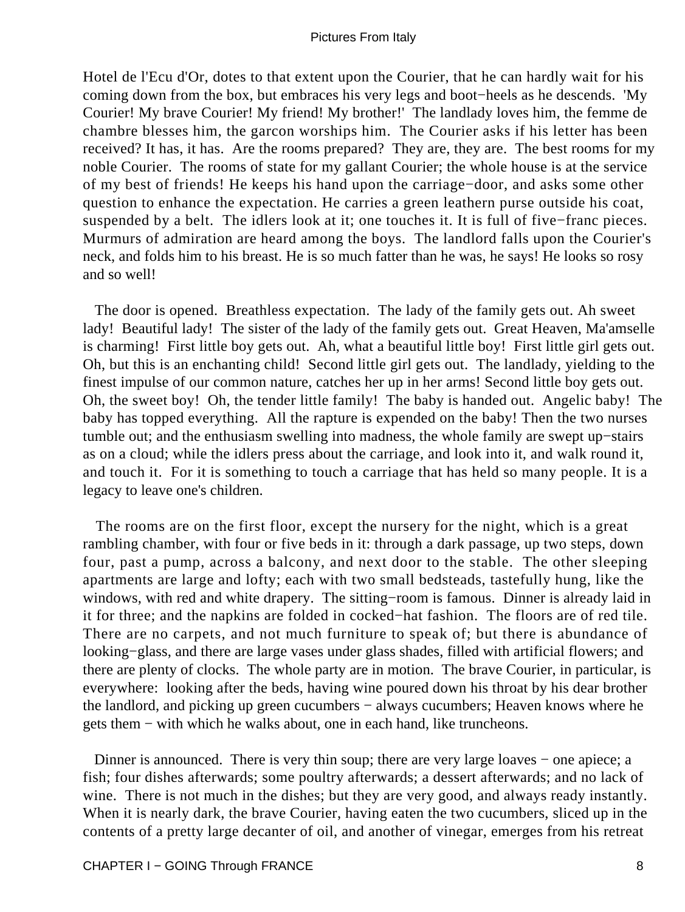Hotel de l'Ecu d'Or, dotes to that extent upon the Courier, that he can hardly wait for his coming down from the box, but embraces his very legs and boot−heels as he descends. 'My Courier! My brave Courier! My friend! My brother!' The landlady loves him, the femme de chambre blesses him, the garcon worships him. The Courier asks if his letter has been received? It has, it has. Are the rooms prepared? They are, they are. The best rooms for my noble Courier. The rooms of state for my gallant Courier; the whole house is at the service of my best of friends! He keeps his hand upon the carriage−door, and asks some other question to enhance the expectation. He carries a green leathern purse outside his coat, suspended by a belt. The idlers look at it; one touches it. It is full of five−franc pieces. Murmurs of admiration are heard among the boys. The landlord falls upon the Courier's neck, and folds him to his breast. He is so much fatter than he was, he says! He looks so rosy and so well!

The door is opened. Breathless expectation. The lady of the family gets out. Ah sweet lady! Beautiful lady! The sister of the lady of the family gets out. Great Heaven, Ma'amselle is charming! First little boy gets out. Ah, what a beautiful little boy! First little girl gets out. Oh, but this is an enchanting child! Second little girl gets out. The landlady, yielding to the finest impulse of our common nature, catches her up in her arms! Second little boy gets out. Oh, the sweet boy! Oh, the tender little family! The baby is handed out. Angelic baby! The baby has topped everything. All the rapture is expended on the baby! Then the two nurses tumble out; and the enthusiasm swelling into madness, the whole family are swept up−stairs as on a cloud; while the idlers press about the carriage, and look into it, and walk round it, and touch it. For it is something to touch a carriage that has held so many people. It is a legacy to leave one's children.

The rooms are on the first floor, except the nursery for the night, which is a great rambling chamber, with four or five beds in it: through a dark passage, up two steps, down four, past a pump, across a balcony, and next door to the stable. The other sleeping apartments are large and lofty; each with two small bedsteads, tastefully hung, like the windows, with red and white drapery. The sitting−room is famous. Dinner is already laid in it for three; and the napkins are folded in cocked−hat fashion. The floors are of red tile. There are no carpets, and not much furniture to speak of; but there is abundance of looking−glass, and there are large vases under glass shades, filled with artificial flowers; and there are plenty of clocks. The whole party are in motion. The brave Courier, in particular, is everywhere: looking after the beds, having wine poured down his throat by his dear brother the landlord, and picking up green cucumbers − always cucumbers; Heaven knows where he gets them − with which he walks about, one in each hand, like truncheons.

Dinner is announced. There is very thin soup; there are very large loaves − one apiece; a fish; four dishes afterwards; some poultry afterwards; a dessert afterwards; and no lack of wine. There is not much in the dishes; but they are very good, and always ready instantly. When it is nearly dark, the brave Courier, having eaten the two cucumbers, sliced up in the contents of a pretty large decanter of oil, and another of vinegar, emerges from his retreat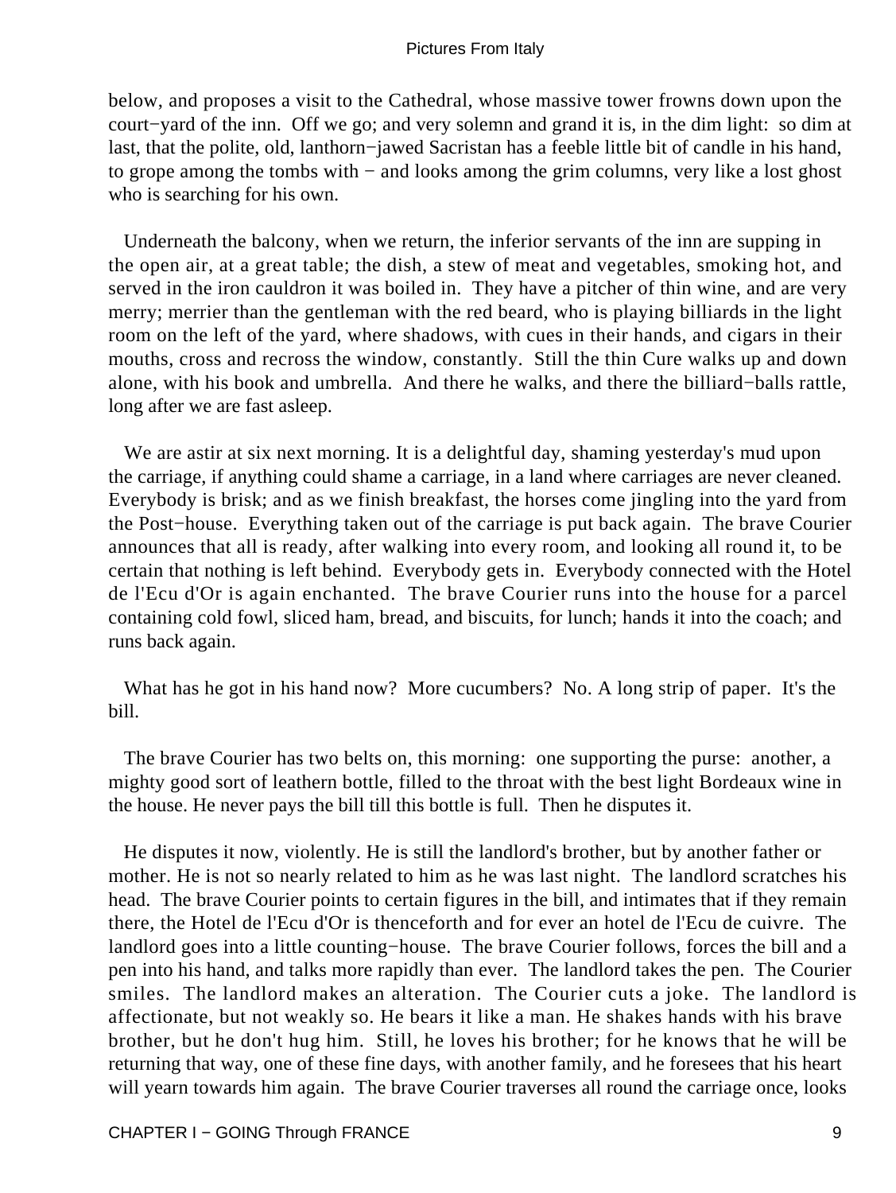below, and proposes a visit to the Cathedral, whose massive tower frowns down upon the court−yard of the inn. Off we go; and very solemn and grand it is, in the dim light: so dim at last, that the polite, old, lanthorn−jawed Sacristan has a feeble little bit of candle in his hand, to grope among the tombs with − and looks among the grim columns, very like a lost ghost who is searching for his own.

Underneath the balcony, when we return, the inferior servants of the inn are supping in the open air, at a great table; the dish, a stew of meat and vegetables, smoking hot, and served in the iron cauldron it was boiled in. They have a pitcher of thin wine, and are very merry; merrier than the gentleman with the red beard, who is playing billiards in the light room on the left of the yard, where shadows, with cues in their hands, and cigars in their mouths, cross and recross the window, constantly. Still the thin Cure walks up and down alone, with his book and umbrella. And there he walks, and there the billiard−balls rattle, long after we are fast asleep.

We are astir at six next morning. It is a delightful day, shaming yesterday's mud upon the carriage, if anything could shame a carriage, in a land where carriages are never cleaned. Everybody is brisk; and as we finish breakfast, the horses come jingling into the yard from the Post−house. Everything taken out of the carriage is put back again. The brave Courier announces that all is ready, after walking into every room, and looking all round it, to be certain that nothing is left behind. Everybody gets in. Everybody connected with the Hotel de l'Ecu d'Or is again enchanted. The brave Courier runs into the house for a parcel containing cold fowl, sliced ham, bread, and biscuits, for lunch; hands it into the coach; and runs back again.

What has he got in his hand now? More cucumbers? No. A long strip of paper. It's the bill.

The brave Courier has two belts on, this morning: one supporting the purse: another, a mighty good sort of leathern bottle, filled to the throat with the best light Bordeaux wine in the house. He never pays the bill till this bottle is full. Then he disputes it.

He disputes it now, violently. He is still the landlord's brother, but by another father or mother. He is not so nearly related to him as he was last night. The landlord scratches his head. The brave Courier points to certain figures in the bill, and intimates that if they remain there, the Hotel de l'Ecu d'Or is thenceforth and for ever an hotel de l'Ecu de cuivre. The landlord goes into a little counting−house. The brave Courier follows, forces the bill and a pen into his hand, and talks more rapidly than ever. The landlord takes the pen. The Courier smiles. The landlord makes an alteration. The Courier cuts a joke. The landlord is affectionate, but not weakly so. He bears it like a man. He shakes hands with his brave brother, but he don't hug him. Still, he loves his brother; for he knows that he will be returning that way, one of these fine days, with another family, and he foresees that his heart will yearn towards him again. The brave Courier traverses all round the carriage once, looks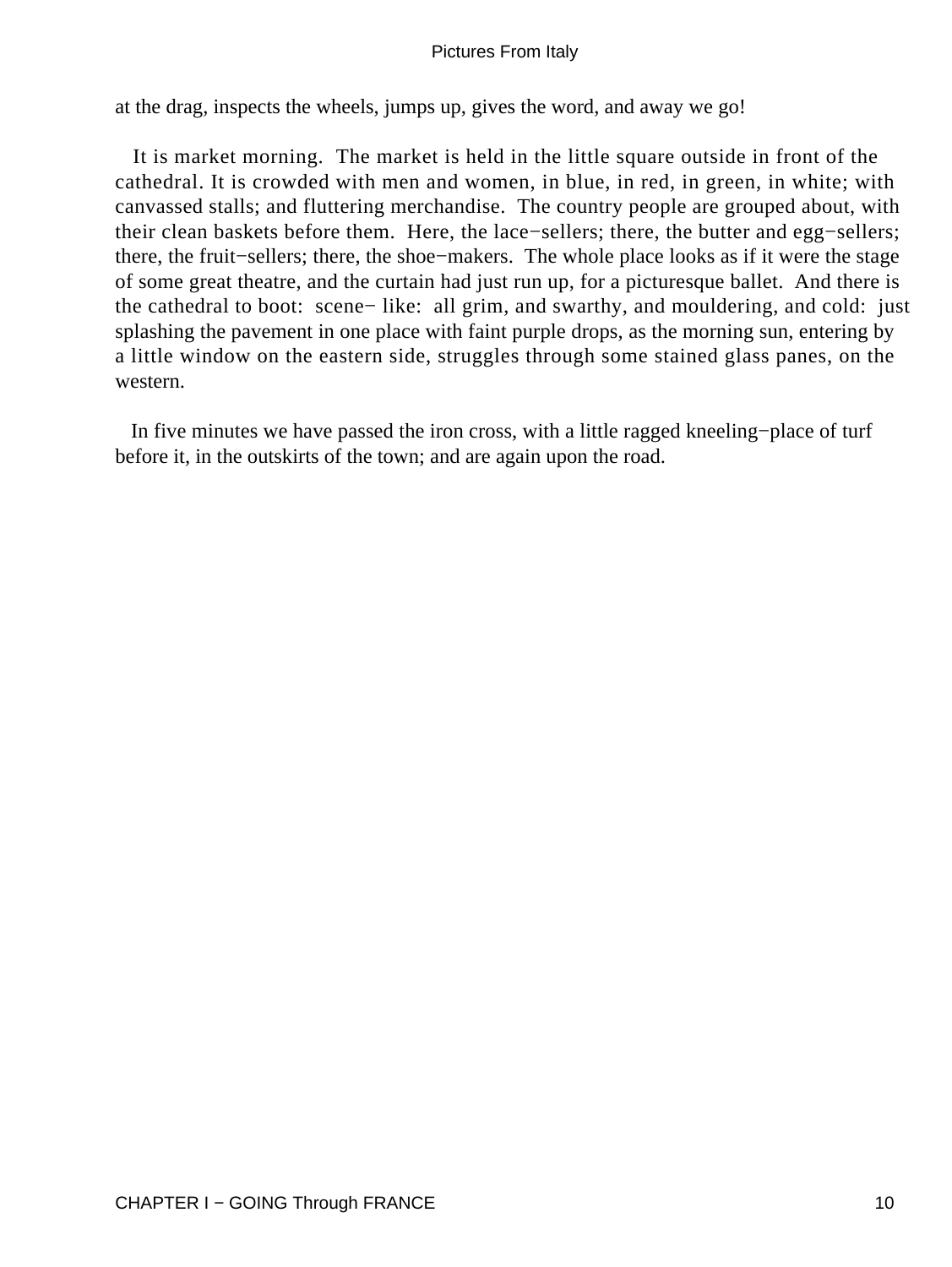at the drag, inspects the wheels, jumps up, gives the word, and away we go!

It is market morning. The market is held in the little square outside in front of the cathedral. It is crowded with men and women, in blue, in red, in green, in white; with canvassed stalls; and fluttering merchandise. The country people are grouped about, with their clean baskets before them. Here, the lace−sellers; there, the butter and egg−sellers; there, the fruit−sellers; there, the shoe−makers. The whole place looks as if it were the stage of some great theatre, and the curtain had just run up, for a picturesque ballet. And there is the cathedral to boot: scene− like: all grim, and swarthy, and mouldering, and cold: just splashing the pavement in one place with faint purple drops, as the morning sun, entering by a little window on the eastern side, struggles through some stained glass panes, on the western.

In five minutes we have passed the iron cross, with a little ragged kneeling−place of turf before it, in the outskirts of the town; and are again upon the road.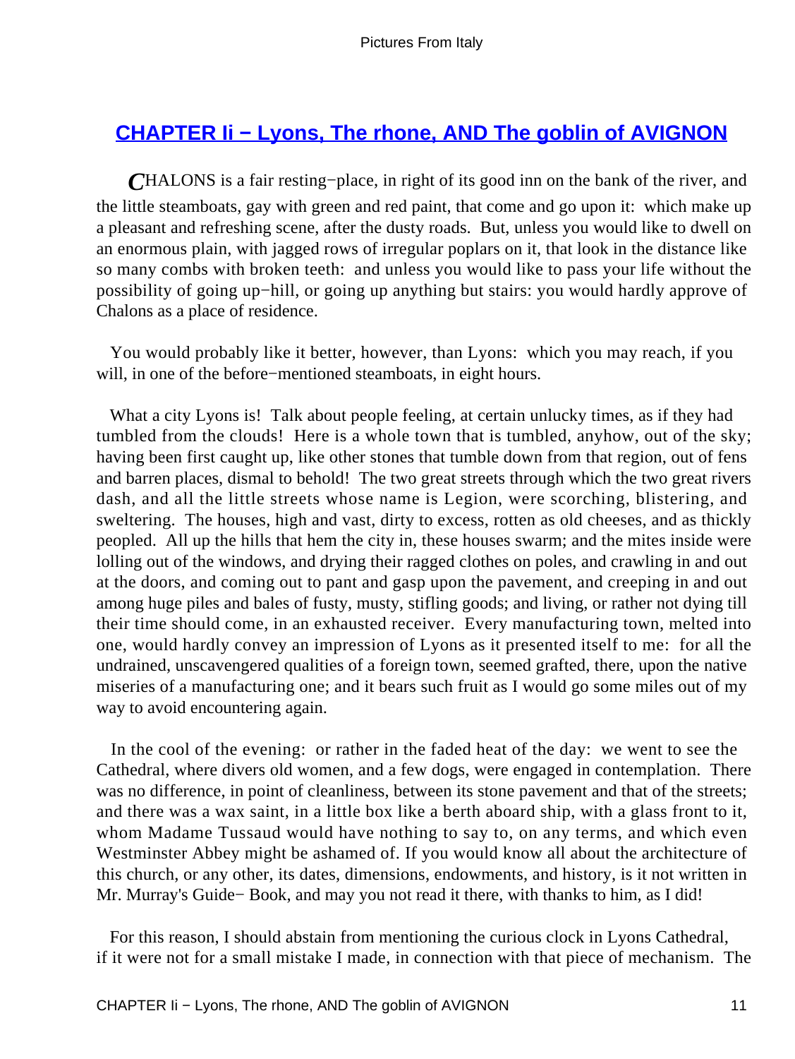## CHAPTER Ii − Lyons, The rhone, AND The goblin of AVIGNON

CHALONS is a fair resting−place, in right of its good inn on the bank of the river, and the little steamboats, gay with green and red paint, that come and go upon it: which make up a pleasant and refreshing scene, after the dusty roads. But, unless you would like to dwell on an enormous plain, with jagged rows of irregular poplars on it, that look in the distance like so many combs with broken teeth: and unless you would like to pass your life without the possibility of going up−hill, or going up anything but stairs: you would hardly approve of Chalons as a place of residence.

You would probably like it better, however, than Lyons: which you may reach, if you will, in one of the before−mentioned steamboats, in eight hours.

What a city Lyons is! Talk about people feeling, at certain unlucky times, as if they had tumbled from the clouds! Here is a whole town that is tumbled, anyhow, out of the sky; having been first caught up, like other stones that tumble down from that region, out of fens and barren places, dismal to behold! The two great streets through which the two great rivers dash, and all the little streets whose name is Legion, were scorching, blistering, and sweltering. The houses, high and vast, dirty to excess, rotten as old cheeses, and as thickly peopled. All up the hills that hem the city in, these houses swarm; and the mites inside were lolling out of the windows, and drying their ragged clothes on poles, and crawling in and out at the doors, and coming out to pant and gasp upon the pavement, and creeping in and out among huge piles and bales of fusty, musty, stifling goods; and living, or rather not dying till their time should come, in an exhausted receiver. Every manufacturing town, melted into one, would hardly convey an impression of Lyons as it presented itself to me: for all the undrained, unscavengered qualities of a foreign town, seemed grafted, there, upon the native miseries of a manufacturing one; and it bears such fruit as I would go some miles out of my way to avoid encountering again.

In the cool of the evening: or rather in the faded heat of the day: we went to see the Cathedral, where divers old women, and a few dogs, were engaged in contemplation. There was no difference, in point of cleanliness, between its stone pavement and that of the streets; and there was a wax saint, in a little box like a berth aboard ship, with a glass front to it, whom Madame Tussaud would have nothing to say to, on any terms, and which even Westminster Abbey might be ashamed of. If you would know all about the architecture of this church, or any other, its dates, dimensions, endowments, and history, is it not written in Mr. Murray's Guide− Book, and may you not read it there, with thanks to him, as I did!

For this reason, I should abstain from mentioning the curious clock in Lyons Cathedral, if it were not for a small mistake I made, in connection with that piece of mechanism. The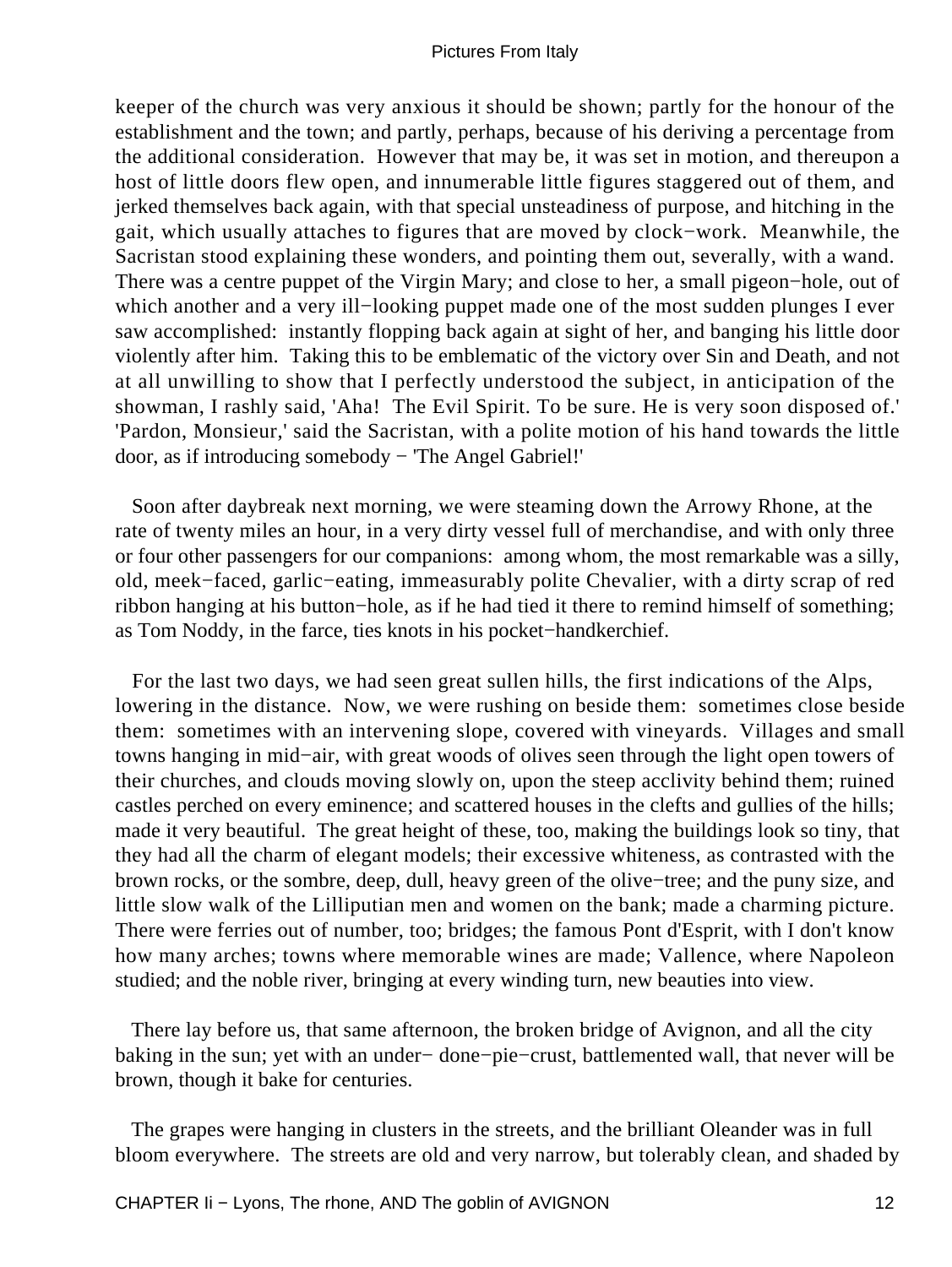keeper of the church was very anxious it should be shown; partly for the honour of the establishment and the town; and partly, perhaps, because of his deriving a percentage from the additional consideration. However that may be, it was set in motion, and thereupon a host of little doors flew open, and innumerable little figures staggered out of them, and jerked themselves back again, with that special unsteadiness of purpose, and hitching in the gait, which usually attaches to figures that are moved by clock−work. Meanwhile, the Sacristan stood explaining these wonders, and pointing them out, severally, with a wand. There was a centre puppet of the Virgin Mary; and close to her, a small pigeon−hole, out of which another and a very ill−looking puppet made one of the most sudden plunges I ever saw accomplished: instantly flopping back again at sight of her, and banging his little door violently after him. Taking this to be emblematic of the victory over Sin and Death, and not at all unwilling to show that I perfectly understood the subject, in anticipation of the showman, I rashly said, 'Aha! The Evil Spirit. To be sure. He is very soon disposed of.' 'Pardon, Monsieur,' said the Sacristan, with a polite motion of his hand towards the little door, as if introducing somebody − 'The Angel Gabriel!'

Soon after daybreak next morning, we were steaming down the Arrowy Rhone, at the rate of twenty miles an hour, in a very dirty vessel full of merchandise, and with only three or four other passengers for our companions: among whom, the most remarkable was a silly, old, meek−faced, garlic−eating, immeasurably polite Chevalier, with a dirty scrap of red ribbon hanging at his button−hole, as if he had tied it there to remind himself of something; as Tom Noddy, in the farce, ties knots in his pocket−handkerchief.

For the last two days, we had seen great sullen hills, the first indications of the Alps, lowering in the distance. Now, we were rushing on beside them: sometimes close beside them: sometimes with an intervening slope, covered with vineyards. Villages and small towns hanging in mid−air, with great woods of olives seen through the light open towers of their churches, and clouds moving slowly on, upon the steep acclivity behind them; ruined castles perched on every eminence; and scattered houses in the clefts and gullies of the hills; made it very beautiful. The great height of these, too, making the buildings look so tiny, that they had all the charm of elegant models; their excessive whiteness, as contrasted with the brown rocks, or the sombre, deep, dull, heavy green of the olive−tree; and the puny size, and little slow walk of the Lilliputian men and women on the bank; made a charming picture. There were ferries out of number, too; bridges; the famous Pont d'Esprit, with I don't know how many arches; towns where memorable wines are made; Vallence, where Napoleon studied; and the noble river, bringing at every winding turn, new beauties into view.

There lay before us, that same afternoon, the broken bridge of Avignon, and all the city baking in the sun; yet with an under− done−pie−crust, battlemented wall, that never will be brown, though it bake for centuries.

The grapes were hanging in clusters in the streets, and the brilliant Oleander was in full bloom everywhere. The streets are old and very narrow, but tolerably clean, and shaded by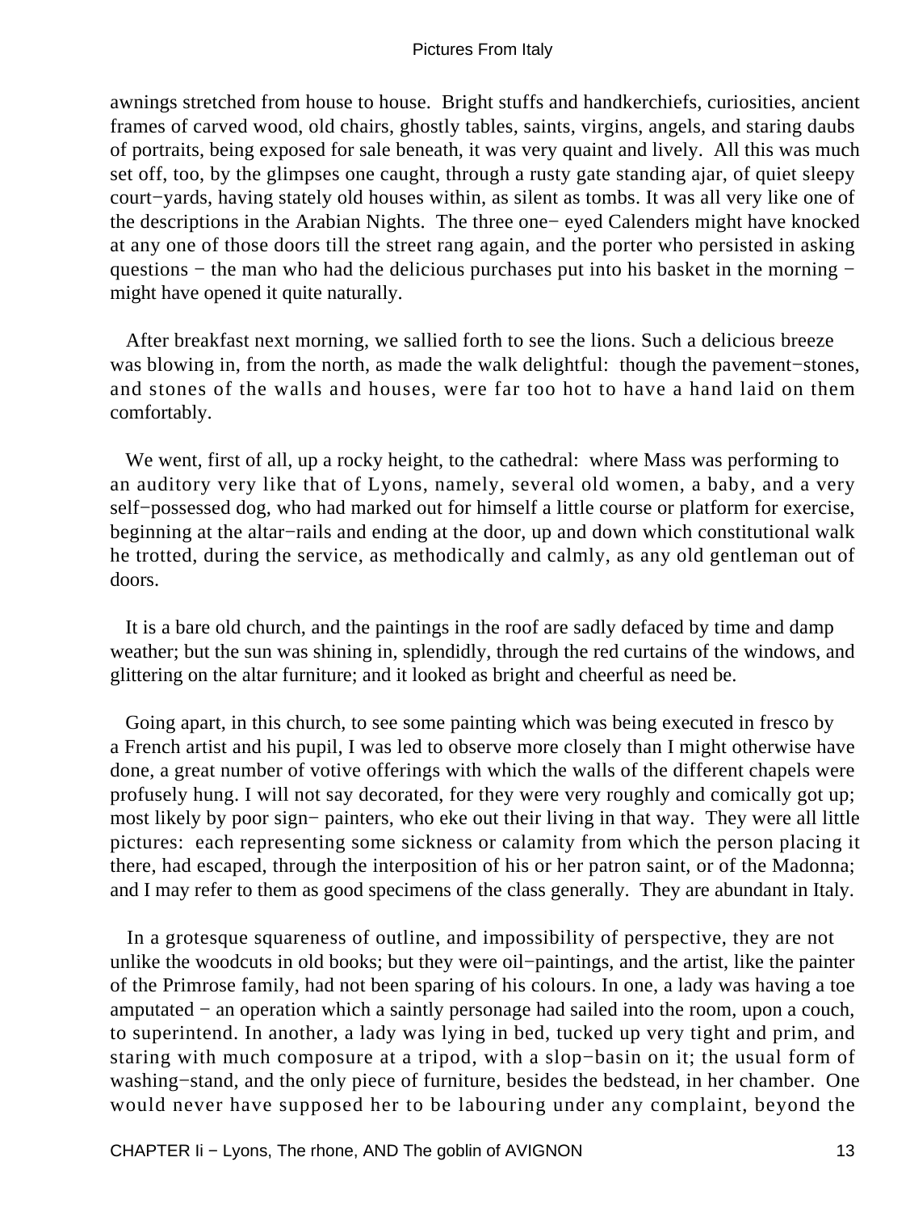awnings stretched from house to house. Bright stuffs and handkerchiefs, curiosities, ancient frames of carved wood, old chairs, ghostly tables, saints, virgins, angels, and staring daubs of portraits, being exposed for sale beneath, it was very quaint and lively. All this was much set off, too, by the glimpses one caught, through a rusty gate standing ajar, of quiet sleepy court−yards, having stately old houses within, as silent as tombs. It was all very like one of the descriptions in the Arabian Nights. The three one− eyed Calenders might have knocked at any one of those doors till the street rang again, and the porter who persisted in asking questions − the man who had the delicious purchases put into his basket in the morning − might have opened it quite naturally.

After breakfast next morning, we sallied forth to see the lions. Such a delicious breeze was blowing in, from the north, as made the walk delightful: though the pavement−stones, and stones of the walls and houses, were far too hot to have a hand laid on them comfortably.

We went, first of all, up a rocky height, to the cathedral: where Mass was performing to an auditory very like that of Lyons, namely, several old women, a baby, and a very self−possessed dog, who had marked out for himself a little course or platform for exercise, beginning at the altar−rails and ending at the door, up and down which constitutional walk he trotted, during the service, as methodically and calmly, as any old gentleman out of doors.

It is a bare old church, and the paintings in the roof are sadly defaced by time and damp weather; but the sun was shining in, splendidly, through the red curtains of the windows, and glittering on the altar furniture; and it looked as bright and cheerful as need be.

Going apart, in this church, to see some painting which was being executed in fresco by a French artist and his pupil, I was led to observe more closely than I might otherwise have done, a great number of votive offerings with which the walls of the different chapels were profusely hung. I will not say decorated, for they were very roughly and comically got up; most likely by poor sign− painters, who eke out their living in that way. They were all little pictures: each representing some sickness or calamity from which the person placing it there, had escaped, through the interposition of his or her patron saint, or of the Madonna; and I may refer to them as good specimens of the class generally. They are abundant in Italy.

In a grotesque squareness of outline, and impossibility of perspective, they are not unlike the woodcuts in old books; but they were oil−paintings, and the artist, like the painter of the Primrose family, had not been sparing of his colours. In one, a lady was having a toe amputated − an operation which a saintly personage had sailed into the room, upon a couch, to superintend. In another, a lady was lying in bed, tucked up very tight and prim, and staring with much composure at a tripod, with a slop−basin on it; the usual form of washing−stand, and the only piece of furniture, besides the bedstead, in her chamber. One would never have supposed her to be labouring under any complaint, beyond the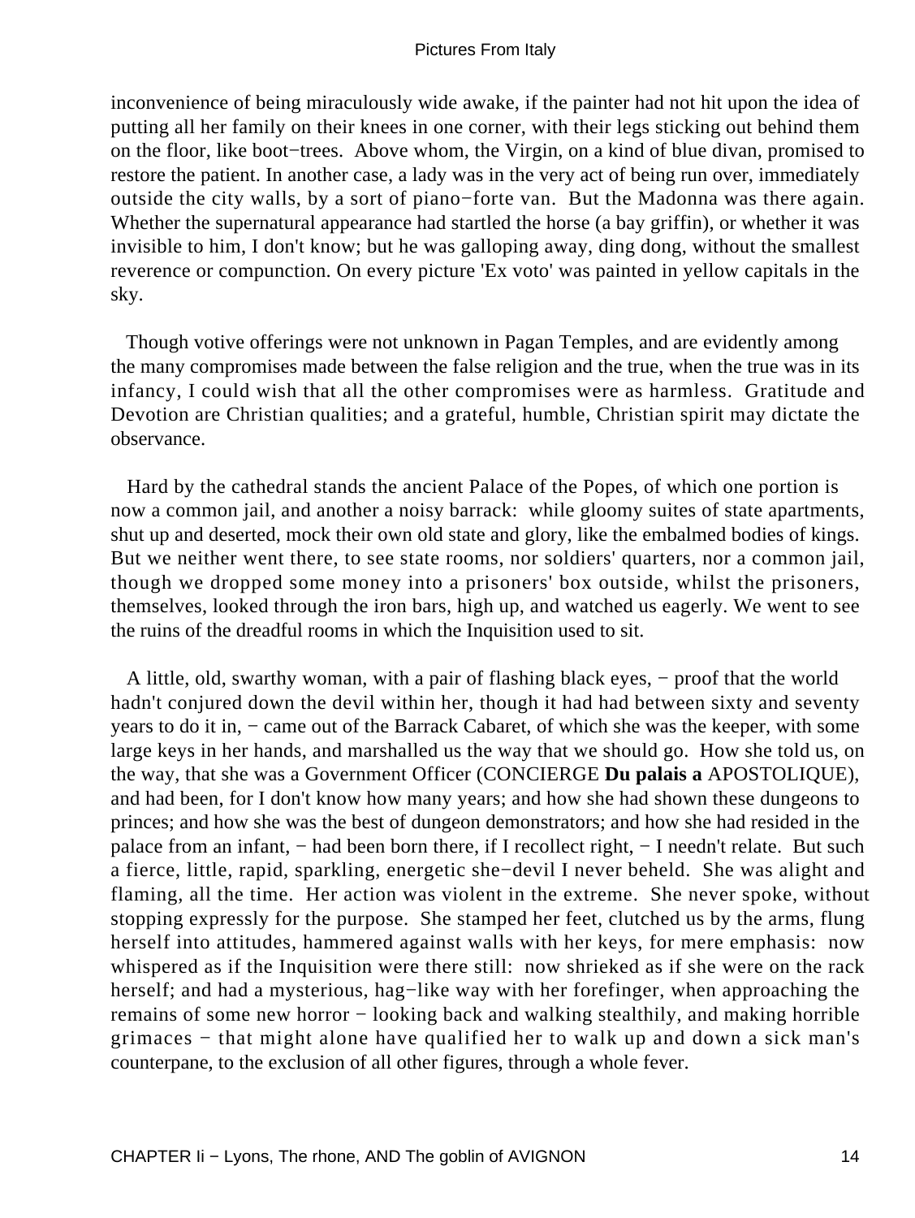inconvenience of being miraculously wide awake, if the painter had not hit upon the idea of putting all her family on their knees in one corner, with their legs sticking out behind them on the floor, like boot−trees. Above whom, the Virgin, on a kind of blue divan, promised to restore the patient. In another case, a lady was in the very act of being run over, immediately outside the city walls, by a sort of piano−forte van. But the Madonna was there again. Whether the supernatural appearance had startled the horse (a bay griffin), or whether it was invisible to him, I don't know; but he was galloping away, ding dong, without the smallest reverence or compunction. On every picture 'Ex voto' was painted in yellow capitals in the sky.

Though votive offerings were not unknown in Pagan Temples, and are evidently among the many compromises made between the false religion and the true, when the true was in its infancy, I could wish that all the other compromises were as harmless. Gratitude and Devotion are Christian qualities; and a grateful, humble, Christian spirit may dictate the observance.

Hard by the cathedral stands the ancient Palace of the Popes, of which one portion is now a common jail, and another a noisy barrack: while gloomy suites of state apartments, shut up and deserted, mock their own old state and glory, like the embalmed bodies of kings. But we neither went there, to see state rooms, nor soldiers' quarters, nor a common jail, though we dropped some money into a prisoners' box outside, whilst the prisoners, themselves, looked through the iron bars, high up, and watched us eagerly. We went to see the ruins of the dreadful rooms in which the Inquisition used to sit.

A little, old, swarthy woman, with a pair of flashing black eyes, − proof that the world hadn't conjured down the devil within her, though it had had between sixty and seventy years to do it in, − came out of the Barrack Cabaret, of which she was the keeper, with some large keys in her hands, and marshalled us the way that we should go. How she told us, on the way, that she was a Government Officer (CONCIERGE **Du palais a** APOSTOLIQUE), and had been, for I don't know how many years; and how she had shown these dungeons to princes; and how she was the best of dungeon demonstrators; and how she had resided in the palace from an infant, − had been born there, if I recollect right, − I needn't relate. But such a fierce, little, rapid, sparkling, energetic she−devil I never beheld. She was alight and flaming, all the time. Her action was violent in the extreme. She never spoke, without stopping expressly for the purpose. She stamped her feet, clutched us by the arms, flung herself into attitudes, hammered against walls with her keys, for mere emphasis: now whispered as if the Inquisition were there still: now shrieked as if she were on the rack herself; and had a mysterious, hag−like way with her forefinger, when approaching the remains of some new horror − looking back and walking stealthily, and making horrible grimaces − that might alone have qualified her to walk up and down a sick man's counterpane, to the exclusion of all other figures, through a whole fever.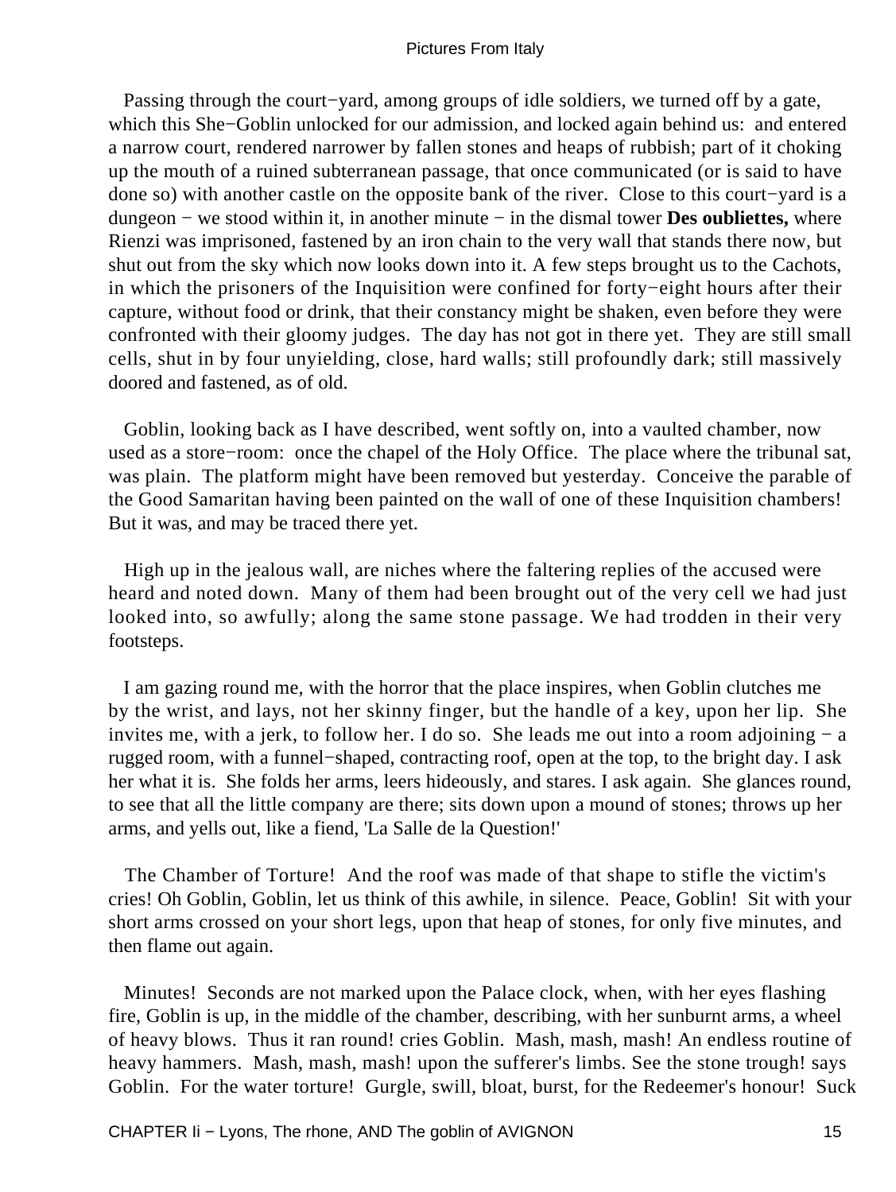Passing through the court−yard, among groups of idle soldiers, we turned off by a gate, which this She−Goblin unlocked for our admission, and locked again behind us: and entered a narrow court, rendered narrower by fallen stones and heaps of rubbish; part of it choking up the mouth of a ruined subterranean passage, that once communicated (or is said to have done so) with another castle on the opposite bank of the river. Close to this court−yard is a dungeon − we stood within it, in another minute − in the dismal tower **Des oubliettes,** where Rienzi was imprisoned, fastened by an iron chain to the very wall that stands there now, but shut out from the sky which now looks down into it. A few steps brought us to the Cachots, in which the prisoners of the Inquisition were confined for forty−eight hours after their capture, without food or drink, that their constancy might be shaken, even before they were confronted with their gloomy judges. The day has not got in there yet. They are still small cells, shut in by four unyielding, close, hard walls; still profoundly dark; still massively doored and fastened, as of old.

Goblin, looking back as I have described, went softly on, into a vaulted chamber, now used as a store−room: once the chapel of the Holy Office. The place where the tribunal sat, was plain. The platform might have been removed but yesterday. Conceive the parable of the Good Samaritan having been painted on the wall of one of these Inquisition chambers! But it was, and may be traced there yet.

High up in the jealous wall, are niches where the faltering replies of the accused were heard and noted down. Many of them had been brought out of the very cell we had just looked into, so awfully; along the same stone passage. We had trodden in their very footsteps.

I am gazing round me, with the horror that the place inspires, when Goblin clutches me by the wrist, and lays, not her skinny finger, but the handle of a key, upon her lip. She invites me, with a jerk, to follow her. I do so. She leads me out into a room adjoining − a rugged room, with a funnel−shaped, contracting roof, open at the top, to the bright day. I ask her what it is. She folds her arms, leers hideously, and stares. I ask again. She glances round, to see that all the little company are there; sits down upon a mound of stones; throws up her arms, and yells out, like a fiend, 'La Salle de la Question!'

The Chamber of Torture! And the roof was made of that shape to stifle the victim's cries! Oh Goblin, Goblin, let us think of this awhile, in silence. Peace, Goblin! Sit with your short arms crossed on your short legs, upon that heap of stones, for only five minutes, and then flame out again.

Minutes! Seconds are not marked upon the Palace clock, when, with her eyes flashing fire, Goblin is up, in the middle of the chamber, describing, with her sunburnt arms, a wheel of heavy blows. Thus it ran round! cries Goblin. Mash, mash, mash! An endless routine of heavy hammers. Mash, mash, mash! upon the sufferer's limbs. See the stone trough! says Goblin. For the water torture! Gurgle, swill, bloat, burst, for the Redeemer's honour! Suck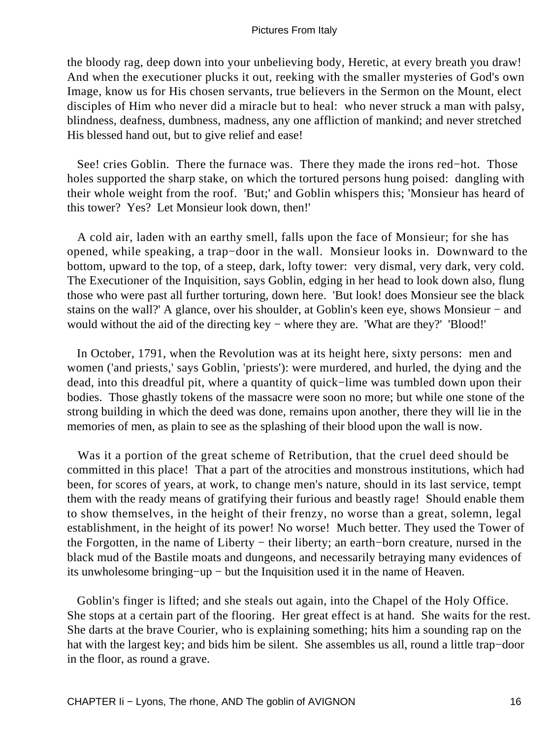the bloody rag, deep down into your unbelieving body, Heretic, at every breath you draw! And when the executioner plucks it out, reeking with the smaller mysteries of God's own Image, know us for His chosen servants, true believers in the Sermon on the Mount, elect disciples of Him who never did a miracle but to heal: who never struck a man with palsy, blindness, deafness, dumbness, madness, any one affliction of mankind; and never stretched His blessed hand out, but to give relief and ease!

See! cries Goblin. There the furnace was. There they made the irons red−hot. Those holes supported the sharp stake, on which the tortured persons hung poised: dangling with their whole weight from the roof. 'But;' and Goblin whispers this; 'Monsieur has heard of this tower? Yes? Let Monsieur look down, then!'

A cold air, laden with an earthy smell, falls upon the face of Monsieur; for she has opened, while speaking, a trap−door in the wall. Monsieur looks in. Downward to the bottom, upward to the top, of a steep, dark, lofty tower: very dismal, very dark, very cold. The Executioner of the Inquisition, says Goblin, edging in her head to look down also, flung those who were past all further torturing, down here. 'But look! does Monsieur see the black stains on the wall?' A glance, over his shoulder, at Goblin's keen eye, shows Monsieur − and would without the aid of the directing key − where they are. 'What are they?' 'Blood!'

In October, 1791, when the Revolution was at its height here, sixty persons: men and women ('and priests,' says Goblin, 'priests'): were murdered, and hurled, the dying and the dead, into this dreadful pit, where a quantity of quick−lime was tumbled down upon their bodies. Those ghastly tokens of the massacre were soon no more; but while one stone of the strong building in which the deed was done, remains upon another, there they will lie in the memories of men, as plain to see as the splashing of their blood upon the wall is now.

Was it a portion of the great scheme of Retribution, that the cruel deed should be committed in this place! That a part of the atrocities and monstrous institutions, which had been, for scores of years, at work, to change men's nature, should in its last service, tempt them with the ready means of gratifying their furious and beastly rage! Should enable them to show themselves, in the height of their frenzy, no worse than a great, solemn, legal establishment, in the height of its power! No worse! Much better. They used the Tower of the Forgotten, in the name of Liberty − their liberty; an earth−born creature, nursed in the black mud of the Bastile moats and dungeons, and necessarily betraying many evidences of its unwholesome bringing−up − but the Inquisition used it in the name of Heaven.

Goblin's finger is lifted; and she steals out again, into the Chapel of the Holy Office. She stops at a certain part of the flooring. Her great effect is at hand. She waits for the rest. She darts at the brave Courier, who is explaining something; hits him a sounding rap on the hat with the largest key; and bids him be silent. She assembles us all, round a little trap−door in the floor, as round a grave.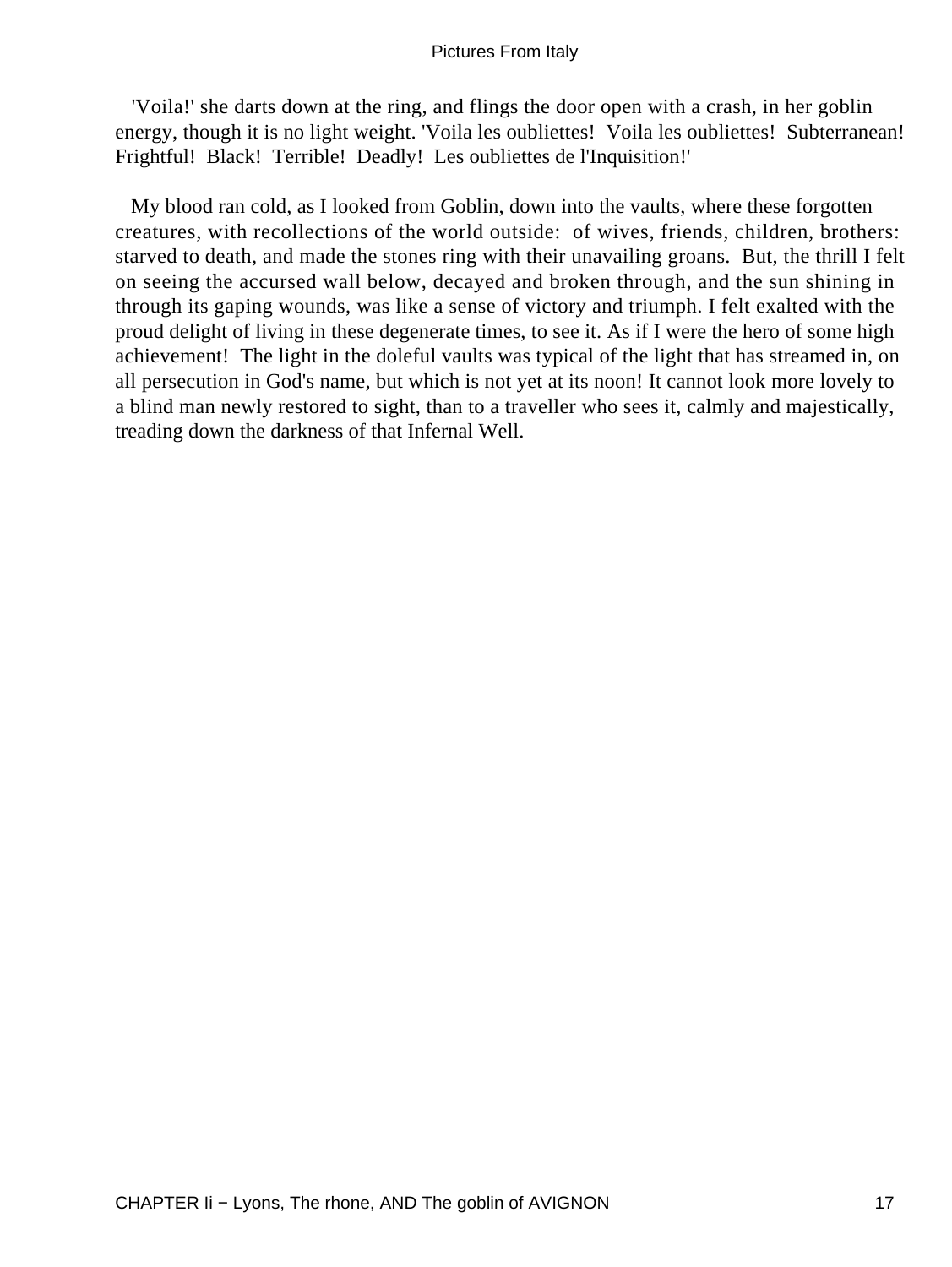'Voila!' she darts down at the ring, and flings the door open with a crash, in her goblin energy, though it is no light weight. 'Voila les oubliettes! Voila les oubliettes! Subterranean! Frightful! Black! Terrible! Deadly! Les oubliettes de l'Inquisition!'

My blood ran cold, as I looked from Goblin, down into the vaults, where these forgotten creatures, with recollections of the world outside: of wives, friends, children, brothers: starved to death, and made the stones ring with their unavailing groans. But, the thrill I felt on seeing the accursed wall below, decayed and broken through, and the sun shining in through its gaping wounds, was like a sense of victory and triumph. I felt exalted with the proud delight of living in these degenerate times, to see it. As if I were the hero of some high achievement! The light in the doleful vaults was typical of the light that has streamed in, on all persecution in God's name, but which is not yet at its noon! It cannot look more lovely to a blind man newly restored to sight, than to a traveller who sees it, calmly and majestically, treading down the darkness of that Infernal Well.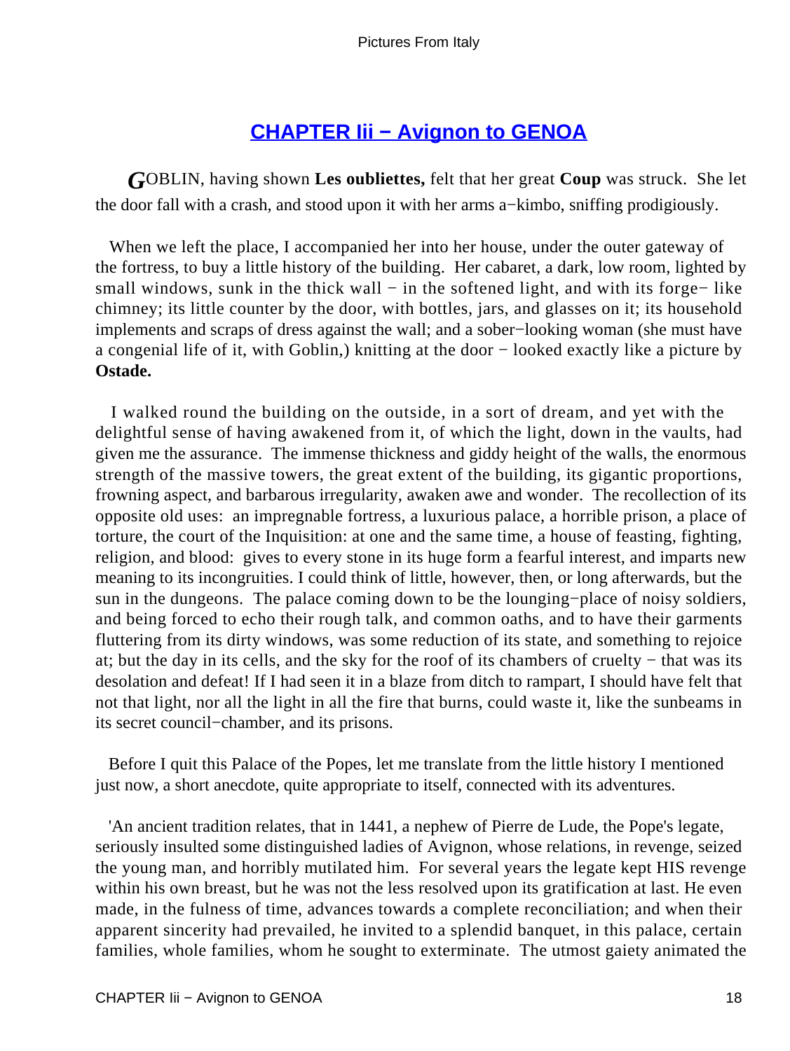## CHAPTER Iii − Avignon to GENOA

GOBLIN, having shown **Les oubliettes,** felt that her great **Coup** was struck. She let the door fall with a crash, and stood upon it with her arms a−kimbo, sniffing prodigiously.

When we left the place, I accompanied her into her house, under the outer gateway of the fortress, to buy a little history of the building. Her cabaret, a dark, low room, lighted by small windows, sunk in the thick wall − in the softened light, and with its forge− like chimney; its little counter by the door, with bottles, jars, and glasses on it; its household implements and scraps of dress against the wall; and a sober−looking woman (she must have a congenial life of it, with Goblin,) knitting at the door − looked exactly like a picture by **Ostade.**

I walked round the building on the outside, in a sort of dream, and yet with the delightful sense of having awakened from it, of which the light, down in the vaults, had given me the assurance. The immense thickness and giddy height of the walls, the enormous strength of the massive towers, the great extent of the building, its gigantic proportions, frowning aspect, and barbarous irregularity, awaken awe and wonder. The recollection of its opposite old uses: an impregnable fortress, a luxurious palace, a horrible prison, a place of torture, the court of the Inquisition: at one and the same time, a house of feasting, fighting, religion, and blood: gives to every stone in its huge form a fearful interest, and imparts new meaning to its incongruities. I could think of little, however, then, or long afterwards, but the sun in the dungeons. The palace coming down to be the lounging−place of noisy soldiers, and being forced to echo their rough talk, and common oaths, and to have their garments fluttering from its dirty windows, was some reduction of its state, and something to rejoice at; but the day in its cells, and the sky for the roof of its chambers of cruelty − that was its desolation and defeat! If I had seen it in a blaze from ditch to rampart, I should have felt that not that light, nor all the light in all the fire that burns, could waste it, like the sunbeams in its secret council−chamber, and its prisons.

Before I quit this Palace of the Popes, let me translate from the little history I mentioned just now, a short anecdote, quite appropriate to itself, connected with its adventures.

'An ancient tradition relates, that in 1441, a nephew of Pierre de Lude, the Pope's legate, seriously insulted some distinguished ladies of Avignon, whose relations, in revenge, seized the young man, and horribly mutilated him. For several years the legate kept HIS revenge within his own breast, but he was not the less resolved upon its gratification at last. He even made, in the fulness of time, advances towards a complete reconciliation; and when their apparent sincerity had prevailed, he invited to a splendid banquet, in this palace, certain families, whole families, whom he sought to exterminate. The utmost gaiety animated the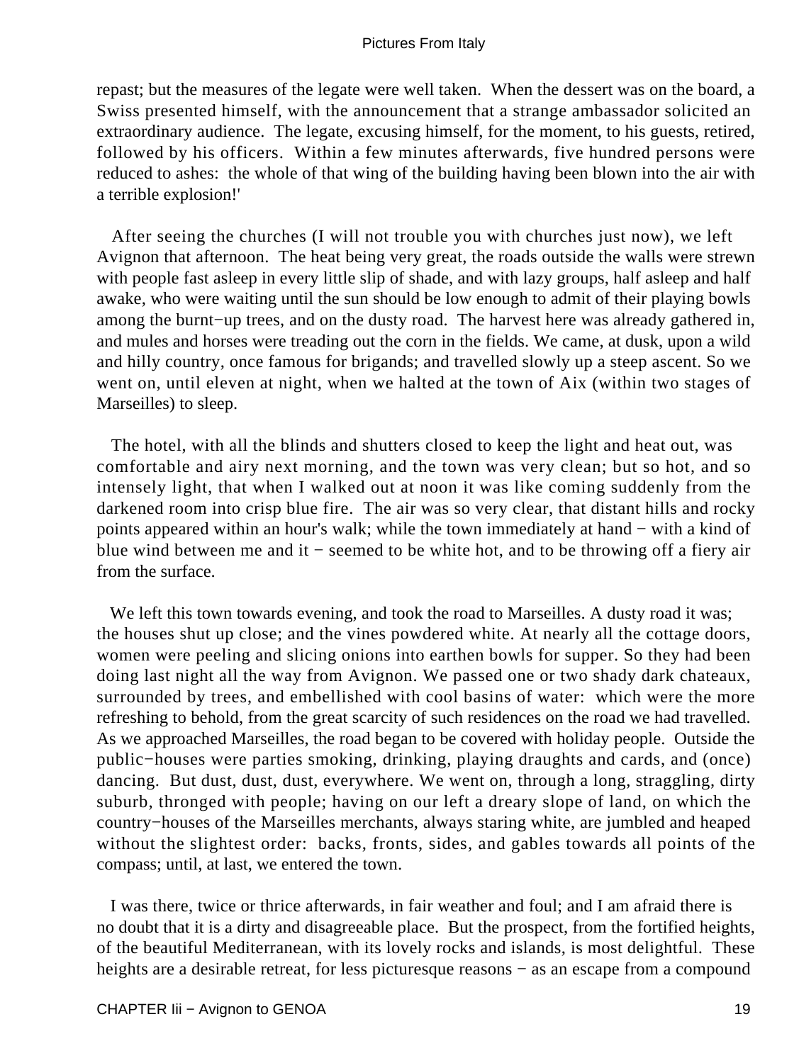repast; but the measures of the legate were well taken. When the dessert was on the board, a Swiss presented himself, with the announcement that a strange ambassador solicited an extraordinary audience. The legate, excusing himself, for the moment, to his guests, retired, followed by his officers. Within a few minutes afterwards, five hundred persons were reduced to ashes: the whole of that wing of the building having been blown into the air with a terrible explosion!'

After seeing the churches (I will not trouble you with churches just now), we left Avignon that afternoon. The heat being very great, the roads outside the walls were strewn with people fast asleep in every little slip of shade, and with lazy groups, half asleep and half awake, who were waiting until the sun should be low enough to admit of their playing bowls among the burnt−up trees, and on the dusty road. The harvest here was already gathered in, and mules and horses were treading out the corn in the fields. We came, at dusk, upon a wild and hilly country, once famous for brigands; and travelled slowly up a steep ascent. So we went on, until eleven at night, when we halted at the town of Aix (within two stages of Marseilles) to sleep.

The hotel, with all the blinds and shutters closed to keep the light and heat out, was comfortable and airy next morning, and the town was very clean; but so hot, and so intensely light, that when I walked out at noon it was like coming suddenly from the darkened room into crisp blue fire. The air was so very clear, that distant hills and rocky points appeared within an hour's walk; while the town immediately at hand − with a kind of blue wind between me and it − seemed to be white hot, and to be throwing off a fiery air from the surface.

We left this town towards evening, and took the road to Marseilles. A dusty road it was; the houses shut up close; and the vines powdered white. At nearly all the cottage doors, women were peeling and slicing onions into earthen bowls for supper. So they had been doing last night all the way from Avignon. We passed one or two shady dark chateaux, surrounded by trees, and embellished with cool basins of water: which were the more refreshing to behold, from the great scarcity of such residences on the road we had travelled. As we approached Marseilles, the road began to be covered with holiday people. Outside the public−houses were parties smoking, drinking, playing draughts and cards, and (once) dancing. But dust, dust, dust, everywhere. We went on, through a long, straggling, dirty suburb, thronged with people; having on our left a dreary slope of land, on which the country−houses of the Marseilles merchants, always staring white, are jumbled and heaped without the slightest order: backs, fronts, sides, and gables towards all points of the compass; until, at last, we entered the town.

I was there, twice or thrice afterwards, in fair weather and foul; and I am afraid there is no doubt that it is a dirty and disagreeable place. But the prospect, from the fortified heights, of the beautiful Mediterranean, with its lovely rocks and islands, is most delightful. These heights are a desirable retreat, for less picturesque reasons − as an escape from a compound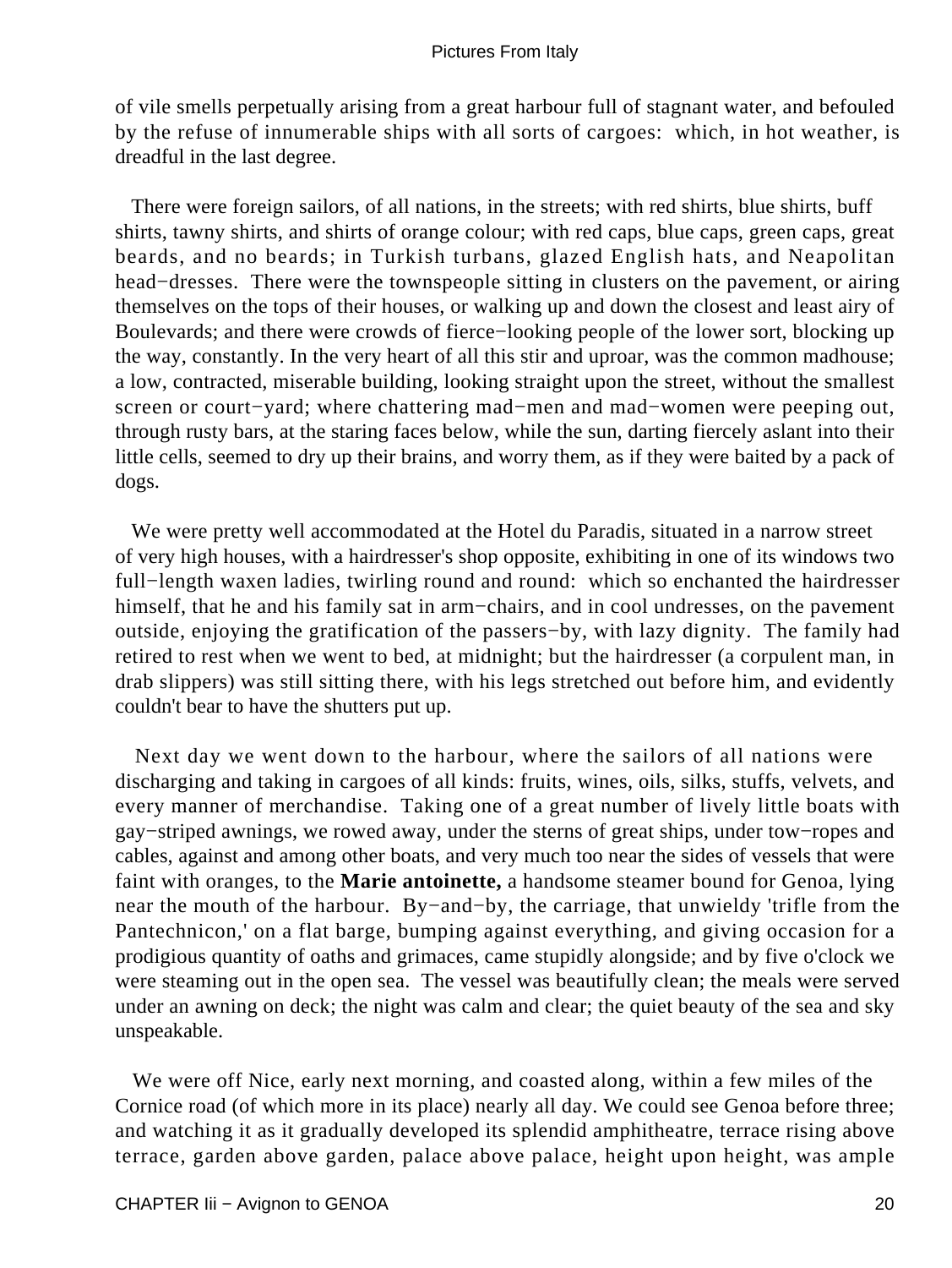of vile smells perpetually arising from a great harbour full of stagnant water, and befouled by the refuse of innumerable ships with all sorts of cargoes: which, in hot weather, is dreadful in the last degree.

There were foreign sailors, of all nations, in the streets; with red shirts, blue shirts, buff shirts, tawny shirts, and shirts of orange colour; with red caps, blue caps, green caps, great beards, and no beards; in Turkish turbans, glazed English hats, and Neapolitan head−dresses. There were the townspeople sitting in clusters on the pavement, or airing themselves on the tops of their houses, or walking up and down the closest and least airy of Boulevards; and there were crowds of fierce−looking people of the lower sort, blocking up the way, constantly. In the very heart of all this stir and uproar, was the common madhouse; a low, contracted, miserable building, looking straight upon the street, without the smallest screen or court−yard; where chattering mad−men and mad−women were peeping out, through rusty bars, at the staring faces below, while the sun, darting fiercely aslant into their little cells, seemed to dry up their brains, and worry them, as if they were baited by a pack of dogs.

We were pretty well accommodated at the Hotel du Paradis, situated in a narrow street of very high houses, with a hairdresser's shop opposite, exhibiting in one of its windows two full−length waxen ladies, twirling round and round: which so enchanted the hairdresser himself, that he and his family sat in arm−chairs, and in cool undresses, on the pavement outside, enjoying the gratification of the passers−by, with lazy dignity. The family had retired to rest when we went to bed, at midnight; but the hairdresser (a corpulent man, in drab slippers) was still sitting there, with his legs stretched out before him, and evidently couldn't bear to have the shutters put up.

Next day we went down to the harbour, where the sailors of all nations were discharging and taking in cargoes of all kinds: fruits, wines, oils, silks, stuffs, velvets, and every manner of merchandise. Taking one of a great number of lively little boats with gay−striped awnings, we rowed away, under the sterns of great ships, under tow−ropes and cables, against and among other boats, and very much too near the sides of vessels that were faint with oranges, to the **Marie antoinette,** a handsome steamer bound for Genoa, lying near the mouth of the harbour. By−and−by, the carriage, that unwieldy 'trifle from the Pantechnicon,' on a flat barge, bumping against everything, and giving occasion for a prodigious quantity of oaths and grimaces, came stupidly alongside; and by five o'clock we were steaming out in the open sea. The vessel was beautifully clean; the meals were served under an awning on deck; the night was calm and clear; the quiet beauty of the sea and sky unspeakable.

We were off Nice, early next morning, and coasted along, within a few miles of the Cornice road (of which more in its place) nearly all day. We could see Genoa before three; and watching it as it gradually developed its splendid amphitheatre, terrace rising above terrace, garden above garden, palace above palace, height upon height, was ample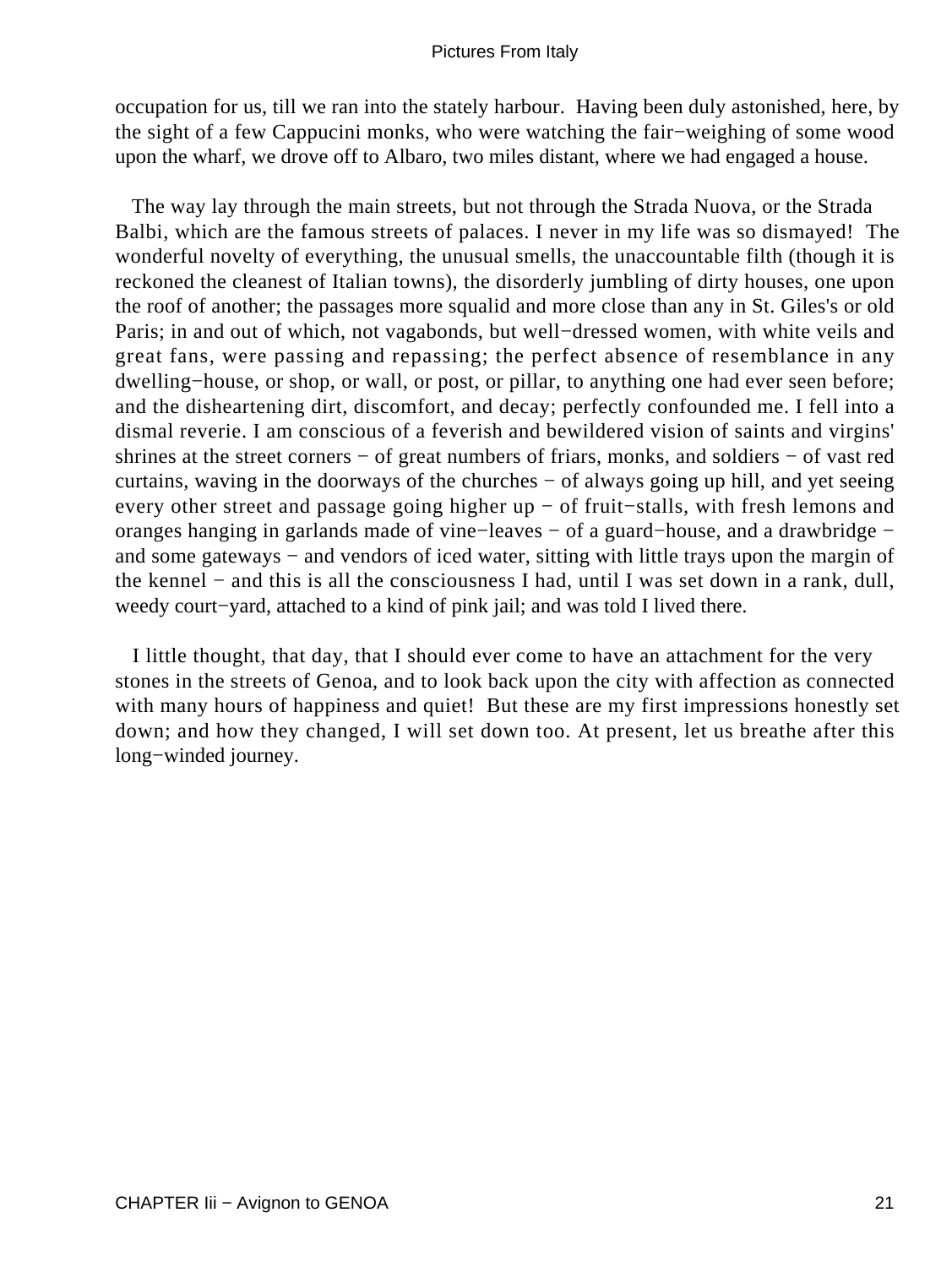occupation for us, till we ran into the stately harbour. Having been duly astonished, here, by the sight of a few Cappucini monks, who were watching the fair−weighing of some wood upon the wharf, we drove off to Albaro, two miles distant, where we had engaged a house.

The way lay through the main streets, but not through the Strada Nuova, or the Strada Balbi, which are the famous streets of palaces. I never in my life was so dismayed! The wonderful novelty of everything, the unusual smells, the unaccountable filth (though it is reckoned the cleanest of Italian towns), the disorderly jumbling of dirty houses, one upon the roof of another; the passages more squalid and more close than any in St. Giles's or old Paris; in and out of which, not vagabonds, but well−dressed women, with white veils and great fans, were passing and repassing; the perfect absence of resemblance in any dwelling−house, or shop, or wall, or post, or pillar, to anything one had ever seen before; and the disheartening dirt, discomfort, and decay; perfectly confounded me. I fell into a dismal reverie. I am conscious of a feverish and bewildered vision of saints and virgins' shrines at the street corners − of great numbers of friars, monks, and soldiers − of vast red curtains, waving in the doorways of the churches − of always going up hill, and yet seeing every other street and passage going higher up − of fruit−stalls, with fresh lemons and oranges hanging in garlands made of vine−leaves − of a guard−house, and a drawbridge − and some gateways − and vendors of iced water, sitting with little trays upon the margin of the kennel − and this is all the consciousness I had, until I was set down in a rank, dull, weedy court−yard, attached to a kind of pink jail; and was told I lived there.

I little thought, that day, that I should ever come to have an attachment for the very stones in the streets of Genoa, and to look back upon the city with affection as connected with many hours of happiness and quiet! But these are my first impressions honestly set down; and how they changed, I will set down too. At present, let us breathe after this long−winded journey.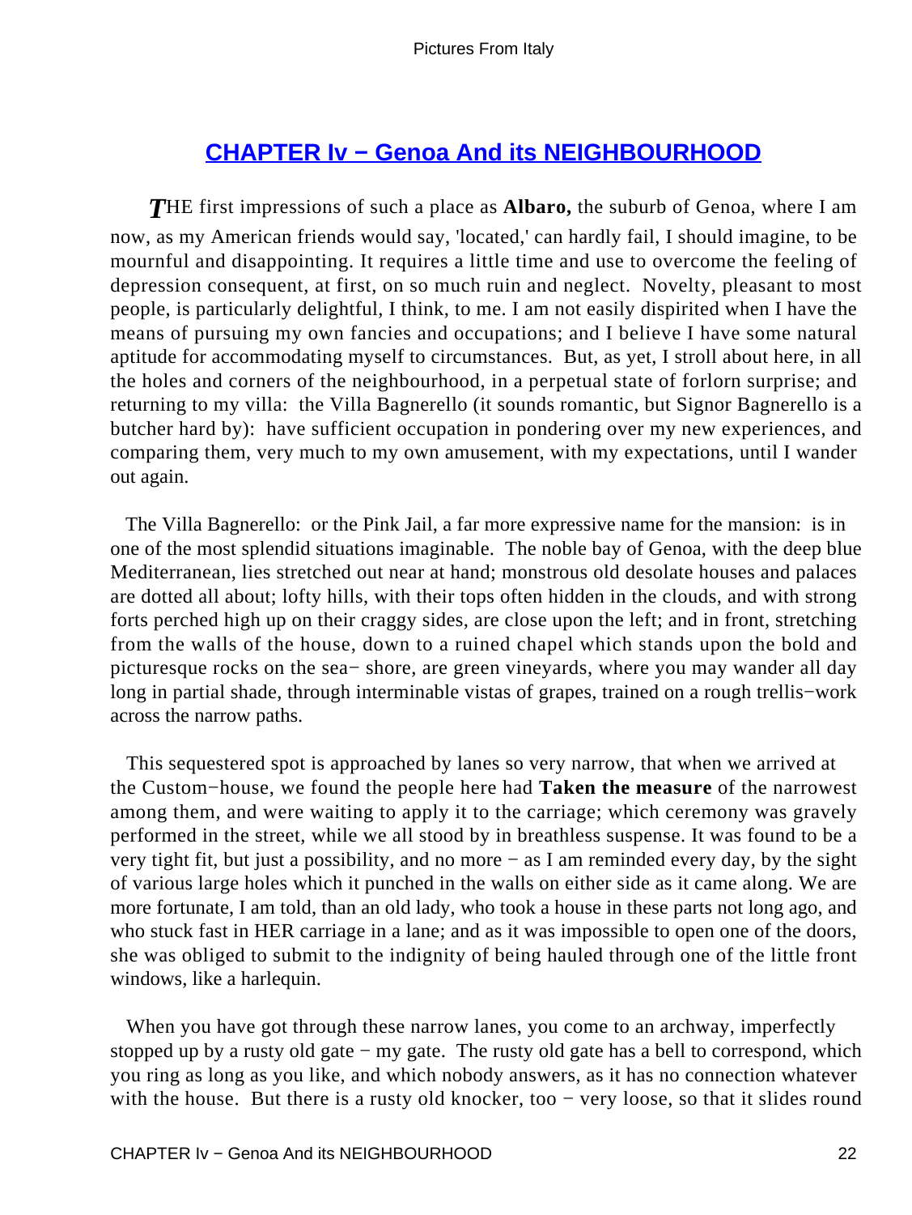## CHAPTER Iv − Genoa And its NEIGHBOURHOOD

*T*HE first impressions of such a place as **Albaro,** the suburb of Genoa, where I am now, as my American friends would say, 'located,' can hardly fail, I should imagine, to be mournful and disappointing. It requires a little time and use to overcome the feeling of depression consequent, at first, on so much ruin and neglect. Novelty, pleasant to most people, is particularly delightful, I think, to me. I am not easily dispirited when I have the means of pursuing my own fancies and occupations; and I believe I have some natural aptitude for accommodating myself to circumstances. But, as yet, I stroll about here, in all the holes and corners of the neighbourhood, in a perpetual state of forlorn surprise; and returning to my villa: the Villa Bagnerello (it sounds romantic, but Signor Bagnerello is a butcher hard by): have sufficient occupation in pondering over my new experiences, and comparing them, very much to my own amusement, with my expectations, until I wander out again.

The Villa Bagnerello: or the Pink Jail, a far more expressive name for the mansion: is in one of the most splendid situations imaginable. The noble bay of Genoa, with the deep blue Mediterranean, lies stretched out near at hand; monstrous old desolate houses and palaces are dotted all about; lofty hills, with their tops often hidden in the clouds, and with strong forts perched high up on their craggy sides, are close upon the left; and in front, stretching from the walls of the house, down to a ruined chapel which stands upon the bold and picturesque rocks on the sea− shore, are green vineyards, where you may wander all day long in partial shade, through interminable vistas of grapes, trained on a rough trellis−work across the narrow paths.

This sequestered spot is approached by lanes so very narrow, that when we arrived at the Custom−house, we found the people here had **Taken the measure** of the narrowest among them, and were waiting to apply it to the carriage; which ceremony was gravely performed in the street, while we all stood by in breathless suspense. It was found to be a very tight fit, but just a possibility, and no more − as I am reminded every day, by the sight of various large holes which it punched in the walls on either side as it came along. We are more fortunate, I am told, than an old lady, who took a house in these parts not long ago, and who stuck fast in HER carriage in a lane; and as it was impossible to open one of the doors, she was obliged to submit to the indignity of being hauled through one of the little front windows, like a harlequin.

When you have got through these narrow lanes, you come to an archway, imperfectly stopped up by a rusty old gate − my gate. The rusty old gate has a bell to correspond, which you ring as long as you like, and which nobody answers, as it has no connection whatever with the house. But there is a rusty old knocker, too − very loose, so that it slides round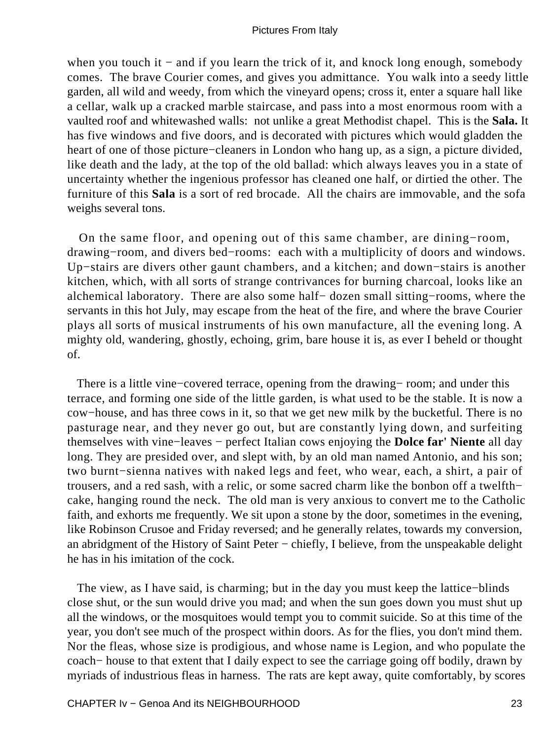when you touch it − and if you learn the trick of it, and knock long enough, somebody comes. The brave Courier comes, and gives you admittance. You walk into a seedy little garden, all wild and weedy, from which the vineyard opens; cross it, enter a square hall like a cellar, walk up a cracked marble staircase, and pass into a most enormous room with a vaulted roof and whitewashed walls: not unlike a great Methodist chapel. This is the **Sala.** It has five windows and five doors, and is decorated with pictures which would gladden the heart of one of those picture−cleaners in London who hang up, as a sign, a picture divided, like death and the lady, at the top of the old ballad: which always leaves you in a state of uncertainty whether the ingenious professor has cleaned one half, or dirtied the other. The furniture of this **Sala** is a sort of red brocade. All the chairs are immovable, and the sofa weighs several tons.

On the same floor, and opening out of this same chamber, are dining−room, drawing−room, and divers bed−rooms: each with a multiplicity of doors and windows. Up−stairs are divers other gaunt chambers, and a kitchen; and down−stairs is another kitchen, which, with all sorts of strange contrivances for burning charcoal, looks like an alchemical laboratory. There are also some half− dozen small sitting−rooms, where the servants in this hot July, may escape from the heat of the fire, and where the brave Courier plays all sorts of musical instruments of his own manufacture, all the evening long. A mighty old, wandering, ghostly, echoing, grim, bare house it is, as ever I beheld or thought of.

There is a little vine−covered terrace, opening from the drawing− room; and under this terrace, and forming one side of the little garden, is what used to be the stable. It is now a cow−house, and has three cows in it, so that we get new milk by the bucketful. There is no pasturage near, and they never go out, but are constantly lying down, and surfeiting themselves with vine−leaves − perfect Italian cows enjoying the **Dolce far' Niente** all day long. They are presided over, and slept with, by an old man named Antonio, and his son; two burnt−sienna natives with naked legs and feet, who wear, each, a shirt, a pair of trousers, and a red sash, with a relic, or some sacred charm like the bonbon off a twelfth−cake, hanging round the neck. The old man is very anxious to convert me to the Catholic faith, and exhorts me frequently. We sit upon a stone by the door, sometimes in the evening, like Robinson Crusoe and Friday reversed; and he generally relates, towards my conversion, an abridgment of the History of Saint Peter − chiefly, I believe, from the unspeakable delight he has in his imitation of the cock.

The view, as I have said, is charming; but in the day you must keep the lattice−blinds close shut, or the sun would drive you mad; and when the sun goes down you must shut up all the windows, or the mosquitoes would tempt you to commit suicide. So at this time of the year, you don't see much of the prospect within doors. As for the flies, you don't mind them. Nor the fleas, whose size is prodigious, and whose name is Legion, and who populate the coach− house to that extent that I daily expect to see the carriage going off bodily, drawn by myriads of industrious fleas in harness. The rats are kept away, quite comfortably, by scores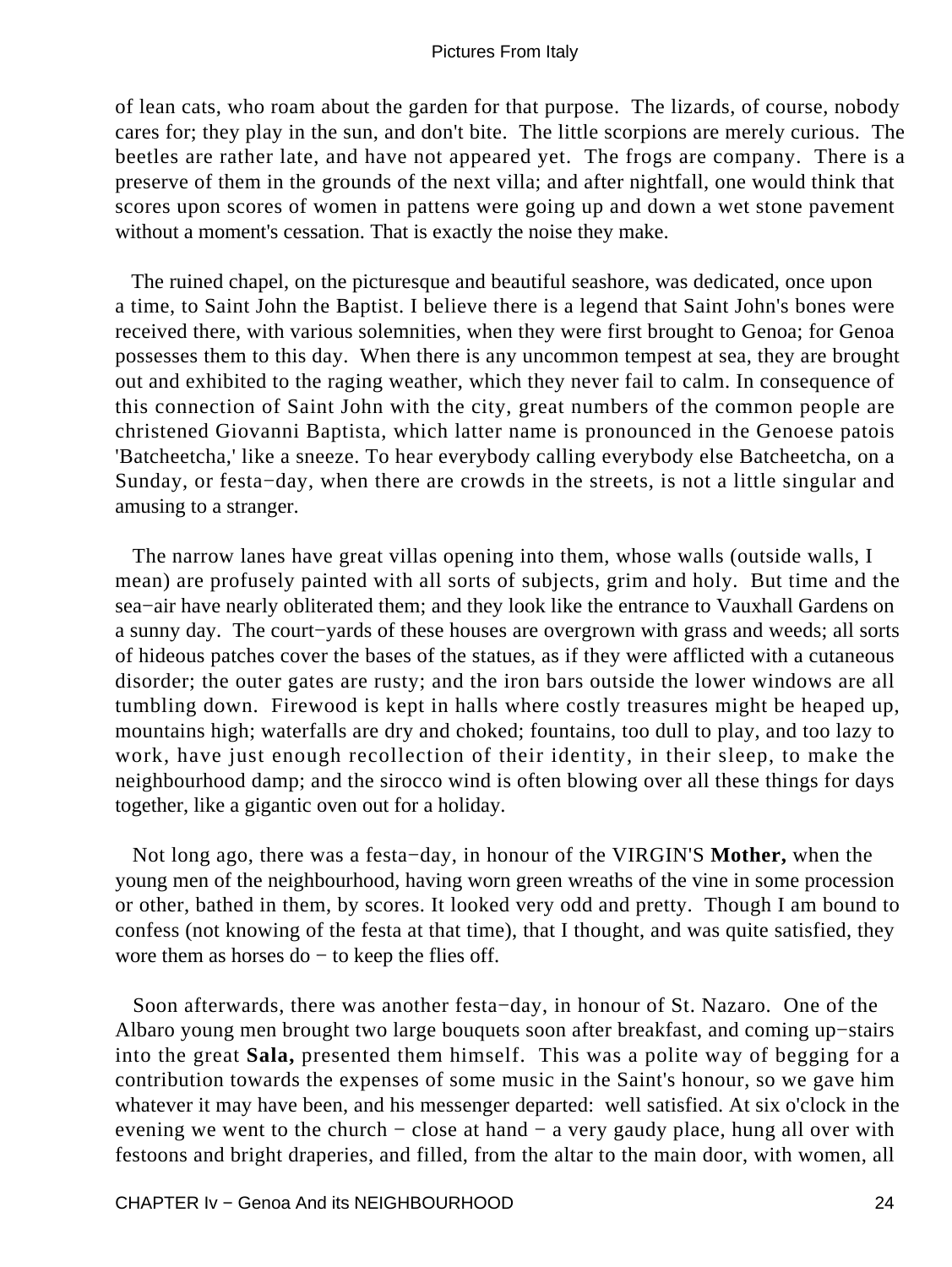of lean cats, who roam about the garden for that purpose. The lizards, of course, nobody cares for; they play in the sun, and don't bite. The little scorpions are merely curious. The beetles are rather late, and have not appeared yet. The frogs are company. There is a preserve of them in the grounds of the next villa; and after nightfall, one would think that scores upon scores of women in pattens were going up and down a wet stone pavement without a moment's cessation. That is exactly the noise they make.

The ruined chapel, on the picturesque and beautiful seashore, was dedicated, once upon a time, to Saint John the Baptist. I believe there is a legend that Saint John's bones were received there, with various solemnities, when they were first brought to Genoa; for Genoa possesses them to this day. When there is any uncommon tempest at sea, they are brought out and exhibited to the raging weather, which they never fail to calm. In consequence of this connection of Saint John with the city, great numbers of the common people are christened Giovanni Baptista, which latter name is pronounced in the Genoese patois 'Batcheetcha,' like a sneeze. To hear everybody calling everybody else Batcheetcha, on a Sunday, or festa−day, when there are crowds in the streets, is not a little singular and amusing to a stranger.

The narrow lanes have great villas opening into them, whose walls (outside walls, I mean) are profusely painted with all sorts of subjects, grim and holy. But time and the sea−air have nearly obliterated them; and they look like the entrance to Vauxhall Gardens on a sunny day. The court−yards of these houses are overgrown with grass and weeds; all sorts of hideous patches cover the bases of the statues, as if they were afflicted with a cutaneous disorder; the outer gates are rusty; and the iron bars outside the lower windows are all tumbling down. Firewood is kept in halls where costly treasures might be heaped up, mountains high; waterfalls are dry and choked; fountains, too dull to play, and too lazy to work, have just enough recollection of their identity, in their sleep, to make the neighbourhood damp; and the sirocco wind is often blowing over all these things for days together, like a gigantic oven out for a holiday.

Not long ago, there was a festa−day, in honour of the VIRGIN'S **Mother,** when the young men of the neighbourhood, having worn green wreaths of the vine in some procession or other, bathed in them, by scores. It looked very odd and pretty. Though I am bound to confess (not knowing of the festa at that time), that I thought, and was quite satisfied, they wore them as horses do − to keep the flies off.

Soon afterwards, there was another festa−day, in honour of St. Nazaro. One of the Albaro young men brought two large bouquets soon after breakfast, and coming up−stairs into the great **Sala,** presented them himself. This was a polite way of begging for a contribution towards the expenses of some music in the Saint's honour, so we gave him whatever it may have been, and his messenger departed: well satisfied. At six o'clock in the evening we went to the church − close at hand − a very gaudy place, hung all over with festoons and bright draperies, and filled, from the altar to the main door, with women, all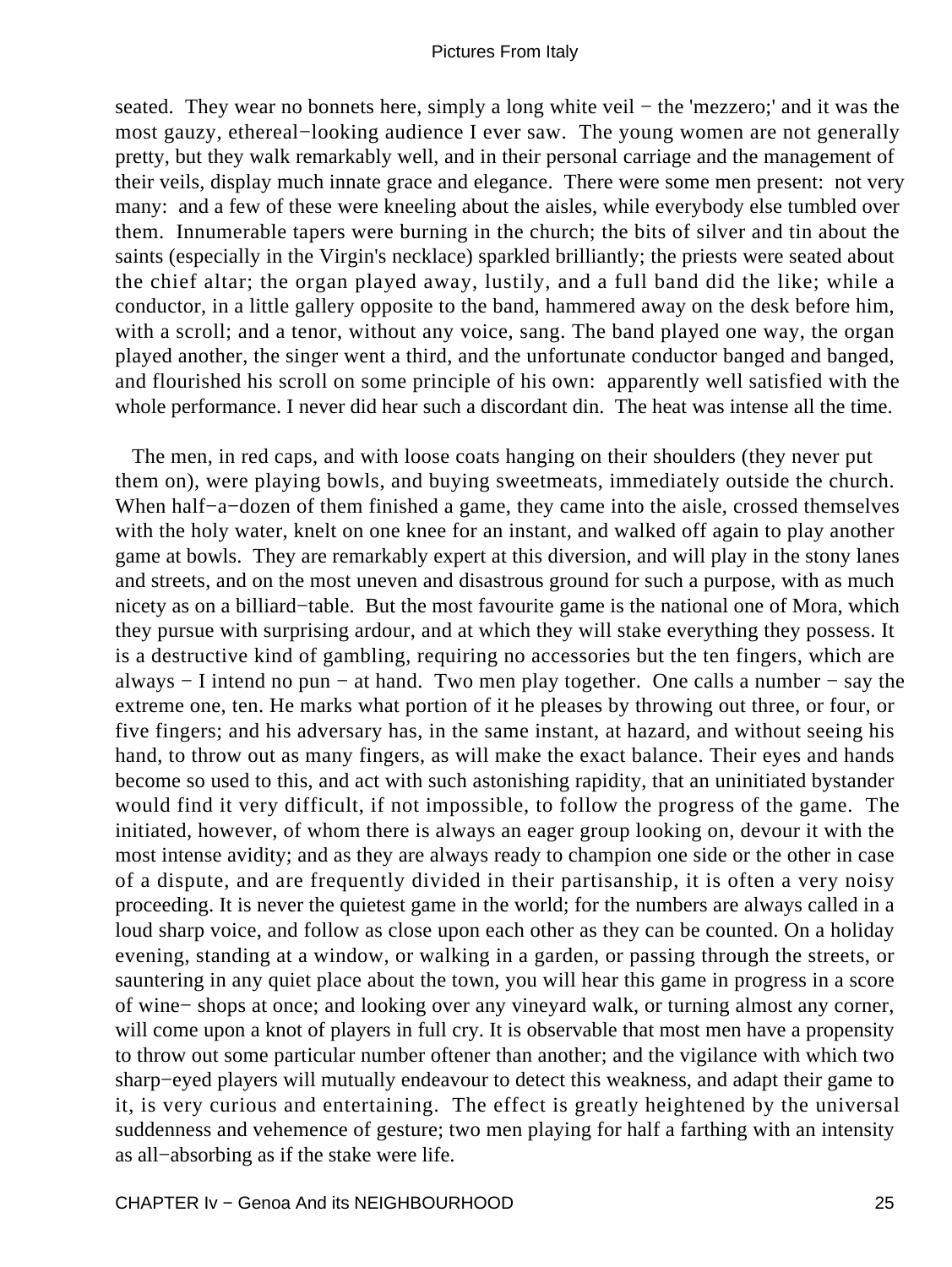seated. They wear no bonnets here, simply a long white veil − the 'mezzero;' and it was the most gauzy, ethereal−looking audience I ever saw. The young women are not generally pretty, but they walk remarkably well, and in their personal carriage and the management of their veils, display much innate grace and elegance. There were some men present: not very many: and a few of these were kneeling about the aisles, while everybody else tumbled over them. Innumerable tapers were burning in the church; the bits of silver and tin about the saints (especially in the Virgin's necklace) sparkled brilliantly; the priests were seated about the chief altar; the organ played away, lustily, and a full band did the like; while a conductor, in a little gallery opposite to the band, hammered away on the desk before him, with a scroll; and a tenor, without any voice, sang. The band played one way, the organ played another, the singer went a third, and the unfortunate conductor banged and banged, and flourished his scroll on some principle of his own: apparently well satisfied with the whole performance. I never did hear such a discordant din. The heat was intense all the time.

The men, in red caps, and with loose coats hanging on their shoulders (they never put them on), were playing bowls, and buying sweetmeats, immediately outside the church. When half−a−dozen of them finished a game, they came into the aisle, crossed themselves with the holy water, knelt on one knee for an instant, and walked off again to play another game at bowls. They are remarkably expert at this diversion, and will play in the stony lanes and streets, and on the most uneven and disastrous ground for such a purpose, with as much nicety as on a billiard−table. But the most favourite game is the national one of Mora, which they pursue with surprising ardour, and at which they will stake everything they possess. It is a destructive kind of gambling, requiring no accessories but the ten fingers, which are always − I intend no pun − at hand. Two men play together. One calls a number − say the extreme one, ten. He marks what portion of it he pleases by throwing out three, or four, or five fingers; and his adversary has, in the same instant, at hazard, and without seeing his hand, to throw out as many fingers, as will make the exact balance. Their eyes and hands become so used to this, and act with such astonishing rapidity, that an uninitiated bystander would find it very difficult, if not impossible, to follow the progress of the game. The initiated, however, of whom there is always an eager group looking on, devour it with the most intense avidity; and as they are always ready to champion one side or the other in case of a dispute, and are frequently divided in their partisanship, it is often a very noisy proceeding. It is never the quietest game in the world; for the numbers are always called in a loud sharp voice, and follow as close upon each other as they can be counted. On a holiday evening, standing at a window, or walking in a garden, or passing through the streets, or sauntering in any quiet place about the town, you will hear this game in progress in a score of wine− shops at once; and looking over any vineyard walk, or turning almost any corner, will come upon a knot of players in full cry. It is observable that most men have a propensity to throw out some particular number oftener than another; and the vigilance with which two sharp−eyed players will mutually endeavour to detect this weakness, and adapt their game to it, is very curious and entertaining. The effect is greatly heightened by the universal suddenness and vehemence of gesture; two men playing for half a farthing with an intensity as all−absorbing as if the stake were life.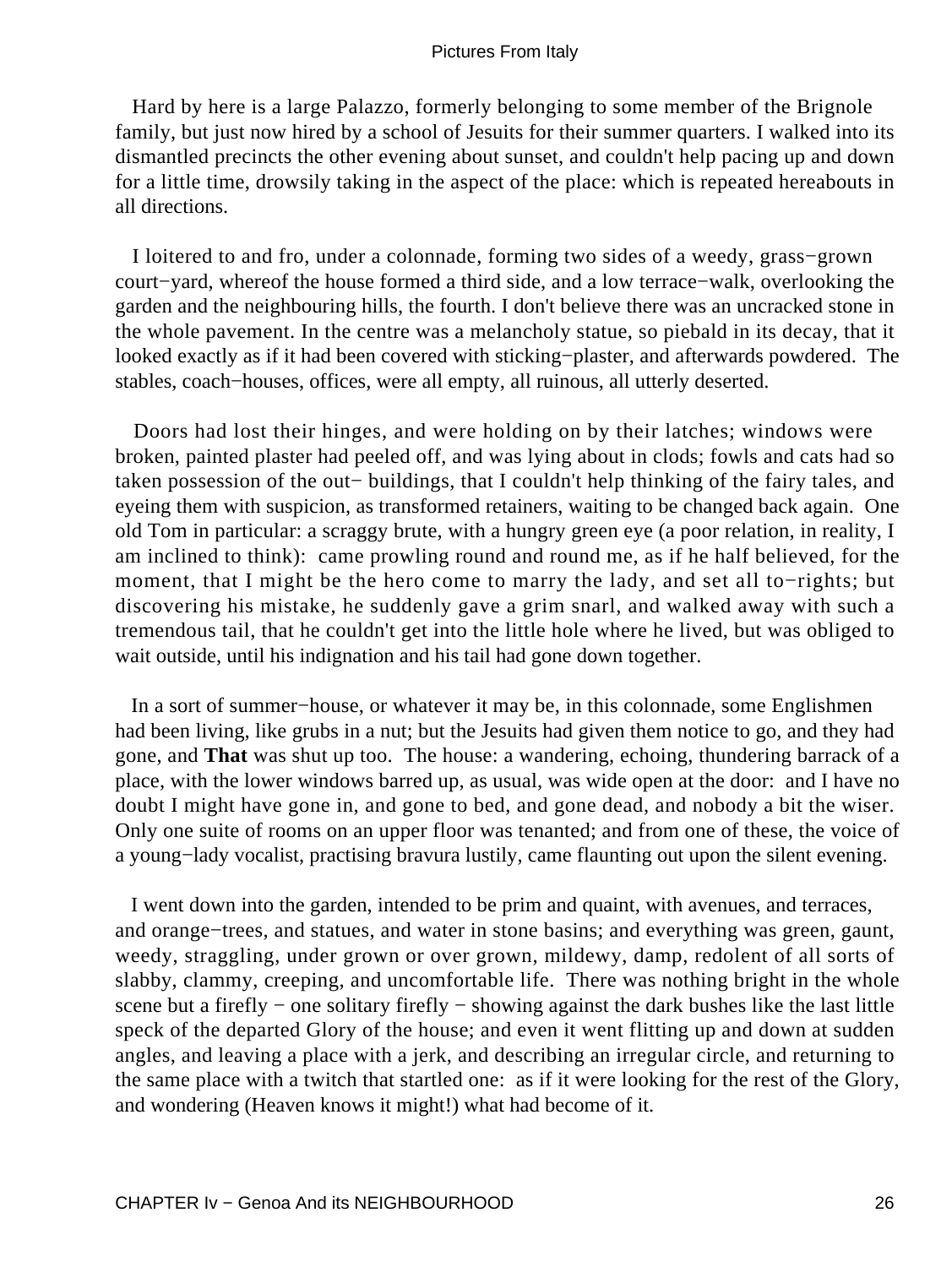Hard by here is a large Palazzo, formerly belonging to some member of the Brignole family, but just now hired by a school of Jesuits for their summer quarters. I walked into its dismantled precincts the other evening about sunset, and couldn't help pacing up and down for a little time, drowsily taking in the aspect of the place: which is repeated hereabouts in all directions.

I loitered to and fro, under a colonnade, forming two sides of a weedy, grass−grown court−yard, whereof the house formed a third side, and a low terrace−walk, overlooking the garden and the neighbouring hills, the fourth. I don't believe there was an uncracked stone in the whole pavement. In the centre was a melancholy statue, so piebald in its decay, that it looked exactly as if it had been covered with sticking−plaster, and afterwards powdered. The stables, coach−houses, offices, were all empty, all ruinous, all utterly deserted.

Doors had lost their hinges, and were holding on by their latches; windows were broken, painted plaster had peeled off, and was lying about in clods; fowls and cats had so taken possession of the out− buildings, that I couldn't help thinking of the fairy tales, and eyeing them with suspicion, as transformed retainers, waiting to be changed back again. One old Tom in particular: a scraggy brute, with a hungry green eye (a poor relation, in reality, I am inclined to think): came prowling round and round me, as if he half believed, for the moment, that I might be the hero come to marry the lady, and set all to−rights; but discovering his mistake, he suddenly gave a grim snarl, and walked away with such a tremendous tail, that he couldn't get into the little hole where he lived, but was obliged to wait outside, until his indignation and his tail had gone down together.

In a sort of summer−house, or whatever it may be, in this colonnade, some Englishmen had been living, like grubs in a nut; but the Jesuits had given them notice to go, and they had gone, and **That** was shut up too. The house: a wandering, echoing, thundering barrack of a place, with the lower windows barred up, as usual, was wide open at the door: and I have no doubt I might have gone in, and gone to bed, and gone dead, and nobody a bit the wiser. Only one suite of rooms on an upper floor was tenanted; and from one of these, the voice of a young−lady vocalist, practising bravura lustily, came flaunting out upon the silent evening.

I went down into the garden, intended to be prim and quaint, with avenues, and terraces, and orange−trees, and statues, and water in stone basins; and everything was green, gaunt, weedy, straggling, under grown or over grown, mildewy, damp, redolent of all sorts of slabby, clammy, creeping, and uncomfortable life. There was nothing bright in the whole scene but a firefly − one solitary firefly − showing against the dark bushes like the last little speck of the departed Glory of the house; and even it went flitting up and down at sudden angles, and leaving a place with a jerk, and describing an irregular circle, and returning to the same place with a twitch that startled one: as if it were looking for the rest of the Glory, and wondering (Heaven knows it might!) what had become of it.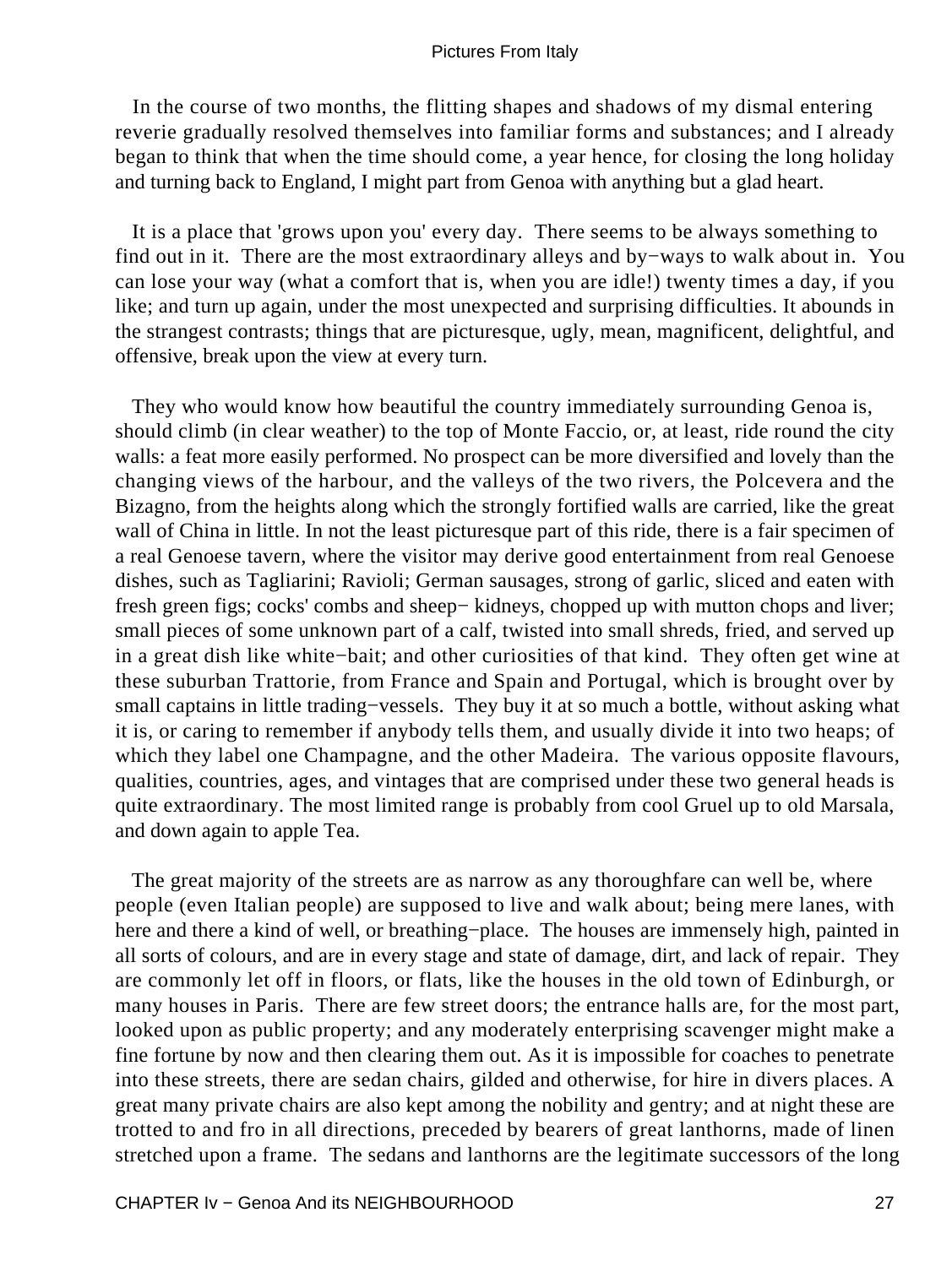In the course of two months, the flitting shapes and shadows of my dismal entering reverie gradually resolved themselves into familiar forms and substances; and I already began to think that when the time should come, a year hence, for closing the long holiday and turning back to England, I might part from Genoa with anything but a glad heart.

It is a place that 'grows upon you' every day. There seems to be always something to find out in it. There are the most extraordinary alleys and by−ways to walk about in. You can lose your way (what a comfort that is, when you are idle!) twenty times a day, if you like; and turn up again, under the most unexpected and surprising difficulties. It abounds in the strangest contrasts; things that are picturesque, ugly, mean, magnificent, delightful, and offensive, break upon the view at every turn.

They who would know how beautiful the country immediately surrounding Genoa is, should climb (in clear weather) to the top of Monte Faccio, or, at least, ride round the city walls: a feat more easily performed. No prospect can be more diversified and lovely than the changing views of the harbour, and the valleys of the two rivers, the Polcevera and the Bizagno, from the heights along which the strongly fortified walls are carried, like the great wall of China in little. In not the least picturesque part of this ride, there is a fair specimen of a real Genoese tavern, where the visitor may derive good entertainment from real Genoese dishes, such as Tagliarini; Ravioli; German sausages, strong of garlic, sliced and eaten with fresh green figs; cocks' combs and sheep− kidneys, chopped up with mutton chops and liver; small pieces of some unknown part of a calf, twisted into small shreds, fried, and served up in a great dish like white−bait; and other curiosities of that kind. They often get wine at these suburban Trattorie, from France and Spain and Portugal, which is brought over by small captains in little trading−vessels. They buy it at so much a bottle, without asking what it is, or caring to remember if anybody tells them, and usually divide it into two heaps; of which they label one Champagne, and the other Madeira. The various opposite flavours, qualities, countries, ages, and vintages that are comprised under these two general heads is quite extraordinary. The most limited range is probably from cool Gruel up to old Marsala, and down again to apple Tea.

The great majority of the streets are as narrow as any thoroughfare can well be, where people (even Italian people) are supposed to live and walk about; being mere lanes, with here and there a kind of well, or breathing−place. The houses are immensely high, painted in all sorts of colours, and are in every stage and state of damage, dirt, and lack of repair. They are commonly let off in floors, or flats, like the houses in the old town of Edinburgh, or many houses in Paris. There are few street doors; the entrance halls are, for the most part, looked upon as public property; and any moderately enterprising scavenger might make a fine fortune by now and then clearing them out. As it is impossible for coaches to penetrate into these streets, there are sedan chairs, gilded and otherwise, for hire in divers places. A great many private chairs are also kept among the nobility and gentry; and at night these are trotted to and fro in all directions, preceded by bearers of great lanthorns, made of linen stretched upon a frame. The sedans and lanthorns are the legitimate successors of the long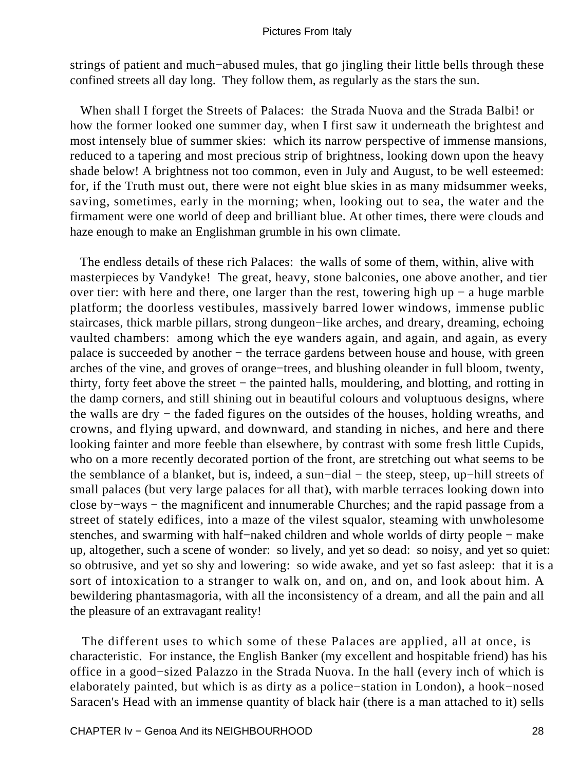strings of patient and much−abused mules, that go jingling their little bells through these confined streets all day long. They follow them, as regularly as the stars the sun.

When shall I forget the Streets of Palaces: the Strada Nuova and the Strada Balbi! or how the former looked one summer day, when I first saw it underneath the brightest and most intensely blue of summer skies: which its narrow perspective of immense mansions, reduced to a tapering and most precious strip of brightness, looking down upon the heavy shade below! A brightness not too common, even in July and August, to be well esteemed: for, if the Truth must out, there were not eight blue skies in as many midsummer weeks, saving, sometimes, early in the morning; when, looking out to sea, the water and the firmament were one world of deep and brilliant blue. At other times, there were clouds and haze enough to make an Englishman grumble in his own climate.

The endless details of these rich Palaces: the walls of some of them, within, alive with masterpieces by Vandyke! The great, heavy, stone balconies, one above another, and tier over tier: with here and there, one larger than the rest, towering high up − a huge marble platform; the doorless vestibules, massively barred lower windows, immense public staircases, thick marble pillars, strong dungeon−like arches, and dreary, dreaming, echoing vaulted chambers: among which the eye wanders again, and again, and again, as every palace is succeeded by another − the terrace gardens between house and house, with green arches of the vine, and groves of orange−trees, and blushing oleander in full bloom, twenty, thirty, forty feet above the street − the painted halls, mouldering, and blotting, and rotting in the damp corners, and still shining out in beautiful colours and voluptuous designs, where the walls are dry − the faded figures on the outsides of the houses, holding wreaths, and crowns, and flying upward, and downward, and standing in niches, and here and there looking fainter and more feeble than elsewhere, by contrast with some fresh little Cupids, who on a more recently decorated portion of the front, are stretching out what seems to be the semblance of a blanket, but is, indeed, a sun−dial − the steep, steep, up−hill streets of small palaces (but very large palaces for all that), with marble terraces looking down into close by−ways − the magnificent and innumerable Churches; and the rapid passage from a street of stately edifices, into a maze of the vilest squalor, steaming with unwholesome stenches, and swarming with half−naked children and whole worlds of dirty people − make up, altogether, such a scene of wonder: so lively, and yet so dead: so noisy, and yet so quiet: so obtrusive, and yet so shy and lowering: so wide awake, and yet so fast asleep: that it is a sort of intoxication to a stranger to walk on, and on, and on, and look about him. A bewildering phantasmagoria, with all the inconsistency of a dream, and all the pain and all the pleasure of an extravagant reality!

The different uses to which some of these Palaces are applied, all at once, is characteristic. For instance, the English Banker (my excellent and hospitable friend) has his office in a good−sized Palazzo in the Strada Nuova. In the hall (every inch of which is elaborately painted, but which is as dirty as a police−station in London), a hook−nosed Saracen's Head with an immense quantity of black hair (there is a man attached to it) sells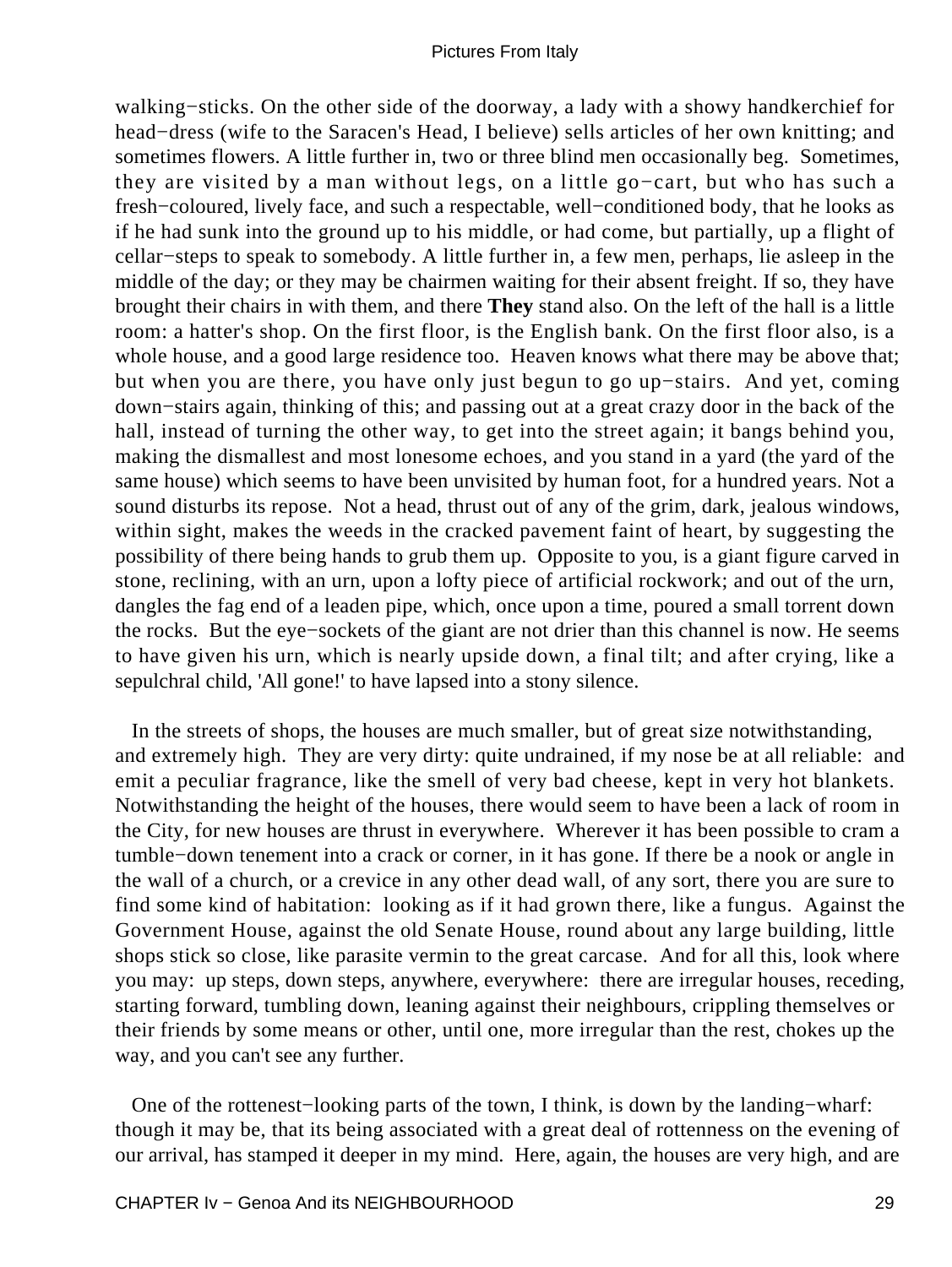walking−sticks. On the other side of the doorway, a lady with a showy handkerchief for head−dress (wife to the Saracen's Head, I believe) sells articles of her own knitting; and sometimes flowers. A little further in, two or three blind men occasionally beg. Sometimes, they are visited by a man without legs, on a little go−cart, but who has such a fresh−coloured, lively face, and such a respectable, well−conditioned body, that he looks as if he had sunk into the ground up to his middle, or had come, but partially, up a flight of cellar−steps to speak to somebody. A little further in, a few men, perhaps, lie asleep in the middle of the day; or they may be chairmen waiting for their absent freight. If so, they have brought their chairs in with them, and there **They** stand also. On the left of the hall is a little room: a hatter's shop. On the first floor, is the English bank. On the first floor also, is a whole house, and a good large residence too. Heaven knows what there may be above that; but when you are there, you have only just begun to go up−stairs. And yet, coming down−stairs again, thinking of this; and passing out at a great crazy door in the back of the hall, instead of turning the other way, to get into the street again; it bangs behind you, making the dismallest and most lonesome echoes, and you stand in a yard (the yard of the same house) which seems to have been unvisited by human foot, for a hundred years. Not a sound disturbs its repose. Not a head, thrust out of any of the grim, dark, jealous windows, within sight, makes the weeds in the cracked pavement faint of heart, by suggesting the possibility of there being hands to grub them up. Opposite to you, is a giant figure carved in stone, reclining, with an urn, upon a lofty piece of artificial rockwork; and out of the urn, dangles the fag end of a leaden pipe, which, once upon a time, poured a small torrent down the rocks. But the eye−sockets of the giant are not drier than this channel is now. He seems to have given his urn, which is nearly upside down, a final tilt; and after crying, like a sepulchral child, 'All gone!' to have lapsed into a stony silence.

In the streets of shops, the houses are much smaller, but of great size notwithstanding, and extremely high. They are very dirty: quite undrained, if my nose be at all reliable: and emit a peculiar fragrance, like the smell of very bad cheese, kept in very hot blankets. Notwithstanding the height of the houses, there would seem to have been a lack of room in the City, for new houses are thrust in everywhere. Wherever it has been possible to cram a tumble−down tenement into a crack or corner, in it has gone. If there be a nook or angle in the wall of a church, or a crevice in any other dead wall, of any sort, there you are sure to find some kind of habitation: looking as if it had grown there, like a fungus. Against the Government House, against the old Senate House, round about any large building, little shops stick so close, like parasite vermin to the great carcase. And for all this, look where you may: up steps, down steps, anywhere, everywhere: there are irregular houses, receding, starting forward, tumbling down, leaning against their neighbours, crippling themselves or their friends by some means or other, until one, more irregular than the rest, chokes up the way, and you can't see any further.

One of the rottenest−looking parts of the town, I think, is down by the landing−wharf: though it may be, that its being associated with a great deal of rottenness on the evening of our arrival, has stamped it deeper in my mind. Here, again, the houses are very high, and are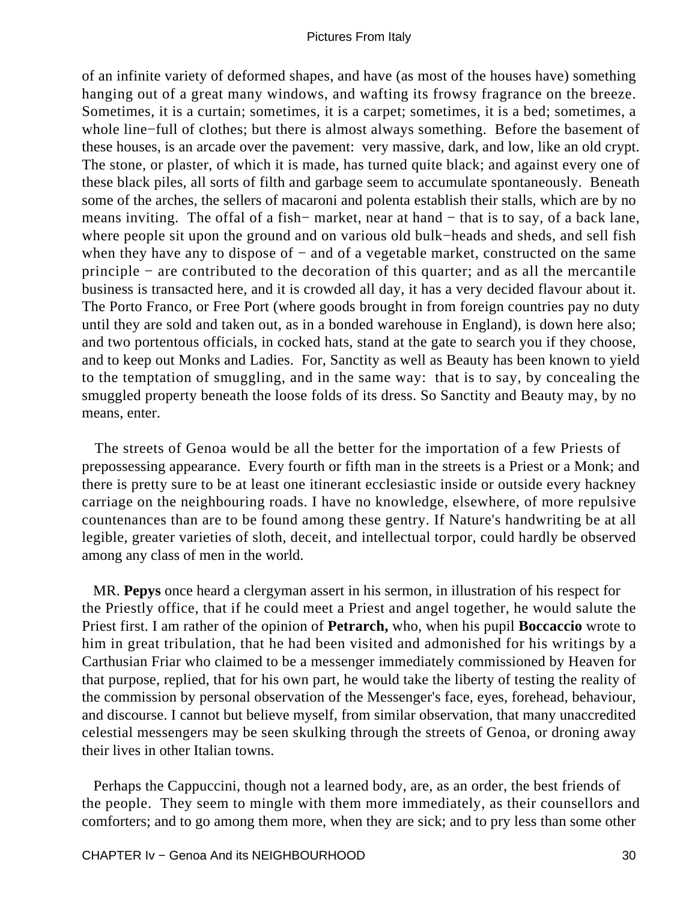of an infinite variety of deformed shapes, and have (as most of the houses have) something hanging out of a great many windows, and wafting its frowsy fragrance on the breeze. Sometimes, it is a curtain; sometimes, it is a carpet; sometimes, it is a bed; sometimes, a whole line−full of clothes; but there is almost always something. Before the basement of these houses, is an arcade over the pavement: very massive, dark, and low, like an old crypt. The stone, or plaster, of which it is made, has turned quite black; and against every one of these black piles, all sorts of filth and garbage seem to accumulate spontaneously. Beneath some of the arches, the sellers of macaroni and polenta establish their stalls, which are by no means inviting. The offal of a fish− market, near at hand − that is to say, of a back lane, where people sit upon the ground and on various old bulk−heads and sheds, and sell fish when they have any to dispose of − and of a vegetable market, constructed on the same principle − are contributed to the decoration of this quarter; and as all the mercantile business is transacted here, and it is crowded all day, it has a very decided flavour about it. The Porto Franco, or Free Port (where goods brought in from foreign countries pay no duty until they are sold and taken out, as in a bonded warehouse in England), is down here also; and two portentous officials, in cocked hats, stand at the gate to search you if they choose, and to keep out Monks and Ladies. For, Sanctity as well as Beauty has been known to yield to the temptation of smuggling, and in the same way: that is to say, by concealing the smuggled property beneath the loose folds of its dress. So Sanctity and Beauty may, by no means, enter.

The streets of Genoa would be all the better for the importation of a few Priests of prepossessing appearance. Every fourth or fifth man in the streets is a Priest or a Monk; and there is pretty sure to be at least one itinerant ecclesiastic inside or outside every hackney carriage on the neighbouring roads. I have no knowledge, elsewhere, of more repulsive countenances than are to be found among these gentry. If Nature's handwriting be at all legible, greater varieties of sloth, deceit, and intellectual torpor, could hardly be observed among any class of men in the world.

MR. **Pepys** once heard a clergyman assert in his sermon, in illustration of his respect for the Priestly office, that if he could meet a Priest and angel together, he would salute the Priest first. I am rather of the opinion of **Petrarch,** who, when his pupil **Boccaccio** wrote to him in great tribulation, that he had been visited and admonished for his writings by a Carthusian Friar who claimed to be a messenger immediately commissioned by Heaven for that purpose, replied, that for his own part, he would take the liberty of testing the reality of the commission by personal observation of the Messenger's face, eyes, forehead, behaviour, and discourse. I cannot but believe myself, from similar observation, that many unaccredited celestial messengers may be seen skulking through the streets of Genoa, or droning away their lives in other Italian towns.

Perhaps the Cappuccini, though not a learned body, are, as an order, the best friends of the people. They seem to mingle with them more immediately, as their counsellors and comforters; and to go among them more, when they are sick; and to pry less than some other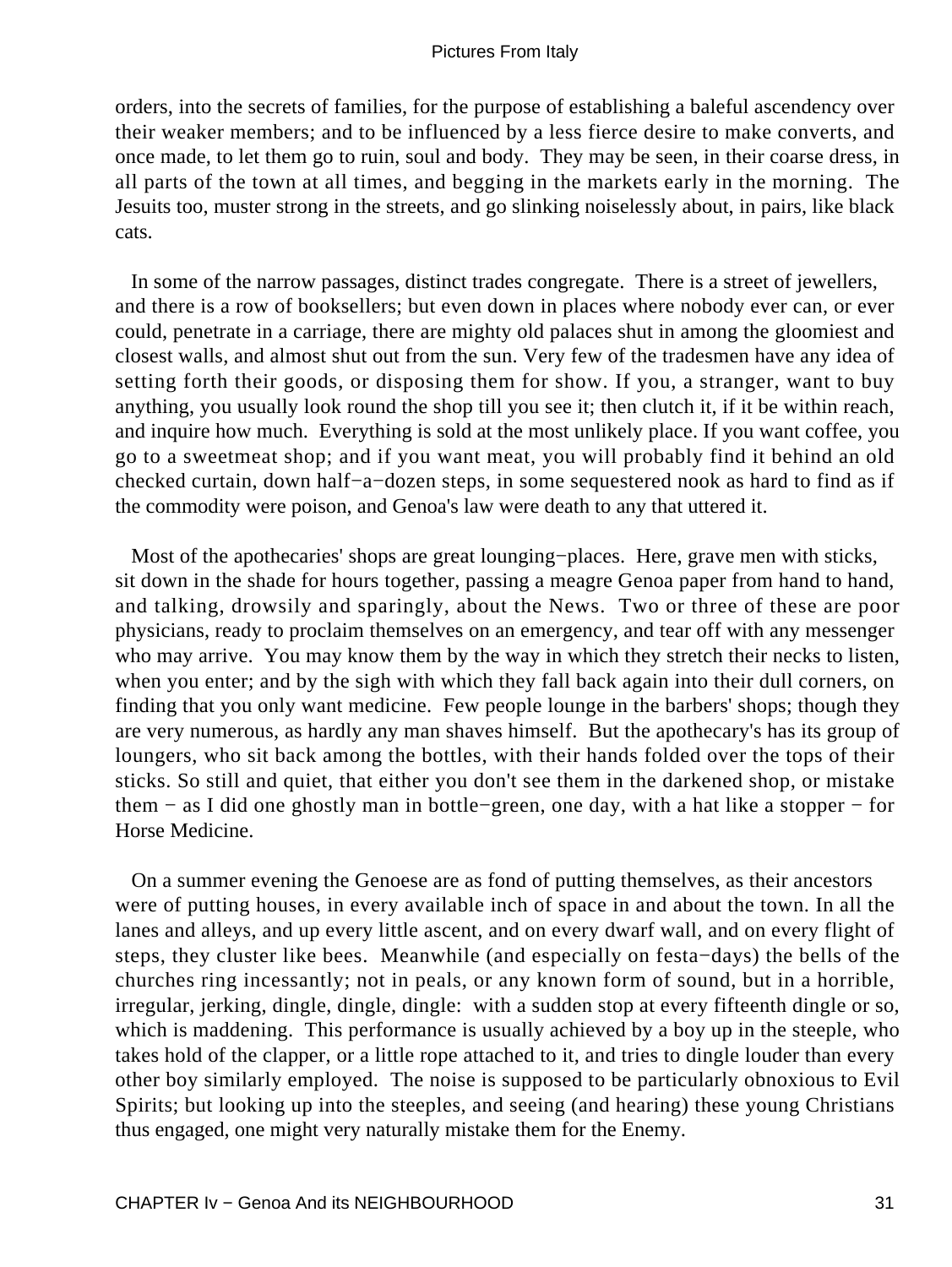orders, into the secrets of families, for the purpose of establishing a baleful ascendency over their weaker members; and to be influenced by a less fierce desire to make converts, and once made, to let them go to ruin, soul and body. They may be seen, in their coarse dress, in all parts of the town at all times, and begging in the markets early in the morning. The Jesuits too, muster strong in the streets, and go slinking noiselessly about, in pairs, like black cats.

In some of the narrow passages, distinct trades congregate. There is a street of jewellers, and there is a row of booksellers; but even down in places where nobody ever can, or ever could, penetrate in a carriage, there are mighty old palaces shut in among the gloomiest and closest walls, and almost shut out from the sun. Very few of the tradesmen have any idea of setting forth their goods, or disposing them for show. If you, a stranger, want to buy anything, you usually look round the shop till you see it; then clutch it, if it be within reach, and inquire how much. Everything is sold at the most unlikely place. If you want coffee, you go to a sweetmeat shop; and if you want meat, you will probably find it behind an old checked curtain, down half−a−dozen steps, in some sequestered nook as hard to find as if the commodity were poison, and Genoa's law were death to any that uttered it.

Most of the apothecaries' shops are great lounging−places. Here, grave men with sticks, sit down in the shade for hours together, passing a meagre Genoa paper from hand to hand, and talking, drowsily and sparingly, about the News. Two or three of these are poor physicians, ready to proclaim themselves on an emergency, and tear off with any messenger who may arrive. You may know them by the way in which they stretch their necks to listen, when you enter; and by the sigh with which they fall back again into their dull corners, on finding that you only want medicine. Few people lounge in the barbers' shops; though they are very numerous, as hardly any man shaves himself. But the apothecary's has its group of loungers, who sit back among the bottles, with their hands folded over the tops of their sticks. So still and quiet, that either you don't see them in the darkened shop, or mistake them − as I did one ghostly man in bottle−green, one day, with a hat like a stopper − for Horse Medicine.

On a summer evening the Genoese are as fond of putting themselves, as their ancestors were of putting houses, in every available inch of space in and about the town. In all the lanes and alleys, and up every little ascent, and on every dwarf wall, and on every flight of steps, they cluster like bees. Meanwhile (and especially on festa−days) the bells of the churches ring incessantly; not in peals, or any known form of sound, but in a horrible, irregular, jerking, dingle, dingle, dingle: with a sudden stop at every fifteenth dingle or so, which is maddening. This performance is usually achieved by a boy up in the steeple, who takes hold of the clapper, or a little rope attached to it, and tries to dingle louder than every other boy similarly employed. The noise is supposed to be particularly obnoxious to Evil Spirits; but looking up into the steeples, and seeing (and hearing) these young Christians thus engaged, one might very naturally mistake them for the Enemy.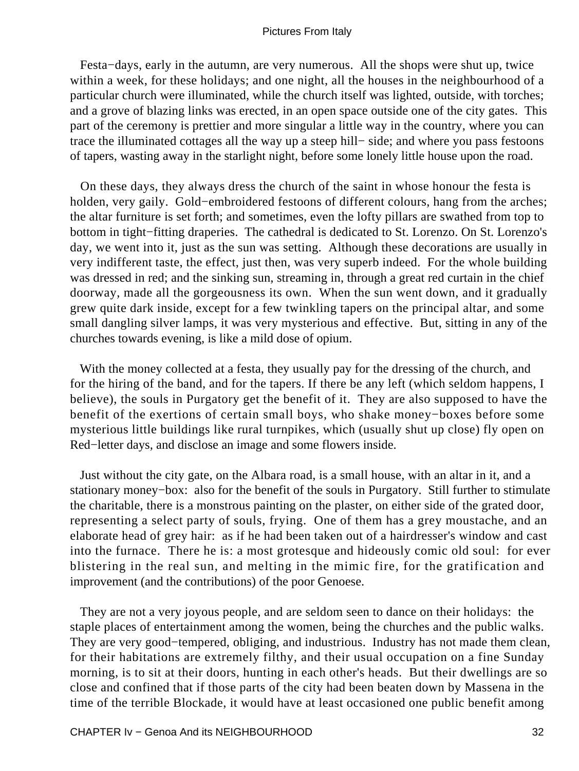Festa−days, early in the autumn, are very numerous. All the shops were shut up, twice within a week, for these holidays; and one night, all the houses in the neighbourhood of a particular church were illuminated, while the church itself was lighted, outside, with torches; and a grove of blazing links was erected, in an open space outside one of the city gates. This part of the ceremony is prettier and more singular a little way in the country, where you can trace the illuminated cottages all the way up a steep hill− side; and where you pass festoons of tapers, wasting away in the starlight night, before some lonely little house upon the road.

On these days, they always dress the church of the saint in whose honour the festa is holden, very gaily. Gold−embroidered festoons of different colours, hang from the arches; the altar furniture is set forth; and sometimes, even the lofty pillars are swathed from top to bottom in tight−fitting draperies. The cathedral is dedicated to St. Lorenzo. On St. Lorenzo's day, we went into it, just as the sun was setting. Although these decorations are usually in very indifferent taste, the effect, just then, was very superb indeed. For the whole building was dressed in red; and the sinking sun, streaming in, through a great red curtain in the chief doorway, made all the gorgeousness its own. When the sun went down, and it gradually grew quite dark inside, except for a few twinkling tapers on the principal altar, and some small dangling silver lamps, it was very mysterious and effective. But, sitting in any of the churches towards evening, is like a mild dose of opium.

With the money collected at a festa, they usually pay for the dressing of the church, and for the hiring of the band, and for the tapers. If there be any left (which seldom happens, I believe), the souls in Purgatory get the benefit of it. They are also supposed to have the benefit of the exertions of certain small boys, who shake money−boxes before some mysterious little buildings like rural turnpikes, which (usually shut up close) fly open on Red−letter days, and disclose an image and some flowers inside.

Just without the city gate, on the Albara road, is a small house, with an altar in it, and a stationary money−box: also for the benefit of the souls in Purgatory. Still further to stimulate the charitable, there is a monstrous painting on the plaster, on either side of the grated door, representing a select party of souls, frying. One of them has a grey moustache, and an elaborate head of grey hair: as if he had been taken out of a hairdresser's window and cast into the furnace. There he is: a most grotesque and hideously comic old soul: for ever blistering in the real sun, and melting in the mimic fire, for the gratification and improvement (and the contributions) of the poor Genoese.

They are not a very joyous people, and are seldom seen to dance on their holidays: the staple places of entertainment among the women, being the churches and the public walks. They are very good−tempered, obliging, and industrious. Industry has not made them clean, for their habitations are extremely filthy, and their usual occupation on a fine Sunday morning, is to sit at their doors, hunting in each other's heads. But their dwellings are so close and confined that if those parts of the city had been beaten down by Massena in the time of the terrible Blockade, it would have at least occasioned one public benefit among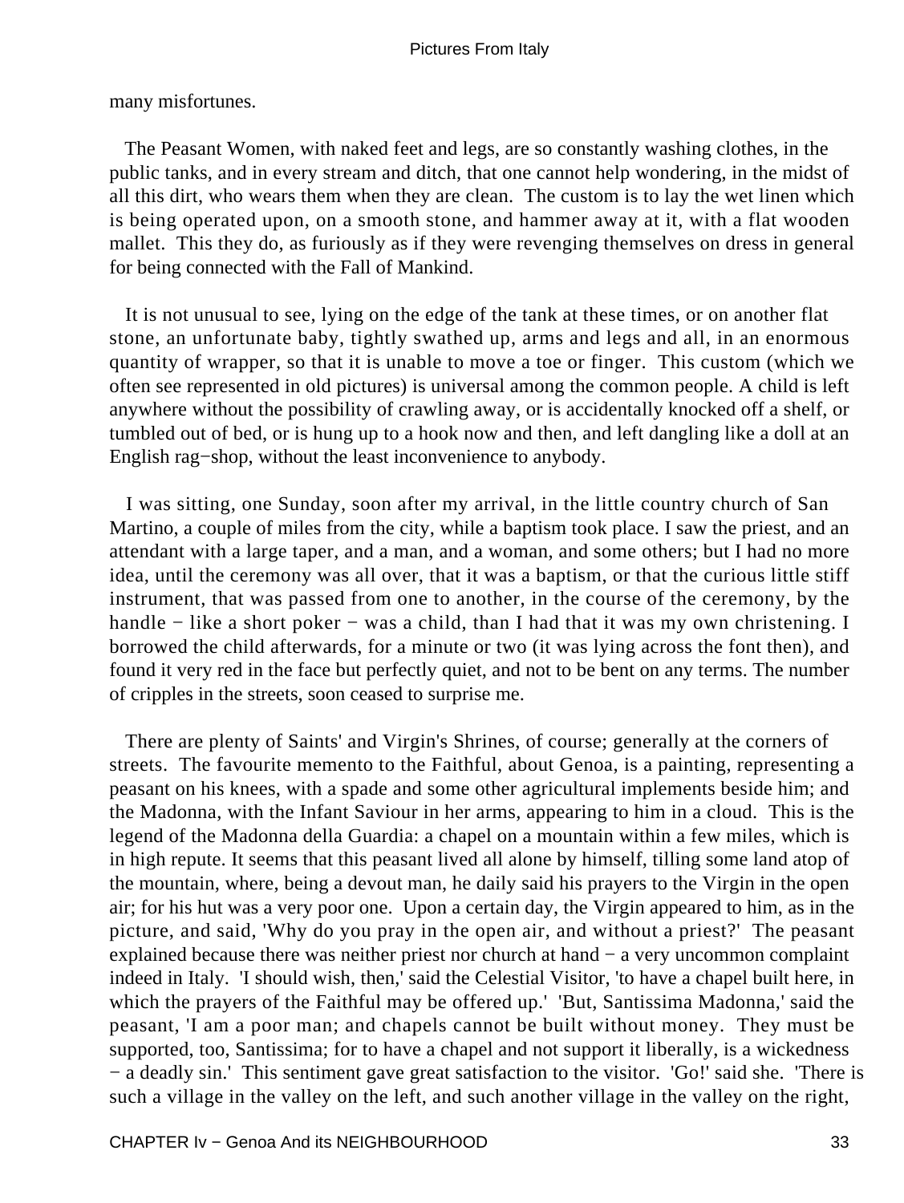many misfortunes.

The Peasant Women, with naked feet and legs, are so constantly washing clothes, in the public tanks, and in every stream and ditch, that one cannot help wondering, in the midst of all this dirt, who wears them when they are clean. The custom is to lay the wet linen which is being operated upon, on a smooth stone, and hammer away at it, with a flat wooden mallet. This they do, as furiously as if they were revenging themselves on dress in general for being connected with the Fall of Mankind.

It is not unusual to see, lying on the edge of the tank at these times, or on another flat stone, an unfortunate baby, tightly swathed up, arms and legs and all, in an enormous quantity of wrapper, so that it is unable to move a toe or finger. This custom (which we often see represented in old pictures) is universal among the common people. A child is left anywhere without the possibility of crawling away, or is accidentally knocked off a shelf, or tumbled out of bed, or is hung up to a hook now and then, and left dangling like a doll at an English rag−shop, without the least inconvenience to anybody.

I was sitting, one Sunday, soon after my arrival, in the little country church of San Martino, a couple of miles from the city, while a baptism took place. I saw the priest, and an attendant with a large taper, and a man, and a woman, and some others; but I had no more idea, until the ceremony was all over, that it was a baptism, or that the curious little stiff instrument, that was passed from one to another, in the course of the ceremony, by the handle − like a short poker − was a child, than I had that it was my own christening. I borrowed the child afterwards, for a minute or two (it was lying across the font then), and found it very red in the face but perfectly quiet, and not to be bent on any terms. The number of cripples in the streets, soon ceased to surprise me.

There are plenty of Saints' and Virgin's Shrines, of course; generally at the corners of streets. The favourite memento to the Faithful, about Genoa, is a painting, representing a peasant on his knees, with a spade and some other agricultural implements beside him; and the Madonna, with the Infant Saviour in her arms, appearing to him in a cloud. This is the legend of the Madonna della Guardia: a chapel on a mountain within a few miles, which is in high repute. It seems that this peasant lived all alone by himself, tilling some land atop of the mountain, where, being a devout man, he daily said his prayers to the Virgin in the open air; for his hut was a very poor one. Upon a certain day, the Virgin appeared to him, as in the picture, and said, 'Why do you pray in the open air, and without a priest?' The peasant explained because there was neither priest nor church at hand − a very uncommon complaint indeed in Italy. 'I should wish, then,' said the Celestial Visitor, 'to have a chapel built here, in which the prayers of the Faithful may be offered up.' 'But, Santissima Madonna,' said the peasant, 'I am a poor man; and chapels cannot be built without money. They must be supported, too, Santissima; for to have a chapel and not support it liberally, is a wickedness − a deadly sin.' This sentiment gave great satisfaction to the visitor. 'Go!' said she. 'There is such a village in the valley on the left, and such another village in the valley on the right,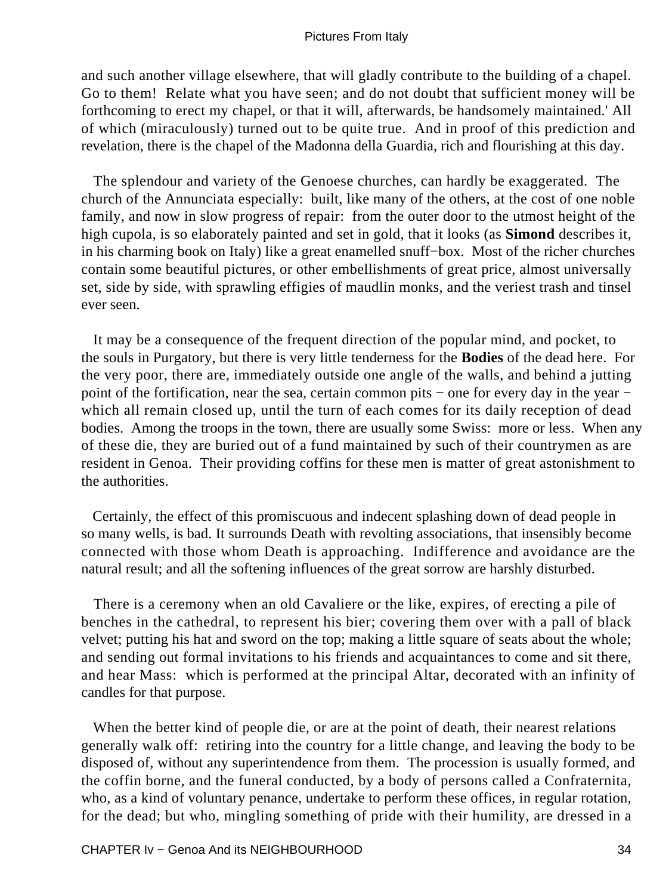and such another village elsewhere, that will gladly contribute to the building of a chapel. Go to them! Relate what you have seen; and do not doubt that sufficient money will be forthcoming to erect my chapel, or that it will, afterwards, be handsomely maintained.' All of which (miraculously) turned out to be quite true. And in proof of this prediction and revelation, there is the chapel of the Madonna della Guardia, rich and flourishing at this day.

The splendour and variety of the Genoese churches, can hardly be exaggerated. The church of the Annunciata especially: built, like many of the others, at the cost of one noble family, and now in slow progress of repair: from the outer door to the utmost height of the high cupola, is so elaborately painted and set in gold, that it looks (as **Simond** describes it, in his charming book on Italy) like a great enamelled snuff−box. Most of the richer churches contain some beautiful pictures, or other embellishments of great price, almost universally set, side by side, with sprawling effigies of maudlin monks, and the veriest trash and tinsel ever seen.

It may be a consequence of the frequent direction of the popular mind, and pocket, to the souls in Purgatory, but there is very little tenderness for the **Bodies** of the dead here. For the very poor, there are, immediately outside one angle of the walls, and behind a jutting point of the fortification, near the sea, certain common pits − one for every day in the year − which all remain closed up, until the turn of each comes for its daily reception of dead bodies. Among the troops in the town, there are usually some Swiss: more or less. When any of these die, they are buried out of a fund maintained by such of their countrymen as are resident in Genoa. Their providing coffins for these men is matter of great astonishment to the authorities.

Certainly, the effect of this promiscuous and indecent splashing down of dead people in so many wells, is bad. It surrounds Death with revolting associations, that insensibly become connected with those whom Death is approaching. Indifference and avoidance are the natural result; and all the softening influences of the great sorrow are harshly disturbed.

There is a ceremony when an old Cavaliere or the like, expires, of erecting a pile of benches in the cathedral, to represent his bier; covering them over with a pall of black velvet; putting his hat and sword on the top; making a little square of seats about the whole; and sending out formal invitations to his friends and acquaintances to come and sit there, and hear Mass: which is performed at the principal Altar, decorated with an infinity of candles for that purpose.

When the better kind of people die, or are at the point of death, their nearest relations generally walk off: retiring into the country for a little change, and leaving the body to be disposed of, without any superintendence from them. The procession is usually formed, and the coffin borne, and the funeral conducted, by a body of persons called a Confraternita, who, as a kind of voluntary penance, undertake to perform these offices, in regular rotation, for the dead; but who, mingling something of pride with their humility, are dressed in a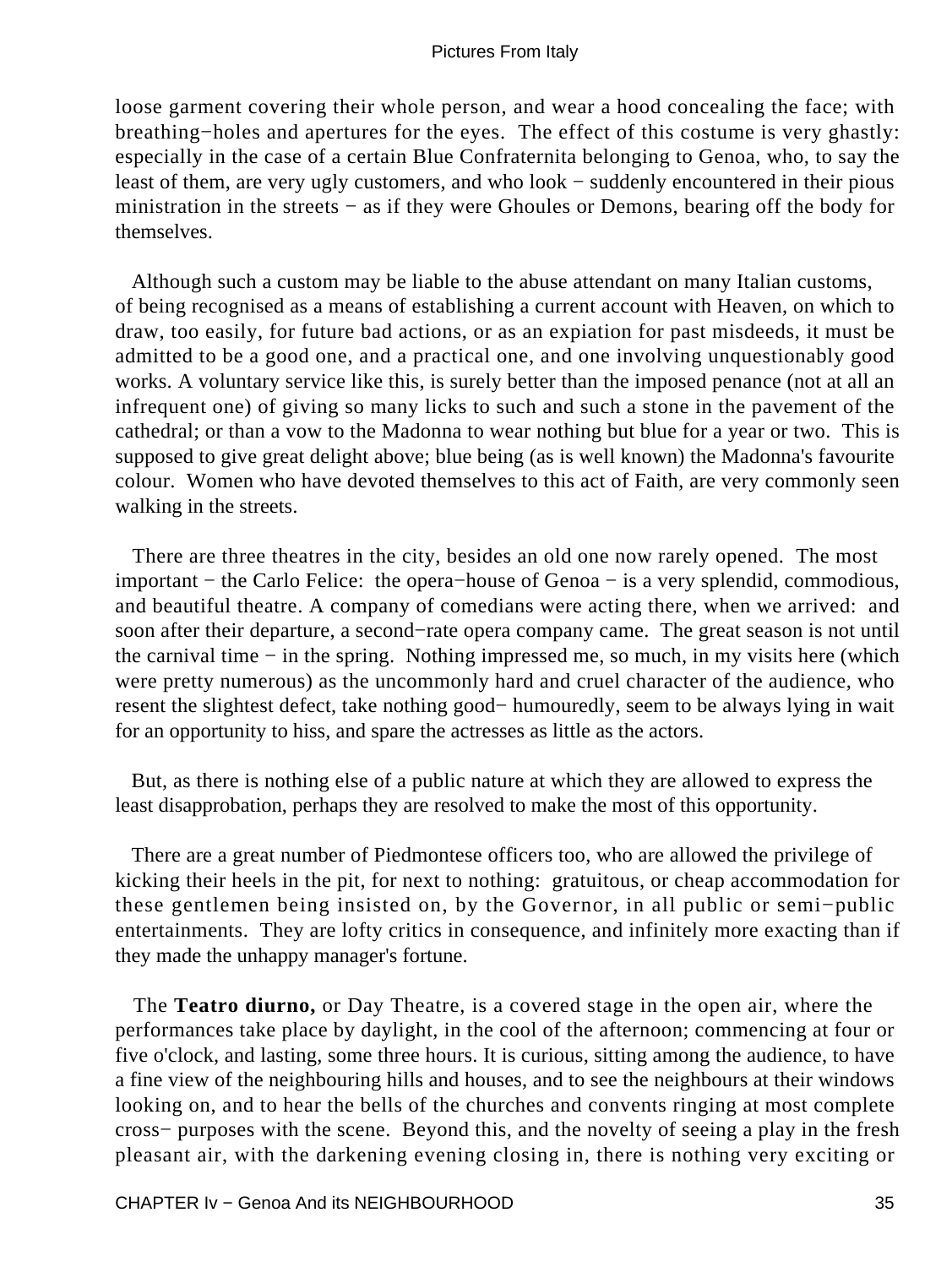loose garment covering their whole person, and wear a hood concealing the face; with breathing−holes and apertures for the eyes. The effect of this costume is very ghastly: especially in the case of a certain Blue Confraternita belonging to Genoa, who, to say the least of them, are very ugly customers, and who look − suddenly encountered in their pious ministration in the streets − as if they were Ghoules or Demons, bearing off the body for themselves.

Although such a custom may be liable to the abuse attendant on many Italian customs, of being recognised as a means of establishing a current account with Heaven, on which to draw, too easily, for future bad actions, or as an expiation for past misdeeds, it must be admitted to be a good one, and a practical one, and one involving unquestionably good works. A voluntary service like this, is surely better than the imposed penance (not at all an infrequent one) of giving so many licks to such and such a stone in the pavement of the cathedral; or than a vow to the Madonna to wear nothing but blue for a year or two. This is supposed to give great delight above; blue being (as is well known) the Madonna's favourite colour. Women who have devoted themselves to this act of Faith, are very commonly seen walking in the streets.

There are three theatres in the city, besides an old one now rarely opened. The most important − the Carlo Felice: the opera−house of Genoa − is a very splendid, commodious, and beautiful theatre. A company of comedians were acting there, when we arrived: and soon after their departure, a second−rate opera company came. The great season is not until the carnival time − in the spring. Nothing impressed me, so much, in my visits here (which were pretty numerous) as the uncommonly hard and cruel character of the audience, who resent the slightest defect, take nothing good− humouredly, seem to be always lying in wait for an opportunity to hiss, and spare the actresses as little as the actors.

But, as there is nothing else of a public nature at which they are allowed to express the least disapprobation, perhaps they are resolved to make the most of this opportunity.

There are a great number of Piedmontese officers too, who are allowed the privilege of kicking their heels in the pit, for next to nothing: gratuitous, or cheap accommodation for these gentlemen being insisted on, by the Governor, in all public or semi−public entertainments. They are lofty critics in consequence, and infinitely more exacting than if they made the unhappy manager's fortune.

The **Teatro diurno,** or Day Theatre, is a covered stage in the open air, where the performances take place by daylight, in the cool of the afternoon; commencing at four or five o'clock, and lasting, some three hours. It is curious, sitting among the audience, to have a fine view of the neighbouring hills and houses, and to see the neighbours at their windows looking on, and to hear the bells of the churches and convents ringing at most complete cross− purposes with the scene. Beyond this, and the novelty of seeing a play in the fresh pleasant air, with the darkening evening closing in, there is nothing very exciting or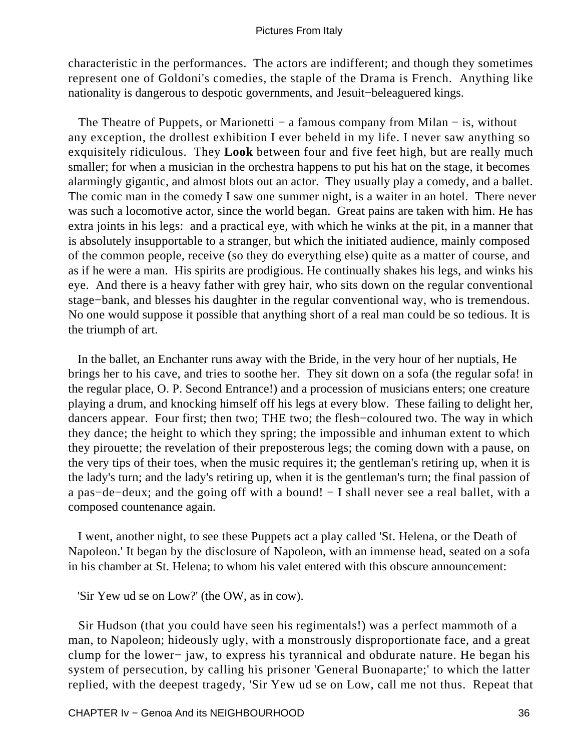characteristic in the performances. The actors are indifferent; and though they sometimes represent one of Goldoni's comedies, the staple of the Drama is French. Anything like nationality is dangerous to despotic governments, and Jesuit−beleaguered kings.

The Theatre of Puppets, or Marionetti − a famous company from Milan − is, without any exception, the drollest exhibition I ever beheld in my life. I never saw anything so exquisitely ridiculous. They **Look** between four and five feet high, but are really much smaller; for when a musician in the orchestra happens to put his hat on the stage, it becomes alarmingly gigantic, and almost blots out an actor. They usually play a comedy, and a ballet. The comic man in the comedy I saw one summer night, is a waiter in an hotel. There never was such a locomotive actor, since the world began. Great pains are taken with him. He has extra joints in his legs: and a practical eye, with which he winks at the pit, in a manner that is absolutely insupportable to a stranger, but which the initiated audience, mainly composed of the common people, receive (so they do everything else) quite as a matter of course, and as if he were a man. His spirits are prodigious. He continually shakes his legs, and winks his eye. And there is a heavy father with grey hair, who sits down on the regular conventional stage−bank, and blesses his daughter in the regular conventional way, who is tremendous. No one would suppose it possible that anything short of a real man could be so tedious. It is the triumph of art.

In the ballet, an Enchanter runs away with the Bride, in the very hour of her nuptials, He brings her to his cave, and tries to soothe her. They sit down on a sofa (the regular sofa! in the regular place, O. P. Second Entrance!) and a procession of musicians enters; one creature playing a drum, and knocking himself off his legs at every blow. These failing to delight her, dancers appear. Four first; then two; THE two; the flesh−coloured two. The way in which they dance; the height to which they spring; the impossible and inhuman extent to which they pirouette; the revelation of their preposterous legs; the coming down with a pause, on the very tips of their toes, when the music requires it; the gentleman's retiring up, when it is the lady's turn; and the lady's retiring up, when it is the gentleman's turn; the final passion of a pas−de−deux; and the going off with a bound! − I shall never see a real ballet, with a composed countenance again.

I went, another night, to see these Puppets act a play called 'St. Helena, or the Death of Napoleon.' It began by the disclosure of Napoleon, with an immense head, seated on a sofa in his chamber at St. Helena; to whom his valet entered with this obscure announcement:

'Sir Yew ud se on Low?' (the OW, as in cow).

Sir Hudson (that you could have seen his regimentals!) was a perfect mammoth of a man, to Napoleon; hideously ugly, with a monstrously disproportionate face, and a great clump for the lower− jaw, to express his tyrannical and obdurate nature. He began his system of persecution, by calling his prisoner 'General Buonaparte;' to which the latter replied, with the deepest tragedy, 'Sir Yew ud se on Low, call me not thus. Repeat that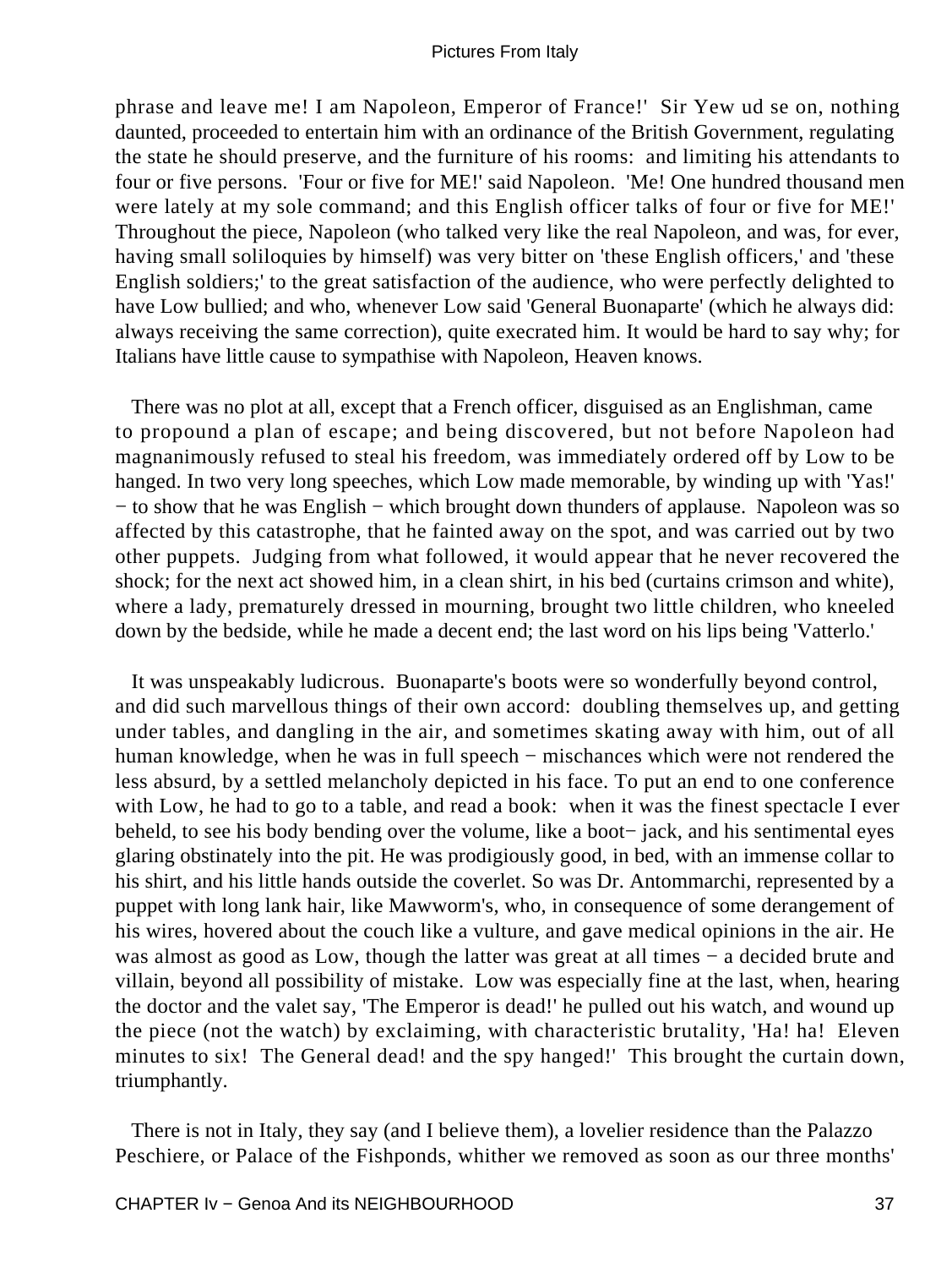phrase and leave me! I am Napoleon, Emperor of France!' Sir Yew ud se on, nothing daunted, proceeded to entertain him with an ordinance of the British Government, regulating the state he should preserve, and the furniture of his rooms: and limiting his attendants to four or five persons. 'Four or five for ME!' said Napoleon. 'Me! One hundred thousand men were lately at my sole command; and this English officer talks of four or five for ME!' Throughout the piece, Napoleon (who talked very like the real Napoleon, and was, for ever, having small soliloquies by himself) was very bitter on 'these English officers,' and 'these English soldiers;' to the great satisfaction of the audience, who were perfectly delighted to have Low bullied; and who, whenever Low said 'General Buonaparte' (which he always did: always receiving the same correction), quite execrated him. It would be hard to say why; for Italians have little cause to sympathise with Napoleon, Heaven knows.

There was no plot at all, except that a French officer, disguised as an Englishman, came to propound a plan of escape; and being discovered, but not before Napoleon had magnanimously refused to steal his freedom, was immediately ordered off by Low to be hanged. In two very long speeches, which Low made memorable, by winding up with 'Yas!' − to show that he was English − which brought down thunders of applause. Napoleon was so affected by this catastrophe, that he fainted away on the spot, and was carried out by two other puppets. Judging from what followed, it would appear that he never recovered the shock; for the next act showed him, in a clean shirt, in his bed (curtains crimson and white), where a lady, prematurely dressed in mourning, brought two little children, who kneeled down by the bedside, while he made a decent end; the last word on his lips being 'Vatterlo.'

It was unspeakably ludicrous. Buonaparte's boots were so wonderfully beyond control, and did such marvellous things of their own accord: doubling themselves up, and getting under tables, and dangling in the air, and sometimes skating away with him, out of all human knowledge, when he was in full speech − mischances which were not rendered the less absurd, by a settled melancholy depicted in his face. To put an end to one conference with Low, he had to go to a table, and read a book: when it was the finest spectacle I ever beheld, to see his body bending over the volume, like a boot− jack, and his sentimental eyes glaring obstinately into the pit. He was prodigiously good, in bed, with an immense collar to his shirt, and his little hands outside the coverlet. So was Dr. Antommarchi, represented by a puppet with long lank hair, like Mawworm's, who, in consequence of some derangement of his wires, hovered about the couch like a vulture, and gave medical opinions in the air. He was almost as good as Low, though the latter was great at all times − a decided brute and villain, beyond all possibility of mistake. Low was especially fine at the last, when, hearing the doctor and the valet say, 'The Emperor is dead!' he pulled out his watch, and wound up the piece (not the watch) by exclaiming, with characteristic brutality, 'Ha! ha! Eleven minutes to six! The General dead! and the spy hanged!' This brought the curtain down, triumphantly.

There is not in Italy, they say (and I believe them), a lovelier residence than the Palazzo Peschiere, or Palace of the Fishponds, whither we removed as soon as our three months'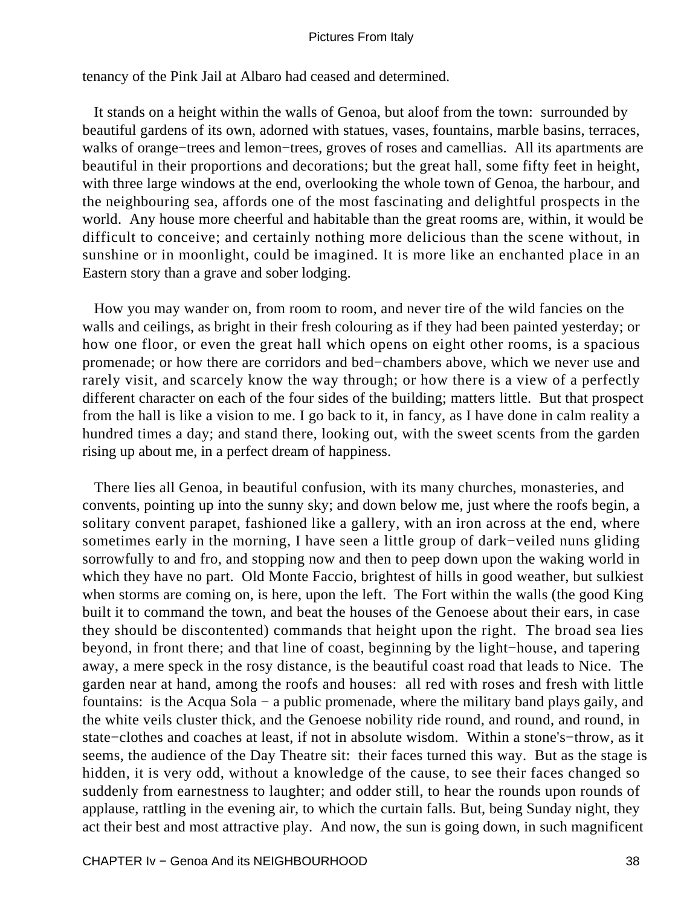tenancy of the Pink Jail at Albaro had ceased and determined.

It stands on a height within the walls of Genoa, but aloof from the town: surrounded by beautiful gardens of its own, adorned with statues, vases, fountains, marble basins, terraces, walks of orange−trees and lemon−trees, groves of roses and camellias. All its apartments are beautiful in their proportions and decorations; but the great hall, some fifty feet in height, with three large windows at the end, overlooking the whole town of Genoa, the harbour, and the neighbouring sea, affords one of the most fascinating and delightful prospects in the world. Any house more cheerful and habitable than the great rooms are, within, it would be difficult to conceive; and certainly nothing more delicious than the scene without, in sunshine or in moonlight, could be imagined. It is more like an enchanted place in an Eastern story than a grave and sober lodging.

How you may wander on, from room to room, and never tire of the wild fancies on the walls and ceilings, as bright in their fresh colouring as if they had been painted yesterday; or how one floor, or even the great hall which opens on eight other rooms, is a spacious promenade; or how there are corridors and bed−chambers above, which we never use and rarely visit, and scarcely know the way through; or how there is a view of a perfectly different character on each of the four sides of the building; matters little. But that prospect from the hall is like a vision to me. I go back to it, in fancy, as I have done in calm reality a hundred times a day; and stand there, looking out, with the sweet scents from the garden rising up about me, in a perfect dream of happiness.

There lies all Genoa, in beautiful confusion, with its many churches, monasteries, and convents, pointing up into the sunny sky; and down below me, just where the roofs begin, a solitary convent parapet, fashioned like a gallery, with an iron across at the end, where sometimes early in the morning, I have seen a little group of dark−veiled nuns gliding sorrowfully to and fro, and stopping now and then to peep down upon the waking world in which they have no part. Old Monte Faccio, brightest of hills in good weather, but sulkiest when storms are coming on, is here, upon the left. The Fort within the walls (the good King built it to command the town, and beat the houses of the Genoese about their ears, in case they should be discontented) commands that height upon the right. The broad sea lies beyond, in front there; and that line of coast, beginning by the light−house, and tapering away, a mere speck in the rosy distance, is the beautiful coast road that leads to Nice. The garden near at hand, among the roofs and houses: all red with roses and fresh with little fountains: is the Acqua Sola − a public promenade, where the military band plays gaily, and the white veils cluster thick, and the Genoese nobility ride round, and round, and round, in state−clothes and coaches at least, if not in absolute wisdom. Within a stone's−throw, as it seems, the audience of the Day Theatre sit: their faces turned this way. But as the stage is hidden, it is very odd, without a knowledge of the cause, to see their faces changed so suddenly from earnestness to laughter; and odder still, to hear the rounds upon rounds of applause, rattling in the evening air, to which the curtain falls. But, being Sunday night, they act their best and most attractive play. And now, the sun is going down, in such magnificent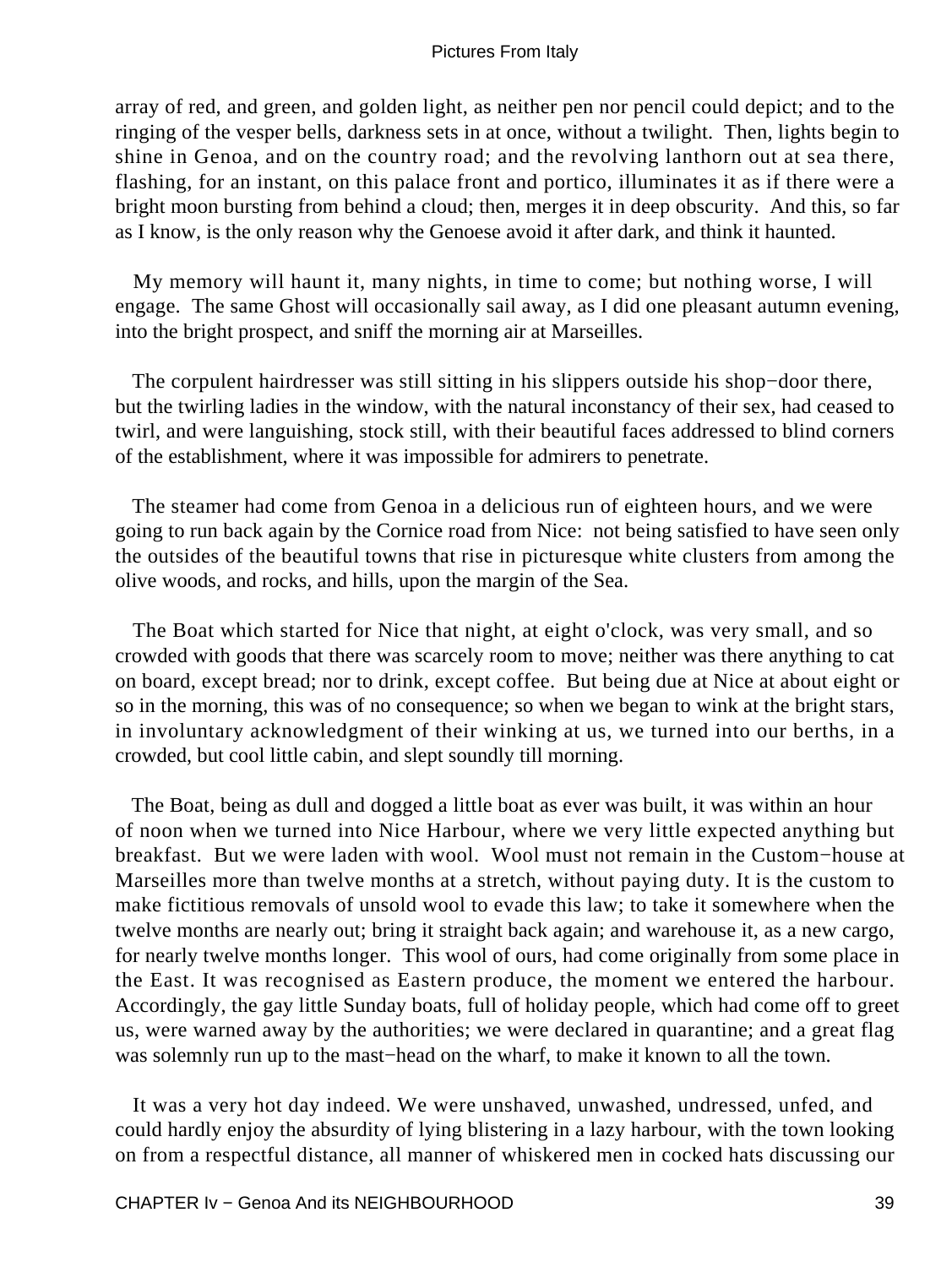array of red, and green, and golden light, as neither pen nor pencil could depict; and to the ringing of the vesper bells, darkness sets in at once, without a twilight. Then, lights begin to shine in Genoa, and on the country road; and the revolving lanthorn out at sea there, flashing, for an instant, on this palace front and portico, illuminates it as if there were a bright moon bursting from behind a cloud; then, merges it in deep obscurity. And this, so far as I know, is the only reason why the Genoese avoid it after dark, and think it haunted.

My memory will haunt it, many nights, in time to come; but nothing worse, I will engage. The same Ghost will occasionally sail away, as I did one pleasant autumn evening, into the bright prospect, and sniff the morning air at Marseilles.

The corpulent hairdresser was still sitting in his slippers outside his shop−door there, but the twirling ladies in the window, with the natural inconstancy of their sex, had ceased to twirl, and were languishing, stock still, with their beautiful faces addressed to blind corners of the establishment, where it was impossible for admirers to penetrate.

The steamer had come from Genoa in a delicious run of eighteen hours, and we were going to run back again by the Cornice road from Nice: not being satisfied to have seen only the outsides of the beautiful towns that rise in picturesque white clusters from among the olive woods, and rocks, and hills, upon the margin of the Sea.

The Boat which started for Nice that night, at eight o'clock, was very small, and so crowded with goods that there was scarcely room to move; neither was there anything to cat on board, except bread; nor to drink, except coffee. But being due at Nice at about eight or so in the morning, this was of no consequence; so when we began to wink at the bright stars, in involuntary acknowledgment of their winking at us, we turned into our berths, in a crowded, but cool little cabin, and slept soundly till morning.

The Boat, being as dull and dogged a little boat as ever was built, it was within an hour of noon when we turned into Nice Harbour, where we very little expected anything but breakfast. But we were laden with wool. Wool must not remain in the Custom−house at Marseilles more than twelve months at a stretch, without paying duty. It is the custom to make fictitious removals of unsold wool to evade this law; to take it somewhere when the twelve months are nearly out; bring it straight back again; and warehouse it, as a new cargo, for nearly twelve months longer. This wool of ours, had come originally from some place in the East. It was recognised as Eastern produce, the moment we entered the harbour. Accordingly, the gay little Sunday boats, full of holiday people, which had come off to greet us, were warned away by the authorities; we were declared in quarantine; and a great flag was solemnly run up to the mast−head on the wharf, to make it known to all the town.

It was a very hot day indeed. We were unshaved, unwashed, undressed, unfed, and could hardly enjoy the absurdity of lying blistering in a lazy harbour, with the town looking on from a respectful distance, all manner of whiskered men in cocked hats discussing our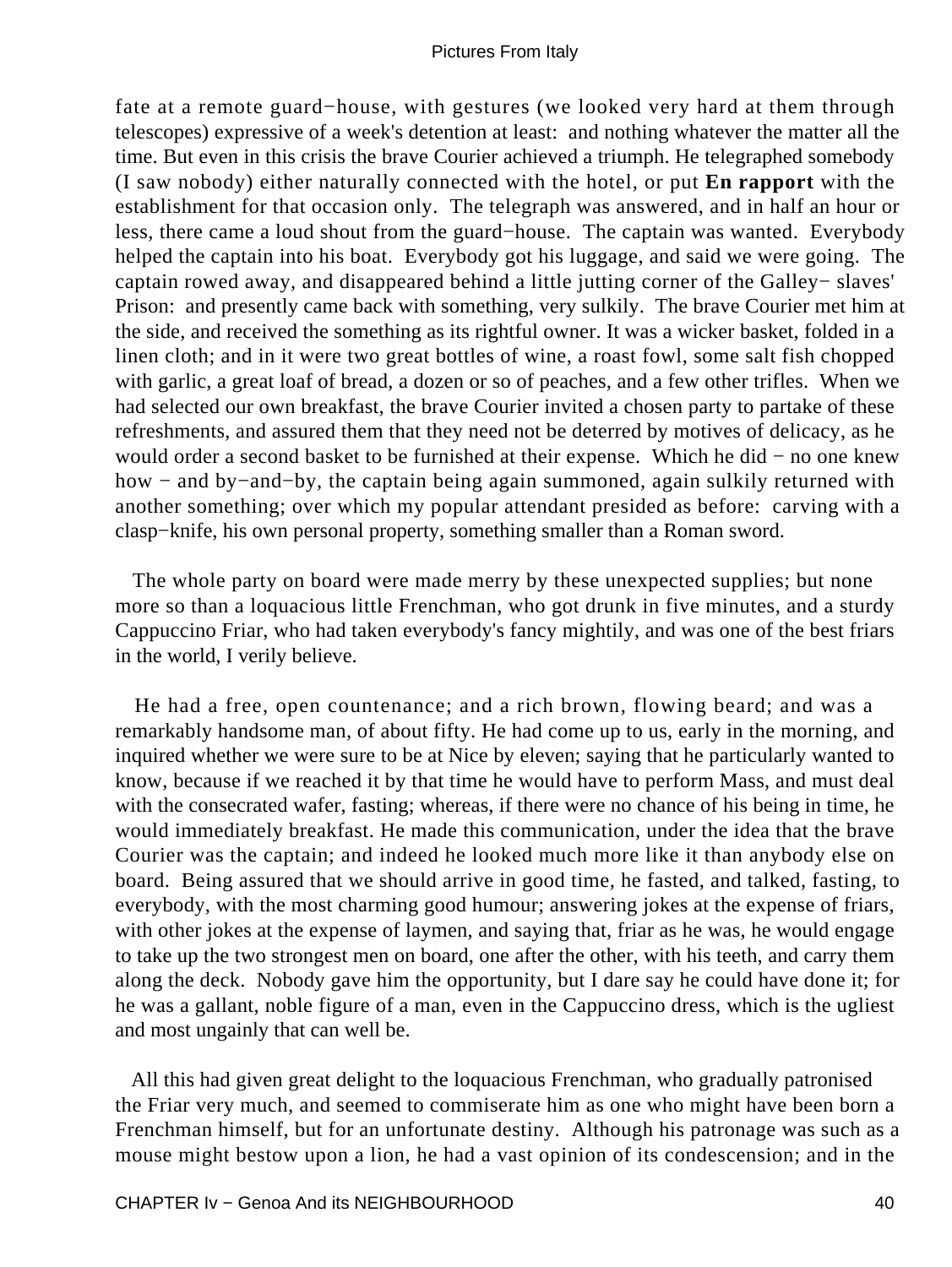fate at a remote guard−house, with gestures (we looked very hard at them through telescopes) expressive of a week's detention at least: and nothing whatever the matter all the time. But even in this crisis the brave Courier achieved a triumph. He telegraphed somebody (I saw nobody) either naturally connected with the hotel, or put **En rapport** with the establishment for that occasion only. The telegraph was answered, and in half an hour or less, there came a loud shout from the guard−house. The captain was wanted. Everybody helped the captain into his boat. Everybody got his luggage, and said we were going. The captain rowed away, and disappeared behind a little jutting corner of the Galley− slaves' Prison: and presently came back with something, very sulkily. The brave Courier met him at the side, and received the something as its rightful owner. It was a wicker basket, folded in a linen cloth; and in it were two great bottles of wine, a roast fowl, some salt fish chopped with garlic, a great loaf of bread, a dozen or so of peaches, and a few other trifles. When we had selected our own breakfast, the brave Courier invited a chosen party to partake of these refreshments, and assured them that they need not be deterred by motives of delicacy, as he would order a second basket to be furnished at their expense. Which he did − no one knew how − and by−and−by, the captain being again summoned, again sulkily returned with another something; over which my popular attendant presided as before: carving with a clasp−knife, his own personal property, something smaller than a Roman sword.

The whole party on board were made merry by these unexpected supplies; but none more so than a loquacious little Frenchman, who got drunk in five minutes, and a sturdy Cappuccino Friar, who had taken everybody's fancy mightily, and was one of the best friars in the world, I verily believe.

He had a free, open countenance; and a rich brown, flowing beard; and was a remarkably handsome man, of about fifty. He had come up to us, early in the morning, and inquired whether we were sure to be at Nice by eleven; saying that he particularly wanted to know, because if we reached it by that time he would have to perform Mass, and must deal with the consecrated wafer, fasting; whereas, if there were no chance of his being in time, he would immediately breakfast. He made this communication, under the idea that the brave Courier was the captain; and indeed he looked much more like it than anybody else on board. Being assured that we should arrive in good time, he fasted, and talked, fasting, to everybody, with the most charming good humour; answering jokes at the expense of friars, with other jokes at the expense of laymen, and saying that, friar as he was, he would engage to take up the two strongest men on board, one after the other, with his teeth, and carry them along the deck. Nobody gave him the opportunity, but I dare say he could have done it; for he was a gallant, noble figure of a man, even in the Cappuccino dress, which is the ugliest and most ungainly that can well be.

All this had given great delight to the loquacious Frenchman, who gradually patronised the Friar very much, and seemed to commiserate him as one who might have been born a Frenchman himself, but for an unfortunate destiny. Although his patronage was such as a mouse might bestow upon a lion, he had a vast opinion of its condescension; and in the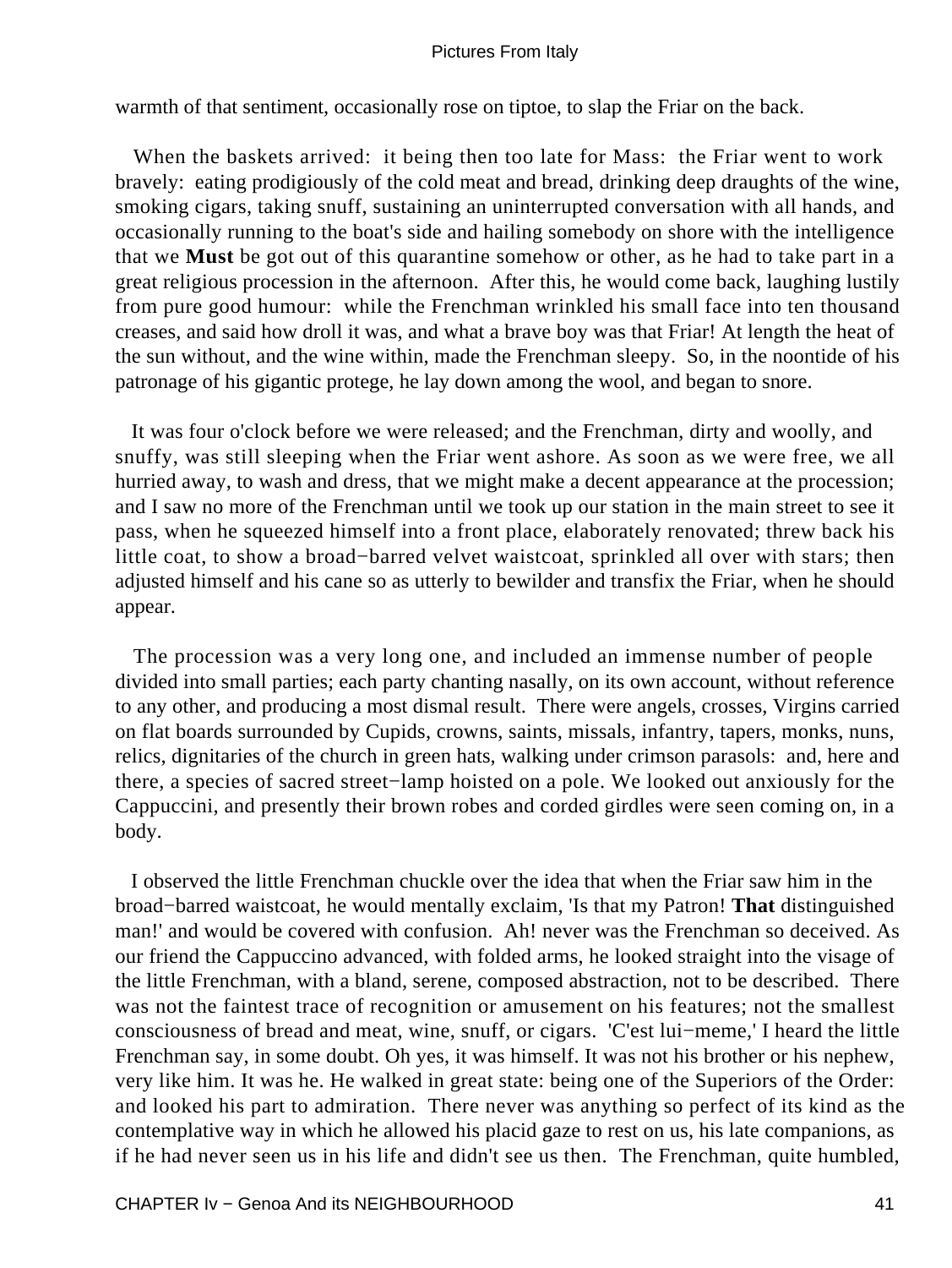warmth of that sentiment, occasionally rose on tiptoe, to slap the Friar on the back.

When the baskets arrived: it being then too late for Mass: the Friar went to work bravely: eating prodigiously of the cold meat and bread, drinking deep draughts of the wine, smoking cigars, taking snuff, sustaining an uninterrupted conversation with all hands, and occasionally running to the boat's side and hailing somebody on shore with the intelligence that we **Must** be got out of this quarantine somehow or other, as he had to take part in a great religious procession in the afternoon. After this, he would come back, laughing lustily from pure good humour: while the Frenchman wrinkled his small face into ten thousand creases, and said how droll it was, and what a brave boy was that Friar! At length the heat of the sun without, and the wine within, made the Frenchman sleepy. So, in the noontide of his patronage of his gigantic protege, he lay down among the wool, and began to snore.

It was four o'clock before we were released; and the Frenchman, dirty and woolly, and snuffy, was still sleeping when the Friar went ashore. As soon as we were free, we all hurried away, to wash and dress, that we might make a decent appearance at the procession; and I saw no more of the Frenchman until we took up our station in the main street to see it pass, when he squeezed himself into a front place, elaborately renovated; threw back his little coat, to show a broad−barred velvet waistcoat, sprinkled all over with stars; then adjusted himself and his cane so as utterly to bewilder and transfix the Friar, when he should appear.

The procession was a very long one, and included an immense number of people divided into small parties; each party chanting nasally, on its own account, without reference to any other, and producing a most dismal result. There were angels, crosses, Virgins carried on flat boards surrounded by Cupids, crowns, saints, missals, infantry, tapers, monks, nuns, relics, dignitaries of the church in green hats, walking under crimson parasols: and, here and there, a species of sacred street−lamp hoisted on a pole. We looked out anxiously for the Cappuccini, and presently their brown robes and corded girdles were seen coming on, in a body.

I observed the little Frenchman chuckle over the idea that when the Friar saw him in the broad−barred waistcoat, he would mentally exclaim, 'Is that my Patron! **That** distinguished man!' and would be covered with confusion. Ah! never was the Frenchman so deceived. As our friend the Cappuccino advanced, with folded arms, he looked straight into the visage of the little Frenchman, with a bland, serene, composed abstraction, not to be described. There was not the faintest trace of recognition or amusement on his features; not the smallest consciousness of bread and meat, wine, snuff, or cigars. 'C'est lui−meme,' I heard the little Frenchman say, in some doubt. Oh yes, it was himself. It was not his brother or his nephew, very like him. It was he. He walked in great state: being one of the Superiors of the Order: and looked his part to admiration. There never was anything so perfect of its kind as the contemplative way in which he allowed his placid gaze to rest on us, his late companions, as if he had never seen us in his life and didn't see us then. The Frenchman, quite humbled,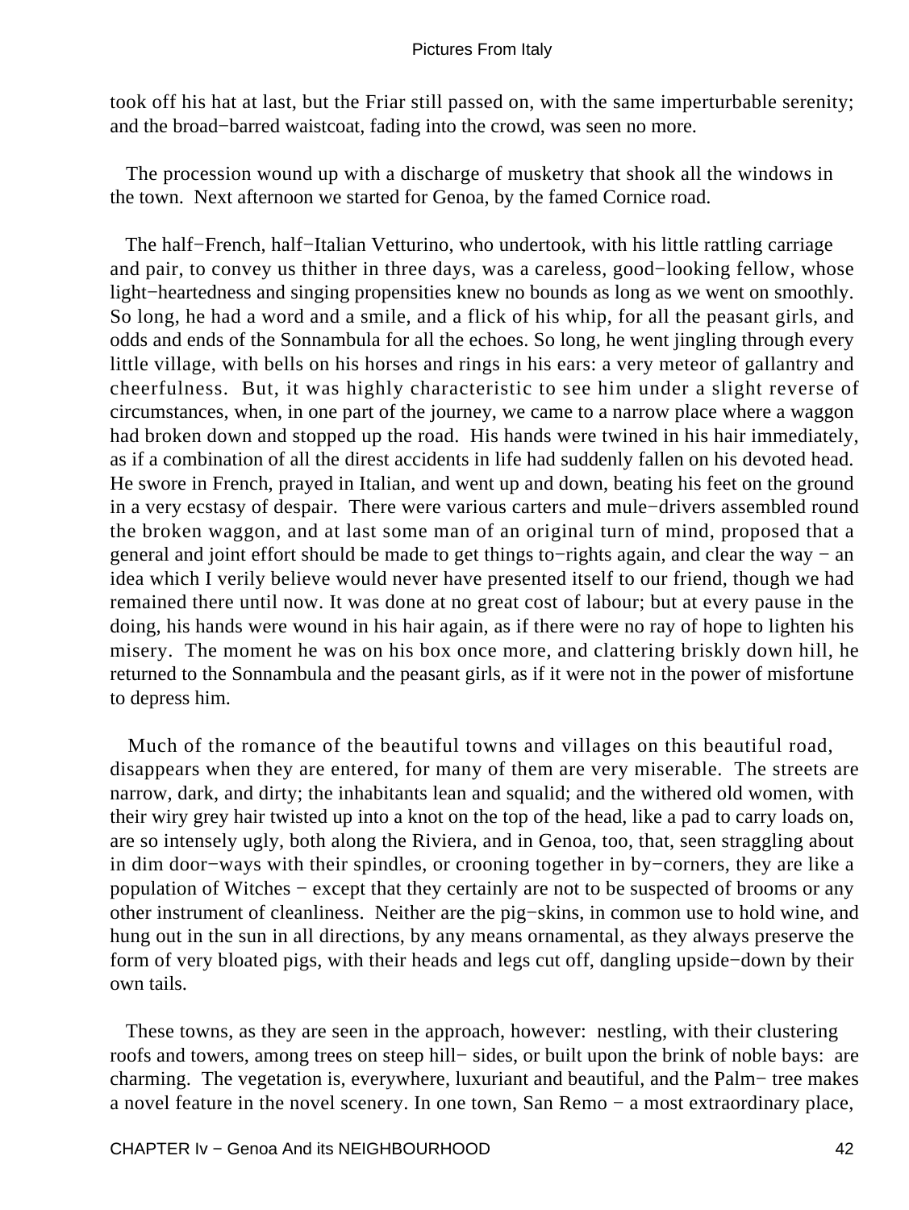took off his hat at last, but the Friar still passed on, with the same imperturbable serenity; and the broad−barred waistcoat, fading into the crowd, was seen no more.

The procession wound up with a discharge of musketry that shook all the windows in the town. Next afternoon we started for Genoa, by the famed Cornice road.

The half−French, half−Italian Vetturino, who undertook, with his little rattling carriage and pair, to convey us thither in three days, was a careless, good−looking fellow, whose light−heartedness and singing propensities knew no bounds as long as we went on smoothly. So long, he had a word and a smile, and a flick of his whip, for all the peasant girls, and odds and ends of the Sonnambula for all the echoes. So long, he went jingling through every little village, with bells on his horses and rings in his ears: a very meteor of gallantry and cheerfulness. But, it was highly characteristic to see him under a slight reverse of circumstances, when, in one part of the journey, we came to a narrow place where a waggon had broken down and stopped up the road. His hands were twined in his hair immediately, as if a combination of all the direst accidents in life had suddenly fallen on his devoted head. He swore in French, prayed in Italian, and went up and down, beating his feet on the ground in a very ecstasy of despair. There were various carters and mule−drivers assembled round the broken waggon, and at last some man of an original turn of mind, proposed that a general and joint effort should be made to get things to−rights again, and clear the way − an idea which I verily believe would never have presented itself to our friend, though we had remained there until now. It was done at no great cost of labour; but at every pause in the doing, his hands were wound in his hair again, as if there were no ray of hope to lighten his misery. The moment he was on his box once more, and clattering briskly down hill, he returned to the Sonnambula and the peasant girls, as if it were not in the power of misfortune to depress him.

Much of the romance of the beautiful towns and villages on this beautiful road, disappears when they are entered, for many of them are very miserable. The streets are narrow, dark, and dirty; the inhabitants lean and squalid; and the withered old women, with their wiry grey hair twisted up into a knot on the top of the head, like a pad to carry loads on, are so intensely ugly, both along the Riviera, and in Genoa, too, that, seen straggling about in dim door−ways with their spindles, or crooning together in by−corners, they are like a population of Witches − except that they certainly are not to be suspected of brooms or any other instrument of cleanliness. Neither are the pig−skins, in common use to hold wine, and hung out in the sun in all directions, by any means ornamental, as they always preserve the form of very bloated pigs, with their heads and legs cut off, dangling upside−down by their own tails.

These towns, as they are seen in the approach, however: nestling, with their clustering roofs and towers, among trees on steep hill− sides, or built upon the brink of noble bays: are charming. The vegetation is, everywhere, luxuriant and beautiful, and the Palm− tree makes a novel feature in the novel scenery. In one town, San Remo − a most extraordinary place,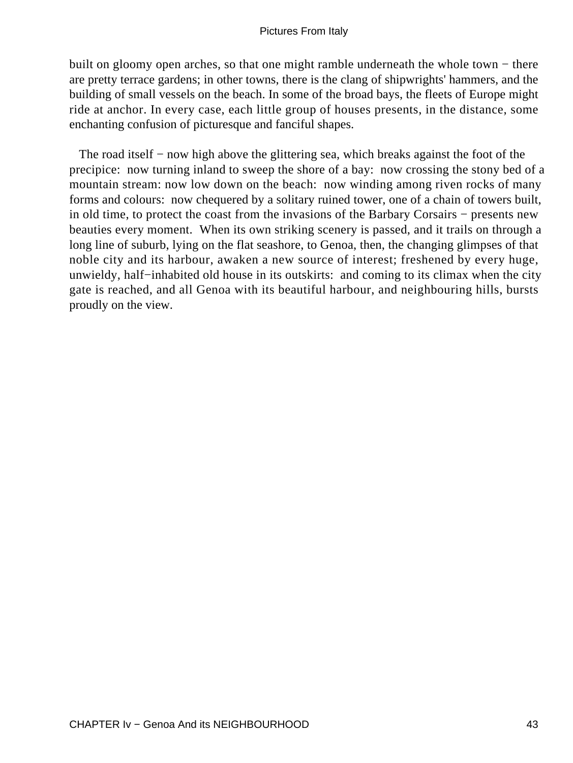built on gloomy open arches, so that one might ramble underneath the whole town − there are pretty terrace gardens; in other towns, there is the clang of shipwrights' hammers, and the building of small vessels on the beach. In some of the broad bays, the fleets of Europe might ride at anchor. In every case, each little group of houses presents, in the distance, some enchanting confusion of picturesque and fanciful shapes.

The road itself − now high above the glittering sea, which breaks against the foot of the precipice: now turning inland to sweep the shore of a bay: now crossing the stony bed of a mountain stream: now low down on the beach: now winding among riven rocks of many forms and colours: now chequered by a solitary ruined tower, one of a chain of towers built, in old time, to protect the coast from the invasions of the Barbary Corsairs − presents new beauties every moment. When its own striking scenery is passed, and it trails on through a long line of suburb, lying on the flat seashore, to Genoa, then, the changing glimpses of that noble city and its harbour, awaken a new source of interest; freshened by every huge, unwieldy, half−inhabited old house in its outskirts: and coming to its climax when the city gate is reached, and all Genoa with its beautiful harbour, and neighbouring hills, bursts proudly on the view.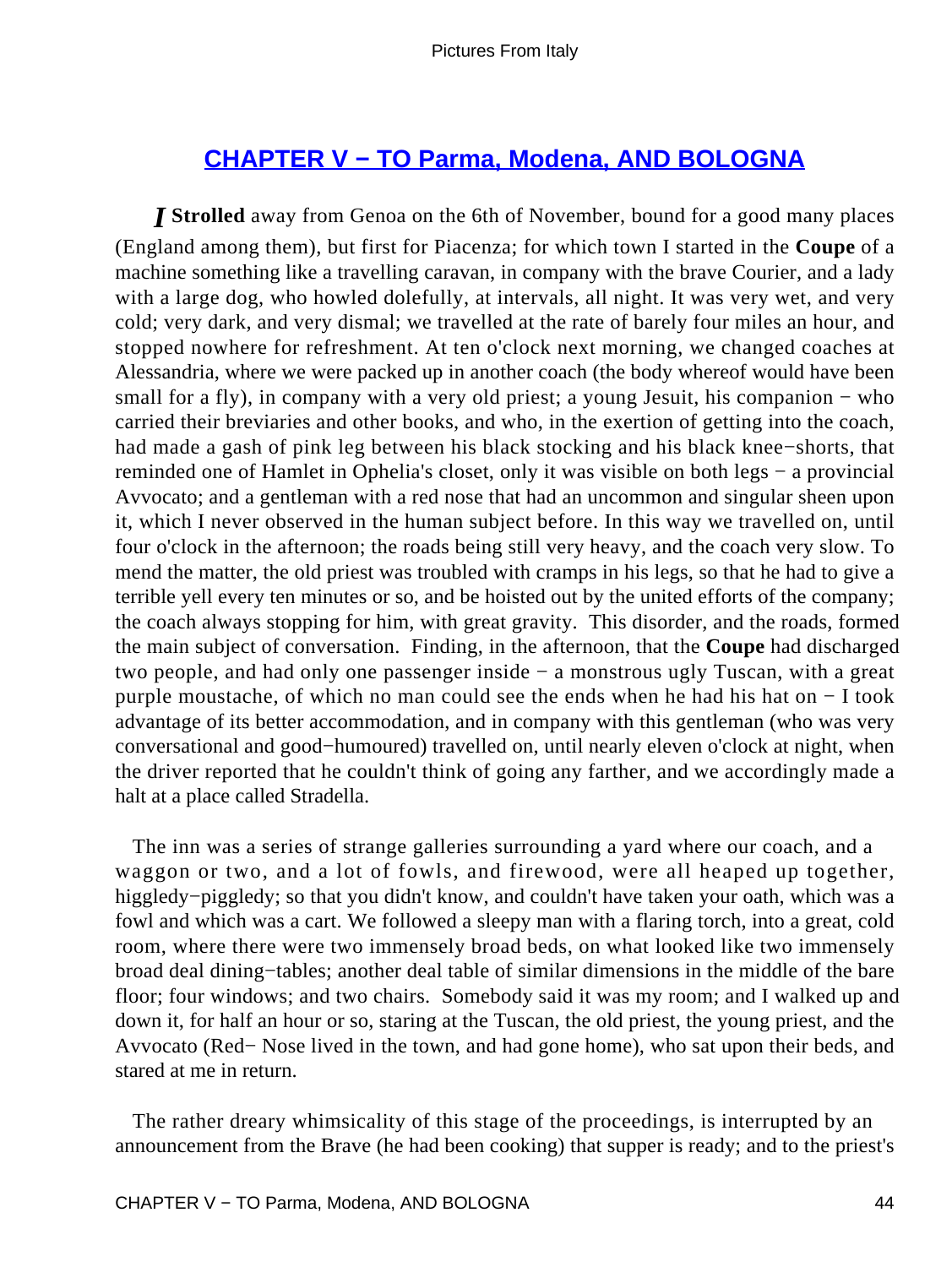## CHAPTER V − TO Parma, Modena, AND BOLOGNA

*I* **Strolled** away from Genoa on the 6th of November, bound for a good many places (England among them), but first for Piacenza; for which town I started in the **Coupe** of a machine something like a travelling caravan, in company with the brave Courier, and a lady with a large dog, who howled dolefully, at intervals, all night. It was very wet, and very cold; very dark, and very dismal; we travelled at the rate of barely four miles an hour, and stopped nowhere for refreshment. At ten o'clock next morning, we changed coaches at Alessandria, where we were packed up in another coach (the body whereof would have been small for a fly), in company with a very old priest; a young Jesuit, his companion − who carried their breviaries and other books, and who, in the exertion of getting into the coach, had made a gash of pink leg between his black stocking and his black knee−shorts, that reminded one of Hamlet in Ophelia's closet, only it was visible on both legs − a provincial Avvocato; and a gentleman with a red nose that had an uncommon and singular sheen upon it, which I never observed in the human subject before. In this way we travelled on, until four o'clock in the afternoon; the roads being still very heavy, and the coach very slow. To mend the matter, the old priest was troubled with cramps in his legs, so that he had to give a terrible yell every ten minutes or so, and be hoisted out by the united efforts of the company; the coach always stopping for him, with great gravity. This disorder, and the roads, formed the main subject of conversation. Finding, in the afternoon, that the **Coupe** had discharged two people, and had only one passenger inside − a monstrous ugly Tuscan, with a great purple moustache, of which no man could see the ends when he had his hat on − I took advantage of its better accommodation, and in company with this gentleman (who was very conversational and good−humoured) travelled on, until nearly eleven o'clock at night, when the driver reported that he couldn't think of going any farther, and we accordingly made a halt at a place called Stradella.

The inn was a series of strange galleries surrounding a yard where our coach, and a waggon or two, and a lot of fowls, and firewood, were all heaped up together, higgledy−piggledy; so that you didn't know, and couldn't have taken your oath, which was a fowl and which was a cart. We followed a sleepy man with a flaring torch, into a great, cold room, where there were two immensely broad beds, on what looked like two immensely broad deal dining−tables; another deal table of similar dimensions in the middle of the bare floor; four windows; and two chairs. Somebody said it was my room; and I walked up and down it, for half an hour or so, staring at the Tuscan, the old priest, the young priest, and the Avvocato (Red− Nose lived in the town, and had gone home), who sat upon their beds, and stared at me in return.

The rather dreary whimsicality of this stage of the proceedings, is interrupted by an announcement from the Brave (he had been cooking) that supper is ready; and to the priest's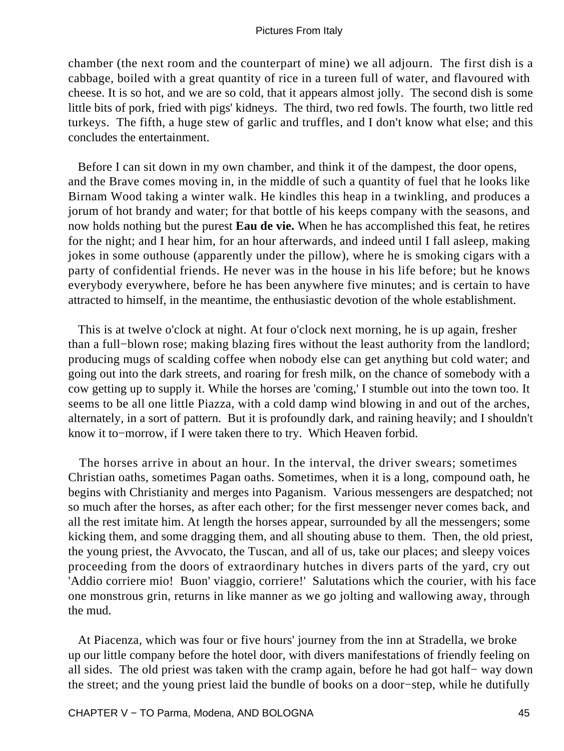chamber (the next room and the counterpart of mine) we all adjourn. The first dish is a cabbage, boiled with a great quantity of rice in a tureen full of water, and flavoured with cheese. It is so hot, and we are so cold, that it appears almost jolly. The second dish is some little bits of pork, fried with pigs' kidneys. The third, two red fowls. The fourth, two little red turkeys. The fifth, a huge stew of garlic and truffles, and I don't know what else; and this concludes the entertainment.

Before I can sit down in my own chamber, and think it of the dampest, the door opens, and the Brave comes moving in, in the middle of such a quantity of fuel that he looks like Birnam Wood taking a winter walk. He kindles this heap in a twinkling, and produces a jorum of hot brandy and water; for that bottle of his keeps company with the seasons, and now holds nothing but the purest **Eau de vie.** When he has accomplished this feat, he retires for the night; and I hear him, for an hour afterwards, and indeed until I fall asleep, making jokes in some outhouse (apparently under the pillow), where he is smoking cigars with a party of confidential friends. He never was in the house in his life before; but he knows everybody everywhere, before he has been anywhere five minutes; and is certain to have attracted to himself, in the meantime, the enthusiastic devotion of the whole establishment.

This is at twelve o'clock at night. At four o'clock next morning, he is up again, fresher than a full−blown rose; making blazing fires without the least authority from the landlord; producing mugs of scalding coffee when nobody else can get anything but cold water; and going out into the dark streets, and roaring for fresh milk, on the chance of somebody with a cow getting up to supply it. While the horses are 'coming,' I stumble out into the town too. It seems to be all one little Piazza, with a cold damp wind blowing in and out of the arches, alternately, in a sort of pattern. But it is profoundly dark, and raining heavily; and I shouldn't know it to−morrow, if I were taken there to try. Which Heaven forbid.

The horses arrive in about an hour. In the interval, the driver swears; sometimes Christian oaths, sometimes Pagan oaths. Sometimes, when it is a long, compound oath, he begins with Christianity and merges into Paganism. Various messengers are despatched; not so much after the horses, as after each other; for the first messenger never comes back, and all the rest imitate him. At length the horses appear, surrounded by all the messengers; some kicking them, and some dragging them, and all shouting abuse to them. Then, the old priest, the young priest, the Avvocato, the Tuscan, and all of us, take our places; and sleepy voices proceeding from the doors of extraordinary hutches in divers parts of the yard, cry out 'Addio corriere mio! Buon' viaggio, corriere!' Salutations which the courier, with his face one monstrous grin, returns in like manner as we go jolting and wallowing away, through the mud.

At Piacenza, which was four or five hours' journey from the inn at Stradella, we broke up our little company before the hotel door, with divers manifestations of friendly feeling on all sides. The old priest was taken with the cramp again, before he had got half− way down the street; and the young priest laid the bundle of books on a door−step, while he dutifully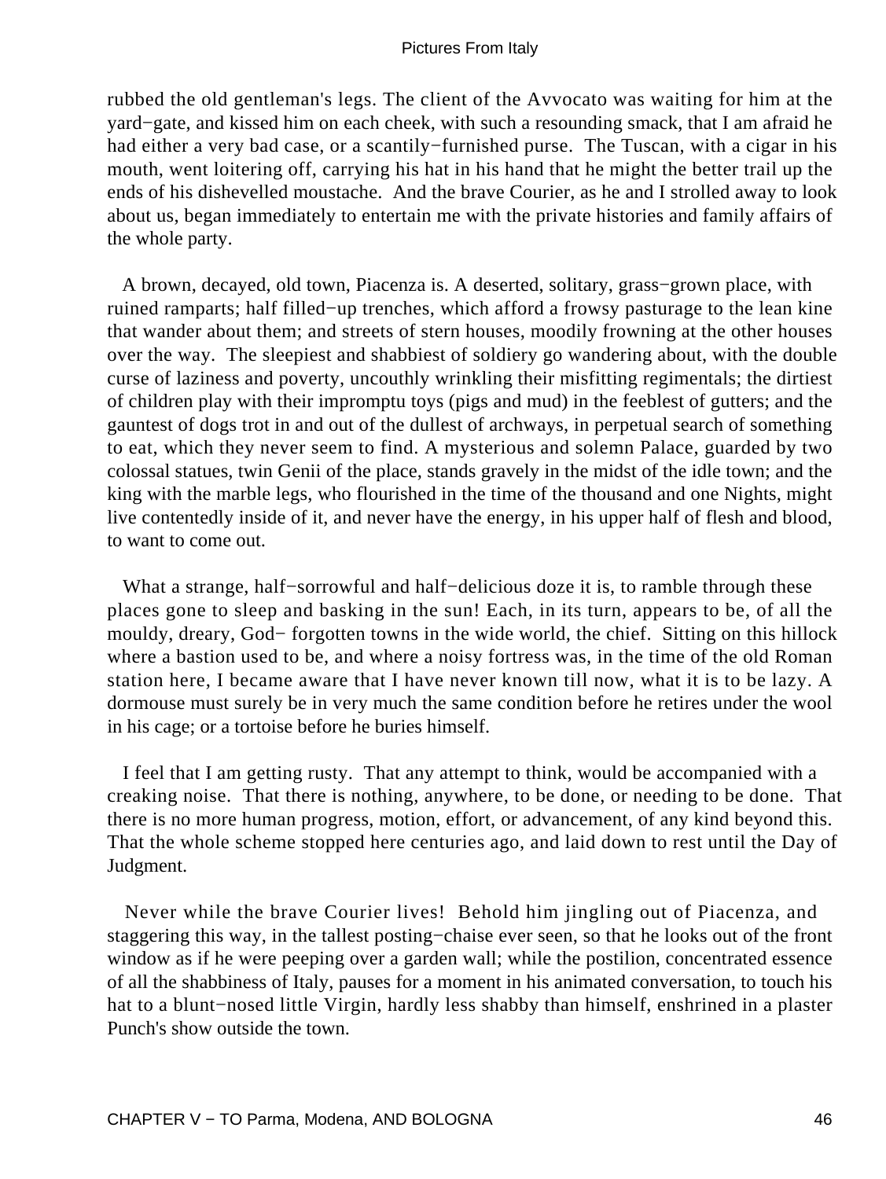rubbed the old gentleman's legs. The client of the Avvocato was waiting for him at the yard−gate, and kissed him on each cheek, with such a resounding smack, that I am afraid he had either a very bad case, or a scantily−furnished purse. The Tuscan, with a cigar in his mouth, went loitering off, carrying his hat in his hand that he might the better trail up the ends of his dishevelled moustache. And the brave Courier, as he and I strolled away to look about us, began immediately to entertain me with the private histories and family affairs of the whole party.

A brown, decayed, old town, Piacenza is. A deserted, solitary, grass−grown place, with ruined ramparts; half filled−up trenches, which afford a frowsy pasturage to the lean kine that wander about them; and streets of stern houses, moodily frowning at the other houses over the way. The sleepiest and shabbiest of soldiery go wandering about, with the double curse of laziness and poverty, uncouthly wrinkling their misfitting regimentals; the dirtiest of children play with their impromptu toys (pigs and mud) in the feeblest of gutters; and the gauntest of dogs trot in and out of the dullest of archways, in perpetual search of something to eat, which they never seem to find. A mysterious and solemn Palace, guarded by two colossal statues, twin Genii of the place, stands gravely in the midst of the idle town; and the king with the marble legs, who flourished in the time of the thousand and one Nights, might live contentedly inside of it, and never have the energy, in his upper half of flesh and blood, to want to come out.

What a strange, half−sorrowful and half−delicious doze it is, to ramble through these places gone to sleep and basking in the sun! Each, in its turn, appears to be, of all the mouldy, dreary, God− forgotten towns in the wide world, the chief. Sitting on this hillock where a bastion used to be, and where a noisy fortress was, in the time of the old Roman station here, I became aware that I have never known till now, what it is to be lazy. A dormouse must surely be in very much the same condition before he retires under the wool in his cage; or a tortoise before he buries himself.

I feel that I am getting rusty. That any attempt to think, would be accompanied with a creaking noise. That there is nothing, anywhere, to be done, or needing to be done. That there is no more human progress, motion, effort, or advancement, of any kind beyond this. That the whole scheme stopped here centuries ago, and laid down to rest until the Day of Judgment.

Never while the brave Courier lives! Behold him jingling out of Piacenza, and staggering this way, in the tallest posting−chaise ever seen, so that he looks out of the front window as if he were peeping over a garden wall; while the postilion, concentrated essence of all the shabbiness of Italy, pauses for a moment in his animated conversation, to touch his hat to a blunt−nosed little Virgin, hardly less shabby than himself, enshrined in a plaster Punch's show outside the town.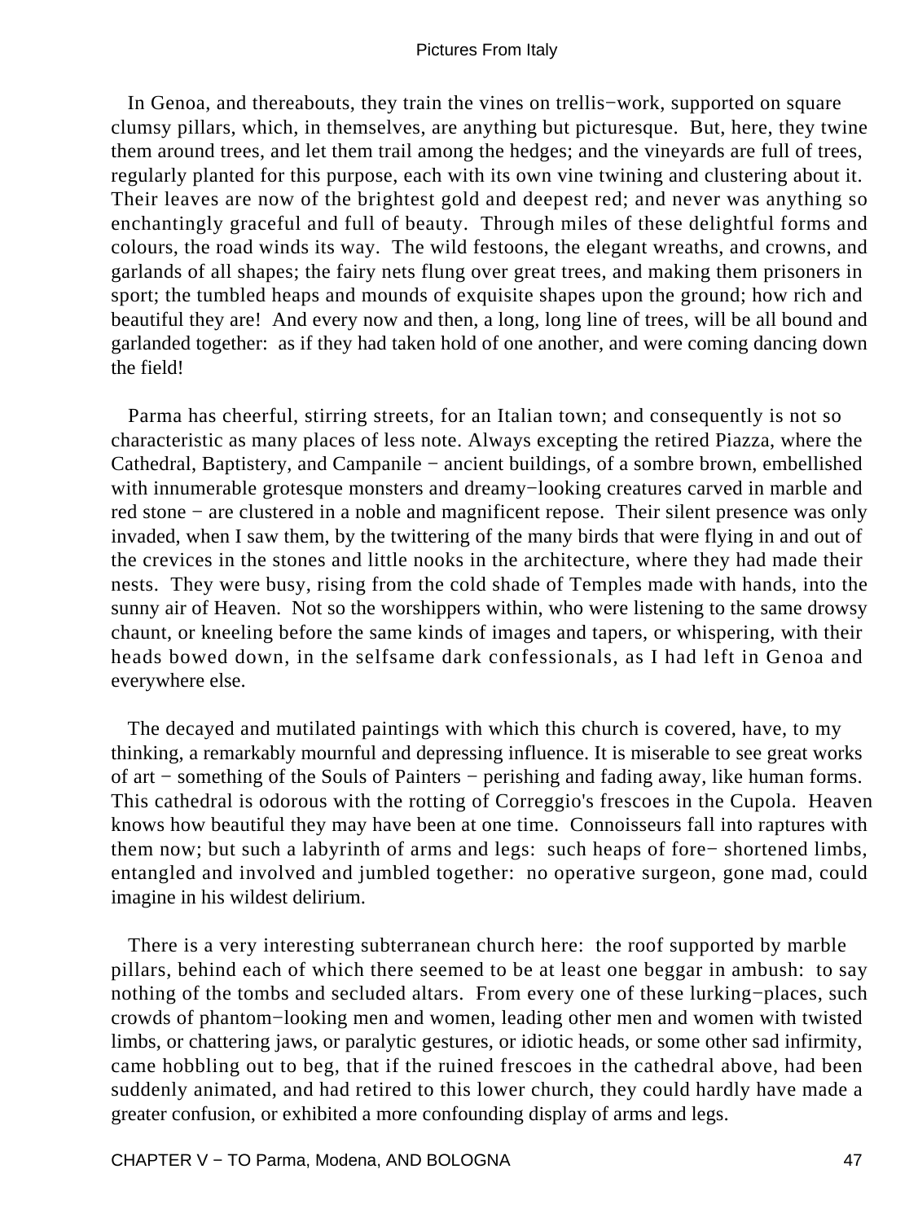In Genoa, and thereabouts, they train the vines on trellis−work, supported on square clumsy pillars, which, in themselves, are anything but picturesque. But, here, they twine them around trees, and let them trail among the hedges; and the vineyards are full of trees, regularly planted for this purpose, each with its own vine twining and clustering about it. Their leaves are now of the brightest gold and deepest red; and never was anything so enchantingly graceful and full of beauty. Through miles of these delightful forms and colours, the road winds its way. The wild festoons, the elegant wreaths, and crowns, and garlands of all shapes; the fairy nets flung over great trees, and making them prisoners in sport; the tumbled heaps and mounds of exquisite shapes upon the ground; how rich and beautiful they are! And every now and then, a long, long line of trees, will be all bound and garlanded together: as if they had taken hold of one another, and were coming dancing down the field!

Parma has cheerful, stirring streets, for an Italian town; and consequently is not so characteristic as many places of less note. Always excepting the retired Piazza, where the Cathedral, Baptistery, and Campanile − ancient buildings, of a sombre brown, embellished with innumerable grotesque monsters and dreamy−looking creatures carved in marble and red stone − are clustered in a noble and magnificent repose. Their silent presence was only invaded, when I saw them, by the twittering of the many birds that were flying in and out of the crevices in the stones and little nooks in the architecture, where they had made their nests. They were busy, rising from the cold shade of Temples made with hands, into the sunny air of Heaven. Not so the worshippers within, who were listening to the same drowsy chaunt, or kneeling before the same kinds of images and tapers, or whispering, with their heads bowed down, in the selfsame dark confessionals, as I had left in Genoa and everywhere else.

The decayed and mutilated paintings with which this church is covered, have, to my thinking, a remarkably mournful and depressing influence. It is miserable to see great works of art − something of the Souls of Painters − perishing and fading away, like human forms. This cathedral is odorous with the rotting of Correggio's frescoes in the Cupola. Heaven knows how beautiful they may have been at one time. Connoisseurs fall into raptures with them now; but such a labyrinth of arms and legs: such heaps of fore− shortened limbs, entangled and involved and jumbled together: no operative surgeon, gone mad, could imagine in his wildest delirium.

There is a very interesting subterranean church here: the roof supported by marble pillars, behind each of which there seemed to be at least one beggar in ambush: to say nothing of the tombs and secluded altars. From every one of these lurking−places, such crowds of phantom−looking men and women, leading other men and women with twisted limbs, or chattering jaws, or paralytic gestures, or idiotic heads, or some other sad infirmity, came hobbling out to beg, that if the ruined frescoes in the cathedral above, had been suddenly animated, and had retired to this lower church, they could hardly have made a greater confusion, or exhibited a more confounding display of arms and legs.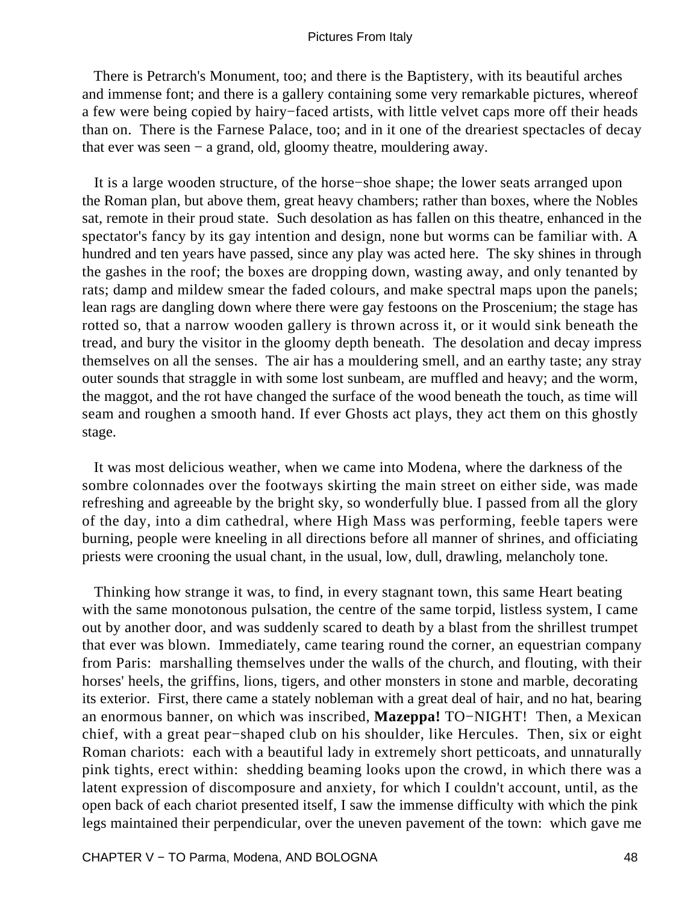There is Petrarch's Monument, too; and there is the Baptistery, with its beautiful arches and immense font; and there is a gallery containing some very remarkable pictures, whereof a few were being copied by hairy−faced artists, with little velvet caps more off their heads than on. There is the Farnese Palace, too; and in it one of the dreariest spectacles of decay that ever was seen − a grand, old, gloomy theatre, mouldering away.

It is a large wooden structure, of the horse−shoe shape; the lower seats arranged upon the Roman plan, but above them, great heavy chambers; rather than boxes, where the Nobles sat, remote in their proud state. Such desolation as has fallen on this theatre, enhanced in the spectator's fancy by its gay intention and design, none but worms can be familiar with. A hundred and ten years have passed, since any play was acted here. The sky shines in through the gashes in the roof; the boxes are dropping down, wasting away, and only tenanted by rats; damp and mildew smear the faded colours, and make spectral maps upon the panels; lean rags are dangling down where there were gay festoons on the Proscenium; the stage has rotted so, that a narrow wooden gallery is thrown across it, or it would sink beneath the tread, and bury the visitor in the gloomy depth beneath. The desolation and decay impress themselves on all the senses. The air has a mouldering smell, and an earthy taste; any stray outer sounds that straggle in with some lost sunbeam, are muffled and heavy; and the worm, the maggot, and the rot have changed the surface of the wood beneath the touch, as time will seam and roughen a smooth hand. If ever Ghosts act plays, they act them on this ghostly stage.

It was most delicious weather, when we came into Modena, where the darkness of the sombre colonnades over the footways skirting the main street on either side, was made refreshing and agreeable by the bright sky, so wonderfully blue. I passed from all the glory of the day, into a dim cathedral, where High Mass was performing, feeble tapers were burning, people were kneeling in all directions before all manner of shrines, and officiating priests were crooning the usual chant, in the usual, low, dull, drawling, melancholy tone.

Thinking how strange it was, to find, in every stagnant town, this same Heart beating with the same monotonous pulsation, the centre of the same torpid, listless system, I came out by another door, and was suddenly scared to death by a blast from the shrillest trumpet that ever was blown. Immediately, came tearing round the corner, an equestrian company from Paris: marshalling themselves under the walls of the church, and flouting, with their horses' heels, the griffins, lions, tigers, and other monsters in stone and marble, decorating its exterior. First, there came a stately nobleman with a great deal of hair, and no hat, bearing an enormous banner, on which was inscribed, **Mazeppa!** TO−NIGHT! Then, a Mexican chief, with a great pear−shaped club on his shoulder, like Hercules. Then, six or eight Roman chariots: each with a beautiful lady in extremely short petticoats, and unnaturally pink tights, erect within: shedding beaming looks upon the crowd, in which there was a latent expression of discomposure and anxiety, for which I couldn't account, until, as the open back of each chariot presented itself, I saw the immense difficulty with which the pink legs maintained their perpendicular, over the uneven pavement of the town: which gave me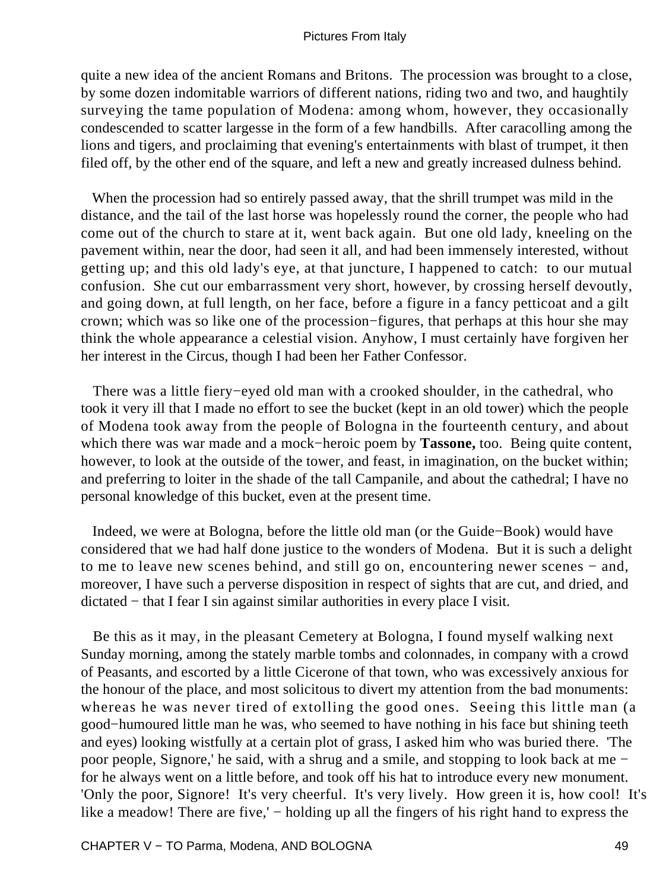quite a new idea of the ancient Romans and Britons. The procession was brought to a close, by some dozen indomitable warriors of different nations, riding two and two, and haughtily surveying the tame population of Modena: among whom, however, they occasionally condescended to scatter largesse in the form of a few handbills. After caracolling among the lions and tigers, and proclaiming that evening's entertainments with blast of trumpet, it then filed off, by the other end of the square, and left a new and greatly increased dulness behind.

When the procession had so entirely passed away, that the shrill trumpet was mild in the distance, and the tail of the last horse was hopelessly round the corner, the people who had come out of the church to stare at it, went back again. But one old lady, kneeling on the pavement within, near the door, had seen it all, and had been immensely interested, without getting up; and this old lady's eye, at that juncture, I happened to catch: to our mutual confusion. She cut our embarrassment very short, however, by crossing herself devoutly, and going down, at full length, on her face, before a figure in a fancy petticoat and a gilt crown; which was so like one of the procession−figures, that perhaps at this hour she may think the whole appearance a celestial vision. Anyhow, I must certainly have forgiven her her interest in the Circus, though I had been her Father Confessor.

There was a little fiery−eyed old man with a crooked shoulder, in the cathedral, who took it very ill that I made no effort to see the bucket (kept in an old tower) which the people of Modena took away from the people of Bologna in the fourteenth century, and about which there was war made and a mock−heroic poem by **Tassone,** too. Being quite content, however, to look at the outside of the tower, and feast, in imagination, on the bucket within; and preferring to loiter in the shade of the tall Campanile, and about the cathedral; I have no personal knowledge of this bucket, even at the present time.

Indeed, we were at Bologna, before the little old man (or the Guide−Book) would have considered that we had half done justice to the wonders of Modena. But it is such a delight to me to leave new scenes behind, and still go on, encountering newer scenes − and, moreover, I have such a perverse disposition in respect of sights that are cut, and dried, and dictated − that I fear I sin against similar authorities in every place I visit.

Be this as it may, in the pleasant Cemetery at Bologna, I found myself walking next Sunday morning, among the stately marble tombs and colonnades, in company with a crowd of Peasants, and escorted by a little Cicerone of that town, who was excessively anxious for the honour of the place, and most solicitous to divert my attention from the bad monuments: whereas he was never tired of extolling the good ones. Seeing this little man (a good−humoured little man he was, who seemed to have nothing in his face but shining teeth and eyes) looking wistfully at a certain plot of grass, I asked him who was buried there. 'The poor people, Signore,' he said, with a shrug and a smile, and stopping to look back at me − for he always went on a little before, and took off his hat to introduce every new monument. 'Only the poor, Signore! It's very cheerful. It's very lively. How green it is, how cool! It's like a meadow! There are five,' − holding up all the fingers of his right hand to express the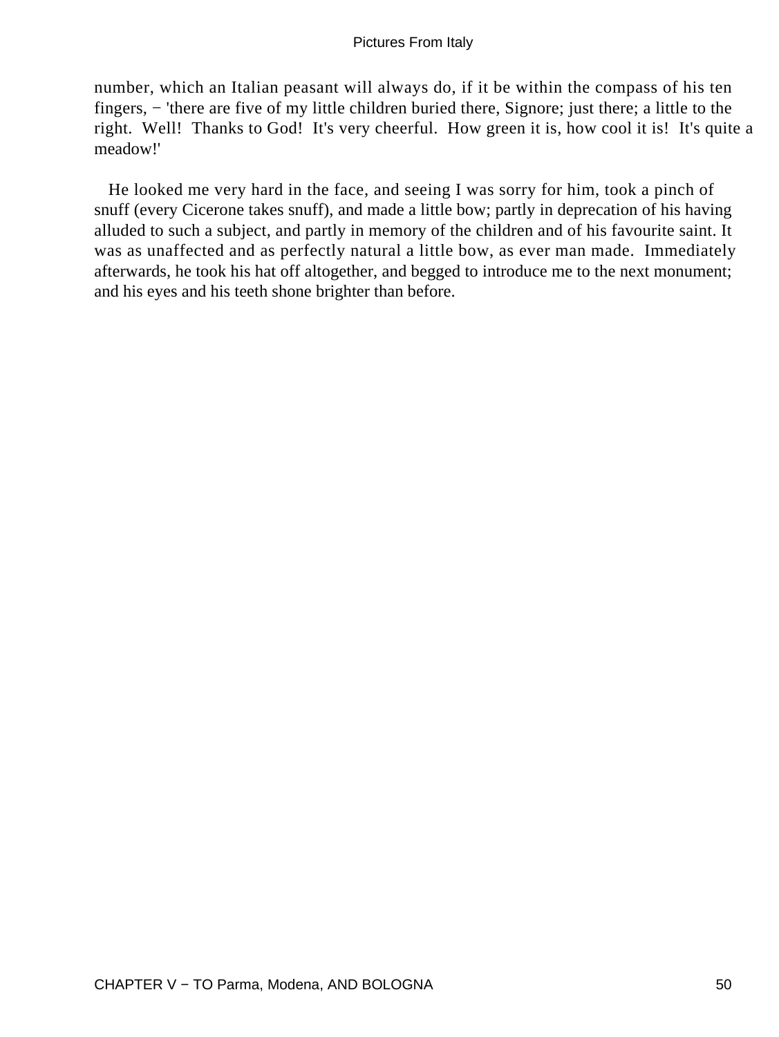number, which an Italian peasant will always do, if it be within the compass of his ten fingers, − 'there are five of my little children buried there, Signore; just there; a little to the right. Well! Thanks to God! It's very cheerful. How green it is, how cool it is! It's quite a meadow!'

He looked me very hard in the face, and seeing I was sorry for him, took a pinch of snuff (every Cicerone takes snuff), and made a little bow; partly in deprecation of his having alluded to such a subject, and partly in memory of the children and of his favourite saint. It was as unaffected and as perfectly natural a little bow, as ever man made. Immediately afterwards, he took his hat off altogether, and begged to introduce me to the next monument; and his eyes and his teeth shone brighter than before.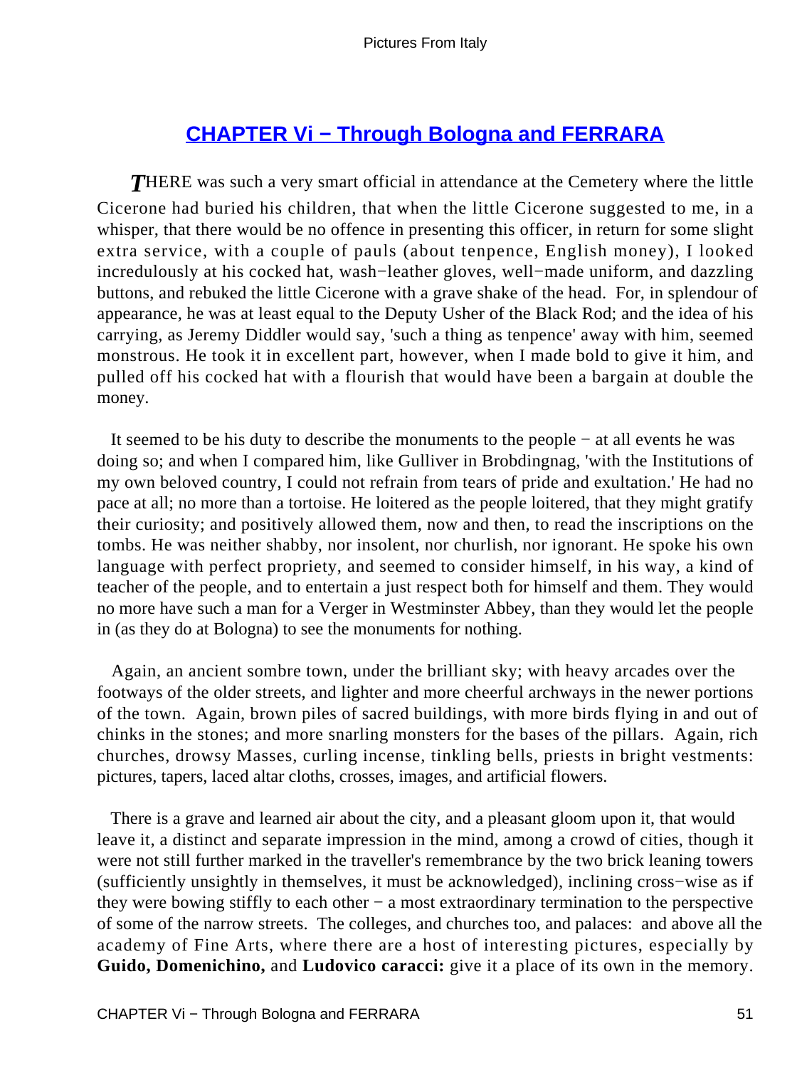## CHAPTER Vi − Through Bologna and FERRARA

*T*HERE was such a very smart official in attendance at the Cemetery where the little Cicerone had buried his children, that when the little Cicerone suggested to me, in a whisper, that there would be no offence in presenting this officer, in return for some slight extra service, with a couple of pauls (about tenpence, English money), I looked incredulously at his cocked hat, wash−leather gloves, well−made uniform, and dazzling buttons, and rebuked the little Cicerone with a grave shake of the head. For, in splendour of appearance, he was at least equal to the Deputy Usher of the Black Rod; and the idea of his carrying, as Jeremy Diddler would say, 'such a thing as tenpence' away with him, seemed monstrous. He took it in excellent part, however, when I made bold to give it him, and pulled off his cocked hat with a flourish that would have been a bargain at double the money.

It seemed to be his duty to describe the monuments to the people − at all events he was doing so; and when I compared him, like Gulliver in Brobdingnag, 'with the Institutions of my own beloved country, I could not refrain from tears of pride and exultation.' He had no pace at all; no more than a tortoise. He loitered as the people loitered, that they might gratify their curiosity; and positively allowed them, now and then, to read the inscriptions on the tombs. He was neither shabby, nor insolent, nor churlish, nor ignorant. He spoke his own language with perfect propriety, and seemed to consider himself, in his way, a kind of teacher of the people, and to entertain a just respect both for himself and them. They would no more have such a man for a Verger in Westminster Abbey, than they would let the people in (as they do at Bologna) to see the monuments for nothing.

Again, an ancient sombre town, under the brilliant sky; with heavy arcades over the footways of the older streets, and lighter and more cheerful archways in the newer portions of the town. Again, brown piles of sacred buildings, with more birds flying in and out of chinks in the stones; and more snarling monsters for the bases of the pillars. Again, rich churches, drowsy Masses, curling incense, tinkling bells, priests in bright vestments: pictures, tapers, laced altar cloths, crosses, images, and artificial flowers.

There is a grave and learned air about the city, and a pleasant gloom upon it, that would leave it, a distinct and separate impression in the mind, among a crowd of cities, though it were not still further marked in the traveller's remembrance by the two brick leaning towers (sufficiently unsightly in themselves, it must be acknowledged), inclining cross−wise as if they were bowing stiffly to each other − a most extraordinary termination to the perspective of some of the narrow streets. The colleges, and churches too, and palaces: and above all the academy of Fine Arts, where there are a host of interesting pictures, especially by **Guido, Domenichino,** and **Ludovico caracci:** give it a place of its own in the memory.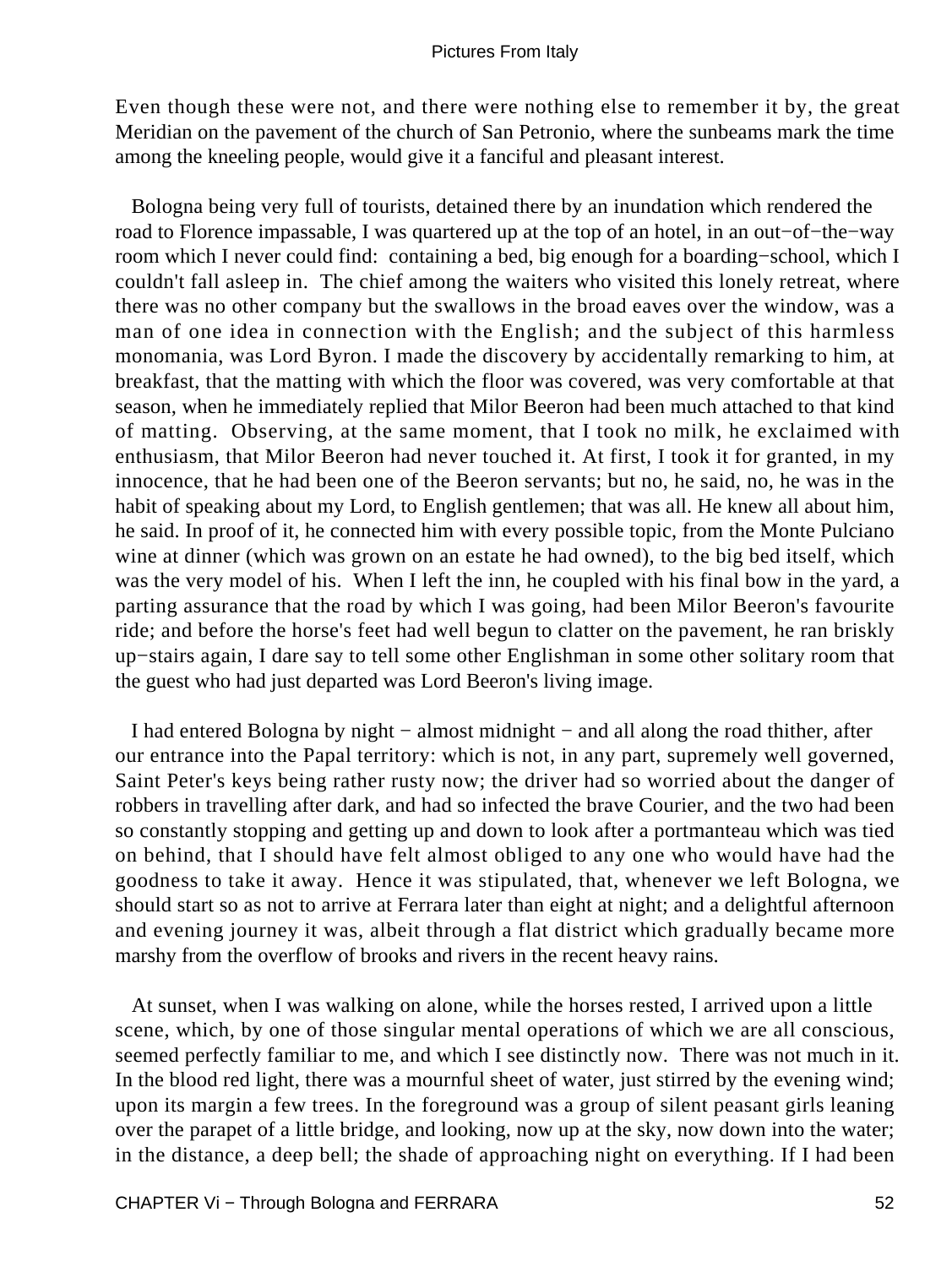Even though these were not, and there were nothing else to remember it by, the great Meridian on the pavement of the church of San Petronio, where the sunbeams mark the time among the kneeling people, would give it a fanciful and pleasant interest.

Bologna being very full of tourists, detained there by an inundation which rendered the road to Florence impassable, I was quartered up at the top of an hotel, in an out−of−the−way room which I never could find: containing a bed, big enough for a boarding−school, which I couldn't fall asleep in. The chief among the waiters who visited this lonely retreat, where there was no other company but the swallows in the broad eaves over the window, was a man of one idea in connection with the English; and the subject of this harmless monomania, was Lord Byron. I made the discovery by accidentally remarking to him, at breakfast, that the matting with which the floor was covered, was very comfortable at that season, when he immediately replied that Milor Beeron had been much attached to that kind of matting. Observing, at the same moment, that I took no milk, he exclaimed with enthusiasm, that Milor Beeron had never touched it. At first, I took it for granted, in my innocence, that he had been one of the Beeron servants; but no, he said, no, he was in the habit of speaking about my Lord, to English gentlemen; that was all. He knew all about him, he said. In proof of it, he connected him with every possible topic, from the Monte Pulciano wine at dinner (which was grown on an estate he had owned), to the big bed itself, which was the very model of his. When I left the inn, he coupled with his final bow in the yard, a parting assurance that the road by which I was going, had been Milor Beeron's favourite ride; and before the horse's feet had well begun to clatter on the pavement, he ran briskly up−stairs again, I dare say to tell some other Englishman in some other solitary room that the guest who had just departed was Lord Beeron's living image.

I had entered Bologna by night − almost midnight − and all along the road thither, after our entrance into the Papal territory: which is not, in any part, supremely well governed, Saint Peter's keys being rather rusty now; the driver had so worried about the danger of robbers in travelling after dark, and had so infected the brave Courier, and the two had been so constantly stopping and getting up and down to look after a portmanteau which was tied on behind, that I should have felt almost obliged to any one who would have had the goodness to take it away. Hence it was stipulated, that, whenever we left Bologna, we should start so as not to arrive at Ferrara later than eight at night; and a delightful afternoon and evening journey it was, albeit through a flat district which gradually became more marshy from the overflow of brooks and rivers in the recent heavy rains.

At sunset, when I was walking on alone, while the horses rested, I arrived upon a little scene, which, by one of those singular mental operations of which we are all conscious, seemed perfectly familiar to me, and which I see distinctly now. There was not much in it. In the blood red light, there was a mournful sheet of water, just stirred by the evening wind; upon its margin a few trees. In the foreground was a group of silent peasant girls leaning over the parapet of a little bridge, and looking, now up at the sky, now down into the water; in the distance, a deep bell; the shade of approaching night on everything. If I had been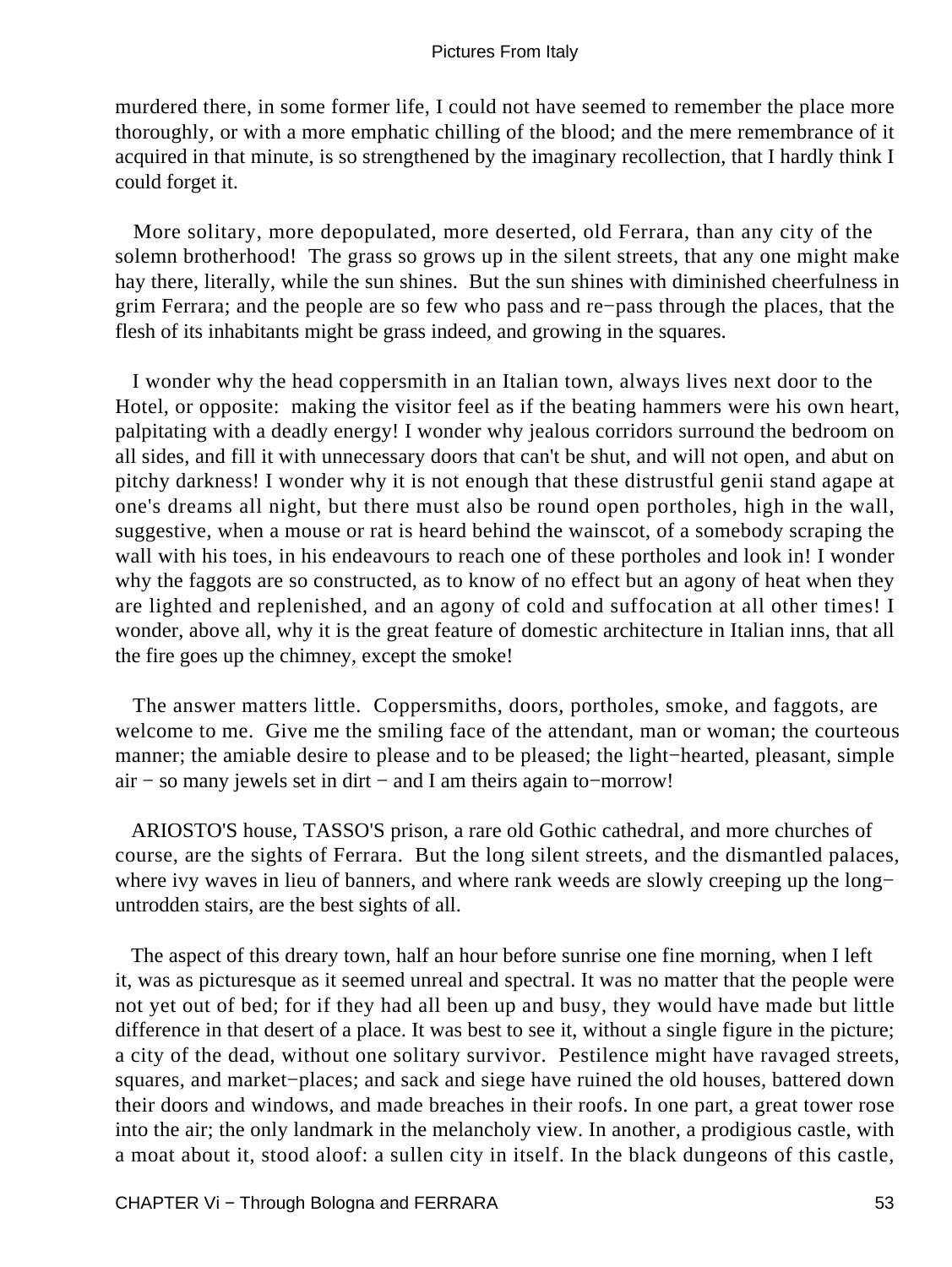murdered there, in some former life, I could not have seemed to remember the place more thoroughly, or with a more emphatic chilling of the blood; and the mere remembrance of it acquired in that minute, is so strengthened by the imaginary recollection, that I hardly think I could forget it.

More solitary, more depopulated, more deserted, old Ferrara, than any city of the solemn brotherhood! The grass so grows up in the silent streets, that any one might make hay there, literally, while the sun shines. But the sun shines with diminished cheerfulness in grim Ferrara; and the people are so few who pass and re−pass through the places, that the flesh of its inhabitants might be grass indeed, and growing in the squares.

I wonder why the head coppersmith in an Italian town, always lives next door to the Hotel, or opposite: making the visitor feel as if the beating hammers were his own heart, palpitating with a deadly energy! I wonder why jealous corridors surround the bedroom on all sides, and fill it with unnecessary doors that can't be shut, and will not open, and abut on pitchy darkness! I wonder why it is not enough that these distrustful genii stand agape at one's dreams all night, but there must also be round open portholes, high in the wall, suggestive, when a mouse or rat is heard behind the wainscot, of a somebody scraping the wall with his toes, in his endeavours to reach one of these portholes and look in! I wonder why the faggots are so constructed, as to know of no effect but an agony of heat when they are lighted and replenished, and an agony of cold and suffocation at all other times! I wonder, above all, why it is the great feature of domestic architecture in Italian inns, that all the fire goes up the chimney, except the smoke!

The answer matters little. Coppersmiths, doors, portholes, smoke, and faggots, are welcome to me. Give me the smiling face of the attendant, man or woman; the courteous manner; the amiable desire to please and to be pleased; the light−hearted, pleasant, simple air − so many jewels set in dirt − and I am theirs again to−morrow!

ARIOSTO'S house, TASSO'S prison, a rare old Gothic cathedral, and more churches of course, are the sights of Ferrara. But the long silent streets, and the dismantled palaces, where ivy waves in lieu of banners, and where rank weeds are slowly creeping up the long−untrodden stairs, are the best sights of all.

The aspect of this dreary town, half an hour before sunrise one fine morning, when I left it, was as picturesque as it seemed unreal and spectral. It was no matter that the people were not yet out of bed; for if they had all been up and busy, they would have made but little difference in that desert of a place. It was best to see it, without a single figure in the picture; a city of the dead, without one solitary survivor. Pestilence might have ravaged streets, squares, and market−places; and sack and siege have ruined the old houses, battered down their doors and windows, and made breaches in their roofs. In one part, a great tower rose into the air; the only landmark in the melancholy view. In another, a prodigious castle, with a moat about it, stood aloof: a sullen city in itself. In the black dungeons of this castle,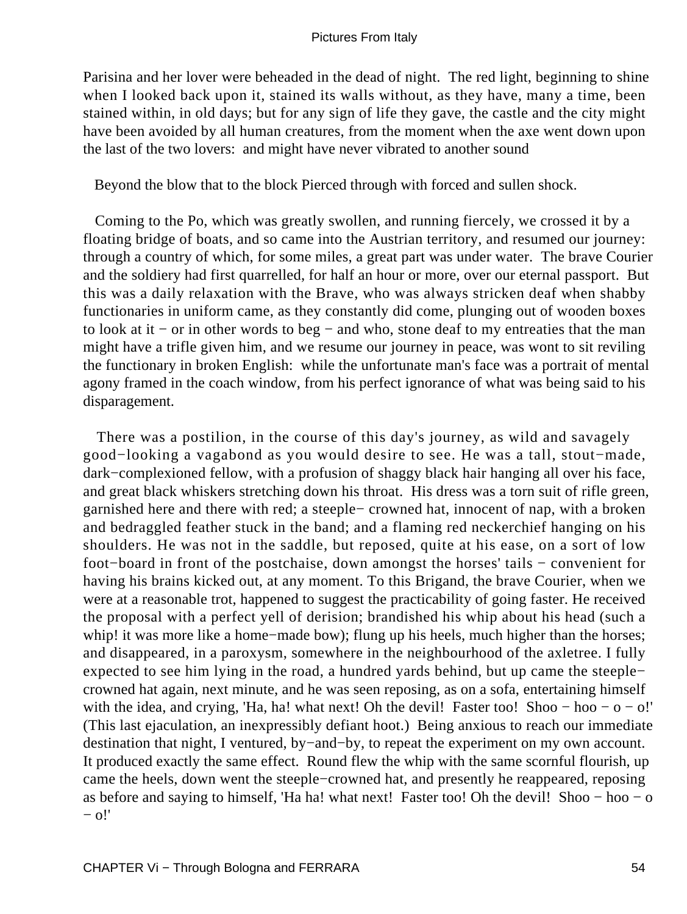Parisina and her lover were beheaded in the dead of night. The red light, beginning to shine when I looked back upon it, stained its walls without, as they have, many a time, been stained within, in old days; but for any sign of life they gave, the castle and the city might have been avoided by all human creatures, from the moment when the axe went down upon the last of the two lovers: and might have never vibrated to another sound

Beyond the blow that to the block Pierced through with forced and sullen shock.

Coming to the Po, which was greatly swollen, and running fiercely, we crossed it by a floating bridge of boats, and so came into the Austrian territory, and resumed our journey: through a country of which, for some miles, a great part was under water. The brave Courier and the soldiery had first quarrelled, for half an hour or more, over our eternal passport. But this was a daily relaxation with the Brave, who was always stricken deaf when shabby functionaries in uniform came, as they constantly did come, plunging out of wooden boxes to look at it − or in other words to beg − and who, stone deaf to my entreaties that the man might have a trifle given him, and we resume our journey in peace, was wont to sit reviling the functionary in broken English: while the unfortunate man's face was a portrait of mental agony framed in the coach window, from his perfect ignorance of what was being said to his disparagement.

There was a postilion, in the course of this day's journey, as wild and savagely good−looking a vagabond as you would desire to see. He was a tall, stout−made, dark−complexioned fellow, with a profusion of shaggy black hair hanging all over his face, and great black whiskers stretching down his throat. His dress was a torn suit of rifle green, garnished here and there with red; a steeple− crowned hat, innocent of nap, with a broken and bedraggled feather stuck in the band; and a flaming red neckerchief hanging on his shoulders. He was not in the saddle, but reposed, quite at his ease, on a sort of low foot−board in front of the postchaise, down amongst the horses' tails − convenient for having his brains kicked out, at any moment. To this Brigand, the brave Courier, when we were at a reasonable trot, happened to suggest the practicability of going faster. He received the proposal with a perfect yell of derision; brandished his whip about his head (such a whip! it was more like a home−made bow); flung up his heels, much higher than the horses; and disappeared, in a paroxysm, somewhere in the neighbourhood of the axletree. I fully expected to see him lying in the road, a hundred yards behind, but up came the steeple−crowned hat again, next minute, and he was seen reposing, as on a sofa, entertaining himself with the idea, and crying, 'Ha, ha! what next! Oh the devil! Faster too! Shoo − hoo − o − o!' (This last ejaculation, an inexpressibly defiant hoot.) Being anxious to reach our immediate destination that night, I ventured, by−and−by, to repeat the experiment on my own account. It produced exactly the same effect. Round flew the whip with the same scornful flourish, up came the heels, down went the steeple−crowned hat, and presently he reappeared, reposing as before and saying to himself, 'Ha ha! what next! Faster too! Oh the devil! Shoo − hoo − o − o!'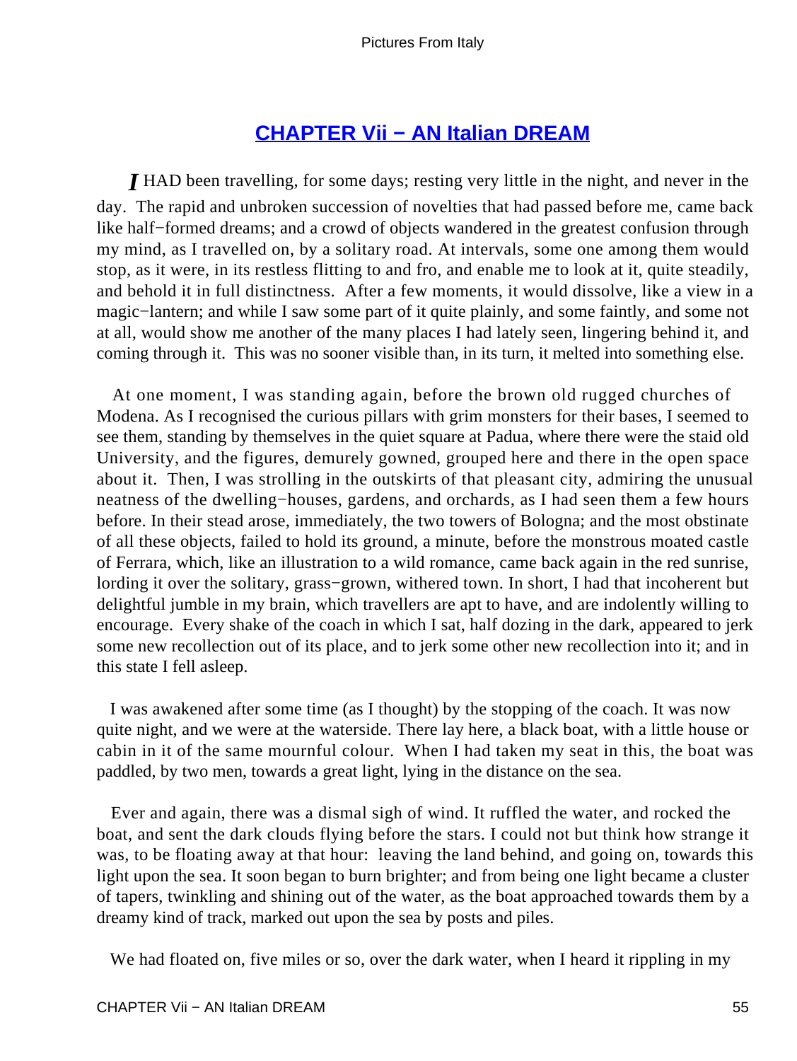# CHAPTER Vii − AN Italian DREAM

*I* HAD been travelling, for some days; resting very little in the night, and never in the day. The rapid and unbroken succession of novelties that had passed before me, came back like half−formed dreams; and a crowd of objects wandered in the greatest confusion through my mind, as I travelled on, by a solitary road. At intervals, some one among them would stop, as it were, in its restless flitting to and fro, and enable me to look at it, quite steadily, and behold it in full distinctness. After a few moments, it would dissolve, like a view in a magic−lantern; and while I saw some part of it quite plainly, and some faintly, and some not at all, would show me another of the many places I had lately seen, lingering behind it, and coming through it. This was no sooner visible than, in its turn, it melted into something else.

At one moment, I was standing again, before the brown old rugged churches of Modena. As I recognised the curious pillars with grim monsters for their bases, I seemed to see them, standing by themselves in the quiet square at Padua, where there were the staid old University, and the figures, demurely gowned, grouped here and there in the open space about it. Then, I was strolling in the outskirts of that pleasant city, admiring the unusual neatness of the dwelling−houses, gardens, and orchards, as I had seen them a few hours before. In their stead arose, immediately, the two towers of Bologna; and the most obstinate of all these objects, failed to hold its ground, a minute, before the monstrous moated castle of Ferrara, which, like an illustration to a wild romance, came back again in the red sunrise, lording it over the solitary, grass−grown, withered town. In short, I had that incoherent but delightful jumble in my brain, which travellers are apt to have, and are indolently willing to encourage. Every shake of the coach in which I sat, half dozing in the dark, appeared to jerk some new recollection out of its place, and to jerk some other new recollection into it; and in this state I fell asleep.

I was awakened after some time (as I thought) by the stopping of the coach. It was now quite night, and we were at the waterside. There lay here, a black boat, with a little house or cabin in it of the same mournful colour. When I had taken my seat in this, the boat was paddled, by two men, towards a great light, lying in the distance on the sea.

Ever and again, there was a dismal sigh of wind. It ruffled the water, and rocked the boat, and sent the dark clouds flying before the stars. I could not but think how strange it was, to be floating away at that hour: leaving the land behind, and going on, towards this light upon the sea. It soon began to burn brighter; and from being one light became a cluster of tapers, twinkling and shining out of the water, as the boat approached towards them by a dreamy kind of track, marked out upon the sea by posts and piles.

We had floated on, five miles or so, over the dark water, when I heard it rippling in my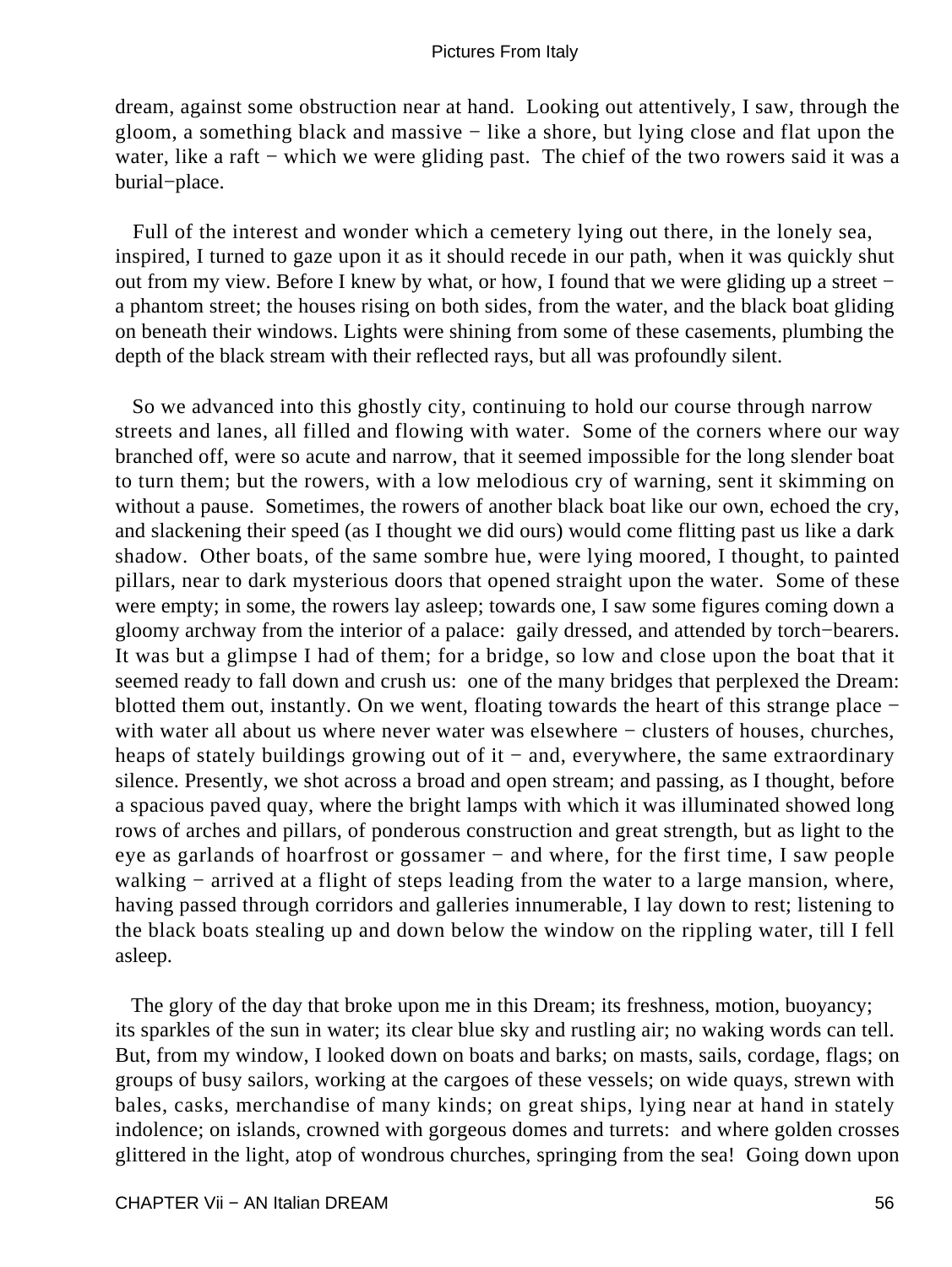dream, against some obstruction near at hand. Looking out attentively, I saw, through the gloom, a something black and massive − like a shore, but lying close and flat upon the water, like a raft − which we were gliding past. The chief of the two rowers said it was a burial−place.

Full of the interest and wonder which a cemetery lying out there, in the lonely sea, inspired, I turned to gaze upon it as it should recede in our path, when it was quickly shut out from my view. Before I knew by what, or how, I found that we were gliding up a street − a phantom street; the houses rising on both sides, from the water, and the black boat gliding on beneath their windows. Lights were shining from some of these casements, plumbing the depth of the black stream with their reflected rays, but all was profoundly silent.

So we advanced into this ghostly city, continuing to hold our course through narrow streets and lanes, all filled and flowing with water. Some of the corners where our way branched off, were so acute and narrow, that it seemed impossible for the long slender boat to turn them; but the rowers, with a low melodious cry of warning, sent it skimming on without a pause. Sometimes, the rowers of another black boat like our own, echoed the cry, and slackening their speed (as I thought we did ours) would come flitting past us like a dark shadow. Other boats, of the same sombre hue, were lying moored, I thought, to painted pillars, near to dark mysterious doors that opened straight upon the water. Some of these were empty; in some, the rowers lay asleep; towards one, I saw some figures coming down a gloomy archway from the interior of a palace: gaily dressed, and attended by torch−bearers. It was but a glimpse I had of them; for a bridge, so low and close upon the boat that it seemed ready to fall down and crush us: one of the many bridges that perplexed the Dream: blotted them out, instantly. On we went, floating towards the heart of this strange place − with water all about us where never water was elsewhere − clusters of houses, churches, heaps of stately buildings growing out of it − and, everywhere, the same extraordinary silence. Presently, we shot across a broad and open stream; and passing, as I thought, before a spacious paved quay, where the bright lamps with which it was illuminated showed long rows of arches and pillars, of ponderous construction and great strength, but as light to the eye as garlands of hoarfrost or gossamer − and where, for the first time, I saw people walking − arrived at a flight of steps leading from the water to a large mansion, where, having passed through corridors and galleries innumerable, I lay down to rest; listening to the black boats stealing up and down below the window on the rippling water, till I fell asleep.

The glory of the day that broke upon me in this Dream; its freshness, motion, buoyancy; its sparkles of the sun in water; its clear blue sky and rustling air; no waking words can tell. But, from my window, I looked down on boats and barks; on masts, sails, cordage, flags; on groups of busy sailors, working at the cargoes of these vessels; on wide quays, strewn with bales, casks, merchandise of many kinds; on great ships, lying near at hand in stately indolence; on islands, crowned with gorgeous domes and turrets: and where golden crosses glittered in the light, atop of wondrous churches, springing from the sea! Going down upon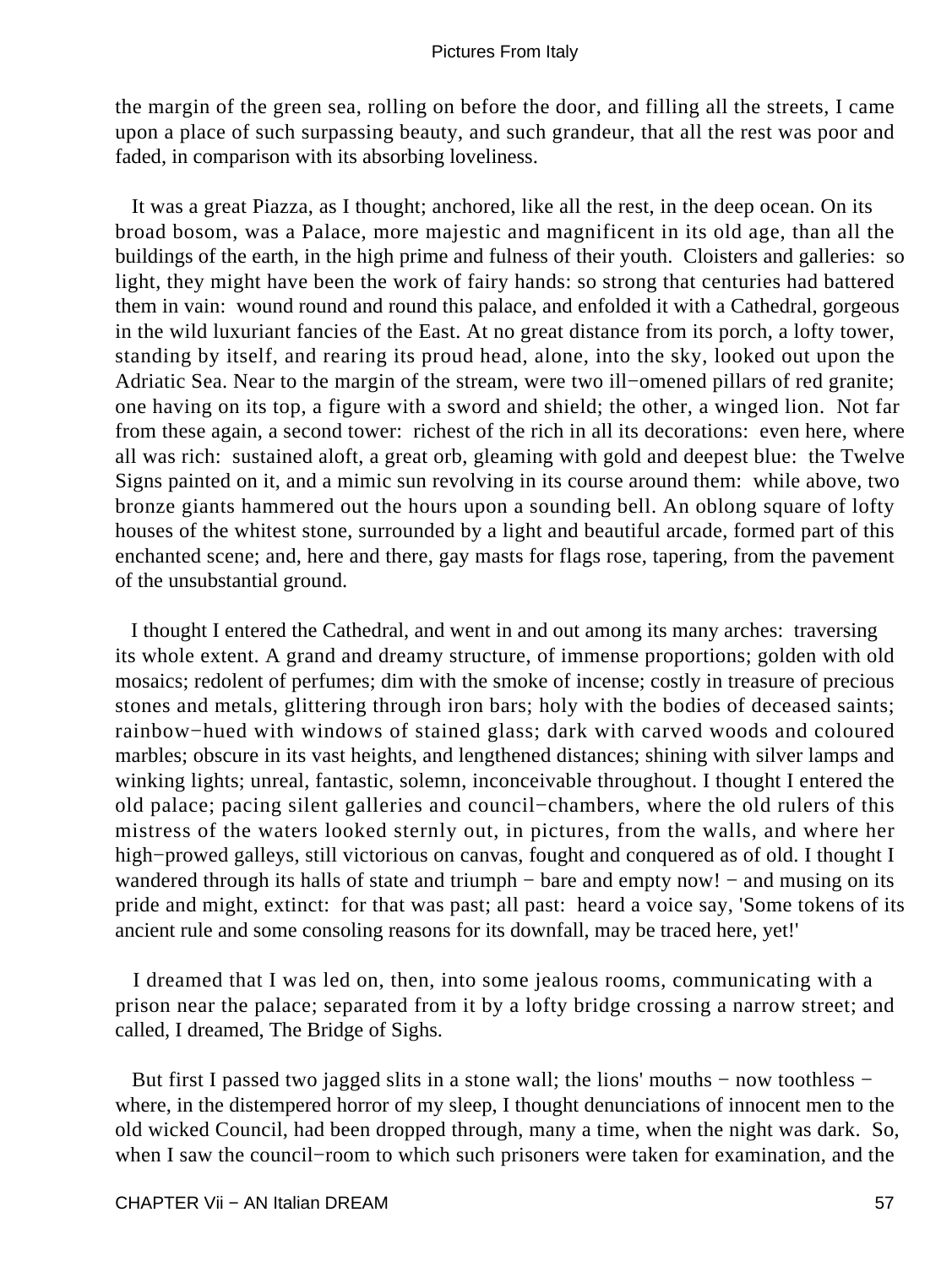the margin of the green sea, rolling on before the door, and filling all the streets, I came upon a place of such surpassing beauty, and such grandeur, that all the rest was poor and faded, in comparison with its absorbing loveliness.

It was a great Piazza, as I thought; anchored, like all the rest, in the deep ocean. On its broad bosom, was a Palace, more majestic and magnificent in its old age, than all the buildings of the earth, in the high prime and fulness of their youth. Cloisters and galleries: so light, they might have been the work of fairy hands: so strong that centuries had battered them in vain: wound round and round this palace, and enfolded it with a Cathedral, gorgeous in the wild luxuriant fancies of the East. At no great distance from its porch, a lofty tower, standing by itself, and rearing its proud head, alone, into the sky, looked out upon the Adriatic Sea. Near to the margin of the stream, were two ill−omened pillars of red granite; one having on its top, a figure with a sword and shield; the other, a winged lion. Not far from these again, a second tower: richest of the rich in all its decorations: even here, where all was rich: sustained aloft, a great orb, gleaming with gold and deepest blue: the Twelve Signs painted on it, and a mimic sun revolving in its course around them: while above, two bronze giants hammered out the hours upon a sounding bell. An oblong square of lofty houses of the whitest stone, surrounded by a light and beautiful arcade, formed part of this enchanted scene; and, here and there, gay masts for flags rose, tapering, from the pavement of the unsubstantial ground.

I thought I entered the Cathedral, and went in and out among its many arches: traversing its whole extent. A grand and dreamy structure, of immense proportions; golden with old mosaics; redolent of perfumes; dim with the smoke of incense; costly in treasure of precious stones and metals, glittering through iron bars; holy with the bodies of deceased saints; rainbow−hued with windows of stained glass; dark with carved woods and coloured marbles; obscure in its vast heights, and lengthened distances; shining with silver lamps and winking lights; unreal, fantastic, solemn, inconceivable throughout. I thought I entered the old palace; pacing silent galleries and council−chambers, where the old rulers of this mistress of the waters looked sternly out, in pictures, from the walls, and where her high−prowed galleys, still victorious on canvas, fought and conquered as of old. I thought I wandered through its halls of state and triumph − bare and empty now! − and musing on its pride and might, extinct: for that was past; all past: heard a voice say, 'Some tokens of its ancient rule and some consoling reasons for its downfall, may be traced here, yet!'

I dreamed that I was led on, then, into some jealous rooms, communicating with a prison near the palace; separated from it by a lofty bridge crossing a narrow street; and called, I dreamed, The Bridge of Sighs.

But first I passed two jagged slits in a stone wall; the lions' mouths − now toothless − where, in the distempered horror of my sleep, I thought denunciations of innocent men to the old wicked Council, had been dropped through, many a time, when the night was dark. So, when I saw the council−room to which such prisoners were taken for examination, and the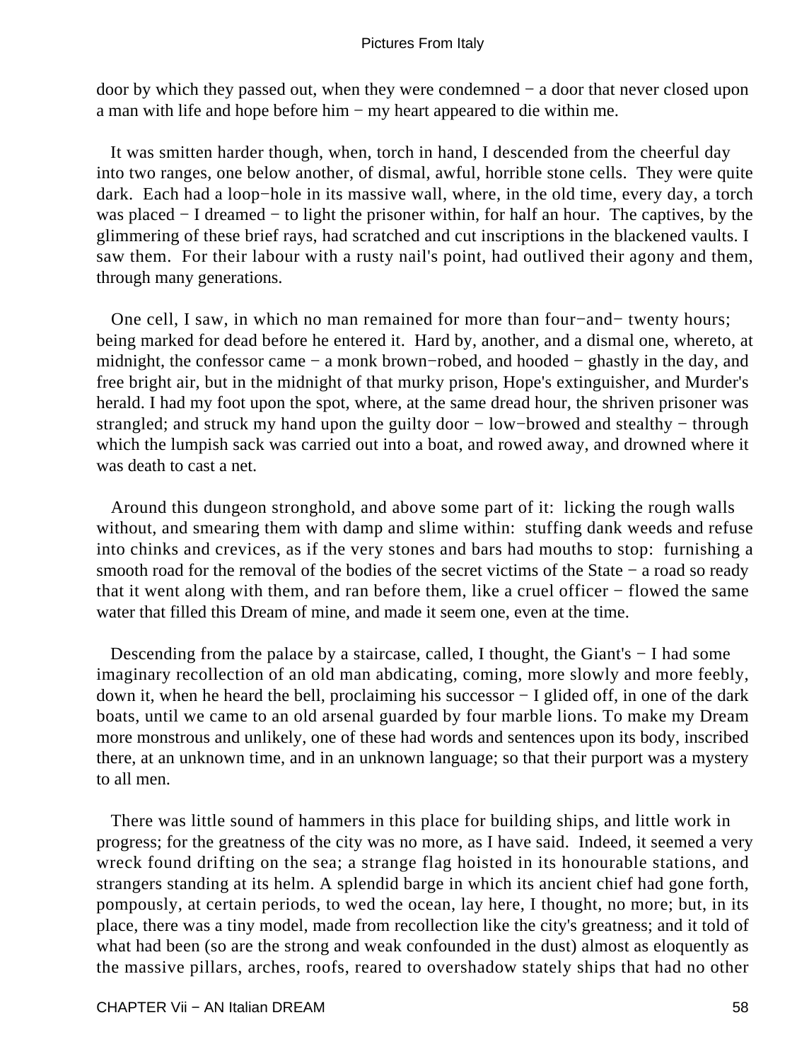door by which they passed out, when they were condemned − a door that never closed upon a man with life and hope before him − my heart appeared to die within me.

It was smitten harder though, when, torch in hand, I descended from the cheerful day into two ranges, one below another, of dismal, awful, horrible stone cells. They were quite dark. Each had a loop−hole in its massive wall, where, in the old time, every day, a torch was placed − I dreamed − to light the prisoner within, for half an hour. The captives, by the glimmering of these brief rays, had scratched and cut inscriptions in the blackened vaults. I saw them. For their labour with a rusty nail's point, had outlived their agony and them, through many generations.

One cell, I saw, in which no man remained for more than four−and− twenty hours; being marked for dead before he entered it. Hard by, another, and a dismal one, whereto, at midnight, the confessor came − a monk brown−robed, and hooded − ghastly in the day, and free bright air, but in the midnight of that murky prison, Hope's extinguisher, and Murder's herald. I had my foot upon the spot, where, at the same dread hour, the shriven prisoner was strangled; and struck my hand upon the guilty door − low−browed and stealthy − through which the lumpish sack was carried out into a boat, and rowed away, and drowned where it was death to cast a net.

Around this dungeon stronghold, and above some part of it: licking the rough walls without, and smearing them with damp and slime within: stuffing dank weeds and refuse into chinks and crevices, as if the very stones and bars had mouths to stop: furnishing a smooth road for the removal of the bodies of the secret victims of the State − a road so ready that it went along with them, and ran before them, like a cruel officer − flowed the same water that filled this Dream of mine, and made it seem one, even at the time.

Descending from the palace by a staircase, called, I thought, the Giant's − I had some imaginary recollection of an old man abdicating, coming, more slowly and more feebly, down it, when he heard the bell, proclaiming his successor − I glided off, in one of the dark boats, until we came to an old arsenal guarded by four marble lions. To make my Dream more monstrous and unlikely, one of these had words and sentences upon its body, inscribed there, at an unknown time, and in an unknown language; so that their purport was a mystery to all men.

There was little sound of hammers in this place for building ships, and little work in progress; for the greatness of the city was no more, as I have said. Indeed, it seemed a very wreck found drifting on the sea; a strange flag hoisted in its honourable stations, and strangers standing at its helm. A splendid barge in which its ancient chief had gone forth, pompously, at certain periods, to wed the ocean, lay here, I thought, no more; but, in its place, there was a tiny model, made from recollection like the city's greatness; and it told of what had been (so are the strong and weak confounded in the dust) almost as eloquently as the massive pillars, arches, roofs, reared to overshadow stately ships that had no other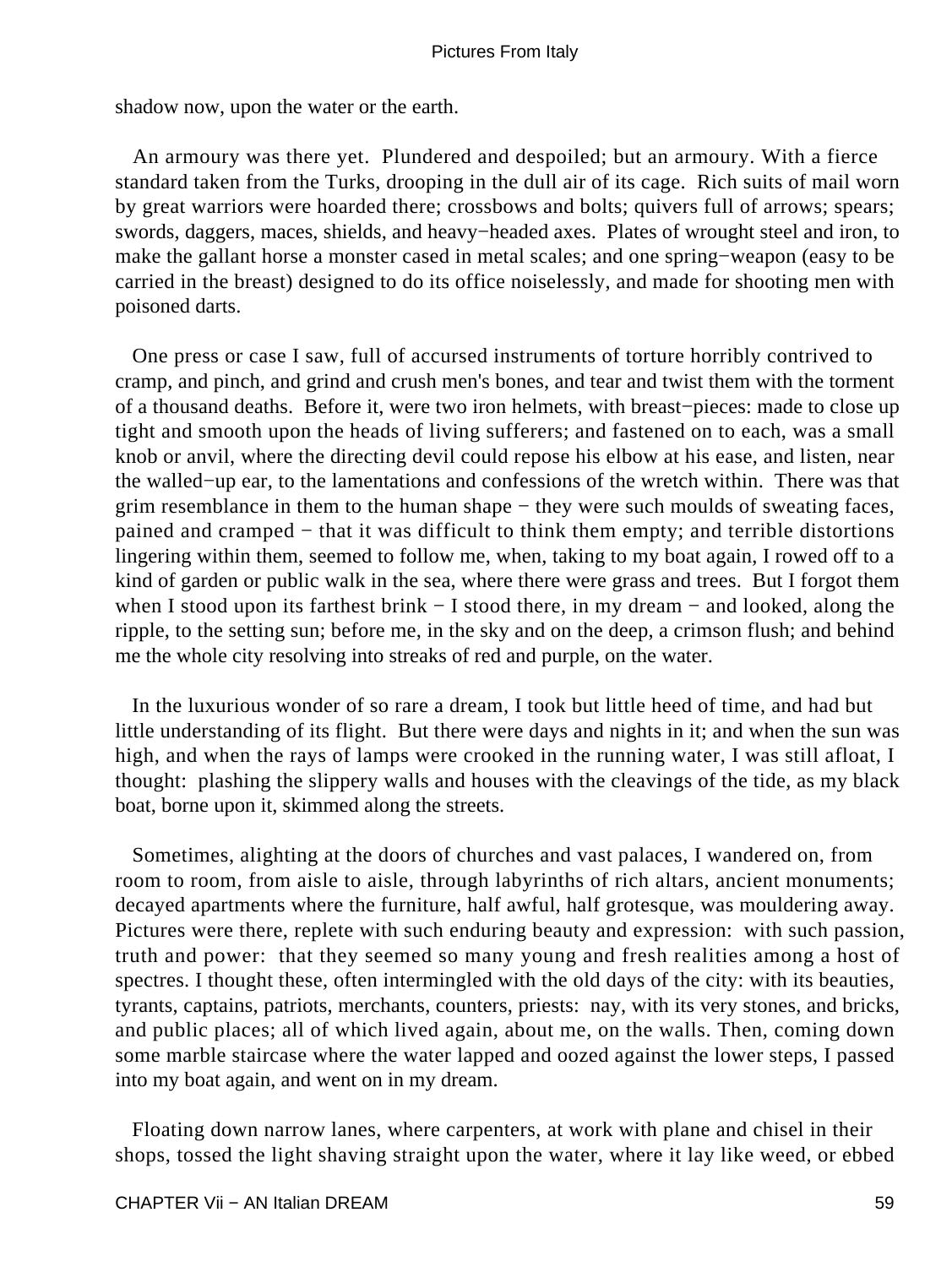shadow now, upon the water or the earth.

An armoury was there yet. Plundered and despoiled; but an armoury. With a fierce standard taken from the Turks, drooping in the dull air of its cage. Rich suits of mail worn by great warriors were hoarded there; crossbows and bolts; quivers full of arrows; spears; swords, daggers, maces, shields, and heavy−headed axes. Plates of wrought steel and iron, to make the gallant horse a monster cased in metal scales; and one spring−weapon (easy to be carried in the breast) designed to do its office noiselessly, and made for shooting men with poisoned darts.

One press or case I saw, full of accursed instruments of torture horribly contrived to cramp, and pinch, and grind and crush men's bones, and tear and twist them with the torment of a thousand deaths. Before it, were two iron helmets, with breast−pieces: made to close up tight and smooth upon the heads of living sufferers; and fastened on to each, was a small knob or anvil, where the directing devil could repose his elbow at his ease, and listen, near the walled−up ear, to the lamentations and confessions of the wretch within. There was that grim resemblance in them to the human shape − they were such moulds of sweating faces, pained and cramped − that it was difficult to think them empty; and terrible distortions lingering within them, seemed to follow me, when, taking to my boat again, I rowed off to a kind of garden or public walk in the sea, where there were grass and trees. But I forgot them when I stood upon its farthest brink − I stood there, in my dream − and looked, along the ripple, to the setting sun; before me, in the sky and on the deep, a crimson flush; and behind me the whole city resolving into streaks of red and purple, on the water.

In the luxurious wonder of so rare a dream, I took but little heed of time, and had but little understanding of its flight. But there were days and nights in it; and when the sun was high, and when the rays of lamps were crooked in the running water, I was still afloat, I thought: plashing the slippery walls and houses with the cleavings of the tide, as my black boat, borne upon it, skimmed along the streets.

Sometimes, alighting at the doors of churches and vast palaces, I wandered on, from room to room, from aisle to aisle, through labyrinths of rich altars, ancient monuments; decayed apartments where the furniture, half awful, half grotesque, was mouldering away. Pictures were there, replete with such enduring beauty and expression: with such passion, truth and power: that they seemed so many young and fresh realities among a host of spectres. I thought these, often intermingled with the old days of the city: with its beauties, tyrants, captains, patriots, merchants, counters, priests: nay, with its very stones, and bricks, and public places; all of which lived again, about me, on the walls. Then, coming down some marble staircase where the water lapped and oozed against the lower steps, I passed into my boat again, and went on in my dream.

Floating down narrow lanes, where carpenters, at work with plane and chisel in their shops, tossed the light shaving straight upon the water, where it lay like weed, or ebbed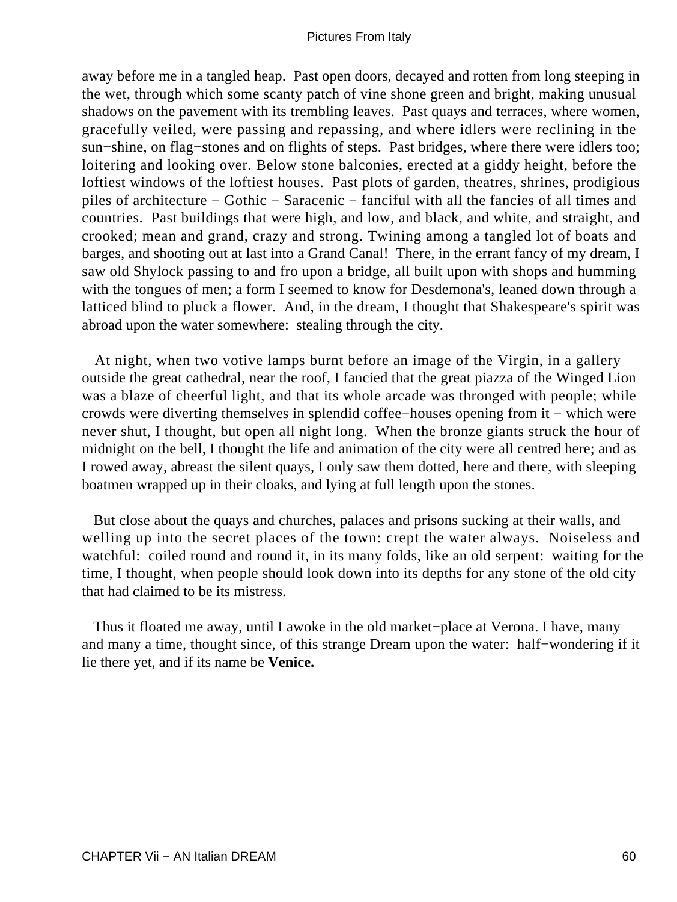away before me in a tangled heap. Past open doors, decayed and rotten from long steeping in the wet, through which some scanty patch of vine shone green and bright, making unusual shadows on the pavement with its trembling leaves. Past quays and terraces, where women, gracefully veiled, were passing and repassing, and where idlers were reclining in the sun−shine, on flag−stones and on flights of steps. Past bridges, where there were idlers too; loitering and looking over. Below stone balconies, erected at a giddy height, before the loftiest windows of the loftiest houses. Past plots of garden, theatres, shrines, prodigious piles of architecture − Gothic − Saracenic − fanciful with all the fancies of all times and countries. Past buildings that were high, and low, and black, and white, and straight, and crooked; mean and grand, crazy and strong. Twining among a tangled lot of boats and barges, and shooting out at last into a Grand Canal! There, in the errant fancy of my dream, I saw old Shylock passing to and fro upon a bridge, all built upon with shops and humming with the tongues of men; a form I seemed to know for Desdemona's, leaned down through a latticed blind to pluck a flower. And, in the dream, I thought that Shakespeare's spirit was abroad upon the water somewhere: stealing through the city.

At night, when two votive lamps burnt before an image of the Virgin, in a gallery outside the great cathedral, near the roof, I fancied that the great piazza of the Winged Lion was a blaze of cheerful light, and that its whole arcade was thronged with people; while crowds were diverting themselves in splendid coffee−houses opening from it − which were never shut, I thought, but open all night long. When the bronze giants struck the hour of midnight on the bell, I thought the life and animation of the city were all centred here; and as I rowed away, abreast the silent quays, I only saw them dotted, here and there, with sleeping boatmen wrapped up in their cloaks, and lying at full length upon the stones.

But close about the quays and churches, palaces and prisons sucking at their walls, and welling up into the secret places of the town: crept the water always. Noiseless and watchful: coiled round and round it, in its many folds, like an old serpent: waiting for the time, I thought, when people should look down into its depths for any stone of the old city that had claimed to be its mistress.

Thus it floated me away, until I awoke in the old market−place at Verona. I have, many and many a time, thought since, of this strange Dream upon the water: half−wondering if it lie there yet, and if its name be **Venice.**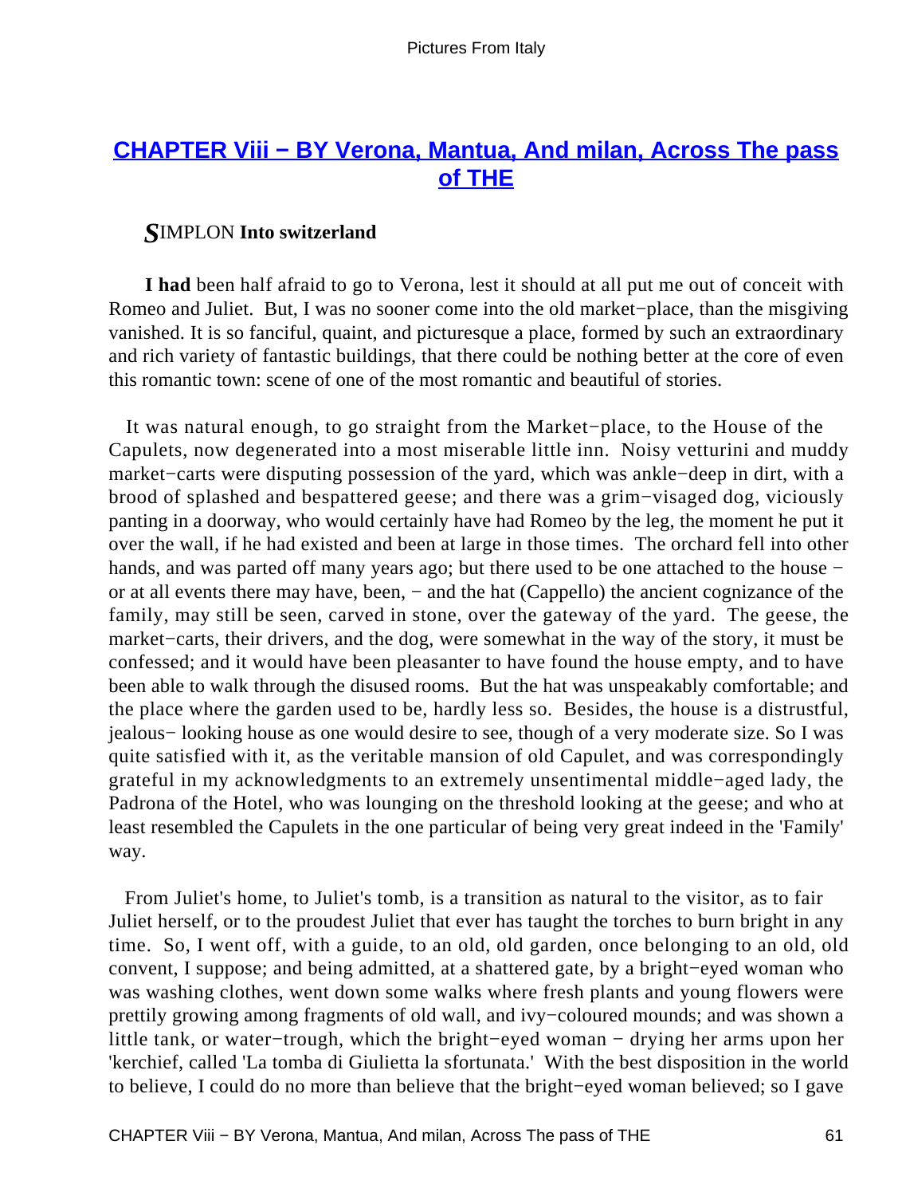## [CHAPTER Viii − BY Verona, Mantua, And milan, Across The pass of THE](#)

***S*IMPLON Into switzerland**

**I had** been half afraid to go to Verona, lest it should at all put me out of conceit with Romeo and Juliet. But, I was no sooner come into the old market−place, than the misgiving vanished. It is so fanciful, quaint, and picturesque a place, formed by such an extraordinary and rich variety of fantastic buildings, that there could be nothing better at the core of even this romantic town: scene of one of the most romantic and beautiful of stories.

It was natural enough, to go straight from the Market−place, to the House of the Capulets, now degenerated into a most miserable little inn. Noisy vetturini and muddy market−carts were disputing possession of the yard, which was ankle−deep in dirt, with a brood of splashed and bespattered geese; and there was a grim−visaged dog, viciously panting in a doorway, who would certainly have had Romeo by the leg, the moment he put it over the wall, if he had existed and been at large in those times. The orchard fell into other hands, and was parted off many years ago; but there used to be one attached to the house − or at all events there may have, been, − and the hat (Cappello) the ancient cognizance of the family, may still be seen, carved in stone, over the gateway of the yard. The geese, the market−carts, their drivers, and the dog, were somewhat in the way of the story, it must be confessed; and it would have been pleasanter to have found the house empty, and to have been able to walk through the disused rooms. But the hat was unspeakably comfortable; and the place where the garden used to be, hardly less so. Besides, the house is a distrustful, jealous− looking house as one would desire to see, though of a very moderate size. So I was quite satisfied with it, as the veritable mansion of old Capulet, and was correspondingly grateful in my acknowledgments to an extremely unsentimental middle−aged lady, the Padrona of the Hotel, who was lounging on the threshold looking at the geese; and who at least resembled the Capulets in the one particular of being very great indeed in the 'Family' way.

From Juliet's home, to Juliet's tomb, is a transition as natural to the visitor, as to fair Juliet herself, or to the proudest Juliet that ever has taught the torches to burn bright in any time. So, I went off, with a guide, to an old, old garden, once belonging to an old, old convent, I suppose; and being admitted, at a shattered gate, by a bright−eyed woman who was washing clothes, went down some walks where fresh plants and young flowers were prettily growing among fragments of old wall, and ivy−coloured mounds; and was shown a little tank, or water−trough, which the bright−eyed woman − drying her arms upon her 'kerchief, called 'La tomba di Giulietta la sfortunata.' With the best disposition in the world to believe, I could do no more than believe that the bright−eyed woman believed; so I gave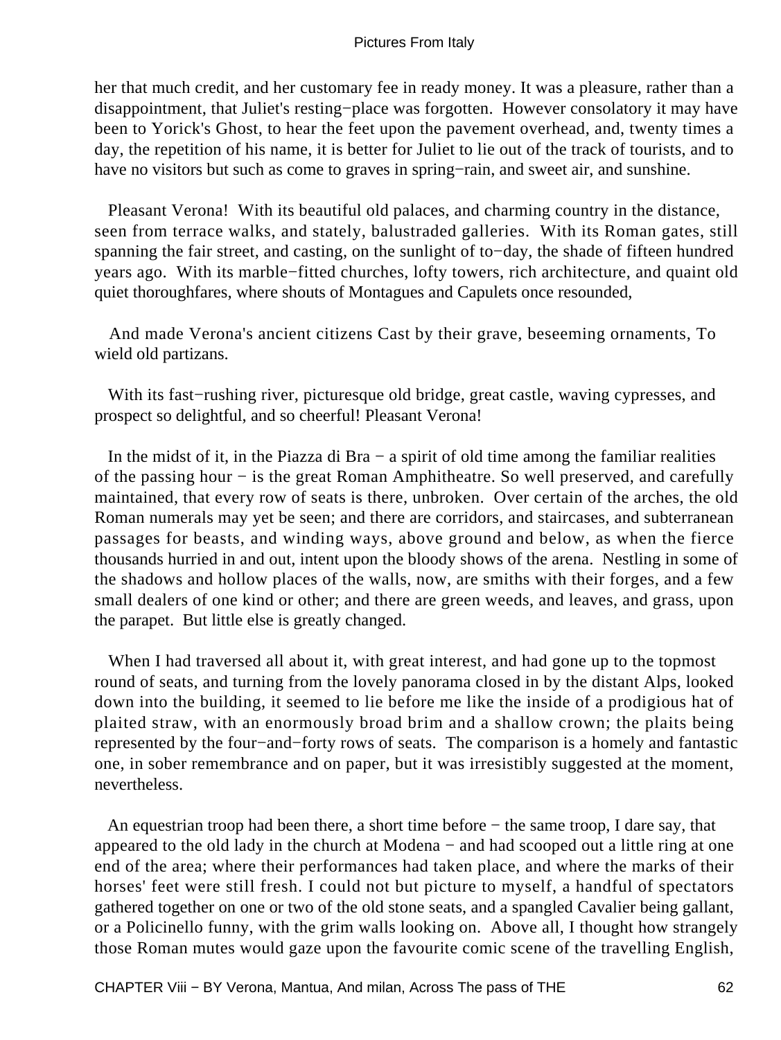her that much credit, and her customary fee in ready money. It was a pleasure, rather than a disappointment, that Juliet's resting−place was forgotten. However consolatory it may have been to Yorick's Ghost, to hear the feet upon the pavement overhead, and, twenty times a day, the repetition of his name, it is better for Juliet to lie out of the track of tourists, and to have no visitors but such as come to graves in spring−rain, and sweet air, and sunshine.

Pleasant Verona! With its beautiful old palaces, and charming country in the distance, seen from terrace walks, and stately, balustraded galleries. With its Roman gates, still spanning the fair street, and casting, on the sunlight of to−day, the shade of fifteen hundred years ago. With its marble−fitted churches, lofty towers, rich architecture, and quaint old quiet thoroughfares, where shouts of Montagues and Capulets once resounded,

And made Verona's ancient citizens Cast by their grave, beseeming ornaments, To wield old partizans.

With its fast−rushing river, picturesque old bridge, great castle, waving cypresses, and prospect so delightful, and so cheerful! Pleasant Verona!

In the midst of it, in the Piazza di Bra − a spirit of old time among the familiar realities of the passing hour − is the great Roman Amphitheatre. So well preserved, and carefully maintained, that every row of seats is there, unbroken. Over certain of the arches, the old Roman numerals may yet be seen; and there are corridors, and staircases, and subterranean passages for beasts, and winding ways, above ground and below, as when the fierce thousands hurried in and out, intent upon the bloody shows of the arena. Nestling in some of the shadows and hollow places of the walls, now, are smiths with their forges, and a few small dealers of one kind or other; and there are green weeds, and leaves, and grass, upon the parapet. But little else is greatly changed.

When I had traversed all about it, with great interest, and had gone up to the topmost round of seats, and turning from the lovely panorama closed in by the distant Alps, looked down into the building, it seemed to lie before me like the inside of a prodigious hat of plaited straw, with an enormously broad brim and a shallow crown; the plaits being represented by the four−and−forty rows of seats. The comparison is a homely and fantastic one, in sober remembrance and on paper, but it was irresistibly suggested at the moment, nevertheless.

An equestrian troop had been there, a short time before − the same troop, I dare say, that appeared to the old lady in the church at Modena − and had scooped out a little ring at one end of the area; where their performances had taken place, and where the marks of their horses' feet were still fresh. I could not but picture to myself, a handful of spectators gathered together on one or two of the old stone seats, and a spangled Cavalier being gallant, or a Policinello funny, with the grim walls looking on. Above all, I thought how strangely those Roman mutes would gaze upon the favourite comic scene of the travelling English,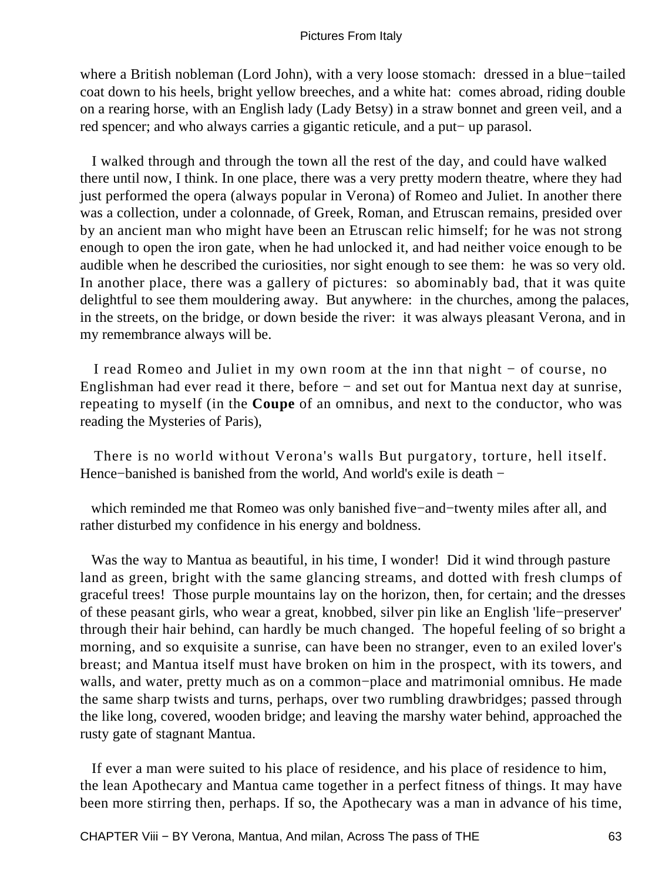where a British nobleman (Lord John), with a very loose stomach:  dressed in a blue−tailed coat down to his heels, bright yellow breeches, and a white hat:  comes abroad, riding double on a rearing horse, with an English lady (Lady Betsy) in a straw bonnet and green veil, and a red spencer; and who always carries a gigantic reticule, and a put− up parasol.

I walked through and through the town all the rest of the day, and could have walked there until now, I think. In one place, there was a very pretty modern theatre, where they had just performed the opera (always popular in Verona) of Romeo and Juliet. In another there was a collection, under a colonnade, of Greek, Roman, and Etruscan remains, presided over by an ancient man who might have been an Etruscan relic himself; for he was not strong enough to open the iron gate, when he had unlocked it, and had neither voice enough to be audible when he described the curiosities, nor sight enough to see them:  he was so very old. In another place, there was a gallery of pictures:  so abominably bad, that it was quite delightful to see them mouldering away.  But anywhere:  in the churches, among the palaces, in the streets, on the bridge, or down beside the river:  it was always pleasant Verona, and in my remembrance always will be.

I read Romeo and Juliet in my own room at the inn that night − of course, no Englishman had ever read it there, before − and set out for Mantua next day at sunrise, repeating to myself (in the **Coupe** of an omnibus, and next to the conductor, who was reading the Mysteries of Paris),

There is no world without Verona's walls But purgatory, torture, hell itself. Hence−banished is banished from the world, And world's exile is death −

which reminded me that Romeo was only banished five−and−twenty miles after all, and rather disturbed my confidence in his energy and boldness.

Was the way to Mantua as beautiful, in his time, I wonder!  Did it wind through pasture land as green, bright with the same glancing streams, and dotted with fresh clumps of graceful trees!  Those purple mountains lay on the horizon, then, for certain; and the dresses of these peasant girls, who wear a great, knobbed, silver pin like an English 'life−preserver' through their hair behind, can hardly be much changed.  The hopeful feeling of so bright a morning, and so exquisite a sunrise, can have been no stranger, even to an exiled lover's breast; and Mantua itself must have broken on him in the prospect, with its towers, and walls, and water, pretty much as on a common−place and matrimonial omnibus. He made the same sharp twists and turns, perhaps, over two rumbling drawbridges; passed through the like long, covered, wooden bridge; and leaving the marshy water behind, approached the rusty gate of stagnant Mantua.

If ever a man were suited to his place of residence, and his place of residence to him, the lean Apothecary and Mantua came together in a perfect fitness of things. It may have been more stirring then, perhaps. If so, the Apothecary was a man in advance of his time,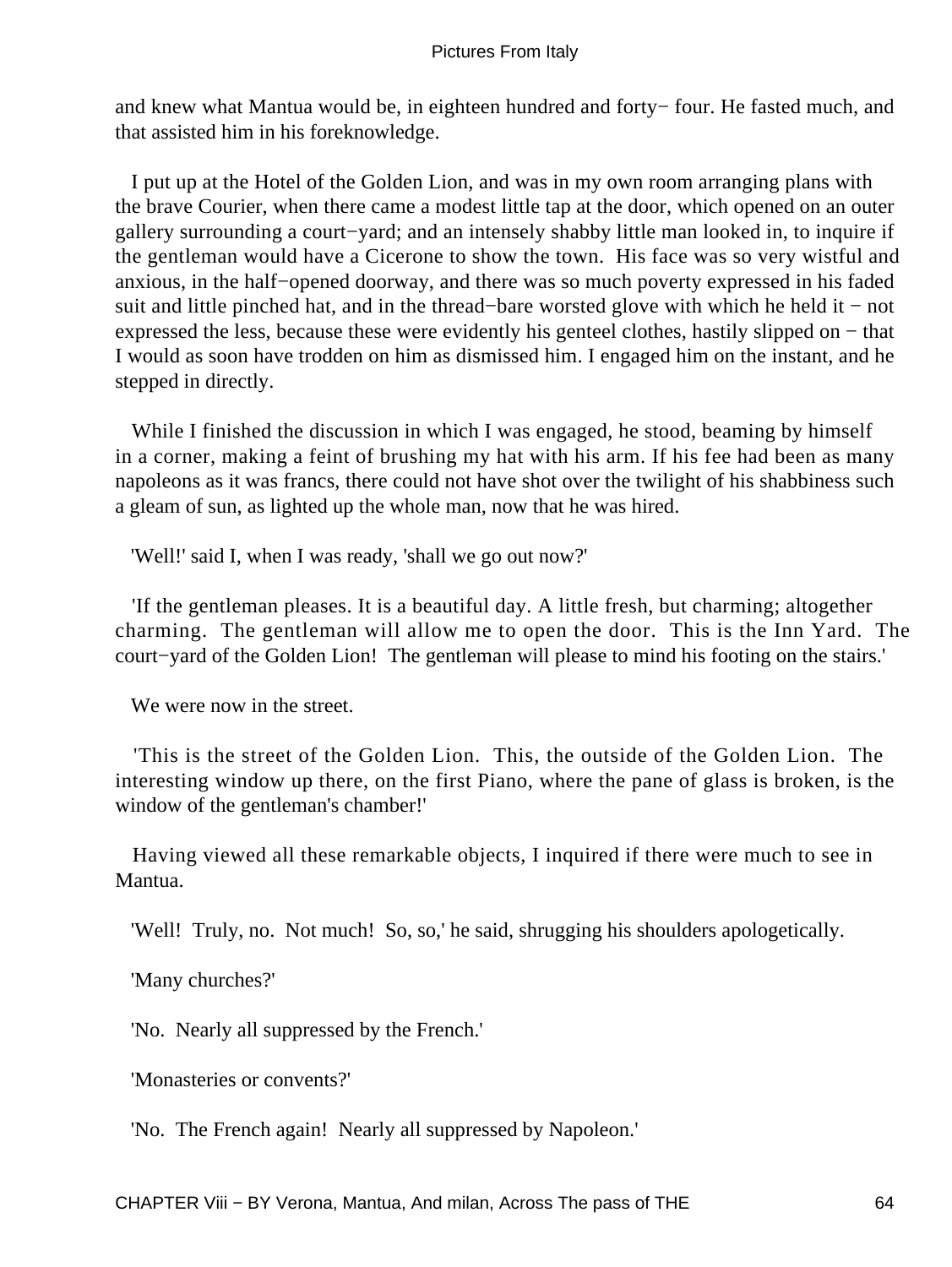and knew what Mantua would be, in eighteen hundred and forty− four. He fasted much, and that assisted him in his foreknowledge.

I put up at the Hotel of the Golden Lion, and was in my own room arranging plans with the brave Courier, when there came a modest little tap at the door, which opened on an outer gallery surrounding a court−yard; and an intensely shabby little man looked in, to inquire if the gentleman would have a Cicerone to show the town. His face was so very wistful and anxious, in the half−opened doorway, and there was so much poverty expressed in his faded suit and little pinched hat, and in the thread−bare worsted glove with which he held it − not expressed the less, because these were evidently his genteel clothes, hastily slipped on − that I would as soon have trodden on him as dismissed him. I engaged him on the instant, and he stepped in directly.

While I finished the discussion in which I was engaged, he stood, beaming by himself in a corner, making a feint of brushing my hat with his arm. If his fee had been as many napoleons as it was francs, there could not have shot over the twilight of his shabbiness such a gleam of sun, as lighted up the whole man, now that he was hired.

'Well!' said I, when I was ready, 'shall we go out now?'

'If the gentleman pleases. It is a beautiful day. A little fresh, but charming; altogether charming. The gentleman will allow me to open the door. This is the Inn Yard. The court−yard of the Golden Lion! The gentleman will please to mind his footing on the stairs.'

We were now in the street.

'This is the street of the Golden Lion. This, the outside of the Golden Lion. The interesting window up there, on the first Piano, where the pane of glass is broken, is the window of the gentleman's chamber!'

Having viewed all these remarkable objects, I inquired if there were much to see in Mantua.

'Well! Truly, no. Not much! So, so,' he said, shrugging his shoulders apologetically.

'Many churches?'

'No. Nearly all suppressed by the French.'

'Monasteries or convents?'

'No. The French again! Nearly all suppressed by Napoleon.'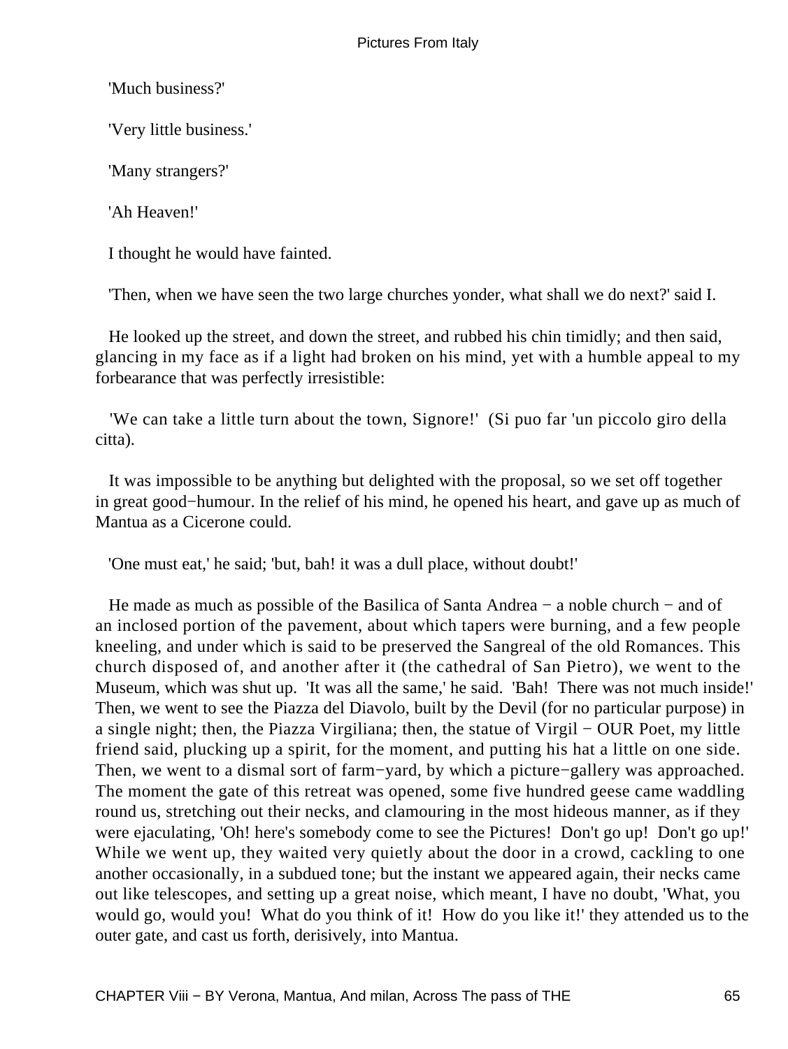'Much business?'

'Very little business.'

'Many strangers?'

'Ah Heaven!'

I thought he would have fainted.

'Then, when we have seen the two large churches yonder, what shall we do next?' said I.

He looked up the street, and down the street, and rubbed his chin timidly; and then said, glancing in my face as if a light had broken on his mind, yet with a humble appeal to my forbearance that was perfectly irresistible:

'We can take a little turn about the town, Signore!' (Si puo far 'un piccolo giro della citta).

It was impossible to be anything but delighted with the proposal, so we set off together in great good−humour. In the relief of his mind, he opened his heart, and gave up as much of Mantua as a Cicerone could.

'One must eat,' he said; 'but, bah! it was a dull place, without doubt!'

He made as much as possible of the Basilica of Santa Andrea − a noble church − and of an inclosed portion of the pavement, about which tapers were burning, and a few people kneeling, and under which is said to be preserved the Sangreal of the old Romances. This church disposed of, and another after it (the cathedral of San Pietro), we went to the Museum, which was shut up. 'It was all the same,' he said. 'Bah! There was not much inside!' Then, we went to see the Piazza del Diavolo, built by the Devil (for no particular purpose) in a single night; then, the Piazza Virgiliana; then, the statue of Virgil − OUR Poet, my little friend said, plucking up a spirit, for the moment, and putting his hat a little on one side. Then, we went to a dismal sort of farm−yard, by which a picture−gallery was approached. The moment the gate of this retreat was opened, some five hundred geese came waddling round us, stretching out their necks, and clamouring in the most hideous manner, as if they were ejaculating, 'Oh! here's somebody come to see the Pictures! Don't go up! Don't go up!' While we went up, they waited very quietly about the door in a crowd, cackling to one another occasionally, in a subdued tone; but the instant we appeared again, their necks came out like telescopes, and setting up a great noise, which meant, I have no doubt, 'What, you would go, would you! What do you think of it! How do you like it!' they attended us to the outer gate, and cast us forth, derisively, into Mantua.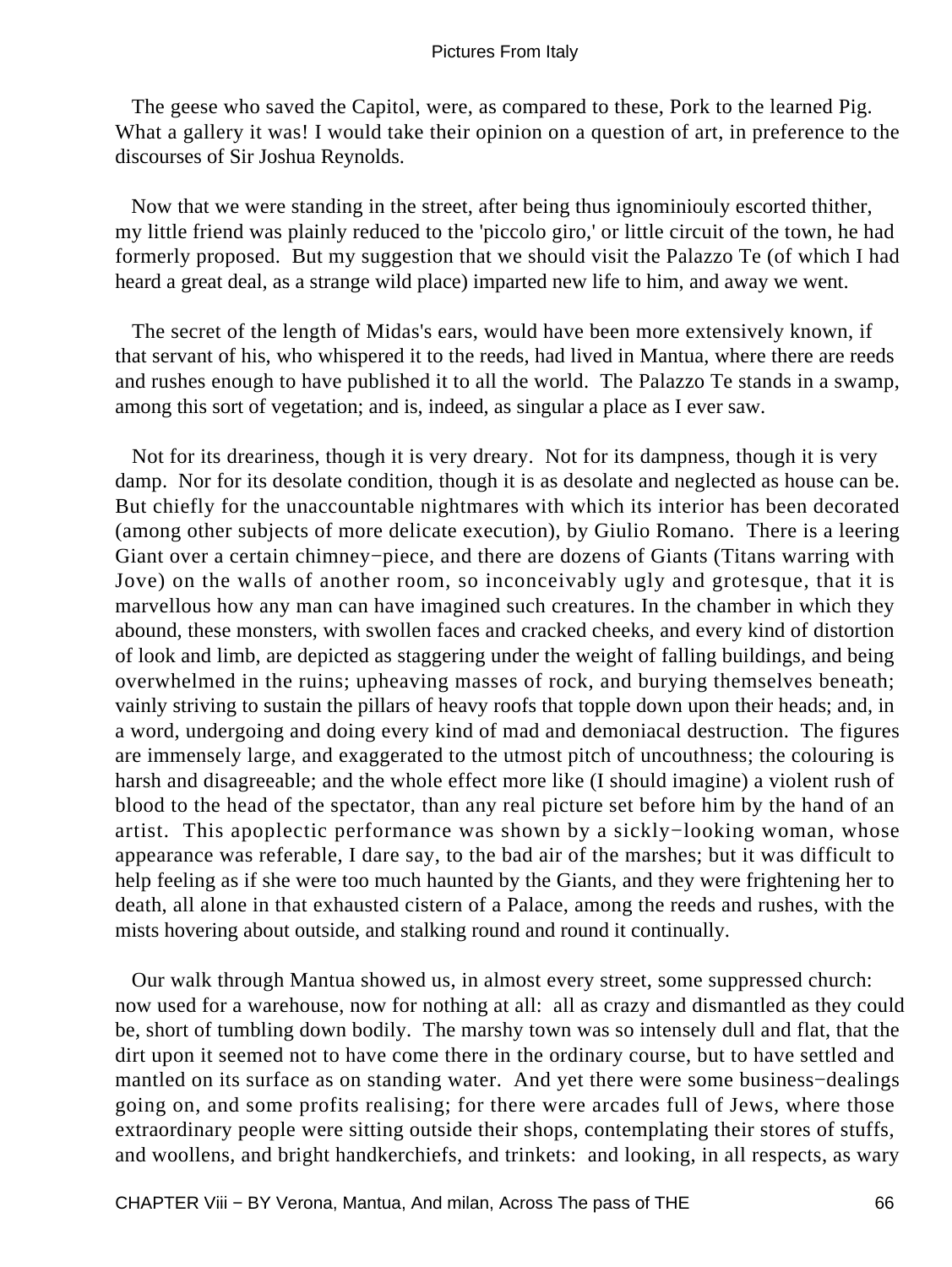The geese who saved the Capitol, were, as compared to these, Pork to the learned Pig. What a gallery it was! I would take their opinion on a question of art, in preference to the discourses of Sir Joshua Reynolds.

Now that we were standing in the street, after being thus ignominiouly escorted thither, my little friend was plainly reduced to the 'piccolo giro,' or little circuit of the town, he had formerly proposed. But my suggestion that we should visit the Palazzo Te (of which I had heard a great deal, as a strange wild place) imparted new life to him, and away we went.

The secret of the length of Midas's ears, would have been more extensively known, if that servant of his, who whispered it to the reeds, had lived in Mantua, where there are reeds and rushes enough to have published it to all the world. The Palazzo Te stands in a swamp, among this sort of vegetation; and is, indeed, as singular a place as I ever saw.

Not for its dreariness, though it is very dreary. Not for its dampness, though it is very damp. Nor for its desolate condition, though it is as desolate and neglected as house can be. But chiefly for the unaccountable nightmares with which its interior has been decorated (among other subjects of more delicate execution), by Giulio Romano. There is a leering Giant over a certain chimney−piece, and there are dozens of Giants (Titans warring with Jove) on the walls of another room, so inconceivably ugly and grotesque, that it is marvellous how any man can have imagined such creatures. In the chamber in which they abound, these monsters, with swollen faces and cracked cheeks, and every kind of distortion of look and limb, are depicted as staggering under the weight of falling buildings, and being overwhelmed in the ruins; upheaving masses of rock, and burying themselves beneath; vainly striving to sustain the pillars of heavy roofs that topple down upon their heads; and, in a word, undergoing and doing every kind of mad and demoniacal destruction. The figures are immensely large, and exaggerated to the utmost pitch of uncouthness; the colouring is harsh and disagreeable; and the whole effect more like (I should imagine) a violent rush of blood to the head of the spectator, than any real picture set before him by the hand of an artist. This apoplectic performance was shown by a sickly−looking woman, whose appearance was referable, I dare say, to the bad air of the marshes; but it was difficult to help feeling as if she were too much haunted by the Giants, and they were frightening her to death, all alone in that exhausted cistern of a Palace, among the reeds and rushes, with the mists hovering about outside, and stalking round and round it continually.

Our walk through Mantua showed us, in almost every street, some suppressed church: now used for a warehouse, now for nothing at all: all as crazy and dismantled as they could be, short of tumbling down bodily. The marshy town was so intensely dull and flat, that the dirt upon it seemed not to have come there in the ordinary course, but to have settled and mantled on its surface as on standing water. And yet there were some business−dealings going on, and some profits realising; for there were arcades full of Jews, where those extraordinary people were sitting outside their shops, contemplating their stores of stuffs, and woollens, and bright handkerchiefs, and trinkets: and looking, in all respects, as wary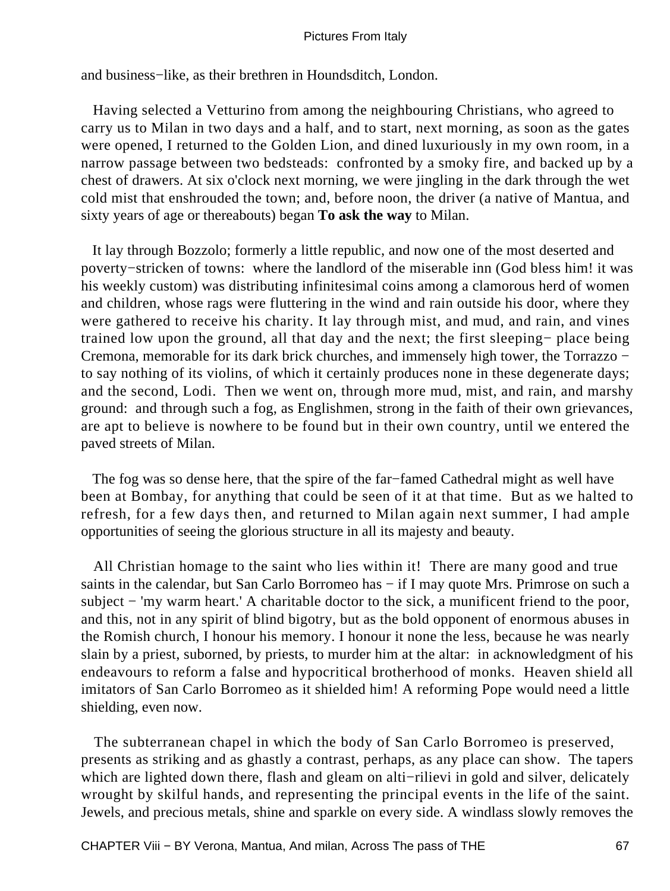and business−like, as their brethren in Houndsditch, London.

Having selected a Vetturino from among the neighbouring Christians, who agreed to carry us to Milan in two days and a half, and to start, next morning, as soon as the gates were opened, I returned to the Golden Lion, and dined luxuriously in my own room, in a narrow passage between two bedsteads: confronted by a smoky fire, and backed up by a chest of drawers. At six o'clock next morning, we were jingling in the dark through the wet cold mist that enshrouded the town; and, before noon, the driver (a native of Mantua, and sixty years of age or thereabouts) began **To ask the way** to Milan.

It lay through Bozzolo; formerly a little republic, and now one of the most deserted and poverty−stricken of towns: where the landlord of the miserable inn (God bless him! it was his weekly custom) was distributing infinitesimal coins among a clamorous herd of women and children, whose rags were fluttering in the wind and rain outside his door, where they were gathered to receive his charity. It lay through mist, and mud, and rain, and vines trained low upon the ground, all that day and the next; the first sleeping− place being Cremona, memorable for its dark brick churches, and immensely high tower, the Torrazzo − to say nothing of its violins, of which it certainly produces none in these degenerate days; and the second, Lodi. Then we went on, through more mud, mist, and rain, and marshy ground: and through such a fog, as Englishmen, strong in the faith of their own grievances, are apt to believe is nowhere to be found but in their own country, until we entered the paved streets of Milan.

The fog was so dense here, that the spire of the far−famed Cathedral might as well have been at Bombay, for anything that could be seen of it at that time. But as we halted to refresh, for a few days then, and returned to Milan again next summer, I had ample opportunities of seeing the glorious structure in all its majesty and beauty.

All Christian homage to the saint who lies within it! There are many good and true saints in the calendar, but San Carlo Borromeo has − if I may quote Mrs. Primrose on such a subject − 'my warm heart.' A charitable doctor to the sick, a munificent friend to the poor, and this, not in any spirit of blind bigotry, but as the bold opponent of enormous abuses in the Romish church, I honour his memory. I honour it none the less, because he was nearly slain by a priest, suborned, by priests, to murder him at the altar: in acknowledgment of his endeavours to reform a false and hypocritical brotherhood of monks. Heaven shield all imitators of San Carlo Borromeo as it shielded him! A reforming Pope would need a little shielding, even now.

The subterranean chapel in which the body of San Carlo Borromeo is preserved, presents as striking and as ghastly a contrast, perhaps, as any place can show. The tapers which are lighted down there, flash and gleam on alti−rilievi in gold and silver, delicately wrought by skilful hands, and representing the principal events in the life of the saint. Jewels, and precious metals, shine and sparkle on every side. A windlass slowly removes the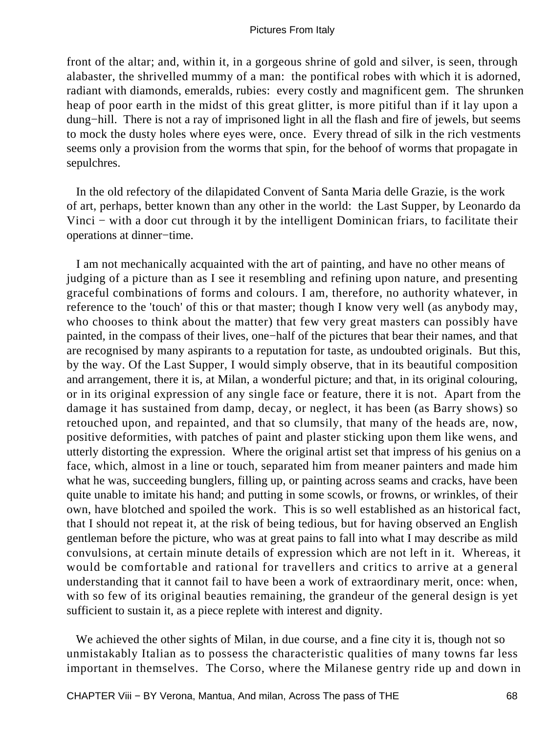front of the altar; and, within it, in a gorgeous shrine of gold and silver, is seen, through alabaster, the shrivelled mummy of a man: the pontifical robes with which it is adorned, radiant with diamonds, emeralds, rubies: every costly and magnificent gem. The shrunken heap of poor earth in the midst of this great glitter, is more pitiful than if it lay upon a dung−hill. There is not a ray of imprisoned light in all the flash and fire of jewels, but seems to mock the dusty holes where eyes were, once. Every thread of silk in the rich vestments seems only a provision from the worms that spin, for the behoof of worms that propagate in sepulchres.

In the old refectory of the dilapidated Convent of Santa Maria delle Grazie, is the work of art, perhaps, better known than any other in the world: the Last Supper, by Leonardo da Vinci − with a door cut through it by the intelligent Dominican friars, to facilitate their operations at dinner−time.

I am not mechanically acquainted with the art of painting, and have no other means of judging of a picture than as I see it resembling and refining upon nature, and presenting graceful combinations of forms and colours. I am, therefore, no authority whatever, in reference to the 'touch' of this or that master; though I know very well (as anybody may, who chooses to think about the matter) that few very great masters can possibly have painted, in the compass of their lives, one−half of the pictures that bear their names, and that are recognised by many aspirants to a reputation for taste, as undoubted originals. But this, by the way. Of the Last Supper, I would simply observe, that in its beautiful composition and arrangement, there it is, at Milan, a wonderful picture; and that, in its original colouring, or in its original expression of any single face or feature, there it is not. Apart from the damage it has sustained from damp, decay, or neglect, it has been (as Barry shows) so retouched upon, and repainted, and that so clumsily, that many of the heads are, now, positive deformities, with patches of paint and plaster sticking upon them like wens, and utterly distorting the expression. Where the original artist set that impress of his genius on a face, which, almost in a line or touch, separated him from meaner painters and made him what he was, succeeding bunglers, filling up, or painting across seams and cracks, have been quite unable to imitate his hand; and putting in some scowls, or frowns, or wrinkles, of their own, have blotched and spoiled the work. This is so well established as an historical fact, that I should not repeat it, at the risk of being tedious, but for having observed an English gentleman before the picture, who was at great pains to fall into what I may describe as mild convulsions, at certain minute details of expression which are not left in it. Whereas, it would be comfortable and rational for travellers and critics to arrive at a general understanding that it cannot fail to have been a work of extraordinary merit, once: when, with so few of its original beauties remaining, the grandeur of the general design is yet sufficient to sustain it, as a piece replete with interest and dignity.

We achieved the other sights of Milan, in due course, and a fine city it is, though not so unmistakably Italian as to possess the characteristic qualities of many towns far less important in themselves. The Corso, where the Milanese gentry ride up and down in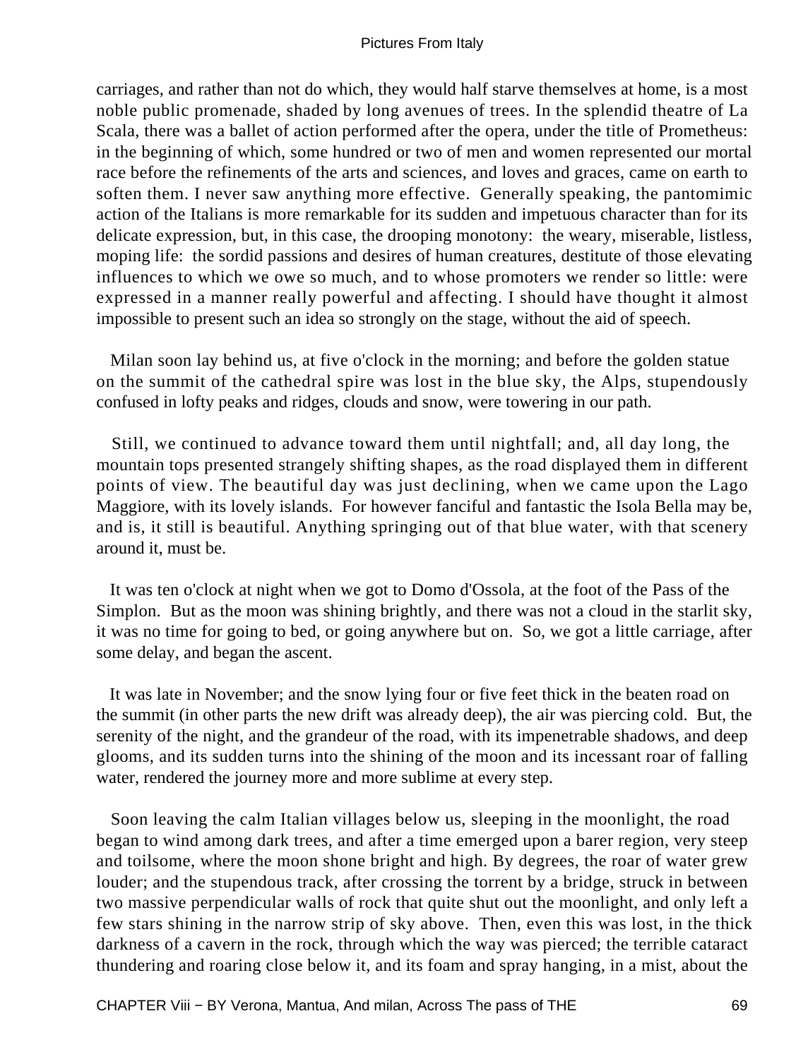carriages, and rather than not do which, they would half starve themselves at home, is a most noble public promenade, shaded by long avenues of trees. In the splendid theatre of La Scala, there was a ballet of action performed after the opera, under the title of Prometheus: in the beginning of which, some hundred or two of men and women represented our mortal race before the refinements of the arts and sciences, and loves and graces, came on earth to soften them. I never saw anything more effective. Generally speaking, the pantomimic action of the Italians is more remarkable for its sudden and impetuous character than for its delicate expression, but, in this case, the drooping monotony: the weary, miserable, listless, moping life: the sordid passions and desires of human creatures, destitute of those elevating influences to which we owe so much, and to whose promoters we render so little: were expressed in a manner really powerful and affecting. I should have thought it almost impossible to present such an idea so strongly on the stage, without the aid of speech.

Milan soon lay behind us, at five o'clock in the morning; and before the golden statue on the summit of the cathedral spire was lost in the blue sky, the Alps, stupendously confused in lofty peaks and ridges, clouds and snow, were towering in our path.

Still, we continued to advance toward them until nightfall; and, all day long, the mountain tops presented strangely shifting shapes, as the road displayed them in different points of view. The beautiful day was just declining, when we came upon the Lago Maggiore, with its lovely islands. For however fanciful and fantastic the Isola Bella may be, and is, it still is beautiful. Anything springing out of that blue water, with that scenery around it, must be.

It was ten o'clock at night when we got to Domo d'Ossola, at the foot of the Pass of the Simplon. But as the moon was shining brightly, and there was not a cloud in the starlit sky, it was no time for going to bed, or going anywhere but on. So, we got a little carriage, after some delay, and began the ascent.

It was late in November; and the snow lying four or five feet thick in the beaten road on the summit (in other parts the new drift was already deep), the air was piercing cold. But, the serenity of the night, and the grandeur of the road, with its impenetrable shadows, and deep glooms, and its sudden turns into the shining of the moon and its incessant roar of falling water, rendered the journey more and more sublime at every step.

Soon leaving the calm Italian villages below us, sleeping in the moonlight, the road began to wind among dark trees, and after a time emerged upon a barer region, very steep and toilsome, where the moon shone bright and high. By degrees, the roar of water grew louder; and the stupendous track, after crossing the torrent by a bridge, struck in between two massive perpendicular walls of rock that quite shut out the moonlight, and only left a few stars shining in the narrow strip of sky above. Then, even this was lost, in the thick darkness of a cavern in the rock, through which the way was pierced; the terrible cataract thundering and roaring close below it, and its foam and spray hanging, in a mist, about the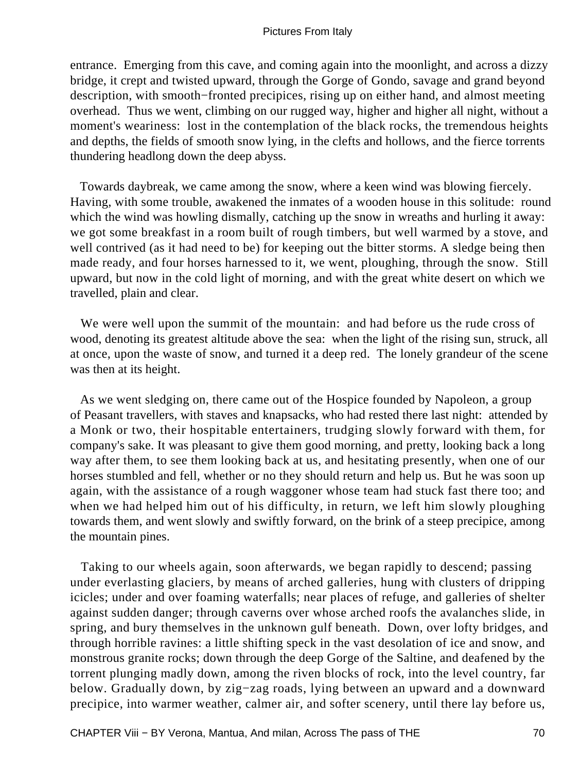entrance. Emerging from this cave, and coming again into the moonlight, and across a dizzy bridge, it crept and twisted upward, through the Gorge of Gondo, savage and grand beyond description, with smooth−fronted precipices, rising up on either hand, and almost meeting overhead. Thus we went, climbing on our rugged way, higher and higher all night, without a moment's weariness: lost in the contemplation of the black rocks, the tremendous heights and depths, the fields of smooth snow lying, in the clefts and hollows, and the fierce torrents thundering headlong down the deep abyss.

Towards daybreak, we came among the snow, where a keen wind was blowing fiercely. Having, with some trouble, awakened the inmates of a wooden house in this solitude: round which the wind was howling dismally, catching up the snow in wreaths and hurling it away: we got some breakfast in a room built of rough timbers, but well warmed by a stove, and well contrived (as it had need to be) for keeping out the bitter storms. A sledge being then made ready, and four horses harnessed to it, we went, ploughing, through the snow. Still upward, but now in the cold light of morning, and with the great white desert on which we travelled, plain and clear.

We were well upon the summit of the mountain: and had before us the rude cross of wood, denoting its greatest altitude above the sea: when the light of the rising sun, struck, all at once, upon the waste of snow, and turned it a deep red. The lonely grandeur of the scene was then at its height.

As we went sledging on, there came out of the Hospice founded by Napoleon, a group of Peasant travellers, with staves and knapsacks, who had rested there last night: attended by a Monk or two, their hospitable entertainers, trudging slowly forward with them, for company's sake. It was pleasant to give them good morning, and pretty, looking back a long way after them, to see them looking back at us, and hesitating presently, when one of our horses stumbled and fell, whether or no they should return and help us. But he was soon up again, with the assistance of a rough waggoner whose team had stuck fast there too; and when we had helped him out of his difficulty, in return, we left him slowly ploughing towards them, and went slowly and swiftly forward, on the brink of a steep precipice, among the mountain pines.

Taking to our wheels again, soon afterwards, we began rapidly to descend; passing under everlasting glaciers, by means of arched galleries, hung with clusters of dripping icicles; under and over foaming waterfalls; near places of refuge, and galleries of shelter against sudden danger; through caverns over whose arched roofs the avalanches slide, in spring, and bury themselves in the unknown gulf beneath. Down, over lofty bridges, and through horrible ravines: a little shifting speck in the vast desolation of ice and snow, and monstrous granite rocks; down through the deep Gorge of the Saltine, and deafened by the torrent plunging madly down, among the riven blocks of rock, into the level country, far below. Gradually down, by zig−zag roads, lying between an upward and a downward precipice, into warmer weather, calmer air, and softer scenery, until there lay before us,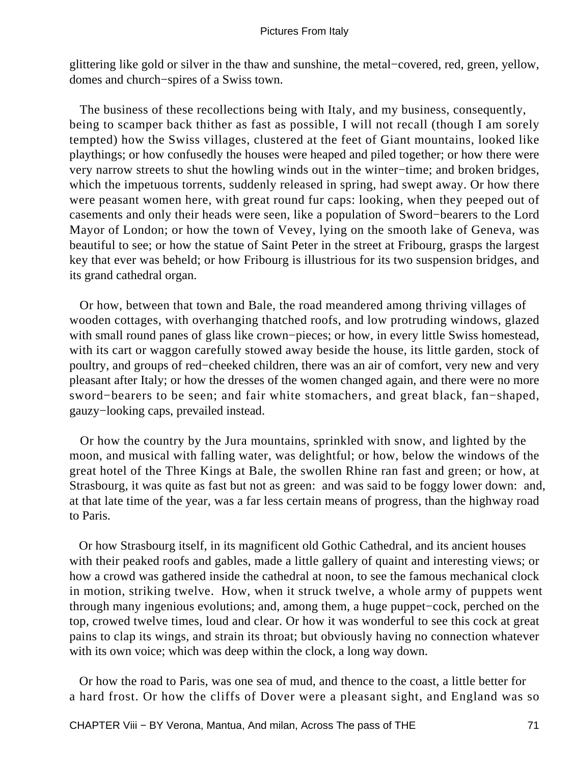glittering like gold or silver in the thaw and sunshine, the metal−covered, red, green, yellow, domes and church−spires of a Swiss town.

The business of these recollections being with Italy, and my business, consequently, being to scamper back thither as fast as possible, I will not recall (though I am sorely tempted) how the Swiss villages, clustered at the feet of Giant mountains, looked like playthings; or how confusedly the houses were heaped and piled together; or how there were very narrow streets to shut the howling winds out in the winter−time; and broken bridges, which the impetuous torrents, suddenly released in spring, had swept away. Or how there were peasant women here, with great round fur caps: looking, when they peeped out of casements and only their heads were seen, like a population of Sword−bearers to the Lord Mayor of London; or how the town of Vevey, lying on the smooth lake of Geneva, was beautiful to see; or how the statue of Saint Peter in the street at Fribourg, grasps the largest key that ever was beheld; or how Fribourg is illustrious for its two suspension bridges, and its grand cathedral organ.

Or how, between that town and Bale, the road meandered among thriving villages of wooden cottages, with overhanging thatched roofs, and low protruding windows, glazed with small round panes of glass like crown−pieces; or how, in every little Swiss homestead, with its cart or waggon carefully stowed away beside the house, its little garden, stock of poultry, and groups of red−cheeked children, there was an air of comfort, very new and very pleasant after Italy; or how the dresses of the women changed again, and there were no more sword−bearers to be seen; and fair white stomachers, and great black, fan−shaped, gauzy−looking caps, prevailed instead.

Or how the country by the Jura mountains, sprinkled with snow, and lighted by the moon, and musical with falling water, was delightful; or how, below the windows of the great hotel of the Three Kings at Bale, the swollen Rhine ran fast and green; or how, at Strasbourg, it was quite as fast but not as green: and was said to be foggy lower down: and, at that late time of the year, was a far less certain means of progress, than the highway road to Paris.

Or how Strasbourg itself, in its magnificent old Gothic Cathedral, and its ancient houses with their peaked roofs and gables, made a little gallery of quaint and interesting views; or how a crowd was gathered inside the cathedral at noon, to see the famous mechanical clock in motion, striking twelve. How, when it struck twelve, a whole army of puppets went through many ingenious evolutions; and, among them, a huge puppet−cock, perched on the top, crowed twelve times, loud and clear. Or how it was wonderful to see this cock at great pains to clap its wings, and strain its throat; but obviously having no connection whatever with its own voice; which was deep within the clock, a long way down.

Or how the road to Paris, was one sea of mud, and thence to the coast, a little better for a hard frost. Or how the cliffs of Dover were a pleasant sight, and England was so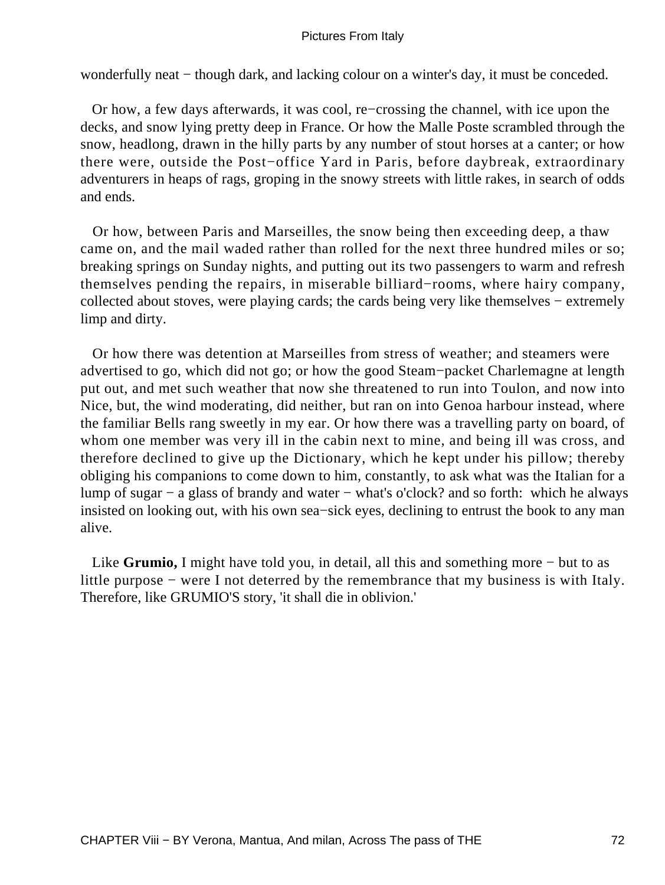wonderfully neat − though dark, and lacking colour on a winter's day, it must be conceded.

Or how, a few days afterwards, it was cool, re−crossing the channel, with ice upon the decks, and snow lying pretty deep in France. Or how the Malle Poste scrambled through the snow, headlong, drawn in the hilly parts by any number of stout horses at a canter; or how there were, outside the Post−office Yard in Paris, before daybreak, extraordinary adventurers in heaps of rags, groping in the snowy streets with little rakes, in search of odds and ends.

Or how, between Paris and Marseilles, the snow being then exceeding deep, a thaw came on, and the mail waded rather than rolled for the next three hundred miles or so; breaking springs on Sunday nights, and putting out its two passengers to warm and refresh themselves pending the repairs, in miserable billiard−rooms, where hairy company, collected about stoves, were playing cards; the cards being very like themselves − extremely limp and dirty.

Or how there was detention at Marseilles from stress of weather; and steamers were advertised to go, which did not go; or how the good Steam−packet Charlemagne at length put out, and met such weather that now she threatened to run into Toulon, and now into Nice, but, the wind moderating, did neither, but ran on into Genoa harbour instead, where the familiar Bells rang sweetly in my ear. Or how there was a travelling party on board, of whom one member was very ill in the cabin next to mine, and being ill was cross, and therefore declined to give up the Dictionary, which he kept under his pillow; thereby obliging his companions to come down to him, constantly, to ask what was the Italian for a lump of sugar − a glass of brandy and water − what's o'clock? and so forth: which he always insisted on looking out, with his own sea−sick eyes, declining to entrust the book to any man alive.

Like **Grumio,** I might have told you, in detail, all this and something more − but to as little purpose − were I not deterred by the remembrance that my business is with Italy. Therefore, like GRUMIO'S story, 'it shall die in oblivion.'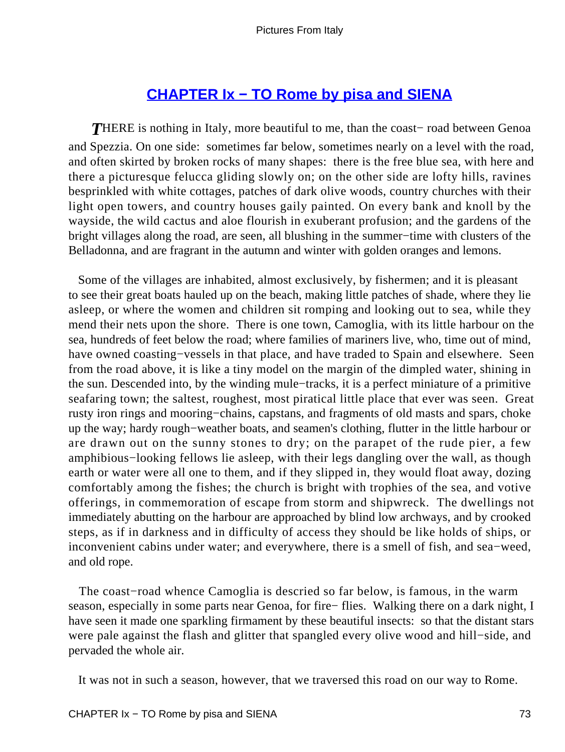## CHAPTER Ix − TO Rome by pisa and SIENA

*T*HERE is nothing in Italy, more beautiful to me, than the coast− road between Genoa and Spezzia. On one side: sometimes far below, sometimes nearly on a level with the road, and often skirted by broken rocks of many shapes: there is the free blue sea, with here and there a picturesque felucca gliding slowly on; on the other side are lofty hills, ravines besprinkled with white cottages, patches of dark olive woods, country churches with their light open towers, and country houses gaily painted. On every bank and knoll by the wayside, the wild cactus and aloe flourish in exuberant profusion; and the gardens of the bright villages along the road, are seen, all blushing in the summer−time with clusters of the Belladonna, and are fragrant in the autumn and winter with golden oranges and lemons.

Some of the villages are inhabited, almost exclusively, by fishermen; and it is pleasant to see their great boats hauled up on the beach, making little patches of shade, where they lie asleep, or where the women and children sit romping and looking out to sea, while they mend their nets upon the shore. There is one town, Camoglia, with its little harbour on the sea, hundreds of feet below the road; where families of mariners live, who, time out of mind, have owned coasting−vessels in that place, and have traded to Spain and elsewhere. Seen from the road above, it is like a tiny model on the margin of the dimpled water, shining in the sun. Descended into, by the winding mule−tracks, it is a perfect miniature of a primitive seafaring town; the saltest, roughest, most piratical little place that ever was seen. Great rusty iron rings and mooring−chains, capstans, and fragments of old masts and spars, choke up the way; hardy rough−weather boats, and seamen's clothing, flutter in the little harbour or are drawn out on the sunny stones to dry; on the parapet of the rude pier, a few amphibious−looking fellows lie asleep, with their legs dangling over the wall, as though earth or water were all one to them, and if they slipped in, they would float away, dozing comfortably among the fishes; the church is bright with trophies of the sea, and votive offerings, in commemoration of escape from storm and shipwreck. The dwellings not immediately abutting on the harbour are approached by blind low archways, and by crooked steps, as if in darkness and in difficulty of access they should be like holds of ships, or inconvenient cabins under water; and everywhere, there is a smell of fish, and sea−weed, and old rope.

The coast−road whence Camoglia is descried so far below, is famous, in the warm season, especially in some parts near Genoa, for fire− flies. Walking there on a dark night, I have seen it made one sparkling firmament by these beautiful insects: so that the distant stars were pale against the flash and glitter that spangled every olive wood and hill−side, and pervaded the whole air.

It was not in such a season, however, that we traversed this road on our way to Rome.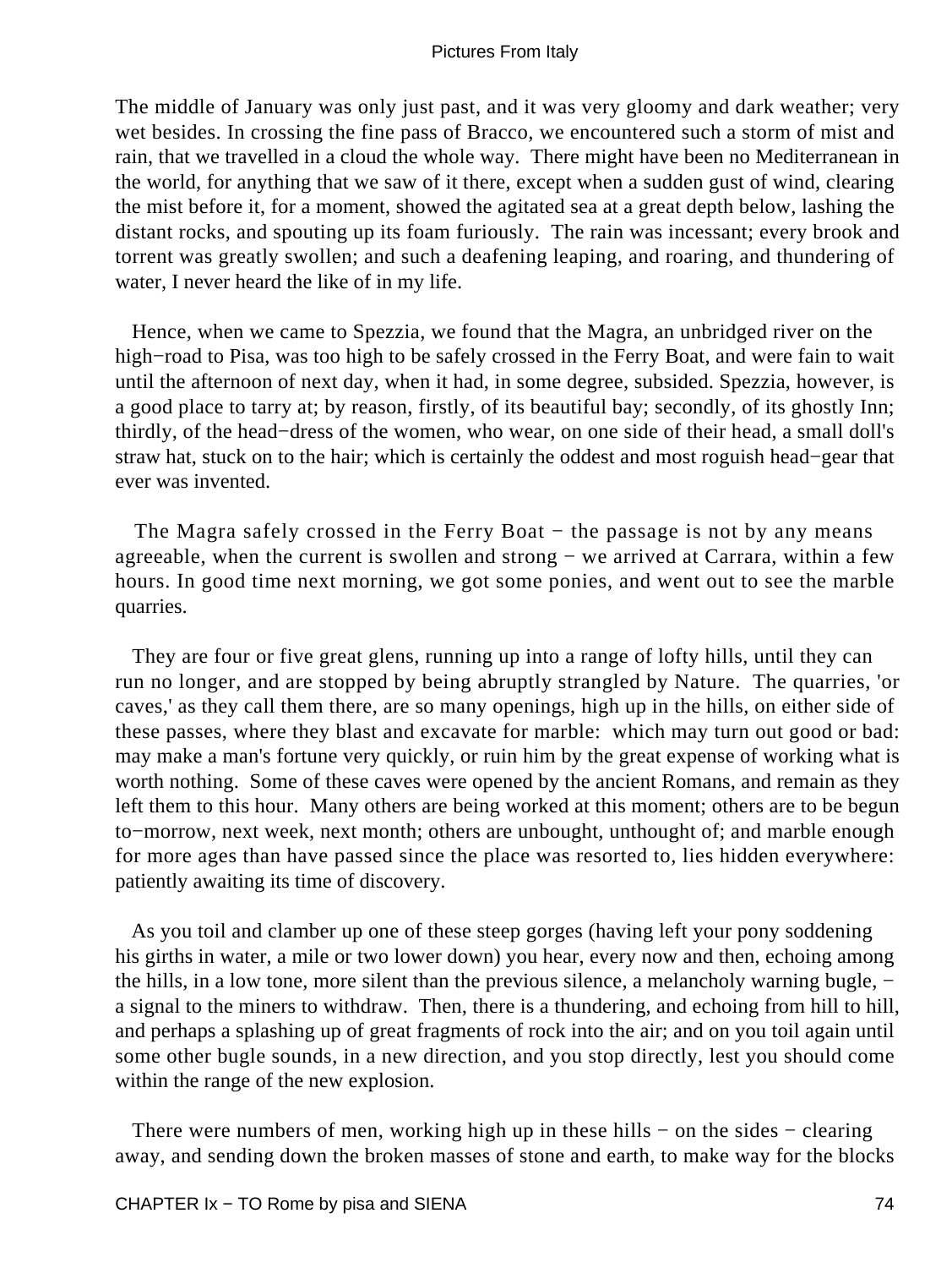The middle of January was only just past, and it was very gloomy and dark weather; very wet besides. In crossing the fine pass of Bracco, we encountered such a storm of mist and rain, that we travelled in a cloud the whole way. There might have been no Mediterranean in the world, for anything that we saw of it there, except when a sudden gust of wind, clearing the mist before it, for a moment, showed the agitated sea at a great depth below, lashing the distant rocks, and spouting up its foam furiously. The rain was incessant; every brook and torrent was greatly swollen; and such a deafening leaping, and roaring, and thundering of water, I never heard the like of in my life.

Hence, when we came to Spezzia, we found that the Magra, an unbridged river on the high−road to Pisa, was too high to be safely crossed in the Ferry Boat, and were fain to wait until the afternoon of next day, when it had, in some degree, subsided. Spezzia, however, is a good place to tarry at; by reason, firstly, of its beautiful bay; secondly, of its ghostly Inn; thirdly, of the head−dress of the women, who wear, on one side of their head, a small doll's straw hat, stuck on to the hair; which is certainly the oddest and most roguish head−gear that ever was invented.

The Magra safely crossed in the Ferry Boat − the passage is not by any means agreeable, when the current is swollen and strong − we arrived at Carrara, within a few hours. In good time next morning, we got some ponies, and went out to see the marble quarries.

They are four or five great glens, running up into a range of lofty hills, until they can run no longer, and are stopped by being abruptly strangled by Nature. The quarries, 'or caves,' as they call them there, are so many openings, high up in the hills, on either side of these passes, where they blast and excavate for marble: which may turn out good or bad: may make a man's fortune very quickly, or ruin him by the great expense of working what is worth nothing. Some of these caves were opened by the ancient Romans, and remain as they left them to this hour. Many others are being worked at this moment; others are to be begun to−morrow, next week, next month; others are unbought, unthought of; and marble enough for more ages than have passed since the place was resorted to, lies hidden everywhere: patiently awaiting its time of discovery.

As you toil and clamber up one of these steep gorges (having left your pony soddening his girths in water, a mile or two lower down) you hear, every now and then, echoing among the hills, in a low tone, more silent than the previous silence, a melancholy warning bugle, − a signal to the miners to withdraw. Then, there is a thundering, and echoing from hill to hill, and perhaps a splashing up of great fragments of rock into the air; and on you toil again until some other bugle sounds, in a new direction, and you stop directly, lest you should come within the range of the new explosion.

There were numbers of men, working high up in these hills − on the sides − clearing away, and sending down the broken masses of stone and earth, to make way for the blocks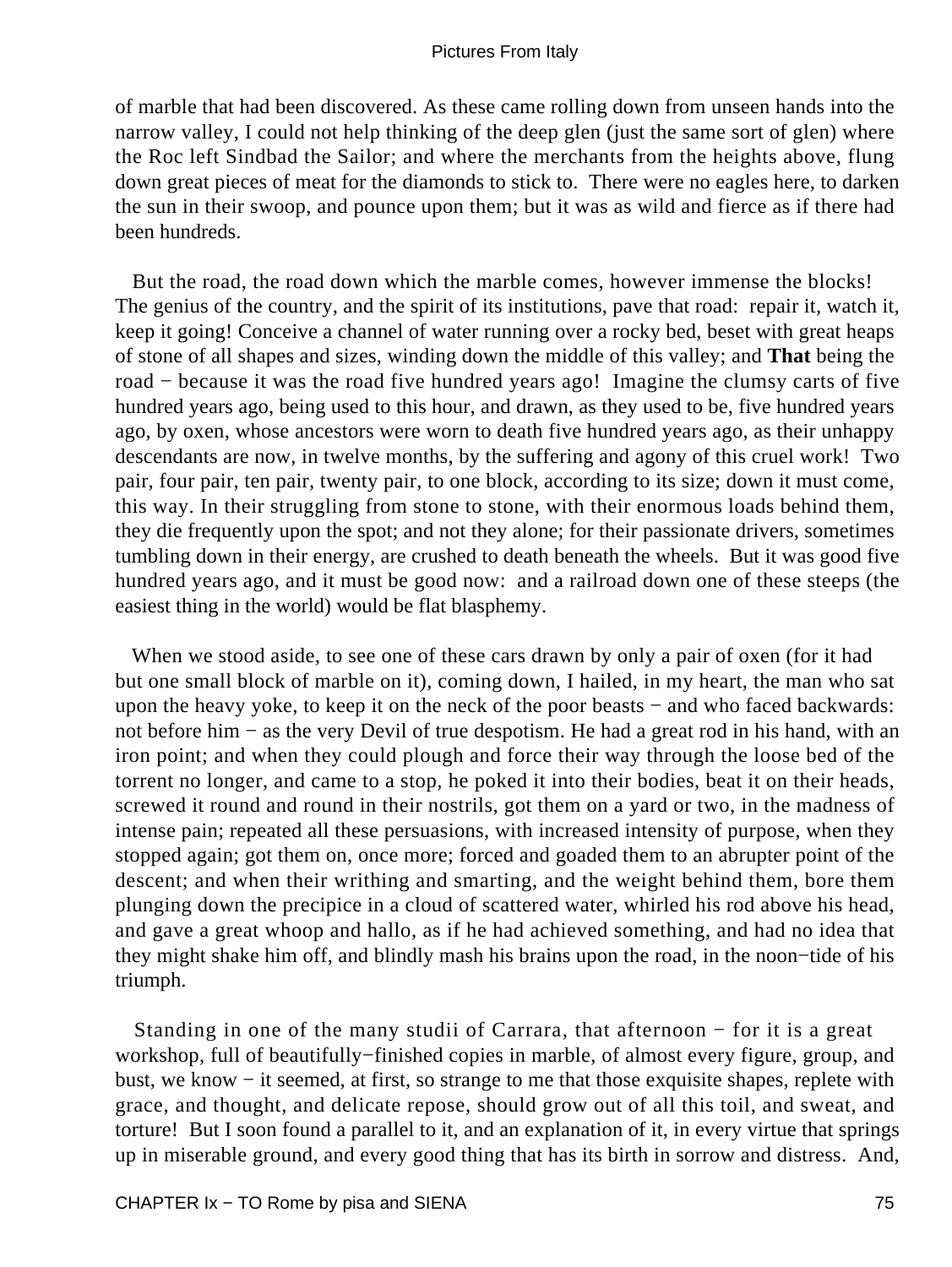of marble that had been discovered. As these came rolling down from unseen hands into the narrow valley, I could not help thinking of the deep glen (just the same sort of glen) where the Roc left Sindbad the Sailor; and where the merchants from the heights above, flung down great pieces of meat for the diamonds to stick to. There were no eagles here, to darken the sun in their swoop, and pounce upon them; but it was as wild and fierce as if there had been hundreds.

But the road, the road down which the marble comes, however immense the blocks! The genius of the country, and the spirit of its institutions, pave that road: repair it, watch it, keep it going! Conceive a channel of water running over a rocky bed, beset with great heaps of stone of all shapes and sizes, winding down the middle of this valley; and **That** being the road − because it was the road five hundred years ago! Imagine the clumsy carts of five hundred years ago, being used to this hour, and drawn, as they used to be, five hundred years ago, by oxen, whose ancestors were worn to death five hundred years ago, as their unhappy descendants are now, in twelve months, by the suffering and agony of this cruel work! Two pair, four pair, ten pair, twenty pair, to one block, according to its size; down it must come, this way. In their struggling from stone to stone, with their enormous loads behind them, they die frequently upon the spot; and not they alone; for their passionate drivers, sometimes tumbling down in their energy, are crushed to death beneath the wheels. But it was good five hundred years ago, and it must be good now: and a railroad down one of these steeps (the easiest thing in the world) would be flat blasphemy.

When we stood aside, to see one of these cars drawn by only a pair of oxen (for it had but one small block of marble on it), coming down, I hailed, in my heart, the man who sat upon the heavy yoke, to keep it on the neck of the poor beasts − and who faced backwards: not before him − as the very Devil of true despotism. He had a great rod in his hand, with an iron point; and when they could plough and force their way through the loose bed of the torrent no longer, and came to a stop, he poked it into their bodies, beat it on their heads, screwed it round and round in their nostrils, got them on a yard or two, in the madness of intense pain; repeated all these persuasions, with increased intensity of purpose, when they stopped again; got them on, once more; forced and goaded them to an abrupter point of the descent; and when their writhing and smarting, and the weight behind them, bore them plunging down the precipice in a cloud of scattered water, whirled his rod above his head, and gave a great whoop and hallo, as if he had achieved something, and had no idea that they might shake him off, and blindly mash his brains upon the road, in the noon−tide of his triumph.

Standing in one of the many studii of Carrara, that afternoon − for it is a great workshop, full of beautifully−finished copies in marble, of almost every figure, group, and bust, we know − it seemed, at first, so strange to me that those exquisite shapes, replete with grace, and thought, and delicate repose, should grow out of all this toil, and sweat, and torture! But I soon found a parallel to it, and an explanation of it, in every virtue that springs up in miserable ground, and every good thing that has its birth in sorrow and distress. And,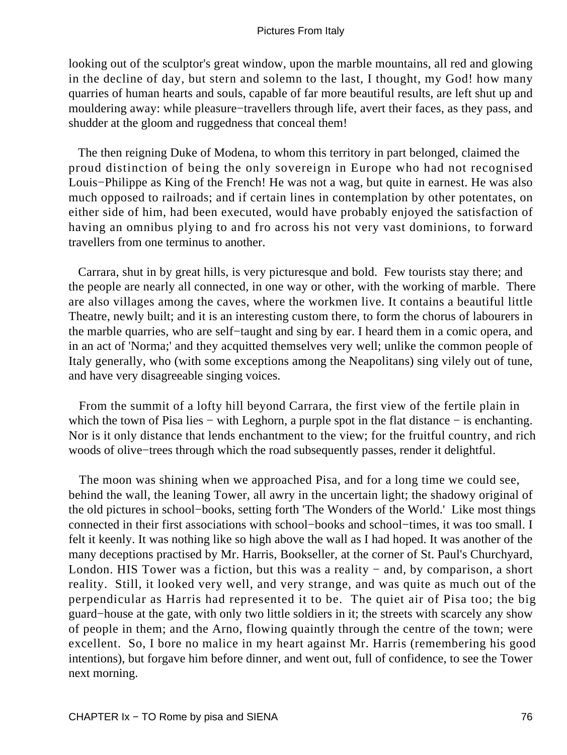looking out of the sculptor's great window, upon the marble mountains, all red and glowing in the decline of day, but stern and solemn to the last, I thought, my God! how many quarries of human hearts and souls, capable of far more beautiful results, are left shut up and mouldering away: while pleasure−travellers through life, avert their faces, as they pass, and shudder at the gloom and ruggedness that conceal them!

The then reigning Duke of Modena, to whom this territory in part belonged, claimed the proud distinction of being the only sovereign in Europe who had not recognised Louis−Philippe as King of the French! He was not a wag, but quite in earnest. He was also much opposed to railroads; and if certain lines in contemplation by other potentates, on either side of him, had been executed, would have probably enjoyed the satisfaction of having an omnibus plying to and fro across his not very vast dominions, to forward travellers from one terminus to another.

Carrara, shut in by great hills, is very picturesque and bold. Few tourists stay there; and the people are nearly all connected, in one way or other, with the working of marble. There are also villages among the caves, where the workmen live. It contains a beautiful little Theatre, newly built; and it is an interesting custom there, to form the chorus of labourers in the marble quarries, who are self−taught and sing by ear. I heard them in a comic opera, and in an act of 'Norma;' and they acquitted themselves very well; unlike the common people of Italy generally, who (with some exceptions among the Neapolitans) sing vilely out of tune, and have very disagreeable singing voices.

From the summit of a lofty hill beyond Carrara, the first view of the fertile plain in which the town of Pisa lies − with Leghorn, a purple spot in the flat distance − is enchanting. Nor is it only distance that lends enchantment to the view; for the fruitful country, and rich woods of olive−trees through which the road subsequently passes, render it delightful.

The moon was shining when we approached Pisa, and for a long time we could see, behind the wall, the leaning Tower, all awry in the uncertain light; the shadowy original of the old pictures in school−books, setting forth 'The Wonders of the World.' Like most things connected in their first associations with school−books and school−times, it was too small. I felt it keenly. It was nothing like so high above the wall as I had hoped. It was another of the many deceptions practised by Mr. Harris, Bookseller, at the corner of St. Paul's Churchyard, London. HIS Tower was a fiction, but this was a reality − and, by comparison, a short reality. Still, it looked very well, and very strange, and was quite as much out of the perpendicular as Harris had represented it to be. The quiet air of Pisa too; the big guard−house at the gate, with only two little soldiers in it; the streets with scarcely any show of people in them; and the Arno, flowing quaintly through the centre of the town; were excellent. So, I bore no malice in my heart against Mr. Harris (remembering his good intentions), but forgave him before dinner, and went out, full of confidence, to see the Tower next morning.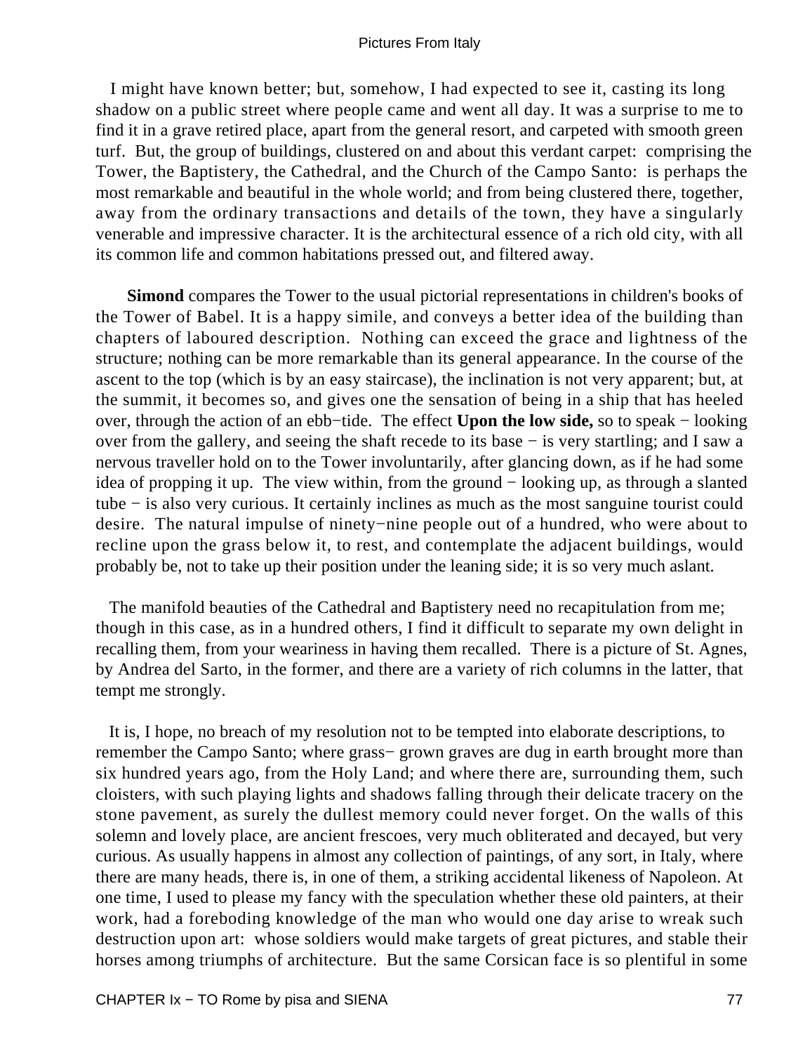I might have known better; but, somehow, I had expected to see it, casting its long shadow on a public street where people came and went all day. It was a surprise to me to find it in a grave retired place, apart from the general resort, and carpeted with smooth green turf. But, the group of buildings, clustered on and about this verdant carpet: comprising the Tower, the Baptistery, the Cathedral, and the Church of the Campo Santo: is perhaps the most remarkable and beautiful in the whole world; and from being clustered there, together, away from the ordinary transactions and details of the town, they have a singularly venerable and impressive character. It is the architectural essence of a rich old city, with all its common life and common habitations pressed out, and filtered away.

**Simond** compares the Tower to the usual pictorial representations in children's books of the Tower of Babel. It is a happy simile, and conveys a better idea of the building than chapters of laboured description. Nothing can exceed the grace and lightness of the structure; nothing can be more remarkable than its general appearance. In the course of the ascent to the top (which is by an easy staircase), the inclination is not very apparent; but, at the summit, it becomes so, and gives one the sensation of being in a ship that has heeled over, through the action of an ebb−tide. The effect **Upon the low side,** so to speak − looking over from the gallery, and seeing the shaft recede to its base − is very startling; and I saw a nervous traveller hold on to the Tower involuntarily, after glancing down, as if he had some idea of propping it up. The view within, from the ground − looking up, as through a slanted tube − is also very curious. It certainly inclines as much as the most sanguine tourist could desire. The natural impulse of ninety−nine people out of a hundred, who were about to recline upon the grass below it, to rest, and contemplate the adjacent buildings, would probably be, not to take up their position under the leaning side; it is so very much aslant.

The manifold beauties of the Cathedral and Baptistery need no recapitulation from me; though in this case, as in a hundred others, I find it difficult to separate my own delight in recalling them, from your weariness in having them recalled. There is a picture of St. Agnes, by Andrea del Sarto, in the former, and there are a variety of rich columns in the latter, that tempt me strongly.

It is, I hope, no breach of my resolution not to be tempted into elaborate descriptions, to remember the Campo Santo; where grass− grown graves are dug in earth brought more than six hundred years ago, from the Holy Land; and where there are, surrounding them, such cloisters, with such playing lights and shadows falling through their delicate tracery on the stone pavement, as surely the dullest memory could never forget. On the walls of this solemn and lovely place, are ancient frescoes, very much obliterated and decayed, but very curious. As usually happens in almost any collection of paintings, of any sort, in Italy, where there are many heads, there is, in one of them, a striking accidental likeness of Napoleon. At one time, I used to please my fancy with the speculation whether these old painters, at their work, had a foreboding knowledge of the man who would one day arise to wreak such destruction upon art: whose soldiers would make targets of great pictures, and stable their horses among triumphs of architecture. But the same Corsican face is so plentiful in some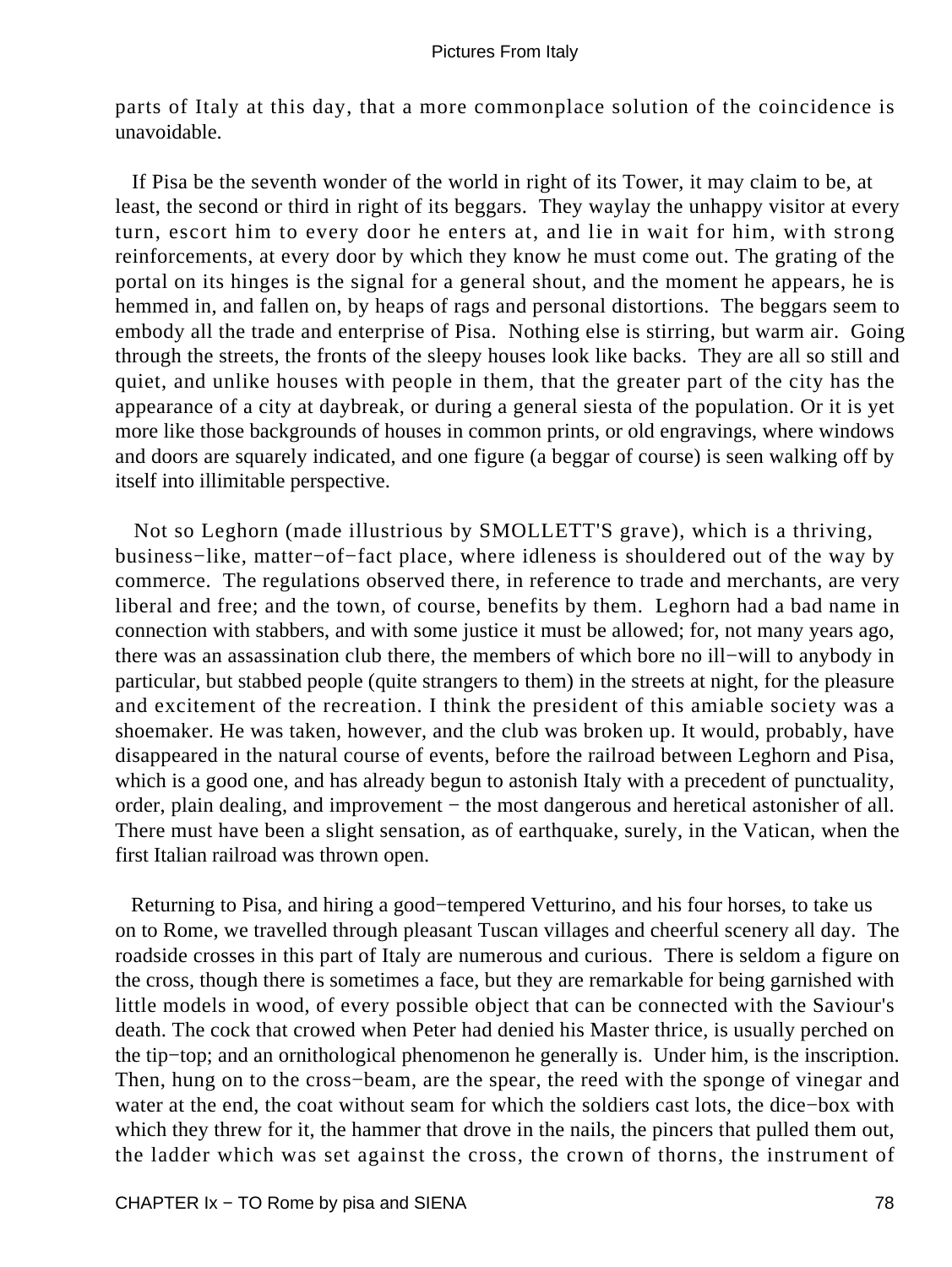parts of Italy at this day, that a more commonplace solution of the coincidence is unavoidable.

If Pisa be the seventh wonder of the world in right of its Tower, it may claim to be, at least, the second or third in right of its beggars. They waylay the unhappy visitor at every turn, escort him to every door he enters at, and lie in wait for him, with strong reinforcements, at every door by which they know he must come out. The grating of the portal on its hinges is the signal for a general shout, and the moment he appears, he is hemmed in, and fallen on, by heaps of rags and personal distortions. The beggars seem to embody all the trade and enterprise of Pisa. Nothing else is stirring, but warm air. Going through the streets, the fronts of the sleepy houses look like backs. They are all so still and quiet, and unlike houses with people in them, that the greater part of the city has the appearance of a city at daybreak, or during a general siesta of the population. Or it is yet more like those backgrounds of houses in common prints, or old engravings, where windows and doors are squarely indicated, and one figure (a beggar of course) is seen walking off by itself into illimitable perspective.

Not so Leghorn (made illustrious by SMOLLETT'S grave), which is a thriving, business−like, matter−of−fact place, where idleness is shouldered out of the way by commerce. The regulations observed there, in reference to trade and merchants, are very liberal and free; and the town, of course, benefits by them. Leghorn had a bad name in connection with stabbers, and with some justice it must be allowed; for, not many years ago, there was an assassination club there, the members of which bore no ill−will to anybody in particular, but stabbed people (quite strangers to them) in the streets at night, for the pleasure and excitement of the recreation. I think the president of this amiable society was a shoemaker. He was taken, however, and the club was broken up. It would, probably, have disappeared in the natural course of events, before the railroad between Leghorn and Pisa, which is a good one, and has already begun to astonish Italy with a precedent of punctuality, order, plain dealing, and improvement − the most dangerous and heretical astonisher of all. There must have been a slight sensation, as of earthquake, surely, in the Vatican, when the first Italian railroad was thrown open.

Returning to Pisa, and hiring a good−tempered Vetturino, and his four horses, to take us on to Rome, we travelled through pleasant Tuscan villages and cheerful scenery all day. The roadside crosses in this part of Italy are numerous and curious. There is seldom a figure on the cross, though there is sometimes a face, but they are remarkable for being garnished with little models in wood, of every possible object that can be connected with the Saviour's death. The cock that crowed when Peter had denied his Master thrice, is usually perched on the tip−top; and an ornithological phenomenon he generally is. Under him, is the inscription. Then, hung on to the cross−beam, are the spear, the reed with the sponge of vinegar and water at the end, the coat without seam for which the soldiers cast lots, the dice−box with which they threw for it, the hammer that drove in the nails, the pincers that pulled them out, the ladder which was set against the cross, the crown of thorns, the instrument of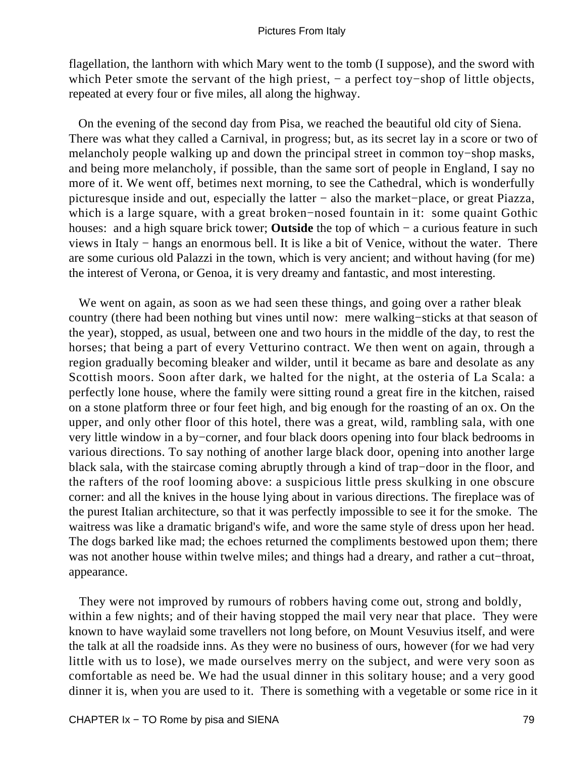flagellation, the lanthorn with which Mary went to the tomb (I suppose), and the sword with which Peter smote the servant of the high priest, − a perfect toy−shop of little objects, repeated at every four or five miles, all along the highway.

On the evening of the second day from Pisa, we reached the beautiful old city of Siena. There was what they called a Carnival, in progress; but, as its secret lay in a score or two of melancholy people walking up and down the principal street in common toy−shop masks, and being more melancholy, if possible, than the same sort of people in England, I say no more of it. We went off, betimes next morning, to see the Cathedral, which is wonderfully picturesque inside and out, especially the latter − also the market−place, or great Piazza, which is a large square, with a great broken−nosed fountain in it: some quaint Gothic houses: and a high square brick tower; **Outside** the top of which − a curious feature in such views in Italy − hangs an enormous bell. It is like a bit of Venice, without the water. There are some curious old Palazzi in the town, which is very ancient; and without having (for me) the interest of Verona, or Genoa, it is very dreamy and fantastic, and most interesting.

We went on again, as soon as we had seen these things, and going over a rather bleak country (there had been nothing but vines until now: mere walking−sticks at that season of the year), stopped, as usual, between one and two hours in the middle of the day, to rest the horses; that being a part of every Vetturino contract. We then went on again, through a region gradually becoming bleaker and wilder, until it became as bare and desolate as any Scottish moors. Soon after dark, we halted for the night, at the osteria of La Scala: a perfectly lone house, where the family were sitting round a great fire in the kitchen, raised on a stone platform three or four feet high, and big enough for the roasting of an ox. On the upper, and only other floor of this hotel, there was a great, wild, rambling sala, with one very little window in a by−corner, and four black doors opening into four black bedrooms in various directions. To say nothing of another large black door, opening into another large black sala, with the staircase coming abruptly through a kind of trap−door in the floor, and the rafters of the roof looming above: a suspicious little press skulking in one obscure corner: and all the knives in the house lying about in various directions. The fireplace was of the purest Italian architecture, so that it was perfectly impossible to see it for the smoke. The waitress was like a dramatic brigand's wife, and wore the same style of dress upon her head. The dogs barked like mad; the echoes returned the compliments bestowed upon them; there was not another house within twelve miles; and things had a dreary, and rather a cut−throat, appearance.

They were not improved by rumours of robbers having come out, strong and boldly, within a few nights; and of their having stopped the mail very near that place. They were known to have waylaid some travellers not long before, on Mount Vesuvius itself, and were the talk at all the roadside inns. As they were no business of ours, however (for we had very little with us to lose), we made ourselves merry on the subject, and were very soon as comfortable as need be. We had the usual dinner in this solitary house; and a very good dinner it is, when you are used to it. There is something with a vegetable or some rice in it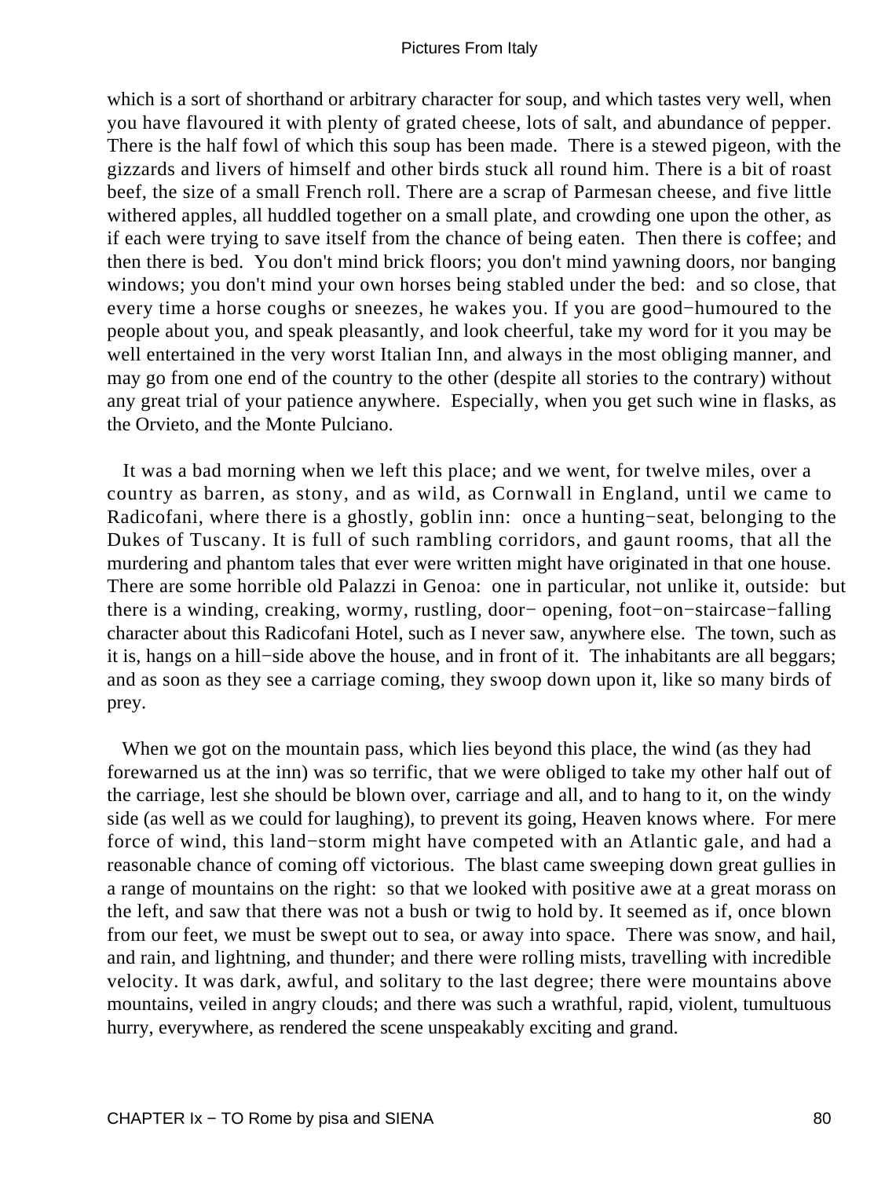which is a sort of shorthand or arbitrary character for soup, and which tastes very well, when you have flavoured it with plenty of grated cheese, lots of salt, and abundance of pepper. There is the half fowl of which this soup has been made. There is a stewed pigeon, with the gizzards and livers of himself and other birds stuck all round him. There is a bit of roast beef, the size of a small French roll. There are a scrap of Parmesan cheese, and five little withered apples, all huddled together on a small plate, and crowding one upon the other, as if each were trying to save itself from the chance of being eaten. Then there is coffee; and then there is bed. You don't mind brick floors; you don't mind yawning doors, nor banging windows; you don't mind your own horses being stabled under the bed: and so close, that every time a horse coughs or sneezes, he wakes you. If you are good−humoured to the people about you, and speak pleasantly, and look cheerful, take my word for it you may be well entertained in the very worst Italian Inn, and always in the most obliging manner, and may go from one end of the country to the other (despite all stories to the contrary) without any great trial of your patience anywhere. Especially, when you get such wine in flasks, as the Orvieto, and the Monte Pulciano.

It was a bad morning when we left this place; and we went, for twelve miles, over a country as barren, as stony, and as wild, as Cornwall in England, until we came to Radicofani, where there is a ghostly, goblin inn: once a hunting−seat, belonging to the Dukes of Tuscany. It is full of such rambling corridors, and gaunt rooms, that all the murdering and phantom tales that ever were written might have originated in that one house. There are some horrible old Palazzi in Genoa: one in particular, not unlike it, outside: but there is a winding, creaking, wormy, rustling, door− opening, foot−on−staircase−falling character about this Radicofani Hotel, such as I never saw, anywhere else. The town, such as it is, hangs on a hill−side above the house, and in front of it. The inhabitants are all beggars; and as soon as they see a carriage coming, they swoop down upon it, like so many birds of prey.

When we got on the mountain pass, which lies beyond this place, the wind (as they had forewarned us at the inn) was so terrific, that we were obliged to take my other half out of the carriage, lest she should be blown over, carriage and all, and to hang to it, on the windy side (as well as we could for laughing), to prevent its going, Heaven knows where. For mere force of wind, this land−storm might have competed with an Atlantic gale, and had a reasonable chance of coming off victorious. The blast came sweeping down great gullies in a range of mountains on the right: so that we looked with positive awe at a great morass on the left, and saw that there was not a bush or twig to hold by. It seemed as if, once blown from our feet, we must be swept out to sea, or away into space. There was snow, and hail, and rain, and lightning, and thunder; and there were rolling mists, travelling with incredible velocity. It was dark, awful, and solitary to the last degree; there were mountains above mountains, veiled in angry clouds; and there was such a wrathful, rapid, violent, tumultuous hurry, everywhere, as rendered the scene unspeakably exciting and grand.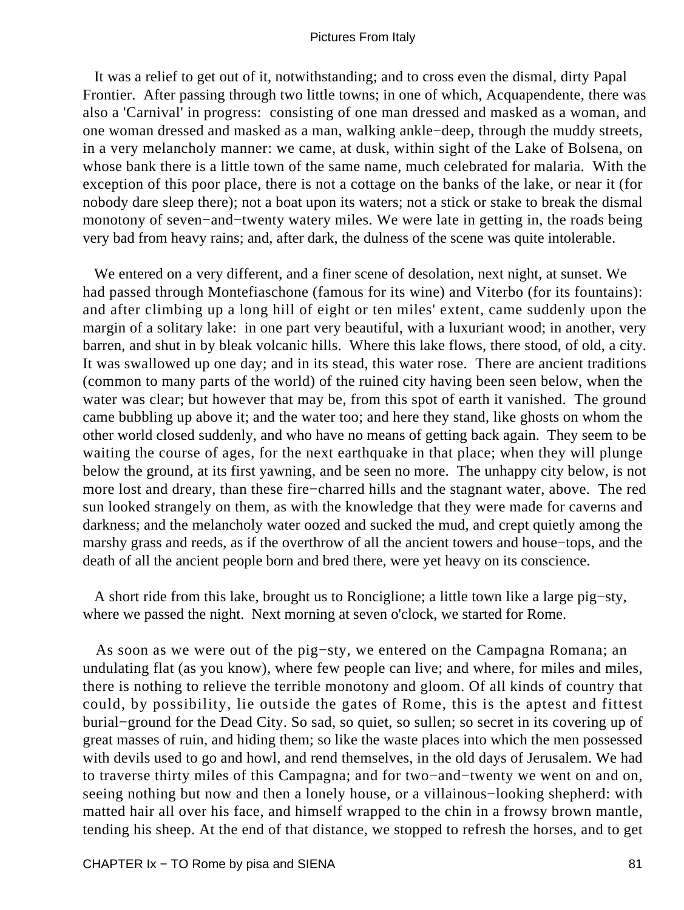It was a relief to get out of it, notwithstanding; and to cross even the dismal, dirty Papal Frontier. After passing through two little towns; in one of which, Acquapendente, there was also a 'Carnival' in progress: consisting of one man dressed and masked as a woman, and one woman dressed and masked as a man, walking ankle−deep, through the muddy streets, in a very melancholy manner: we came, at dusk, within sight of the Lake of Bolsena, on whose bank there is a little town of the same name, much celebrated for malaria. With the exception of this poor place, there is not a cottage on the banks of the lake, or near it (for nobody dare sleep there); not a boat upon its waters; not a stick or stake to break the dismal monotony of seven−and−twenty watery miles. We were late in getting in, the roads being very bad from heavy rains; and, after dark, the dulness of the scene was quite intolerable.

We entered on a very different, and a finer scene of desolation, next night, at sunset. We had passed through Montefiaschone (famous for its wine) and Viterbo (for its fountains): and after climbing up a long hill of eight or ten miles' extent, came suddenly upon the margin of a solitary lake: in one part very beautiful, with a luxuriant wood; in another, very barren, and shut in by bleak volcanic hills. Where this lake flows, there stood, of old, a city. It was swallowed up one day; and in its stead, this water rose. There are ancient traditions (common to many parts of the world) of the ruined city having been seen below, when the water was clear; but however that may be, from this spot of earth it vanished. The ground came bubbling up above it; and the water too; and here they stand, like ghosts on whom the other world closed suddenly, and who have no means of getting back again. They seem to be waiting the course of ages, for the next earthquake in that place; when they will plunge below the ground, at its first yawning, and be seen no more. The unhappy city below, is not more lost and dreary, than these fire−charred hills and the stagnant water, above. The red sun looked strangely on them, as with the knowledge that they were made for caverns and darkness; and the melancholy water oozed and sucked the mud, and crept quietly among the marshy grass and reeds, as if the overthrow of all the ancient towers and house−tops, and the death of all the ancient people born and bred there, were yet heavy on its conscience.

A short ride from this lake, brought us to Ronciglione; a little town like a large pig−sty, where we passed the night. Next morning at seven o'clock, we started for Rome.

As soon as we were out of the pig−sty, we entered on the Campagna Romana; an undulating flat (as you know), where few people can live; and where, for miles and miles, there is nothing to relieve the terrible monotony and gloom. Of all kinds of country that could, by possibility, lie outside the gates of Rome, this is the aptest and fittest burial−ground for the Dead City. So sad, so quiet, so sullen; so secret in its covering up of great masses of ruin, and hiding them; so like the waste places into which the men possessed with devils used to go and howl, and rend themselves, in the old days of Jerusalem. We had to traverse thirty miles of this Campagna; and for two−and−twenty we went on and on, seeing nothing but now and then a lonely house, or a villainous−looking shepherd: with matted hair all over his face, and himself wrapped to the chin in a frowsy brown mantle, tending his sheep. At the end of that distance, we stopped to refresh the horses, and to get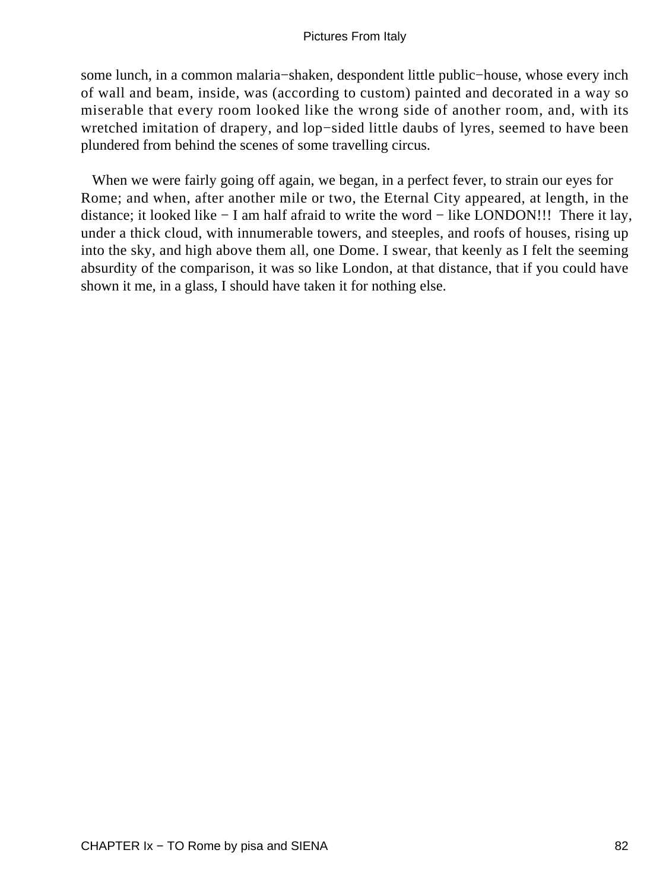some lunch, in a common malaria−shaken, despondent little public−house, whose every inch of wall and beam, inside, was (according to custom) painted and decorated in a way so miserable that every room looked like the wrong side of another room, and, with its wretched imitation of drapery, and lop−sided little daubs of lyres, seemed to have been plundered from behind the scenes of some travelling circus.

When we were fairly going off again, we began, in a perfect fever, to strain our eyes for Rome; and when, after another mile or two, the Eternal City appeared, at length, in the distance; it looked like − I am half afraid to write the word − like LONDON!!! There it lay, under a thick cloud, with innumerable towers, and steeples, and roofs of houses, rising up into the sky, and high above them all, one Dome. I swear, that keenly as I felt the seeming absurdity of the comparison, it was so like London, at that distance, that if you could have shown it me, in a glass, I should have taken it for nothing else.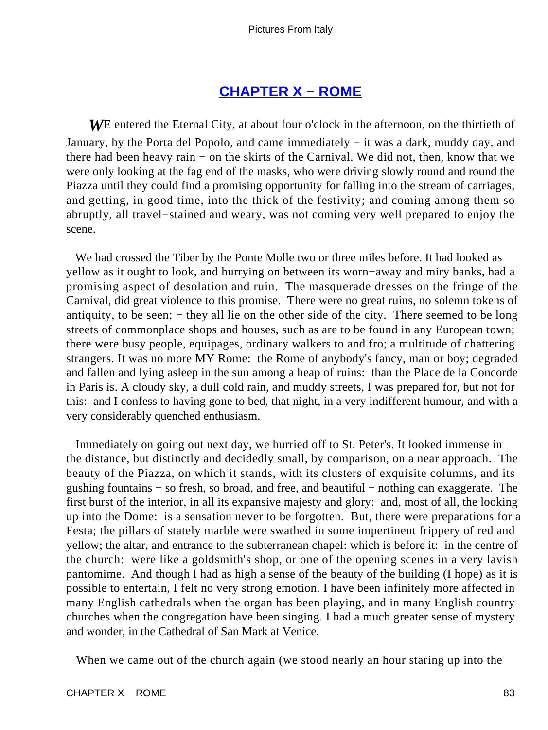## CHAPTER X − ROME

WE entered the Eternal City, at about four o'clock in the afternoon, on the thirtieth of January, by the Porta del Popolo, and came immediately − it was a dark, muddy day, and there had been heavy rain − on the skirts of the Carnival. We did not, then, know that we were only looking at the fag end of the masks, who were driving slowly round and round the Piazza until they could find a promising opportunity for falling into the stream of carriages, and getting, in good time, into the thick of the festivity; and coming among them so abruptly, all travel−stained and weary, was not coming very well prepared to enjoy the scene.

We had crossed the Tiber by the Ponte Molle two or three miles before. It had looked as yellow as it ought to look, and hurrying on between its worn−away and miry banks, had a promising aspect of desolation and ruin. The masquerade dresses on the fringe of the Carnival, did great violence to this promise. There were no great ruins, no solemn tokens of antiquity, to be seen; − they all lie on the other side of the city. There seemed to be long streets of commonplace shops and houses, such as are to be found in any European town; there were busy people, equipages, ordinary walkers to and fro; a multitude of chattering strangers. It was no more MY Rome: the Rome of anybody's fancy, man or boy; degraded and fallen and lying asleep in the sun among a heap of ruins: than the Place de la Concorde in Paris is. A cloudy sky, a dull cold rain, and muddy streets, I was prepared for, but not for this: and I confess to having gone to bed, that night, in a very indifferent humour, and with a very considerably quenched enthusiasm.

Immediately on going out next day, we hurried off to St. Peter's. It looked immense in the distance, but distinctly and decidedly small, by comparison, on a near approach. The beauty of the Piazza, on which it stands, with its clusters of exquisite columns, and its gushing fountains − so fresh, so broad, and free, and beautiful − nothing can exaggerate. The first burst of the interior, in all its expansive majesty and glory: and, most of all, the looking up into the Dome: is a sensation never to be forgotten. But, there were preparations for a Festa; the pillars of stately marble were swathed in some impertinent frippery of red and yellow; the altar, and entrance to the subterranean chapel: which is before it: in the centre of the church: were like a goldsmith's shop, or one of the opening scenes in a very lavish pantomime. And though I had as high a sense of the beauty of the building (I hope) as it is possible to entertain, I felt no very strong emotion. I have been infinitely more affected in many English cathedrals when the organ has been playing, and in many English country churches when the congregation have been singing. I had a much greater sense of mystery and wonder, in the Cathedral of San Mark at Venice.

When we came out of the church again (we stood nearly an hour staring up into the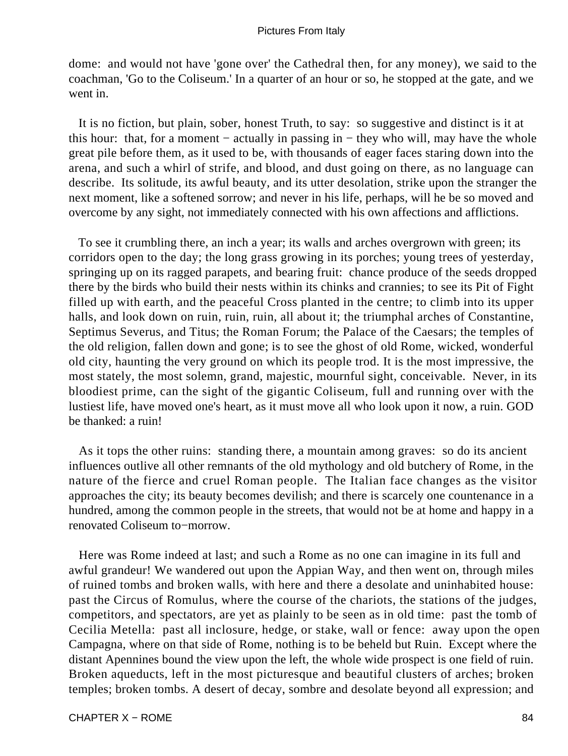dome: and would not have 'gone over' the Cathedral then, for any money), we said to the coachman, 'Go to the Coliseum.' In a quarter of an hour or so, he stopped at the gate, and we went in.

It is no fiction, but plain, sober, honest Truth, to say: so suggestive and distinct is it at this hour: that, for a moment − actually in passing in − they who will, may have the whole great pile before them, as it used to be, with thousands of eager faces staring down into the arena, and such a whirl of strife, and blood, and dust going on there, as no language can describe. Its solitude, its awful beauty, and its utter desolation, strike upon the stranger the next moment, like a softened sorrow; and never in his life, perhaps, will he be so moved and overcome by any sight, not immediately connected with his own affections and afflictions.

To see it crumbling there, an inch a year; its walls and arches overgrown with green; its corridors open to the day; the long grass growing in its porches; young trees of yesterday, springing up on its ragged parapets, and bearing fruit: chance produce of the seeds dropped there by the birds who build their nests within its chinks and crannies; to see its Pit of Fight filled up with earth, and the peaceful Cross planted in the centre; to climb into its upper halls, and look down on ruin, ruin, ruin, all about it; the triumphal arches of Constantine, Septimus Severus, and Titus; the Roman Forum; the Palace of the Caesars; the temples of the old religion, fallen down and gone; is to see the ghost of old Rome, wicked, wonderful old city, haunting the very ground on which its people trod. It is the most impressive, the most stately, the most solemn, grand, majestic, mournful sight, conceivable. Never, in its bloodiest prime, can the sight of the gigantic Coliseum, full and running over with the lustiest life, have moved one's heart, as it must move all who look upon it now, a ruin. GOD be thanked: a ruin!

As it tops the other ruins: standing there, a mountain among graves: so do its ancient influences outlive all other remnants of the old mythology and old butchery of Rome, in the nature of the fierce and cruel Roman people. The Italian face changes as the visitor approaches the city; its beauty becomes devilish; and there is scarcely one countenance in a hundred, among the common people in the streets, that would not be at home and happy in a renovated Coliseum to−morrow.

Here was Rome indeed at last; and such a Rome as no one can imagine in its full and awful grandeur! We wandered out upon the Appian Way, and then went on, through miles of ruined tombs and broken walls, with here and there a desolate and uninhabited house: past the Circus of Romulus, where the course of the chariots, the stations of the judges, competitors, and spectators, are yet as plainly to be seen as in old time: past the tomb of Cecilia Metella: past all inclosure, hedge, or stake, wall or fence: away upon the open Campagna, where on that side of Rome, nothing is to be beheld but Ruin. Except where the distant Apennines bound the view upon the left, the whole wide prospect is one field of ruin. Broken aqueducts, left in the most picturesque and beautiful clusters of arches; broken temples; broken tombs. A desert of decay, sombre and desolate beyond all expression; and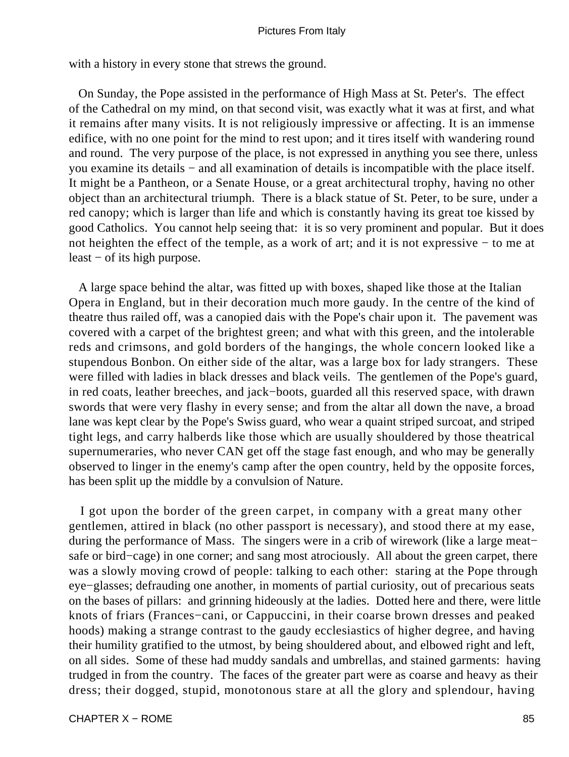with a history in every stone that strews the ground.

On Sunday, the Pope assisted in the performance of High Mass at St. Peter's. The effect of the Cathedral on my mind, on that second visit, was exactly what it was at first, and what it remains after many visits. It is not religiously impressive or affecting. It is an immense edifice, with no one point for the mind to rest upon; and it tires itself with wandering round and round. The very purpose of the place, is not expressed in anything you see there, unless you examine its details − and all examination of details is incompatible with the place itself. It might be a Pantheon, or a Senate House, or a great architectural trophy, having no other object than an architectural triumph. There is a black statue of St. Peter, to be sure, under a red canopy; which is larger than life and which is constantly having its great toe kissed by good Catholics. You cannot help seeing that: it is so very prominent and popular. But it does not heighten the effect of the temple, as a work of art; and it is not expressive − to me at least − of its high purpose.

A large space behind the altar, was fitted up with boxes, shaped like those at the Italian Opera in England, but in their decoration much more gaudy. In the centre of the kind of theatre thus railed off, was a canopied dais with the Pope's chair upon it. The pavement was covered with a carpet of the brightest green; and what with this green, and the intolerable reds and crimsons, and gold borders of the hangings, the whole concern looked like a stupendous Bonbon. On either side of the altar, was a large box for lady strangers. These were filled with ladies in black dresses and black veils. The gentlemen of the Pope's guard, in red coats, leather breeches, and jack−boots, guarded all this reserved space, with drawn swords that were very flashy in every sense; and from the altar all down the nave, a broad lane was kept clear by the Pope's Swiss guard, who wear a quaint striped surcoat, and striped tight legs, and carry halberds like those which are usually shouldered by those theatrical supernumeraries, who never CAN get off the stage fast enough, and who may be generally observed to linger in the enemy's camp after the open country, held by the opposite forces, has been split up the middle by a convulsion of Nature.

I got upon the border of the green carpet, in company with a great many other gentlemen, attired in black (no other passport is necessary), and stood there at my ease, during the performance of Mass. The singers were in a crib of wirework (like a large meat−safe or bird−cage) in one corner; and sang most atrociously. All about the green carpet, there was a slowly moving crowd of people: talking to each other: staring at the Pope through eye−glasses; defrauding one another, in moments of partial curiosity, out of precarious seats on the bases of pillars: and grinning hideously at the ladies. Dotted here and there, were little knots of friars (Frances−cani, or Cappuccini, in their coarse brown dresses and peaked hoods) making a strange contrast to the gaudy ecclesiastics of higher degree, and having their humility gratified to the utmost, by being shouldered about, and elbowed right and left, on all sides. Some of these had muddy sandals and umbrellas, and stained garments: having trudged in from the country. The faces of the greater part were as coarse and heavy as their dress; their dogged, stupid, monotonous stare at all the glory and splendour, having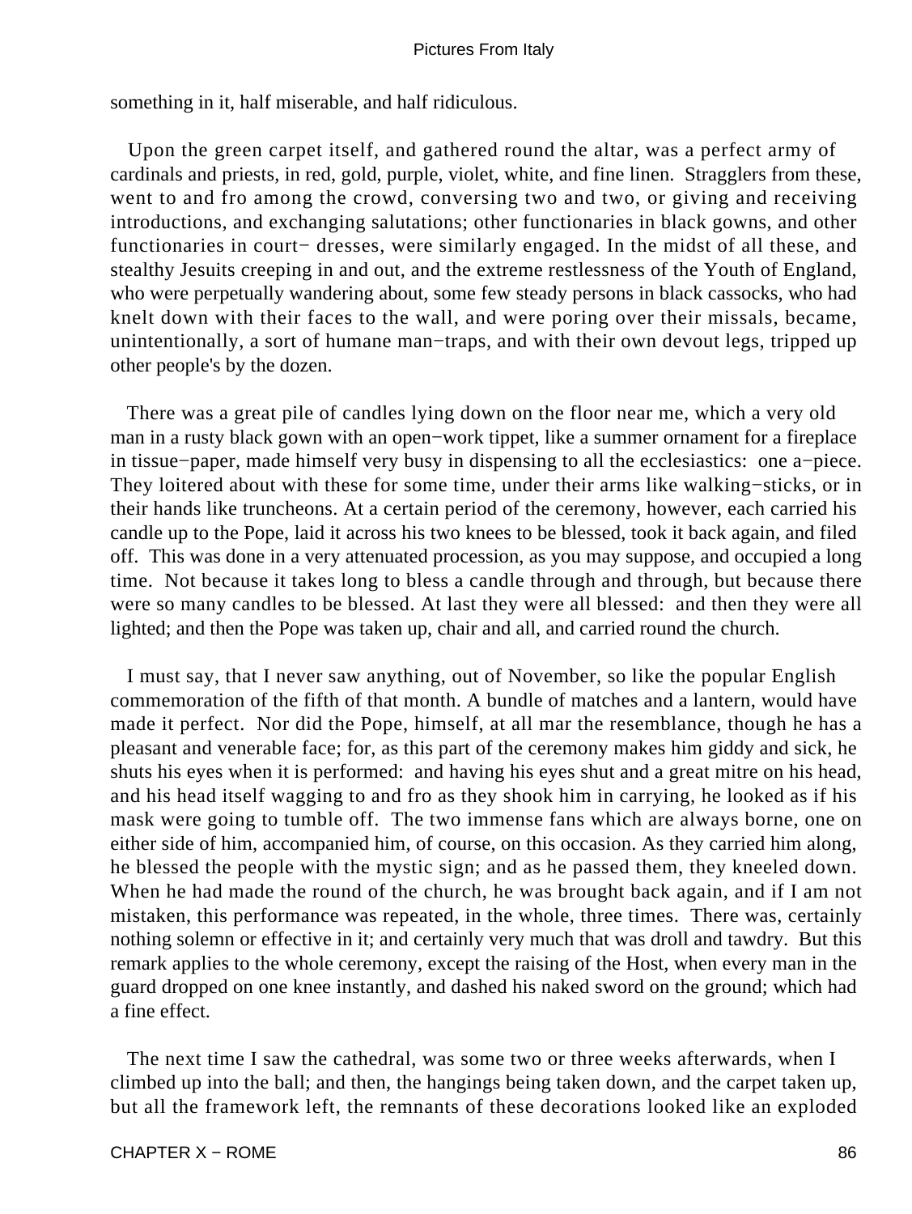something in it, half miserable, and half ridiculous.

Upon the green carpet itself, and gathered round the altar, was a perfect army of cardinals and priests, in red, gold, purple, violet, white, and fine linen. Stragglers from these, went to and fro among the crowd, conversing two and two, or giving and receiving introductions, and exchanging salutations; other functionaries in black gowns, and other functionaries in court− dresses, were similarly engaged. In the midst of all these, and stealthy Jesuits creeping in and out, and the extreme restlessness of the Youth of England, who were perpetually wandering about, some few steady persons in black cassocks, who had knelt down with their faces to the wall, and were poring over their missals, became, unintentionally, a sort of humane man−traps, and with their own devout legs, tripped up other people's by the dozen.

There was a great pile of candles lying down on the floor near me, which a very old man in a rusty black gown with an open−work tippet, like a summer ornament for a fireplace in tissue−paper, made himself very busy in dispensing to all the ecclesiastics: one a−piece. They loitered about with these for some time, under their arms like walking−sticks, or in their hands like truncheons. At a certain period of the ceremony, however, each carried his candle up to the Pope, laid it across his two knees to be blessed, took it back again, and filed off. This was done in a very attenuated procession, as you may suppose, and occupied a long time. Not because it takes long to bless a candle through and through, but because there were so many candles to be blessed. At last they were all blessed: and then they were all lighted; and then the Pope was taken up, chair and all, and carried round the church.

I must say, that I never saw anything, out of November, so like the popular English commemoration of the fifth of that month. A bundle of matches and a lantern, would have made it perfect. Nor did the Pope, himself, at all mar the resemblance, though he has a pleasant and venerable face; for, as this part of the ceremony makes him giddy and sick, he shuts his eyes when it is performed: and having his eyes shut and a great mitre on his head, and his head itself wagging to and fro as they shook him in carrying, he looked as if his mask were going to tumble off. The two immense fans which are always borne, one on either side of him, accompanied him, of course, on this occasion. As they carried him along, he blessed the people with the mystic sign; and as he passed them, they kneeled down. When he had made the round of the church, he was brought back again, and if I am not mistaken, this performance was repeated, in the whole, three times. There was, certainly nothing solemn or effective in it; and certainly very much that was droll and tawdry. But this remark applies to the whole ceremony, except the raising of the Host, when every man in the guard dropped on one knee instantly, and dashed his naked sword on the ground; which had a fine effect.

The next time I saw the cathedral, was some two or three weeks afterwards, when I climbed up into the ball; and then, the hangings being taken down, and the carpet taken up, but all the framework left, the remnants of these decorations looked like an exploded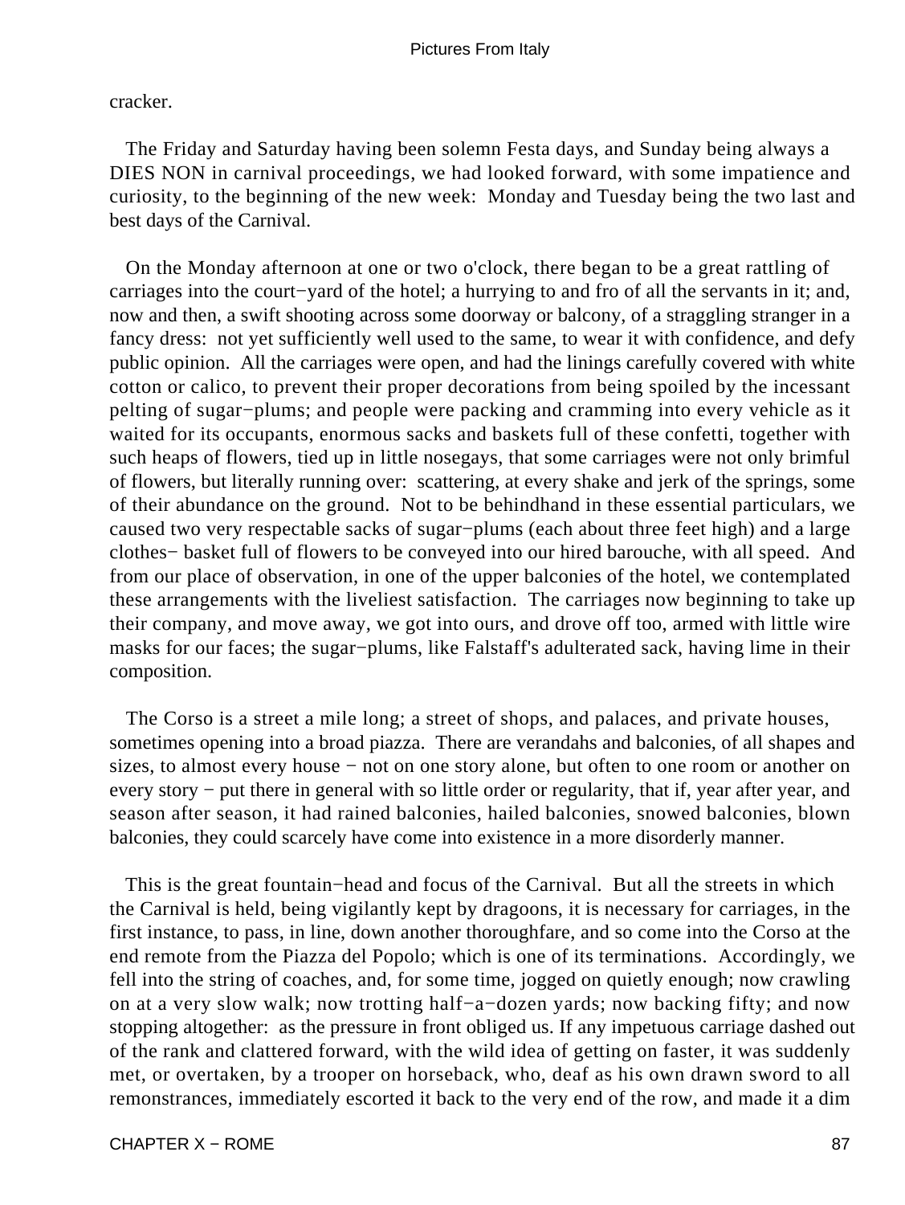cracker.

The Friday and Saturday having been solemn Festa days, and Sunday being always a DIES NON in carnival proceedings, we had looked forward, with some impatience and curiosity, to the beginning of the new week:  Monday and Tuesday being the two last and best days of the Carnival.

On the Monday afternoon at one or two o'clock, there began to be a great rattling of carriages into the court−yard of the hotel; a hurrying to and fro of all the servants in it; and, now and then, a swift shooting across some doorway or balcony, of a straggling stranger in a fancy dress:  not yet sufficiently well used to the same, to wear it with confidence, and defy public opinion.  All the carriages were open, and had the linings carefully covered with white cotton or calico, to prevent their proper decorations from being spoiled by the incessant pelting of sugar−plums; and people were packing and cramming into every vehicle as it waited for its occupants, enormous sacks and baskets full of these confetti, together with such heaps of flowers, tied up in little nosegays, that some carriages were not only brimful of flowers, but literally running over:  scattering, at every shake and jerk of the springs, some of their abundance on the ground.  Not to be behindhand in these essential particulars, we caused two very respectable sacks of sugar−plums (each about three feet high) and a large clothes− basket full of flowers to be conveyed into our hired barouche, with all speed.  And from our place of observation, in one of the upper balconies of the hotel, we contemplated these arrangements with the liveliest satisfaction.  The carriages now beginning to take up their company, and move away, we got into ours, and drove off too, armed with little wire masks for our faces; the sugar−plums, like Falstaff's adulterated sack, having lime in their composition.

The Corso is a street a mile long; a street of shops, and palaces, and private houses, sometimes opening into a broad piazza.  There are verandahs and balconies, of all shapes and sizes, to almost every house − not on one story alone, but often to one room or another on every story − put there in general with so little order or regularity, that if, year after year, and season after season, it had rained balconies, hailed balconies, snowed balconies, blown balconies, they could scarcely have come into existence in a more disorderly manner.

This is the great fountain−head and focus of the Carnival.  But all the streets in which the Carnival is held, being vigilantly kept by dragoons, it is necessary for carriages, in the first instance, to pass, in line, down another thoroughfare, and so come into the Corso at the end remote from the Piazza del Popolo; which is one of its terminations.  Accordingly, we fell into the string of coaches, and, for some time, jogged on quietly enough; now crawling on at a very slow walk; now trotting half−a−dozen yards; now backing fifty; and now stopping altogether:  as the pressure in front obliged us. If any impetuous carriage dashed out of the rank and clattered forward, with the wild idea of getting on faster, it was suddenly met, or overtaken, by a trooper on horseback, who, deaf as his own drawn sword to all remonstrances, immediately escorted it back to the very end of the row, and made it a dim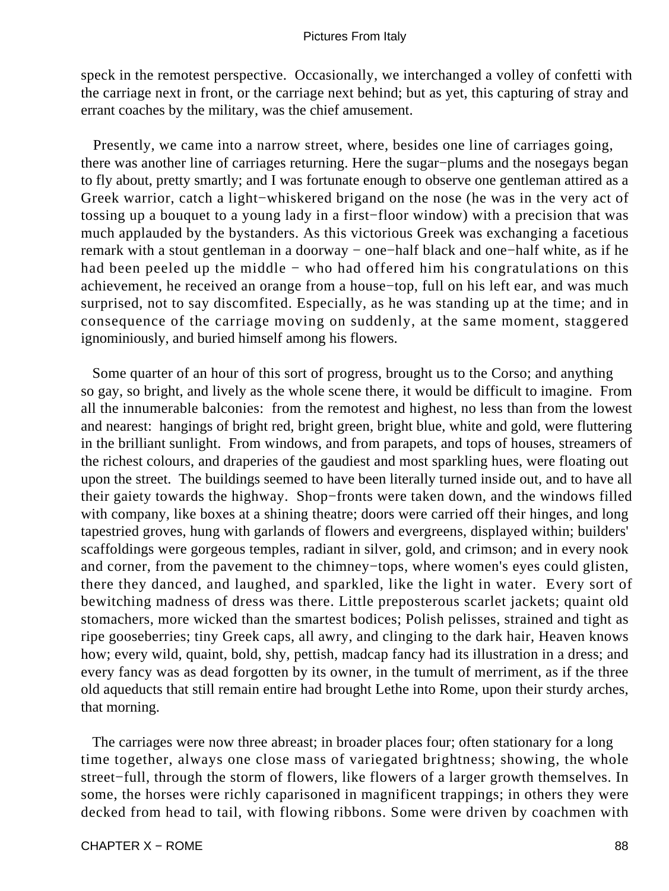speck in the remotest perspective. Occasionally, we interchanged a volley of confetti with the carriage next in front, or the carriage next behind; but as yet, this capturing of stray and errant coaches by the military, was the chief amusement.

Presently, we came into a narrow street, where, besides one line of carriages going, there was another line of carriages returning. Here the sugar−plums and the nosegays began to fly about, pretty smartly; and I was fortunate enough to observe one gentleman attired as a Greek warrior, catch a light−whiskered brigand on the nose (he was in the very act of tossing up a bouquet to a young lady in a first−floor window) with a precision that was much applauded by the bystanders. As this victorious Greek was exchanging a facetious remark with a stout gentleman in a doorway − one−half black and one−half white, as if he had been peeled up the middle − who had offered him his congratulations on this achievement, he received an orange from a house−top, full on his left ear, and was much surprised, not to say discomfited. Especially, as he was standing up at the time; and in consequence of the carriage moving on suddenly, at the same moment, staggered ignominiously, and buried himself among his flowers.

Some quarter of an hour of this sort of progress, brought us to the Corso; and anything so gay, so bright, and lively as the whole scene there, it would be difficult to imagine. From all the innumerable balconies: from the remotest and highest, no less than from the lowest and nearest: hangings of bright red, bright green, bright blue, white and gold, were fluttering in the brilliant sunlight. From windows, and from parapets, and tops of houses, streamers of the richest colours, and draperies of the gaudiest and most sparkling hues, were floating out upon the street. The buildings seemed to have been literally turned inside out, and to have all their gaiety towards the highway. Shop−fronts were taken down, and the windows filled with company, like boxes at a shining theatre; doors were carried off their hinges, and long tapestried groves, hung with garlands of flowers and evergreens, displayed within; builders' scaffoldings were gorgeous temples, radiant in silver, gold, and crimson; and in every nook and corner, from the pavement to the chimney−tops, where women's eyes could glisten, there they danced, and laughed, and sparkled, like the light in water. Every sort of bewitching madness of dress was there. Little preposterous scarlet jackets; quaint old stomachers, more wicked than the smartest bodices; Polish pelisses, strained and tight as ripe gooseberries; tiny Greek caps, all awry, and clinging to the dark hair, Heaven knows how; every wild, quaint, bold, shy, pettish, madcap fancy had its illustration in a dress; and every fancy was as dead forgotten by its owner, in the tumult of merriment, as if the three old aqueducts that still remain entire had brought Lethe into Rome, upon their sturdy arches, that morning.

The carriages were now three abreast; in broader places four; often stationary for a long time together, always one close mass of variegated brightness; showing, the whole street−full, through the storm of flowers, like flowers of a larger growth themselves. In some, the horses were richly caparisoned in magnificent trappings; in others they were decked from head to tail, with flowing ribbons. Some were driven by coachmen with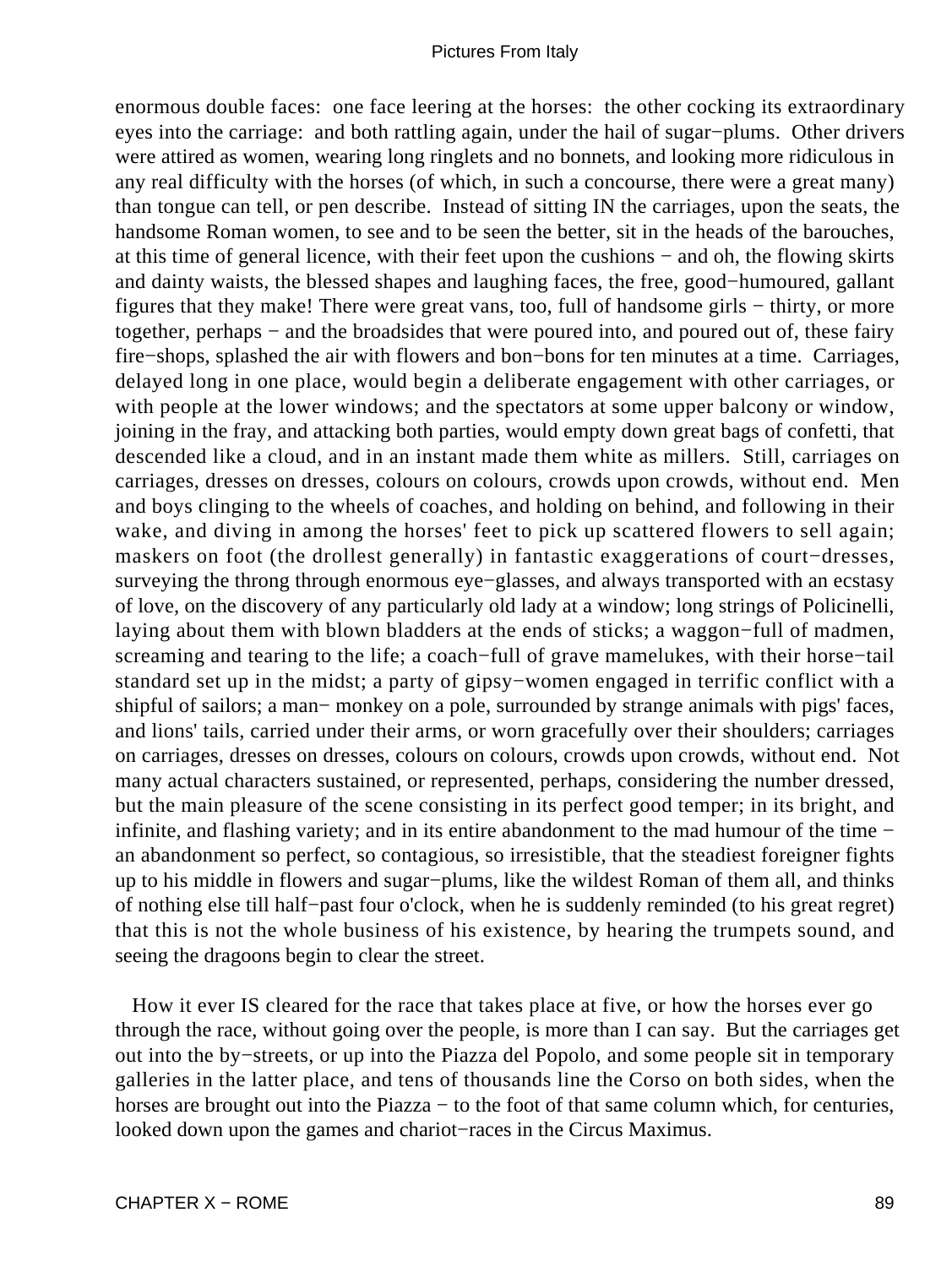enormous double faces: one face leering at the horses: the other cocking its extraordinary eyes into the carriage: and both rattling again, under the hail of sugar−plums. Other drivers were attired as women, wearing long ringlets and no bonnets, and looking more ridiculous in any real difficulty with the horses (of which, in such a concourse, there were a great many) than tongue can tell, or pen describe. Instead of sitting IN the carriages, upon the seats, the handsome Roman women, to see and to be seen the better, sit in the heads of the barouches, at this time of general licence, with their feet upon the cushions − and oh, the flowing skirts and dainty waists, the blessed shapes and laughing faces, the free, good−humoured, gallant figures that they make! There were great vans, too, full of handsome girls − thirty, or more together, perhaps − and the broadsides that were poured into, and poured out of, these fairy fire−shops, splashed the air with flowers and bon−bons for ten minutes at a time. Carriages, delayed long in one place, would begin a deliberate engagement with other carriages, or with people at the lower windows; and the spectators at some upper balcony or window, joining in the fray, and attacking both parties, would empty down great bags of confetti, that descended like a cloud, and in an instant made them white as millers. Still, carriages on carriages, dresses on dresses, colours on colours, crowds upon crowds, without end. Men and boys clinging to the wheels of coaches, and holding on behind, and following in their wake, and diving in among the horses' feet to pick up scattered flowers to sell again; maskers on foot (the drollest generally) in fantastic exaggerations of court−dresses, surveying the throng through enormous eye−glasses, and always transported with an ecstasy of love, on the discovery of any particularly old lady at a window; long strings of Policinelli, laying about them with blown bladders at the ends of sticks; a waggon−full of madmen, screaming and tearing to the life; a coach−full of grave mamelukes, with their horse−tail standard set up in the midst; a party of gipsy−women engaged in terrific conflict with a shipful of sailors; a man− monkey on a pole, surrounded by strange animals with pigs' faces, and lions' tails, carried under their arms, or worn gracefully over their shoulders; carriages on carriages, dresses on dresses, colours on colours, crowds upon crowds, without end. Not many actual characters sustained, or represented, perhaps, considering the number dressed, but the main pleasure of the scene consisting in its perfect good temper; in its bright, and infinite, and flashing variety; and in its entire abandonment to the mad humour of the time − an abandonment so perfect, so contagious, so irresistible, that the steadiest foreigner fights up to his middle in flowers and sugar−plums, like the wildest Roman of them all, and thinks of nothing else till half−past four o'clock, when he is suddenly reminded (to his great regret) that this is not the whole business of his existence, by hearing the trumpets sound, and seeing the dragoons begin to clear the street.

How it ever IS cleared for the race that takes place at five, or how the horses ever go through the race, without going over the people, is more than I can say. But the carriages get out into the by−streets, or up into the Piazza del Popolo, and some people sit in temporary galleries in the latter place, and tens of thousands line the Corso on both sides, when the horses are brought out into the Piazza − to the foot of that same column which, for centuries, looked down upon the games and chariot−races in the Circus Maximus.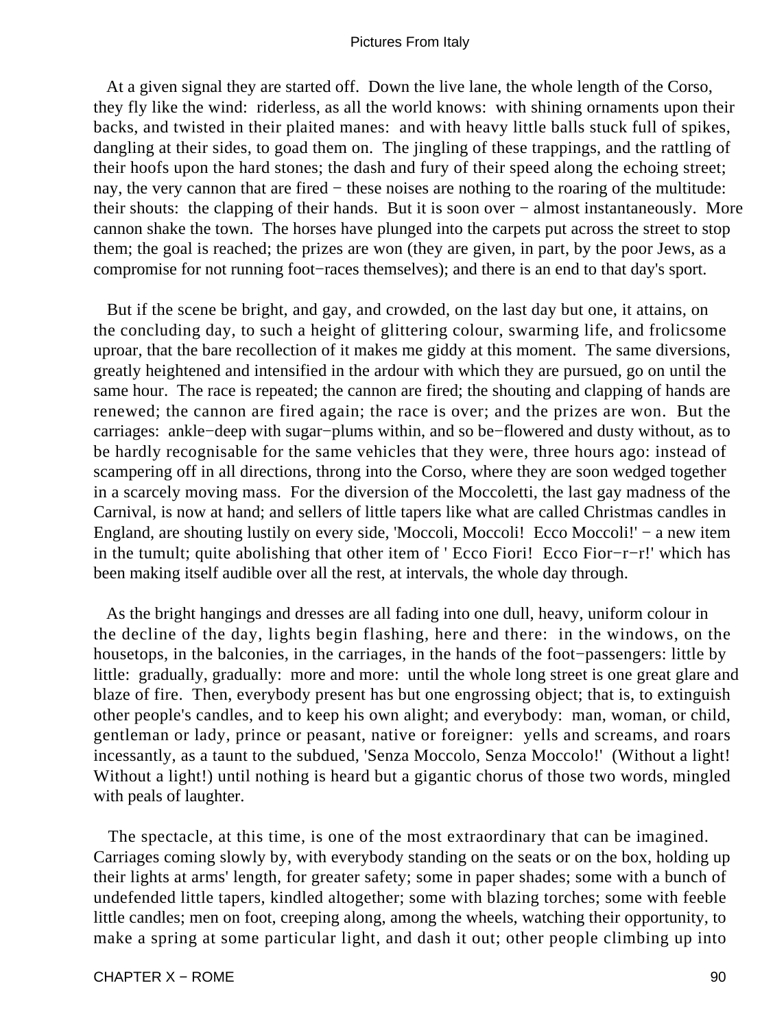At a given signal they are started off. Down the live lane, the whole length of the Corso, they fly like the wind: riderless, as all the world knows: with shining ornaments upon their backs, and twisted in their plaited manes: and with heavy little balls stuck full of spikes, dangling at their sides, to goad them on. The jingling of these trappings, and the rattling of their hoofs upon the hard stones; the dash and fury of their speed along the echoing street; nay, the very cannon that are fired − these noises are nothing to the roaring of the multitude: their shouts: the clapping of their hands. But it is soon over − almost instantaneously. More cannon shake the town. The horses have plunged into the carpets put across the street to stop them; the goal is reached; the prizes are won (they are given, in part, by the poor Jews, as a compromise for not running foot−races themselves); and there is an end to that day's sport.

But if the scene be bright, and gay, and crowded, on the last day but one, it attains, on the concluding day, to such a height of glittering colour, swarming life, and frolicsome uproar, that the bare recollection of it makes me giddy at this moment. The same diversions, greatly heightened and intensified in the ardour with which they are pursued, go on until the same hour. The race is repeated; the cannon are fired; the shouting and clapping of hands are renewed; the cannon are fired again; the race is over; and the prizes are won. But the carriages: ankle−deep with sugar−plums within, and so be−flowered and dusty without, as to be hardly recognisable for the same vehicles that they were, three hours ago: instead of scampering off in all directions, throng into the Corso, where they are soon wedged together in a scarcely moving mass. For the diversion of the Moccoletti, the last gay madness of the Carnival, is now at hand; and sellers of little tapers like what are called Christmas candles in England, are shouting lustily on every side, 'Moccoli, Moccoli! Ecco Moccoli!' − a new item in the tumult; quite abolishing that other item of ' Ecco Fiori! Ecco Fior−r−r!' which has been making itself audible over all the rest, at intervals, the whole day through.

As the bright hangings and dresses are all fading into one dull, heavy, uniform colour in the decline of the day, lights begin flashing, here and there: in the windows, on the housetops, in the balconies, in the carriages, in the hands of the foot−passengers: little by little: gradually, gradually: more and more: until the whole long street is one great glare and blaze of fire. Then, everybody present has but one engrossing object; that is, to extinguish other people's candles, and to keep his own alight; and everybody: man, woman, or child, gentleman or lady, prince or peasant, native or foreigner: yells and screams, and roars incessantly, as a taunt to the subdued, 'Senza Moccolo, Senza Moccolo!' (Without a light! Without a light!) until nothing is heard but a gigantic chorus of those two words, mingled with peals of laughter.

The spectacle, at this time, is one of the most extraordinary that can be imagined. Carriages coming slowly by, with everybody standing on the seats or on the box, holding up their lights at arms' length, for greater safety; some in paper shades; some with a bunch of undefended little tapers, kindled altogether; some with blazing torches; some with feeble little candles; men on foot, creeping along, among the wheels, watching their opportunity, to make a spring at some particular light, and dash it out; other people climbing up into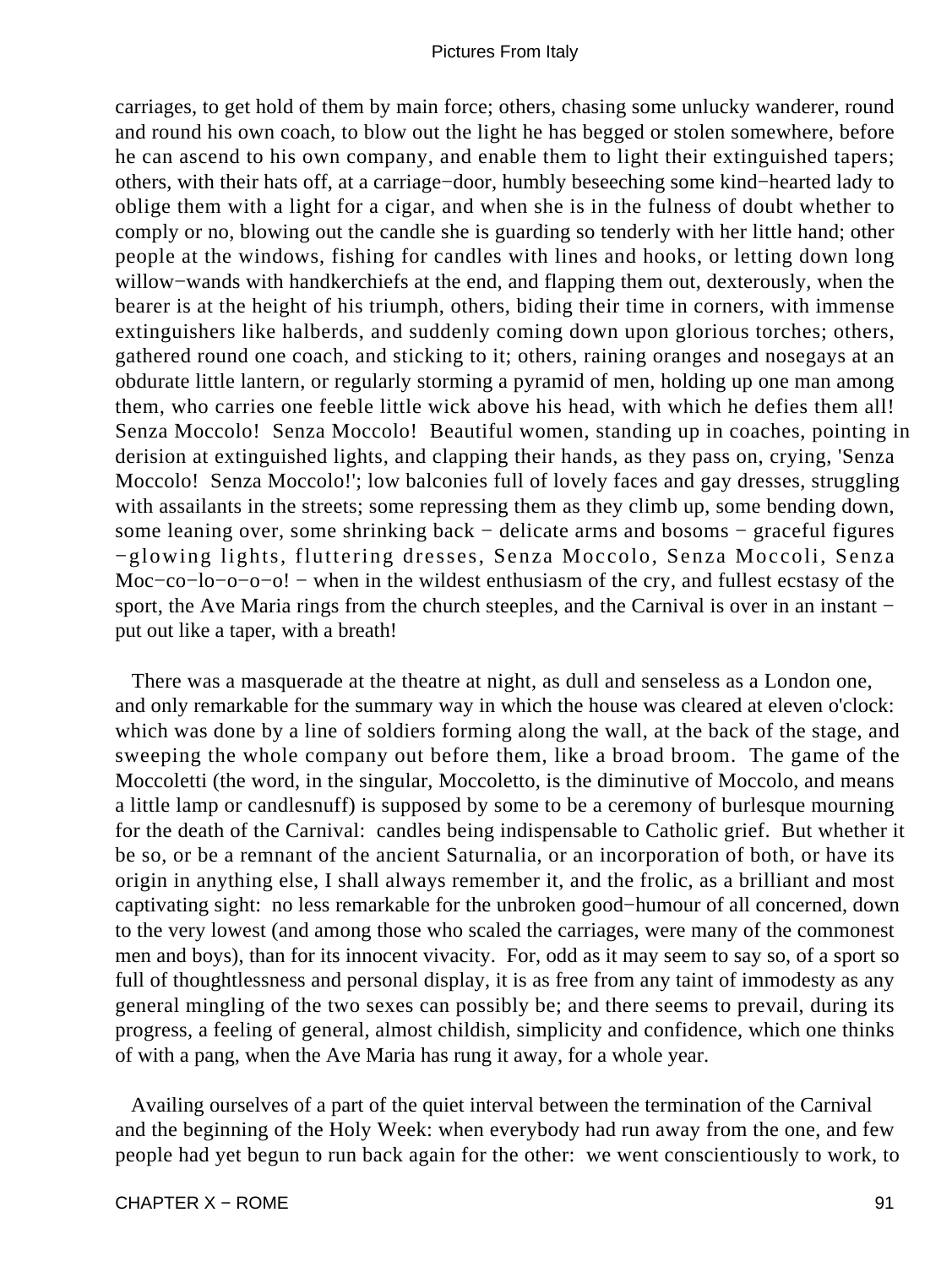carriages, to get hold of them by main force; others, chasing some unlucky wanderer, round and round his own coach, to blow out the light he has begged or stolen somewhere, before he can ascend to his own company, and enable them to light their extinguished tapers; others, with their hats off, at a carriage−door, humbly beseeching some kind−hearted lady to oblige them with a light for a cigar, and when she is in the fulness of doubt whether to comply or no, blowing out the candle she is guarding so tenderly with her little hand; other people at the windows, fishing for candles with lines and hooks, or letting down long willow−wands with handkerchiefs at the end, and flapping them out, dexterously, when the bearer is at the height of his triumph, others, biding their time in corners, with immense extinguishers like halberds, and suddenly coming down upon glorious torches; others, gathered round one coach, and sticking to it; others, raining oranges and nosegays at an obdurate little lantern, or regularly storming a pyramid of men, holding up one man among them, who carries one feeble little wick above his head, with which he defies them all! Senza Moccolo! Senza Moccolo! Beautiful women, standing up in coaches, pointing in derision at extinguished lights, and clapping their hands, as they pass on, crying, 'Senza Moccolo! Senza Moccolo!'; low balconies full of lovely faces and gay dresses, struggling with assailants in the streets; some repressing them as they climb up, some bending down, some leaning over, some shrinking back − delicate arms and bosoms − graceful figures −glowing lights, fluttering dresses, Senza Moccolo, Senza Moccoli, Senza Moc−co−lo−o−o−o! − when in the wildest enthusiasm of the cry, and fullest ecstasy of the sport, the Ave Maria rings from the church steeples, and the Carnival is over in an instant − put out like a taper, with a breath!

There was a masquerade at the theatre at night, as dull and senseless as a London one, and only remarkable for the summary way in which the house was cleared at eleven o'clock: which was done by a line of soldiers forming along the wall, at the back of the stage, and sweeping the whole company out before them, like a broad broom. The game of the Moccoletti (the word, in the singular, Moccoletto, is the diminutive of Moccolo, and means a little lamp or candlesnuff) is supposed by some to be a ceremony of burlesque mourning for the death of the Carnival: candles being indispensable to Catholic grief. But whether it be so, or be a remnant of the ancient Saturnalia, or an incorporation of both, or have its origin in anything else, I shall always remember it, and the frolic, as a brilliant and most captivating sight: no less remarkable for the unbroken good−humour of all concerned, down to the very lowest (and among those who scaled the carriages, were many of the commonest men and boys), than for its innocent vivacity. For, odd as it may seem to say so, of a sport so full of thoughtlessness and personal display, it is as free from any taint of immodesty as any general mingling of the two sexes can possibly be; and there seems to prevail, during its progress, a feeling of general, almost childish, simplicity and confidence, which one thinks of with a pang, when the Ave Maria has rung it away, for a whole year.

Availing ourselves of a part of the quiet interval between the termination of the Carnival and the beginning of the Holy Week: when everybody had run away from the one, and few people had yet begun to run back again for the other: we went conscientiously to work, to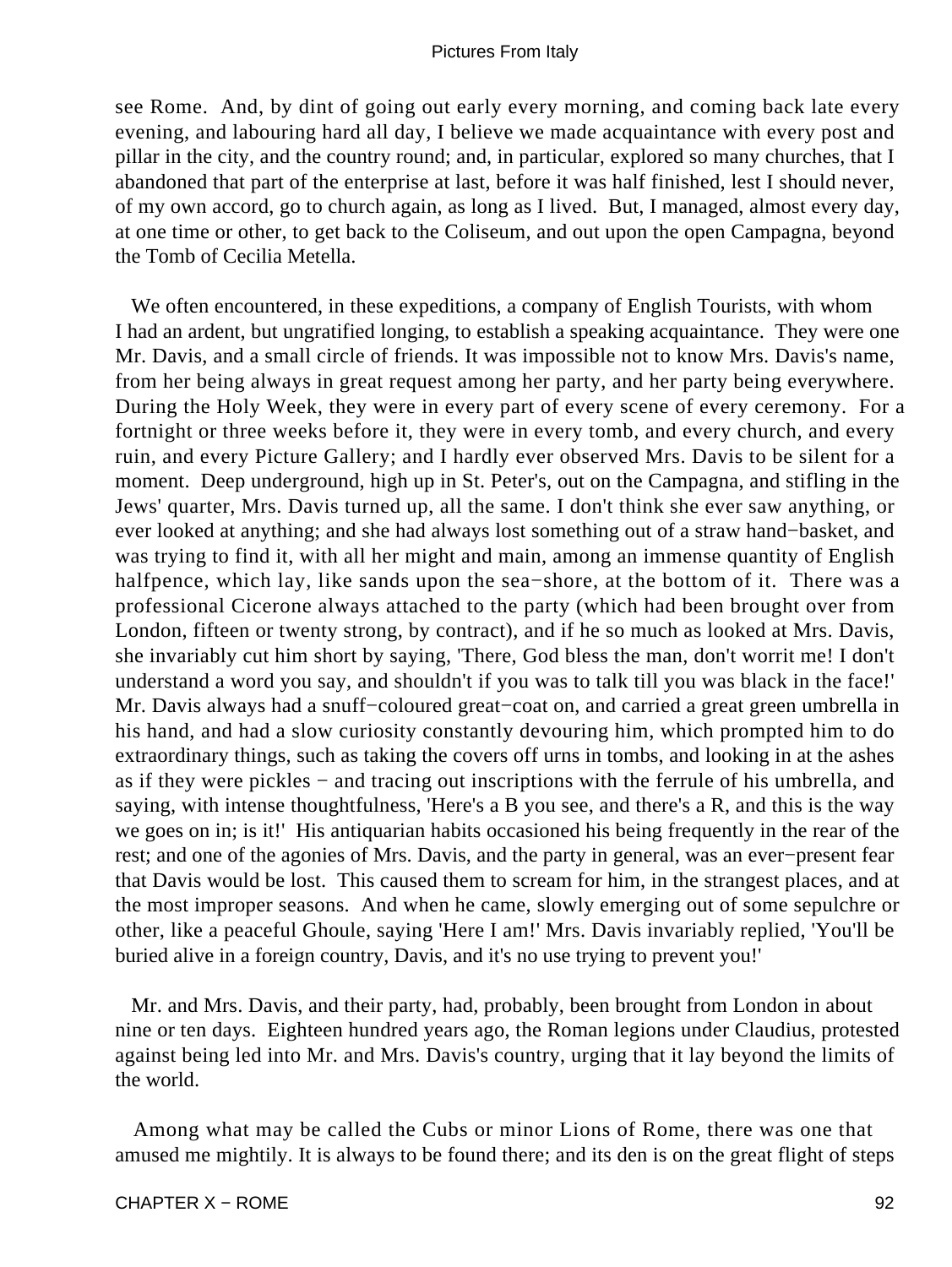see Rome. And, by dint of going out early every morning, and coming back late every evening, and labouring hard all day, I believe we made acquaintance with every post and pillar in the city, and the country round; and, in particular, explored so many churches, that I abandoned that part of the enterprise at last, before it was half finished, lest I should never, of my own accord, go to church again, as long as I lived. But, I managed, almost every day, at one time or other, to get back to the Coliseum, and out upon the open Campagna, beyond the Tomb of Cecilia Metella.

We often encountered, in these expeditions, a company of English Tourists, with whom I had an ardent, but ungratified longing, to establish a speaking acquaintance. They were one Mr. Davis, and a small circle of friends. It was impossible not to know Mrs. Davis's name, from her being always in great request among her party, and her party being everywhere. During the Holy Week, they were in every part of every scene of every ceremony. For a fortnight or three weeks before it, they were in every tomb, and every church, and every ruin, and every Picture Gallery; and I hardly ever observed Mrs. Davis to be silent for a moment. Deep underground, high up in St. Peter's, out on the Campagna, and stifling in the Jews' quarter, Mrs. Davis turned up, all the same. I don't think she ever saw anything, or ever looked at anything; and she had always lost something out of a straw hand−basket, and was trying to find it, with all her might and main, among an immense quantity of English halfpence, which lay, like sands upon the sea−shore, at the bottom of it. There was a professional Cicerone always attached to the party (which had been brought over from London, fifteen or twenty strong, by contract), and if he so much as looked at Mrs. Davis, she invariably cut him short by saying, 'There, God bless the man, don't worrit me! I don't understand a word you say, and shouldn't if you was to talk till you was black in the face!' Mr. Davis always had a snuff−coloured great−coat on, and carried a great green umbrella in his hand, and had a slow curiosity constantly devouring him, which prompted him to do extraordinary things, such as taking the covers off urns in tombs, and looking in at the ashes as if they were pickles − and tracing out inscriptions with the ferrule of his umbrella, and saying, with intense thoughtfulness, 'Here's a B you see, and there's a R, and this is the way we goes on in; is it!' His antiquarian habits occasioned his being frequently in the rear of the rest; and one of the agonies of Mrs. Davis, and the party in general, was an ever−present fear that Davis would be lost. This caused them to scream for him, in the strangest places, and at the most improper seasons. And when he came, slowly emerging out of some sepulchre or other, like a peaceful Ghoule, saying 'Here I am!' Mrs. Davis invariably replied, 'You'll be buried alive in a foreign country, Davis, and it's no use trying to prevent you!'

Mr. and Mrs. Davis, and their party, had, probably, been brought from London in about nine or ten days. Eighteen hundred years ago, the Roman legions under Claudius, protested against being led into Mr. and Mrs. Davis's country, urging that it lay beyond the limits of the world.

Among what may be called the Cubs or minor Lions of Rome, there was one that amused me mightily. It is always to be found there; and its den is on the great flight of steps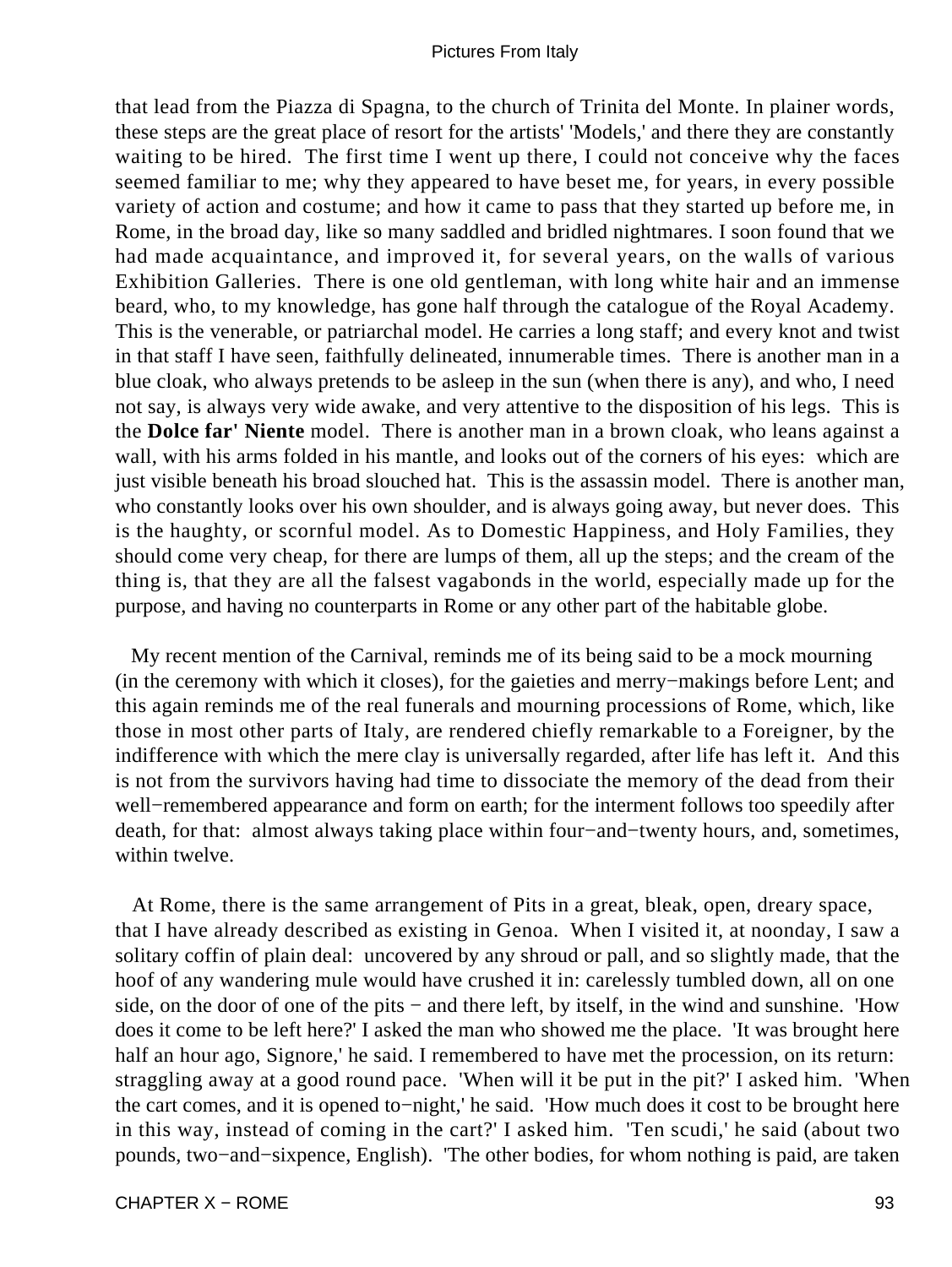that lead from the Piazza di Spagna, to the church of Trinita del Monte. In plainer words, these steps are the great place of resort for the artists' 'Models,' and there they are constantly waiting to be hired. The first time I went up there, I could not conceive why the faces seemed familiar to me; why they appeared to have beset me, for years, in every possible variety of action and costume; and how it came to pass that they started up before me, in Rome, in the broad day, like so many saddled and bridled nightmares. I soon found that we had made acquaintance, and improved it, for several years, on the walls of various Exhibition Galleries. There is one old gentleman, with long white hair and an immense beard, who, to my knowledge, has gone half through the catalogue of the Royal Academy. This is the venerable, or patriarchal model. He carries a long staff; and every knot and twist in that staff I have seen, faithfully delineated, innumerable times. There is another man in a blue cloak, who always pretends to be asleep in the sun (when there is any), and who, I need not say, is always very wide awake, and very attentive to the disposition of his legs. This is the **Dolce far' Niente** model. There is another man in a brown cloak, who leans against a wall, with his arms folded in his mantle, and looks out of the corners of his eyes: which are just visible beneath his broad slouched hat. This is the assassin model. There is another man, who constantly looks over his own shoulder, and is always going away, but never does. This is the haughty, or scornful model. As to Domestic Happiness, and Holy Families, they should come very cheap, for there are lumps of them, all up the steps; and the cream of the thing is, that they are all the falsest vagabonds in the world, especially made up for the purpose, and having no counterparts in Rome or any other part of the habitable globe.

My recent mention of the Carnival, reminds me of its being said to be a mock mourning (in the ceremony with which it closes), for the gaieties and merry−makings before Lent; and this again reminds me of the real funerals and mourning processions of Rome, which, like those in most other parts of Italy, are rendered chiefly remarkable to a Foreigner, by the indifference with which the mere clay is universally regarded, after life has left it. And this is not from the survivors having had time to dissociate the memory of the dead from their well−remembered appearance and form on earth; for the interment follows too speedily after death, for that: almost always taking place within four−and−twenty hours, and, sometimes, within twelve.

At Rome, there is the same arrangement of Pits in a great, bleak, open, dreary space, that I have already described as existing in Genoa. When I visited it, at noonday, I saw a solitary coffin of plain deal: uncovered by any shroud or pall, and so slightly made, that the hoof of any wandering mule would have crushed it in: carelessly tumbled down, all on one side, on the door of one of the pits − and there left, by itself, in the wind and sunshine. 'How does it come to be left here?' I asked the man who showed me the place. 'It was brought here half an hour ago, Signore,' he said. I remembered to have met the procession, on its return: straggling away at a good round pace. 'When will it be put in the pit?' I asked him. 'When the cart comes, and it is opened to−night,' he said. 'How much does it cost to be brought here in this way, instead of coming in the cart?' I asked him. 'Ten scudi,' he said (about two pounds, two−and−sixpence, English). 'The other bodies, for whom nothing is paid, are taken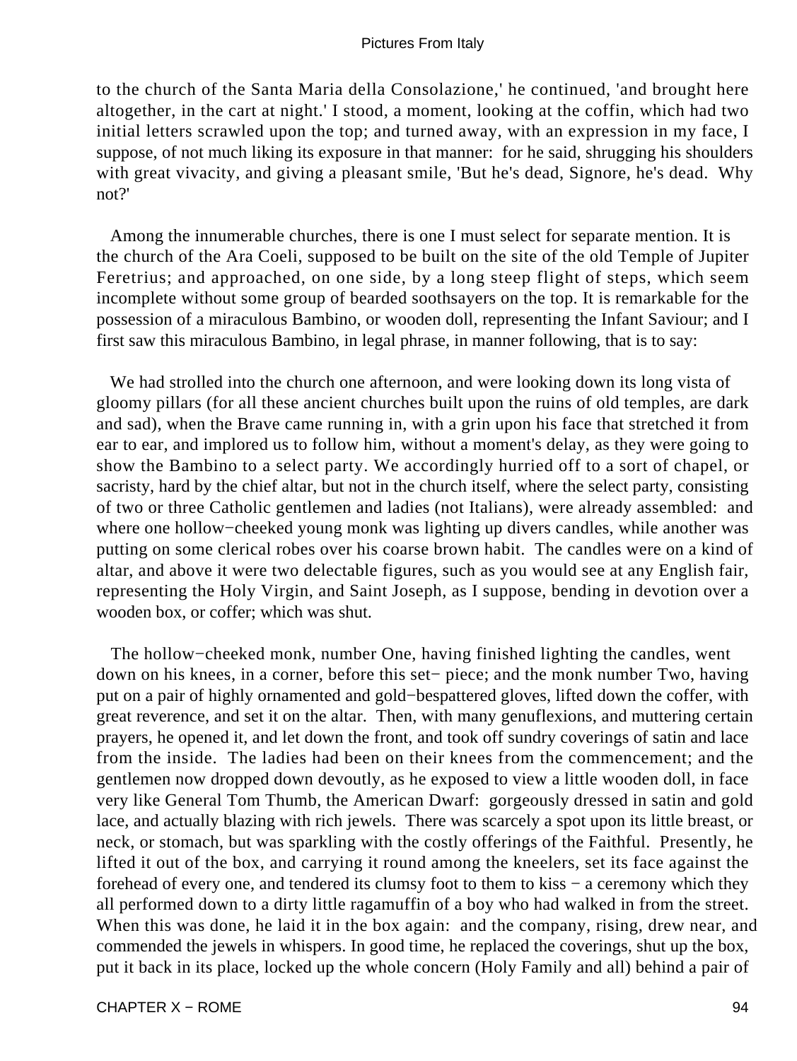to the church of the Santa Maria della Consolazione,' he continued, 'and brought here altogether, in the cart at night.' I stood, a moment, looking at the coffin, which had two initial letters scrawled upon the top; and turned away, with an expression in my face, I suppose, of not much liking its exposure in that manner: for he said, shrugging his shoulders with great vivacity, and giving a pleasant smile, 'But he's dead, Signore, he's dead. Why not?'

Among the innumerable churches, there is one I must select for separate mention. It is the church of the Ara Coeli, supposed to be built on the site of the old Temple of Jupiter Feretrius; and approached, on one side, by a long steep flight of steps, which seem incomplete without some group of bearded soothsayers on the top. It is remarkable for the possession of a miraculous Bambino, or wooden doll, representing the Infant Saviour; and I first saw this miraculous Bambino, in legal phrase, in manner following, that is to say:

We had strolled into the church one afternoon, and were looking down its long vista of gloomy pillars (for all these ancient churches built upon the ruins of old temples, are dark and sad), when the Brave came running in, with a grin upon his face that stretched it from ear to ear, and implored us to follow him, without a moment's delay, as they were going to show the Bambino to a select party. We accordingly hurried off to a sort of chapel, or sacristy, hard by the chief altar, but not in the church itself, where the select party, consisting of two or three Catholic gentlemen and ladies (not Italians), were already assembled: and where one hollow−cheeked young monk was lighting up divers candles, while another was putting on some clerical robes over his coarse brown habit. The candles were on a kind of altar, and above it were two delectable figures, such as you would see at any English fair, representing the Holy Virgin, and Saint Joseph, as I suppose, bending in devotion over a wooden box, or coffer; which was shut.

The hollow−cheeked monk, number One, having finished lighting the candles, went down on his knees, in a corner, before this set− piece; and the monk number Two, having put on a pair of highly ornamented and gold−bespattered gloves, lifted down the coffer, with great reverence, and set it on the altar. Then, with many genuflexions, and muttering certain prayers, he opened it, and let down the front, and took off sundry coverings of satin and lace from the inside. The ladies had been on their knees from the commencement; and the gentlemen now dropped down devoutly, as he exposed to view a little wooden doll, in face very like General Tom Thumb, the American Dwarf: gorgeously dressed in satin and gold lace, and actually blazing with rich jewels. There was scarcely a spot upon its little breast, or neck, or stomach, but was sparkling with the costly offerings of the Faithful. Presently, he lifted it out of the box, and carrying it round among the kneelers, set its face against the forehead of every one, and tendered its clumsy foot to them to kiss − a ceremony which they all performed down to a dirty little ragamuffin of a boy who had walked in from the street. When this was done, he laid it in the box again: and the company, rising, drew near, and commended the jewels in whispers. In good time, he replaced the coverings, shut up the box, put it back in its place, locked up the whole concern (Holy Family and all) behind a pair of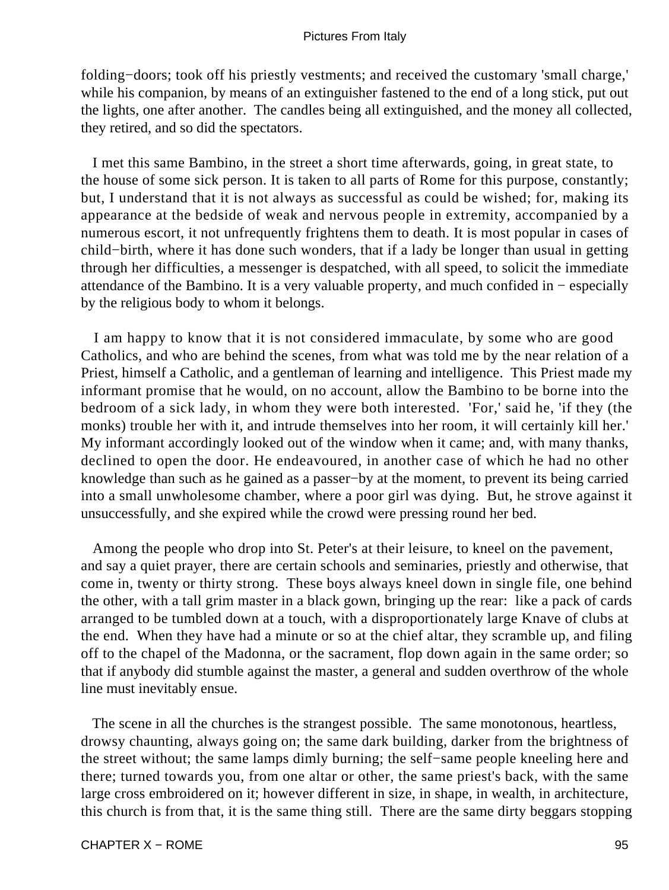folding−doors; took off his priestly vestments; and received the customary 'small charge,' while his companion, by means of an extinguisher fastened to the end of a long stick, put out the lights, one after another. The candles being all extinguished, and the money all collected, they retired, and so did the spectators.

I met this same Bambino, in the street a short time afterwards, going, in great state, to the house of some sick person. It is taken to all parts of Rome for this purpose, constantly; but, I understand that it is not always as successful as could be wished; for, making its appearance at the bedside of weak and nervous people in extremity, accompanied by a numerous escort, it not unfrequently frightens them to death. It is most popular in cases of child−birth, where it has done such wonders, that if a lady be longer than usual in getting through her difficulties, a messenger is despatched, with all speed, to solicit the immediate attendance of the Bambino. It is a very valuable property, and much confided in − especially by the religious body to whom it belongs.

I am happy to know that it is not considered immaculate, by some who are good Catholics, and who are behind the scenes, from what was told me by the near relation of a Priest, himself a Catholic, and a gentleman of learning and intelligence. This Priest made my informant promise that he would, on no account, allow the Bambino to be borne into the bedroom of a sick lady, in whom they were both interested. 'For,' said he, 'if they (the monks) trouble her with it, and intrude themselves into her room, it will certainly kill her.' My informant accordingly looked out of the window when it came; and, with many thanks, declined to open the door. He endeavoured, in another case of which he had no other knowledge than such as he gained as a passer−by at the moment, to prevent its being carried into a small unwholesome chamber, where a poor girl was dying. But, he strove against it unsuccessfully, and she expired while the crowd were pressing round her bed.

Among the people who drop into St. Peter's at their leisure, to kneel on the pavement, and say a quiet prayer, there are certain schools and seminaries, priestly and otherwise, that come in, twenty or thirty strong. These boys always kneel down in single file, one behind the other, with a tall grim master in a black gown, bringing up the rear: like a pack of cards arranged to be tumbled down at a touch, with a disproportionately large Knave of clubs at the end. When they have had a minute or so at the chief altar, they scramble up, and filing off to the chapel of the Madonna, or the sacrament, flop down again in the same order; so that if anybody did stumble against the master, a general and sudden overthrow of the whole line must inevitably ensue.

The scene in all the churches is the strangest possible. The same monotonous, heartless, drowsy chaunting, always going on; the same dark building, darker from the brightness of the street without; the same lamps dimly burning; the self−same people kneeling here and there; turned towards you, from one altar or other, the same priest's back, with the same large cross embroidered on it; however different in size, in shape, in wealth, in architecture, this church is from that, it is the same thing still. There are the same dirty beggars stopping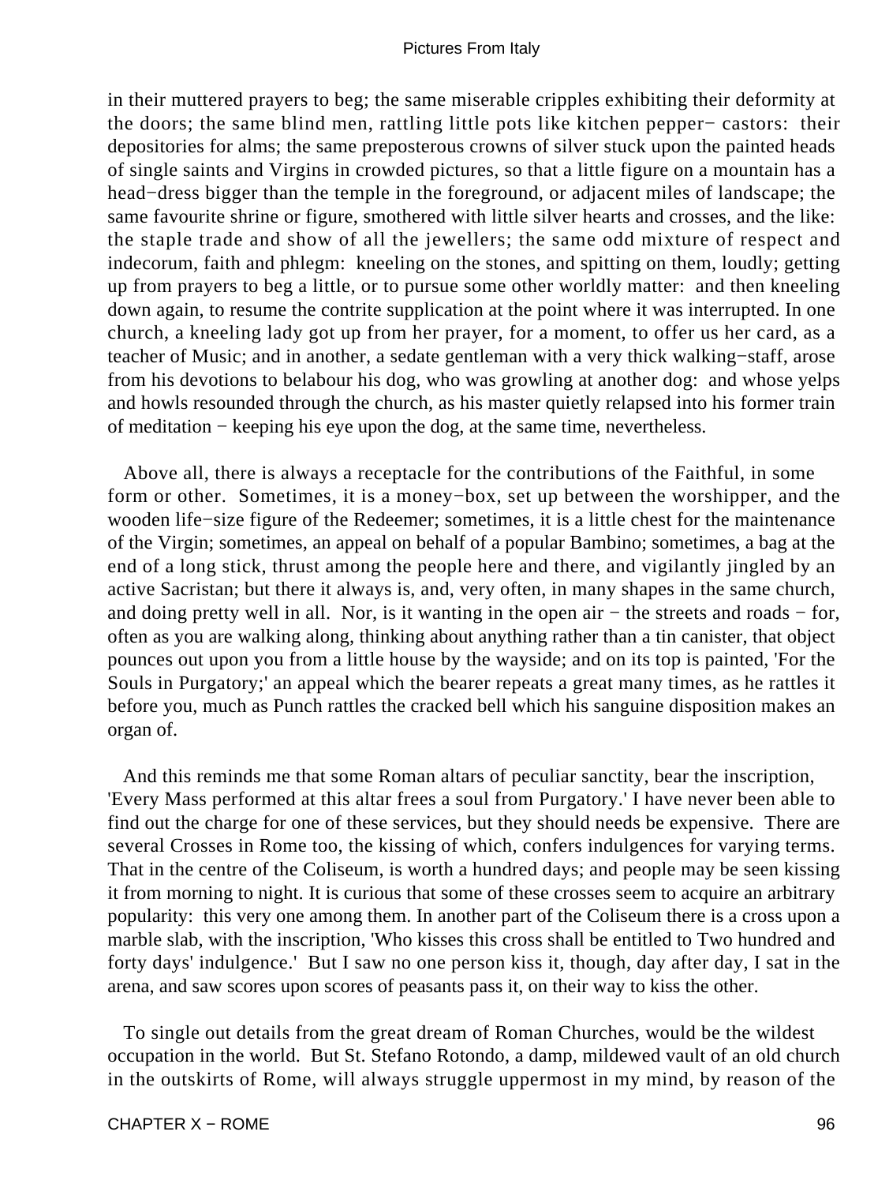in their muttered prayers to beg; the same miserable cripples exhibiting their deformity at the doors; the same blind men, rattling little pots like kitchen pepper− castors: their depositories for alms; the same preposterous crowns of silver stuck upon the painted heads of single saints and Virgins in crowded pictures, so that a little figure on a mountain has a head−dress bigger than the temple in the foreground, or adjacent miles of landscape; the same favourite shrine or figure, smothered with little silver hearts and crosses, and the like: the staple trade and show of all the jewellers; the same odd mixture of respect and indecorum, faith and phlegm: kneeling on the stones, and spitting on them, loudly; getting up from prayers to beg a little, or to pursue some other worldly matter: and then kneeling down again, to resume the contrite supplication at the point where it was interrupted. In one church, a kneeling lady got up from her prayer, for a moment, to offer us her card, as a teacher of Music; and in another, a sedate gentleman with a very thick walking−staff, arose from his devotions to belabour his dog, who was growling at another dog: and whose yelps and howls resounded through the church, as his master quietly relapsed into his former train of meditation − keeping his eye upon the dog, at the same time, nevertheless.

Above all, there is always a receptacle for the contributions of the Faithful, in some form or other. Sometimes, it is a money−box, set up between the worshipper, and the wooden life−size figure of the Redeemer; sometimes, it is a little chest for the maintenance of the Virgin; sometimes, an appeal on behalf of a popular Bambino; sometimes, a bag at the end of a long stick, thrust among the people here and there, and vigilantly jingled by an active Sacristan; but there it always is, and, very often, in many shapes in the same church, and doing pretty well in all. Nor, is it wanting in the open air − the streets and roads − for, often as you are walking along, thinking about anything rather than a tin canister, that object pounces out upon you from a little house by the wayside; and on its top is painted, 'For the Souls in Purgatory;' an appeal which the bearer repeats a great many times, as he rattles it before you, much as Punch rattles the cracked bell which his sanguine disposition makes an organ of.

And this reminds me that some Roman altars of peculiar sanctity, bear the inscription, 'Every Mass performed at this altar frees a soul from Purgatory.' I have never been able to find out the charge for one of these services, but they should needs be expensive. There are several Crosses in Rome too, the kissing of which, confers indulgences for varying terms. That in the centre of the Coliseum, is worth a hundred days; and people may be seen kissing it from morning to night. It is curious that some of these crosses seem to acquire an arbitrary popularity: this very one among them. In another part of the Coliseum there is a cross upon a marble slab, with the inscription, 'Who kisses this cross shall be entitled to Two hundred and forty days' indulgence.' But I saw no one person kiss it, though, day after day, I sat in the arena, and saw scores upon scores of peasants pass it, on their way to kiss the other.

To single out details from the great dream of Roman Churches, would be the wildest occupation in the world. But St. Stefano Rotondo, a damp, mildewed vault of an old church in the outskirts of Rome, will always struggle uppermost in my mind, by reason of the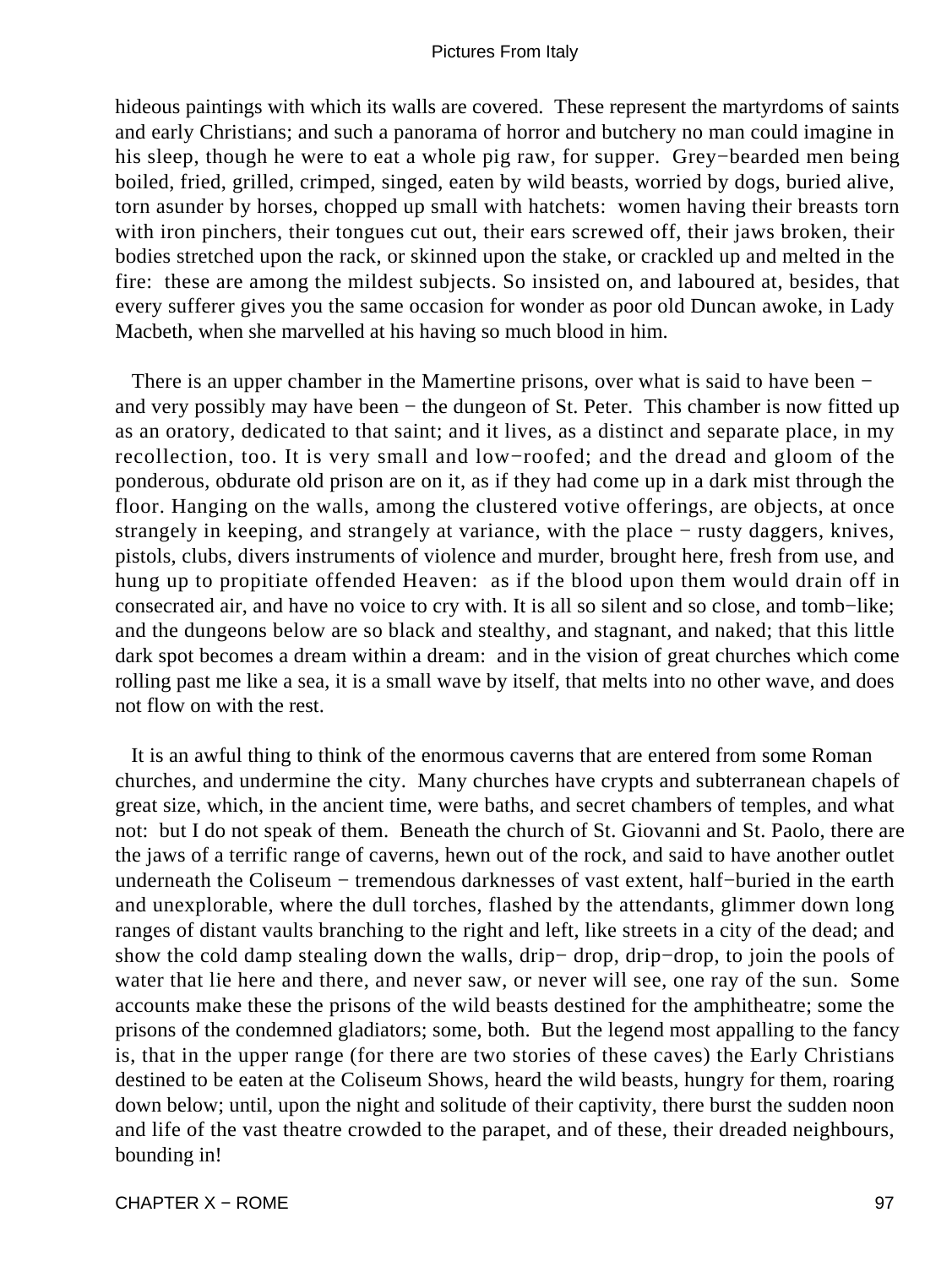hideous paintings with which its walls are covered. These represent the martyrdoms of saints and early Christians; and such a panorama of horror and butchery no man could imagine in his sleep, though he were to eat a whole pig raw, for supper. Grey−bearded men being boiled, fried, grilled, crimped, singed, eaten by wild beasts, worried by dogs, buried alive, torn asunder by horses, chopped up small with hatchets: women having their breasts torn with iron pinchers, their tongues cut out, their ears screwed off, their jaws broken, their bodies stretched upon the rack, or skinned upon the stake, or crackled up and melted in the fire: these are among the mildest subjects. So insisted on, and laboured at, besides, that every sufferer gives you the same occasion for wonder as poor old Duncan awoke, in Lady Macbeth, when she marvelled at his having so much blood in him.

There is an upper chamber in the Mamertine prisons, over what is said to have been − and very possibly may have been − the dungeon of St. Peter. This chamber is now fitted up as an oratory, dedicated to that saint; and it lives, as a distinct and separate place, in my recollection, too. It is very small and low−roofed; and the dread and gloom of the ponderous, obdurate old prison are on it, as if they had come up in a dark mist through the floor. Hanging on the walls, among the clustered votive offerings, are objects, at once strangely in keeping, and strangely at variance, with the place − rusty daggers, knives, pistols, clubs, divers instruments of violence and murder, brought here, fresh from use, and hung up to propitiate offended Heaven: as if the blood upon them would drain off in consecrated air, and have no voice to cry with. It is all so silent and so close, and tomb−like; and the dungeons below are so black and stealthy, and stagnant, and naked; that this little dark spot becomes a dream within a dream: and in the vision of great churches which come rolling past me like a sea, it is a small wave by itself, that melts into no other wave, and does not flow on with the rest.

It is an awful thing to think of the enormous caverns that are entered from some Roman churches, and undermine the city. Many churches have crypts and subterranean chapels of great size, which, in the ancient time, were baths, and secret chambers of temples, and what not: but I do not speak of them. Beneath the church of St. Giovanni and St. Paolo, there are the jaws of a terrific range of caverns, hewn out of the rock, and said to have another outlet underneath the Coliseum − tremendous darknesses of vast extent, half−buried in the earth and unexplorable, where the dull torches, flashed by the attendants, glimmer down long ranges of distant vaults branching to the right and left, like streets in a city of the dead; and show the cold damp stealing down the walls, drip− drop, drip−drop, to join the pools of water that lie here and there, and never saw, or never will see, one ray of the sun. Some accounts make these the prisons of the wild beasts destined for the amphitheatre; some the prisons of the condemned gladiators; some, both. But the legend most appalling to the fancy is, that in the upper range (for there are two stories of these caves) the Early Christians destined to be eaten at the Coliseum Shows, heard the wild beasts, hungry for them, roaring down below; until, upon the night and solitude of their captivity, there burst the sudden noon and life of the vast theatre crowded to the parapet, and of these, their dreaded neighbours, bounding in!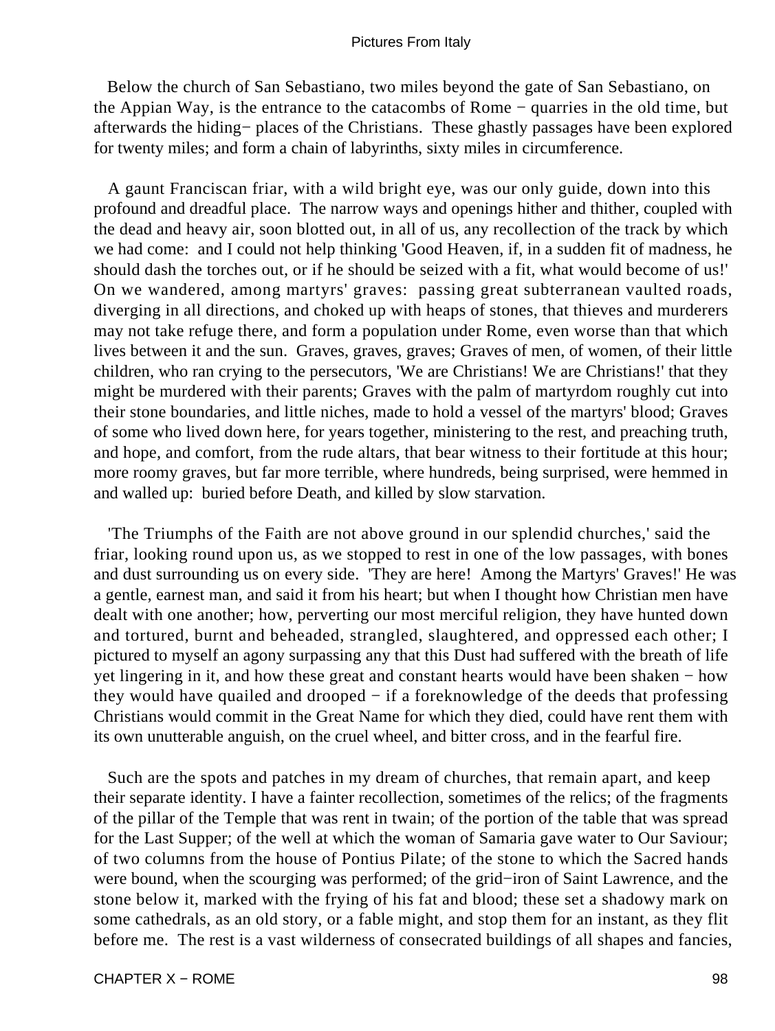Below the church of San Sebastiano, two miles beyond the gate of San Sebastiano, on the Appian Way, is the entrance to the catacombs of Rome − quarries in the old time, but afterwards the hiding− places of the Christians. These ghastly passages have been explored for twenty miles; and form a chain of labyrinths, sixty miles in circumference.

A gaunt Franciscan friar, with a wild bright eye, was our only guide, down into this profound and dreadful place. The narrow ways and openings hither and thither, coupled with the dead and heavy air, soon blotted out, in all of us, any recollection of the track by which we had come: and I could not help thinking 'Good Heaven, if, in a sudden fit of madness, he should dash the torches out, or if he should be seized with a fit, what would become of us!' On we wandered, among martyrs' graves: passing great subterranean vaulted roads, diverging in all directions, and choked up with heaps of stones, that thieves and murderers may not take refuge there, and form a population under Rome, even worse than that which lives between it and the sun. Graves, graves, graves; Graves of men, of women, of their little children, who ran crying to the persecutors, 'We are Christians! We are Christians!' that they might be murdered with their parents; Graves with the palm of martyrdom roughly cut into their stone boundaries, and little niches, made to hold a vessel of the martyrs' blood; Graves of some who lived down here, for years together, ministering to the rest, and preaching truth, and hope, and comfort, from the rude altars, that bear witness to their fortitude at this hour; more roomy graves, but far more terrible, where hundreds, being surprised, were hemmed in and walled up: buried before Death, and killed by slow starvation.

'The Triumphs of the Faith are not above ground in our splendid churches,' said the friar, looking round upon us, as we stopped to rest in one of the low passages, with bones and dust surrounding us on every side. 'They are here! Among the Martyrs' Graves!' He was a gentle, earnest man, and said it from his heart; but when I thought how Christian men have dealt with one another; how, perverting our most merciful religion, they have hunted down and tortured, burnt and beheaded, strangled, slaughtered, and oppressed each other; I pictured to myself an agony surpassing any that this Dust had suffered with the breath of life yet lingering in it, and how these great and constant hearts would have been shaken − how they would have quailed and drooped − if a foreknowledge of the deeds that professing Christians would commit in the Great Name for which they died, could have rent them with its own unutterable anguish, on the cruel wheel, and bitter cross, and in the fearful fire.

Such are the spots and patches in my dream of churches, that remain apart, and keep their separate identity. I have a fainter recollection, sometimes of the relics; of the fragments of the pillar of the Temple that was rent in twain; of the portion of the table that was spread for the Last Supper; of the well at which the woman of Samaria gave water to Our Saviour; of two columns from the house of Pontius Pilate; of the stone to which the Sacred hands were bound, when the scourging was performed; of the grid−iron of Saint Lawrence, and the stone below it, marked with the frying of his fat and blood; these set a shadowy mark on some cathedrals, as an old story, or a fable might, and stop them for an instant, as they flit before me. The rest is a vast wilderness of consecrated buildings of all shapes and fancies,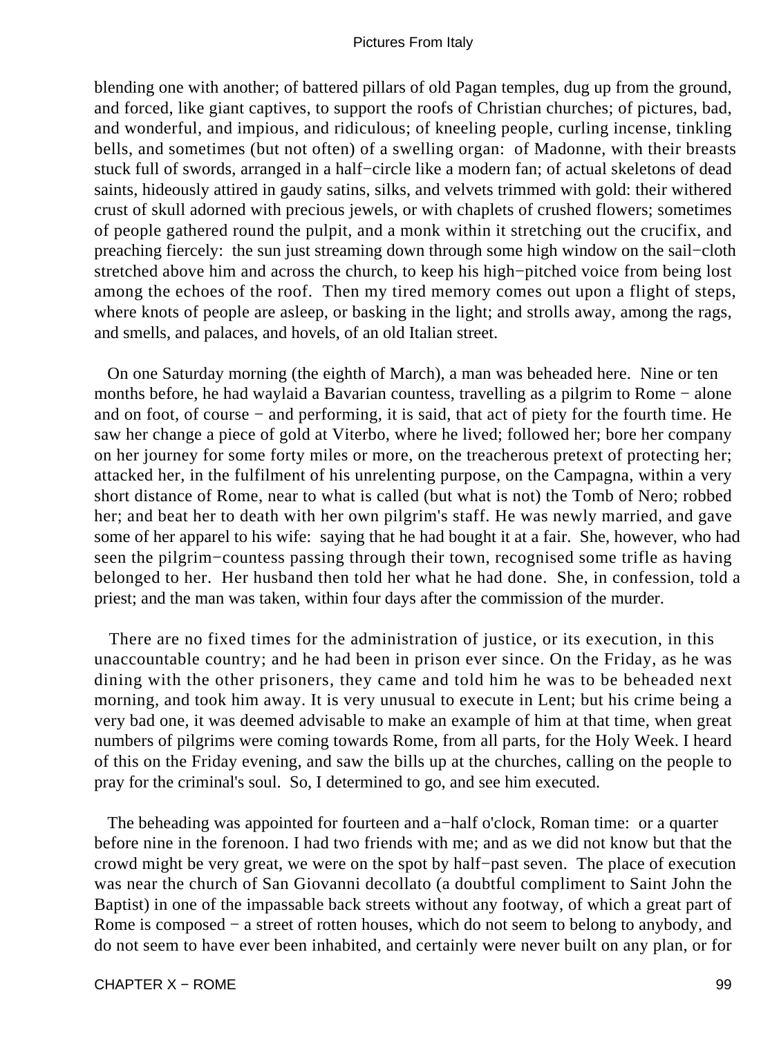blending one with another; of battered pillars of old Pagan temples, dug up from the ground, and forced, like giant captives, to support the roofs of Christian churches; of pictures, bad, and wonderful, and impious, and ridiculous; of kneeling people, curling incense, tinkling bells, and sometimes (but not often) of a swelling organ: of Madonne, with their breasts stuck full of swords, arranged in a half−circle like a modern fan; of actual skeletons of dead saints, hideously attired in gaudy satins, silks, and velvets trimmed with gold: their withered crust of skull adorned with precious jewels, or with chaplets of crushed flowers; sometimes of people gathered round the pulpit, and a monk within it stretching out the crucifix, and preaching fiercely: the sun just streaming down through some high window on the sail−cloth stretched above him and across the church, to keep his high−pitched voice from being lost among the echoes of the roof. Then my tired memory comes out upon a flight of steps, where knots of people are asleep, or basking in the light; and strolls away, among the rags, and smells, and palaces, and hovels, of an old Italian street.

On one Saturday morning (the eighth of March), a man was beheaded here. Nine or ten months before, he had waylaid a Bavarian countess, travelling as a pilgrim to Rome − alone and on foot, of course − and performing, it is said, that act of piety for the fourth time. He saw her change a piece of gold at Viterbo, where he lived; followed her; bore her company on her journey for some forty miles or more, on the treacherous pretext of protecting her; attacked her, in the fulfilment of his unrelenting purpose, on the Campagna, within a very short distance of Rome, near to what is called (but what is not) the Tomb of Nero; robbed her; and beat her to death with her own pilgrim's staff. He was newly married, and gave some of her apparel to his wife: saying that he had bought it at a fair. She, however, who had seen the pilgrim−countess passing through their town, recognised some trifle as having belonged to her. Her husband then told her what he had done. She, in confession, told a priest; and the man was taken, within four days after the commission of the murder.

There are no fixed times for the administration of justice, or its execution, in this unaccountable country; and he had been in prison ever since. On the Friday, as he was dining with the other prisoners, they came and told him he was to be beheaded next morning, and took him away. It is very unusual to execute in Lent; but his crime being a very bad one, it was deemed advisable to make an example of him at that time, when great numbers of pilgrims were coming towards Rome, from all parts, for the Holy Week. I heard of this on the Friday evening, and saw the bills up at the churches, calling on the people to pray for the criminal's soul. So, I determined to go, and see him executed.

The beheading was appointed for fourteen and a−half o'clock, Roman time: or a quarter before nine in the forenoon. I had two friends with me; and as we did not know but that the crowd might be very great, we were on the spot by half−past seven. The place of execution was near the church of San Giovanni decollato (a doubtful compliment to Saint John the Baptist) in one of the impassable back streets without any footway, of which a great part of Rome is composed − a street of rotten houses, which do not seem to belong to anybody, and do not seem to have ever been inhabited, and certainly were never built on any plan, or for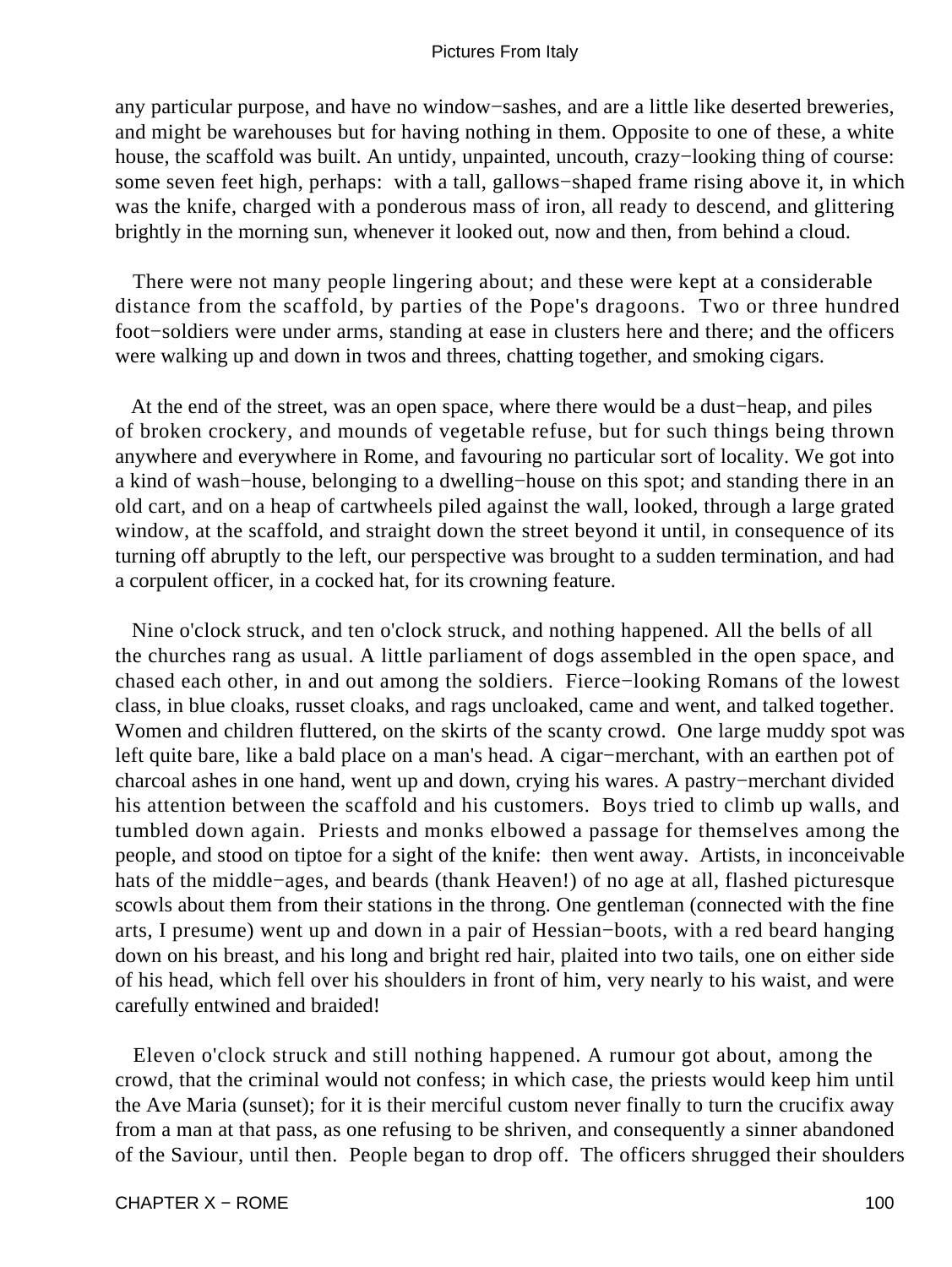any particular purpose, and have no window−sashes, and are a little like deserted breweries, and might be warehouses but for having nothing in them. Opposite to one of these, a white house, the scaffold was built. An untidy, unpainted, uncouth, crazy−looking thing of course: some seven feet high, perhaps: with a tall, gallows−shaped frame rising above it, in which was the knife, charged with a ponderous mass of iron, all ready to descend, and glittering brightly in the morning sun, whenever it looked out, now and then, from behind a cloud.

There were not many people lingering about; and these were kept at a considerable distance from the scaffold, by parties of the Pope's dragoons. Two or three hundred foot−soldiers were under arms, standing at ease in clusters here and there; and the officers were walking up and down in twos and threes, chatting together, and smoking cigars.

At the end of the street, was an open space, where there would be a dust−heap, and piles of broken crockery, and mounds of vegetable refuse, but for such things being thrown anywhere and everywhere in Rome, and favouring no particular sort of locality. We got into a kind of wash−house, belonging to a dwelling−house on this spot; and standing there in an old cart, and on a heap of cartwheels piled against the wall, looked, through a large grated window, at the scaffold, and straight down the street beyond it until, in consequence of its turning off abruptly to the left, our perspective was brought to a sudden termination, and had a corpulent officer, in a cocked hat, for its crowning feature.

Nine o'clock struck, and ten o'clock struck, and nothing happened. All the bells of all the churches rang as usual. A little parliament of dogs assembled in the open space, and chased each other, in and out among the soldiers. Fierce−looking Romans of the lowest class, in blue cloaks, russet cloaks, and rags uncloaked, came and went, and talked together. Women and children fluttered, on the skirts of the scanty crowd. One large muddy spot was left quite bare, like a bald place on a man's head. A cigar−merchant, with an earthen pot of charcoal ashes in one hand, went up and down, crying his wares. A pastry−merchant divided his attention between the scaffold and his customers. Boys tried to climb up walls, and tumbled down again. Priests and monks elbowed a passage for themselves among the people, and stood on tiptoe for a sight of the knife: then went away. Artists, in inconceivable hats of the middle−ages, and beards (thank Heaven!) of no age at all, flashed picturesque scowls about them from their stations in the throng. One gentleman (connected with the fine arts, I presume) went up and down in a pair of Hessian−boots, with a red beard hanging down on his breast, and his long and bright red hair, plaited into two tails, one on either side of his head, which fell over his shoulders in front of him, very nearly to his waist, and were carefully entwined and braided!

Eleven o'clock struck and still nothing happened. A rumour got about, among the crowd, that the criminal would not confess; in which case, the priests would keep him until the Ave Maria (sunset); for it is their merciful custom never finally to turn the crucifix away from a man at that pass, as one refusing to be shriven, and consequently a sinner abandoned of the Saviour, until then. People began to drop off. The officers shrugged their shoulders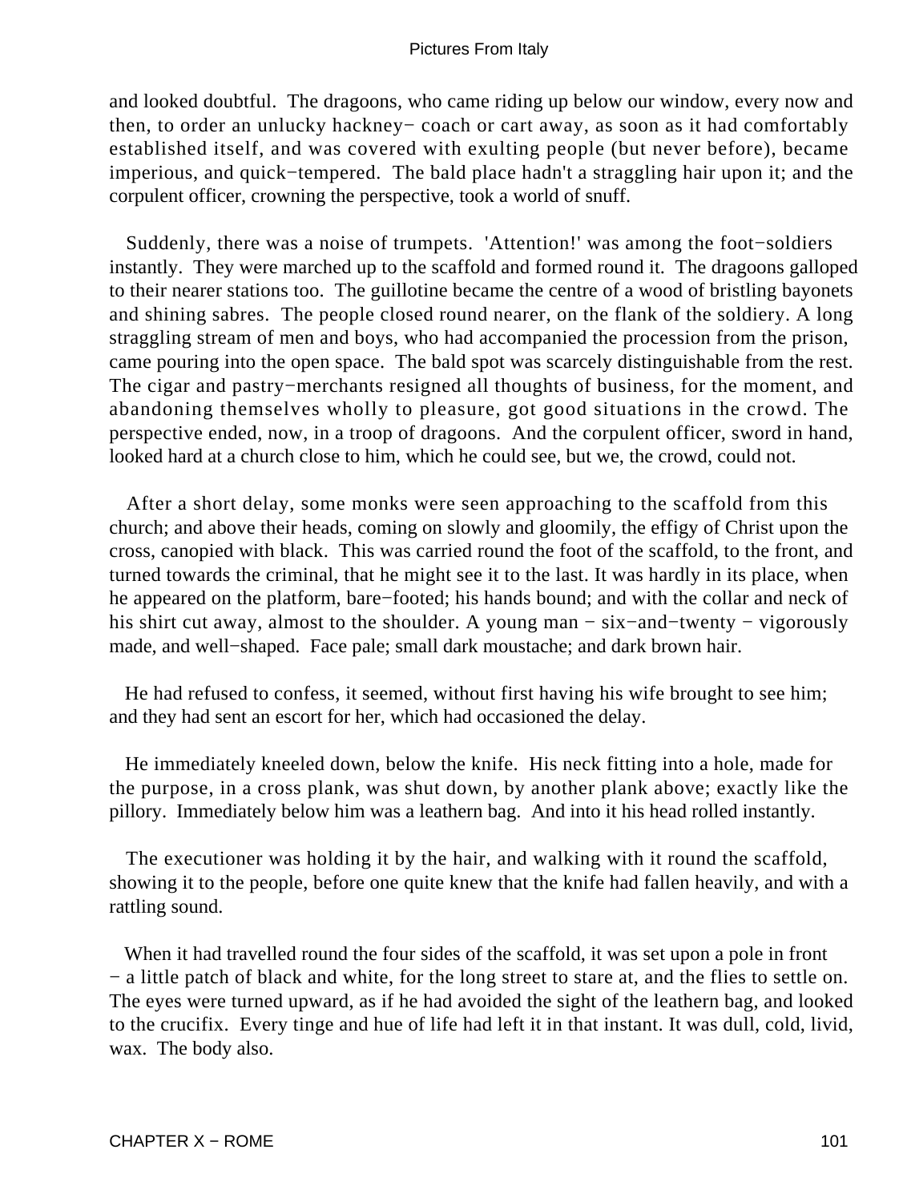and looked doubtful. The dragoons, who came riding up below our window, every now and then, to order an unlucky hackney− coach or cart away, as soon as it had comfortably established itself, and was covered with exulting people (but never before), became imperious, and quick−tempered. The bald place hadn't a straggling hair upon it; and the corpulent officer, crowning the perspective, took a world of snuff.

Suddenly, there was a noise of trumpets. 'Attention!' was among the foot−soldiers instantly. They were marched up to the scaffold and formed round it. The dragoons galloped to their nearer stations too. The guillotine became the centre of a wood of bristling bayonets and shining sabres. The people closed round nearer, on the flank of the soldiery. A long straggling stream of men and boys, who had accompanied the procession from the prison, came pouring into the open space. The bald spot was scarcely distinguishable from the rest. The cigar and pastry−merchants resigned all thoughts of business, for the moment, and abandoning themselves wholly to pleasure, got good situations in the crowd. The perspective ended, now, in a troop of dragoons. And the corpulent officer, sword in hand, looked hard at a church close to him, which he could see, but we, the crowd, could not.

After a short delay, some monks were seen approaching to the scaffold from this church; and above their heads, coming on slowly and gloomily, the effigy of Christ upon the cross, canopied with black. This was carried round the foot of the scaffold, to the front, and turned towards the criminal, that he might see it to the last. It was hardly in its place, when he appeared on the platform, bare−footed; his hands bound; and with the collar and neck of his shirt cut away, almost to the shoulder. A young man − six−and−twenty − vigorously made, and well−shaped. Face pale; small dark moustache; and dark brown hair.

He had refused to confess, it seemed, without first having his wife brought to see him; and they had sent an escort for her, which had occasioned the delay.

He immediately kneeled down, below the knife. His neck fitting into a hole, made for the purpose, in a cross plank, was shut down, by another plank above; exactly like the pillory. Immediately below him was a leathern bag. And into it his head rolled instantly.

The executioner was holding it by the hair, and walking with it round the scaffold, showing it to the people, before one quite knew that the knife had fallen heavily, and with a rattling sound.

When it had travelled round the four sides of the scaffold, it was set upon a pole in front − a little patch of black and white, for the long street to stare at, and the flies to settle on. The eyes were turned upward, as if he had avoided the sight of the leathern bag, and looked to the crucifix. Every tinge and hue of life had left it in that instant. It was dull, cold, livid, wax. The body also.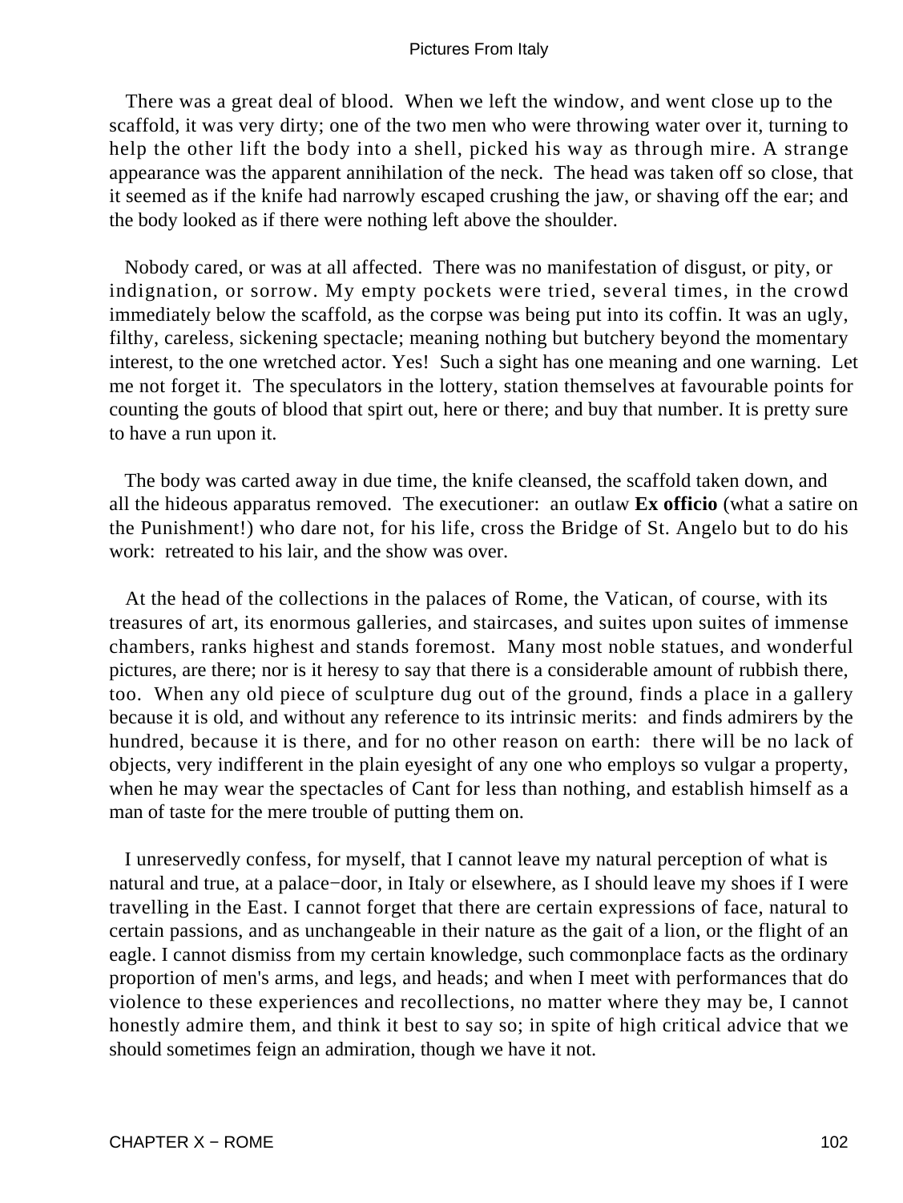There was a great deal of blood. When we left the window, and went close up to the scaffold, it was very dirty; one of the two men who were throwing water over it, turning to help the other lift the body into a shell, picked his way as through mire. A strange appearance was the apparent annihilation of the neck. The head was taken off so close, that it seemed as if the knife had narrowly escaped crushing the jaw, or shaving off the ear; and the body looked as if there were nothing left above the shoulder.

Nobody cared, or was at all affected. There was no manifestation of disgust, or pity, or indignation, or sorrow. My empty pockets were tried, several times, in the crowd immediately below the scaffold, as the corpse was being put into its coffin. It was an ugly, filthy, careless, sickening spectacle; meaning nothing but butchery beyond the momentary interest, to the one wretched actor. Yes! Such a sight has one meaning and one warning. Let me not forget it. The speculators in the lottery, station themselves at favourable points for counting the gouts of blood that spirt out, here or there; and buy that number. It is pretty sure to have a run upon it.

The body was carted away in due time, the knife cleansed, the scaffold taken down, and all the hideous apparatus removed. The executioner: an outlaw **Ex officio** (what a satire on the Punishment!) who dare not, for his life, cross the Bridge of St. Angelo but to do his work: retreated to his lair, and the show was over.

At the head of the collections in the palaces of Rome, the Vatican, of course, with its treasures of art, its enormous galleries, and staircases, and suites upon suites of immense chambers, ranks highest and stands foremost. Many most noble statues, and wonderful pictures, are there; nor is it heresy to say that there is a considerable amount of rubbish there, too. When any old piece of sculpture dug out of the ground, finds a place in a gallery because it is old, and without any reference to its intrinsic merits: and finds admirers by the hundred, because it is there, and for no other reason on earth: there will be no lack of objects, very indifferent in the plain eyesight of any one who employs so vulgar a property, when he may wear the spectacles of Cant for less than nothing, and establish himself as a man of taste for the mere trouble of putting them on.

I unreservedly confess, for myself, that I cannot leave my natural perception of what is natural and true, at a palace−door, in Italy or elsewhere, as I should leave my shoes if I were travelling in the East. I cannot forget that there are certain expressions of face, natural to certain passions, and as unchangeable in their nature as the gait of a lion, or the flight of an eagle. I cannot dismiss from my certain knowledge, such commonplace facts as the ordinary proportion of men's arms, and legs, and heads; and when I meet with performances that do violence to these experiences and recollections, no matter where they may be, I cannot honestly admire them, and think it best to say so; in spite of high critical advice that we should sometimes feign an admiration, though we have it not.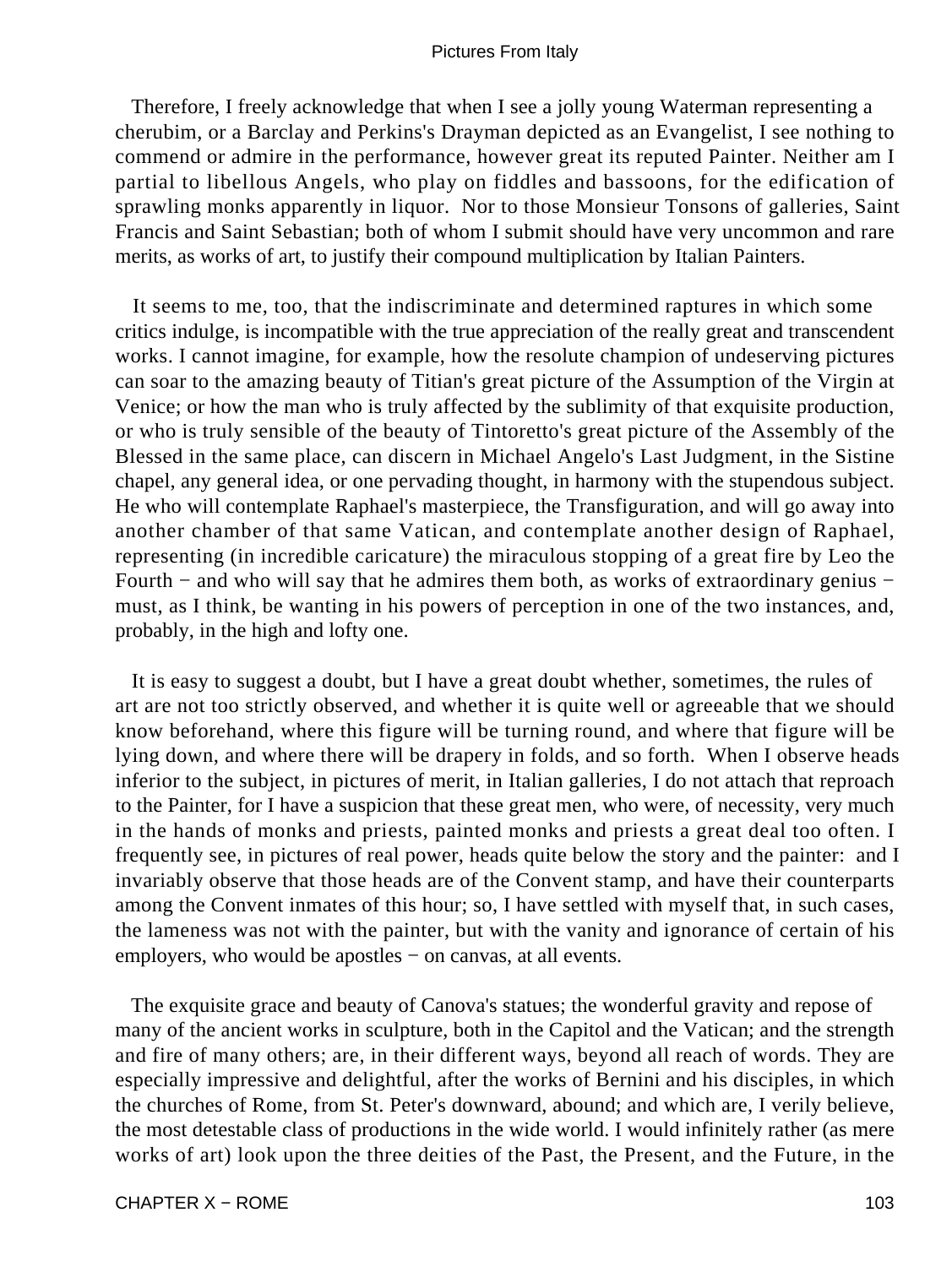Therefore, I freely acknowledge that when I see a jolly young Waterman representing a cherubim, or a Barclay and Perkins's Drayman depicted as an Evangelist, I see nothing to commend or admire in the performance, however great its reputed Painter. Neither am I partial to libellous Angels, who play on fiddles and bassoons, for the edification of sprawling monks apparently in liquor. Nor to those Monsieur Tonsons of galleries, Saint Francis and Saint Sebastian; both of whom I submit should have very uncommon and rare merits, as works of art, to justify their compound multiplication by Italian Painters.

It seems to me, too, that the indiscriminate and determined raptures in which some critics indulge, is incompatible with the true appreciation of the really great and transcendent works. I cannot imagine, for example, how the resolute champion of undeserving pictures can soar to the amazing beauty of Titian's great picture of the Assumption of the Virgin at Venice; or how the man who is truly affected by the sublimity of that exquisite production, or who is truly sensible of the beauty of Tintoretto's great picture of the Assembly of the Blessed in the same place, can discern in Michael Angelo's Last Judgment, in the Sistine chapel, any general idea, or one pervading thought, in harmony with the stupendous subject. He who will contemplate Raphael's masterpiece, the Transfiguration, and will go away into another chamber of that same Vatican, and contemplate another design of Raphael, representing (in incredible caricature) the miraculous stopping of a great fire by Leo the Fourth − and who will say that he admires them both, as works of extraordinary genius − must, as I think, be wanting in his powers of perception in one of the two instances, and, probably, in the high and lofty one.

It is easy to suggest a doubt, but I have a great doubt whether, sometimes, the rules of art are not too strictly observed, and whether it is quite well or agreeable that we should know beforehand, where this figure will be turning round, and where that figure will be lying down, and where there will be drapery in folds, and so forth. When I observe heads inferior to the subject, in pictures of merit, in Italian galleries, I do not attach that reproach to the Painter, for I have a suspicion that these great men, who were, of necessity, very much in the hands of monks and priests, painted monks and priests a great deal too often. I frequently see, in pictures of real power, heads quite below the story and the painter: and I invariably observe that those heads are of the Convent stamp, and have their counterparts among the Convent inmates of this hour; so, I have settled with myself that, in such cases, the lameness was not with the painter, but with the vanity and ignorance of certain of his employers, who would be apostles − on canvas, at all events.

The exquisite grace and beauty of Canova's statues; the wonderful gravity and repose of many of the ancient works in sculpture, both in the Capitol and the Vatican; and the strength and fire of many others; are, in their different ways, beyond all reach of words. They are especially impressive and delightful, after the works of Bernini and his disciples, in which the churches of Rome, from St. Peter's downward, abound; and which are, I verily believe, the most detestable class of productions in the wide world. I would infinitely rather (as mere works of art) look upon the three deities of the Past, the Present, and the Future, in the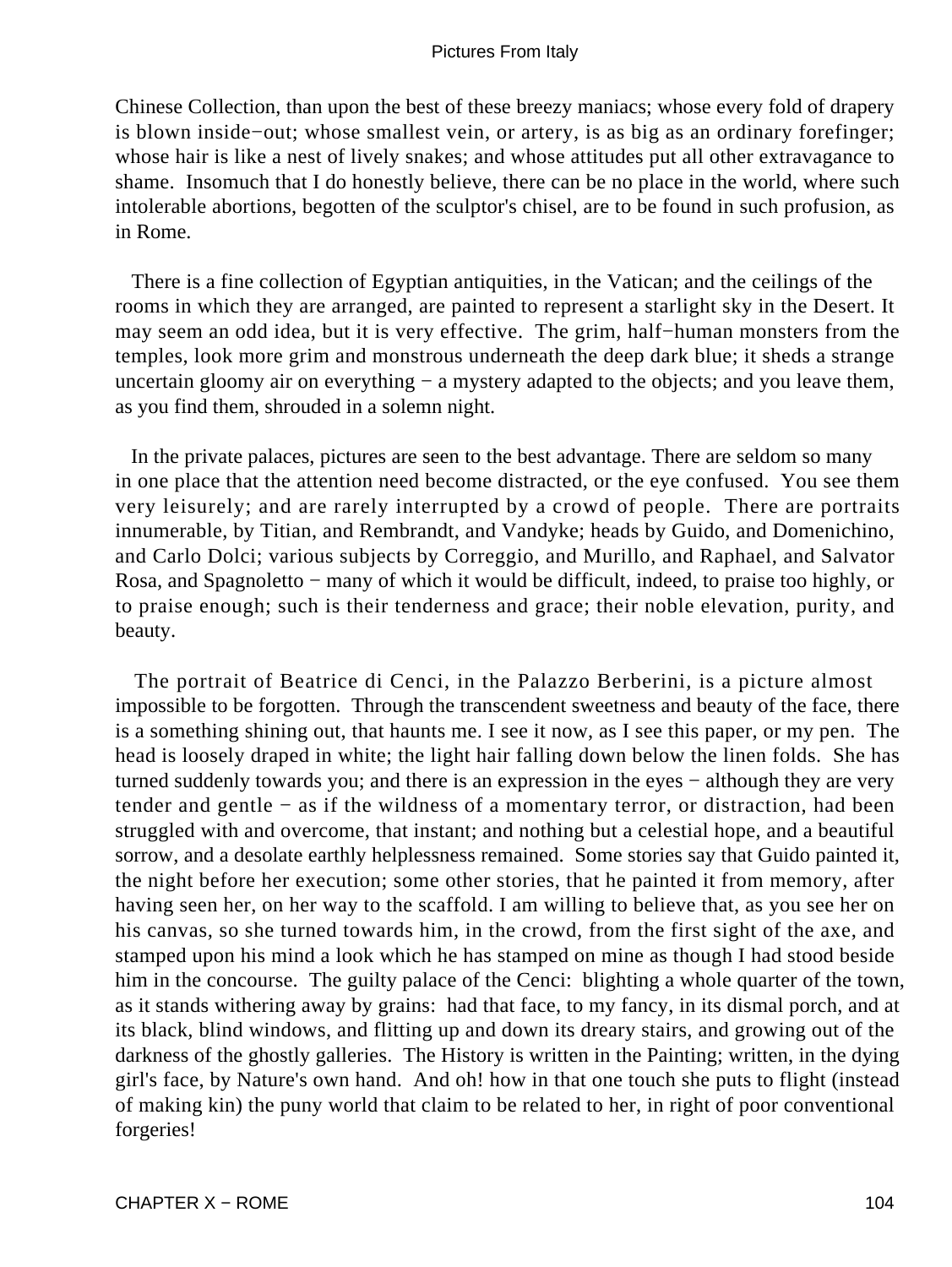Chinese Collection, than upon the best of these breezy maniacs; whose every fold of drapery is blown inside−out; whose smallest vein, or artery, is as big as an ordinary forefinger; whose hair is like a nest of lively snakes; and whose attitudes put all other extravagance to shame. Insomuch that I do honestly believe, there can be no place in the world, where such intolerable abortions, begotten of the sculptor's chisel, are to be found in such profusion, as in Rome.

There is a fine collection of Egyptian antiquities, in the Vatican; and the ceilings of the rooms in which they are arranged, are painted to represent a starlight sky in the Desert. It may seem an odd idea, but it is very effective. The grim, half−human monsters from the temples, look more grim and monstrous underneath the deep dark blue; it sheds a strange uncertain gloomy air on everything − a mystery adapted to the objects; and you leave them, as you find them, shrouded in a solemn night.

In the private palaces, pictures are seen to the best advantage. There are seldom so many in one place that the attention need become distracted, or the eye confused. You see them very leisurely; and are rarely interrupted by a crowd of people. There are portraits innumerable, by Titian, and Rembrandt, and Vandyke; heads by Guido, and Domenichino, and Carlo Dolci; various subjects by Correggio, and Murillo, and Raphael, and Salvator Rosa, and Spagnoletto − many of which it would be difficult, indeed, to praise too highly, or to praise enough; such is their tenderness and grace; their noble elevation, purity, and beauty.

The portrait of Beatrice di Cenci, in the Palazzo Berberini, is a picture almost impossible to be forgotten. Through the transcendent sweetness and beauty of the face, there is a something shining out, that haunts me. I see it now, as I see this paper, or my pen. The head is loosely draped in white; the light hair falling down below the linen folds. She has turned suddenly towards you; and there is an expression in the eyes − although they are very tender and gentle − as if the wildness of a momentary terror, or distraction, had been struggled with and overcome, that instant; and nothing but a celestial hope, and a beautiful sorrow, and a desolate earthly helplessness remained. Some stories say that Guido painted it, the night before her execution; some other stories, that he painted it from memory, after having seen her, on her way to the scaffold. I am willing to believe that, as you see her on his canvas, so she turned towards him, in the crowd, from the first sight of the axe, and stamped upon his mind a look which he has stamped on mine as though I had stood beside him in the concourse. The guilty palace of the Cenci: blighting a whole quarter of the town, as it stands withering away by grains: had that face, to my fancy, in its dismal porch, and at its black, blind windows, and flitting up and down its dreary stairs, and growing out of the darkness of the ghostly galleries. The History is written in the Painting; written, in the dying girl's face, by Nature's own hand. And oh! how in that one touch she puts to flight (instead of making kin) the puny world that claim to be related to her, in right of poor conventional forgeries!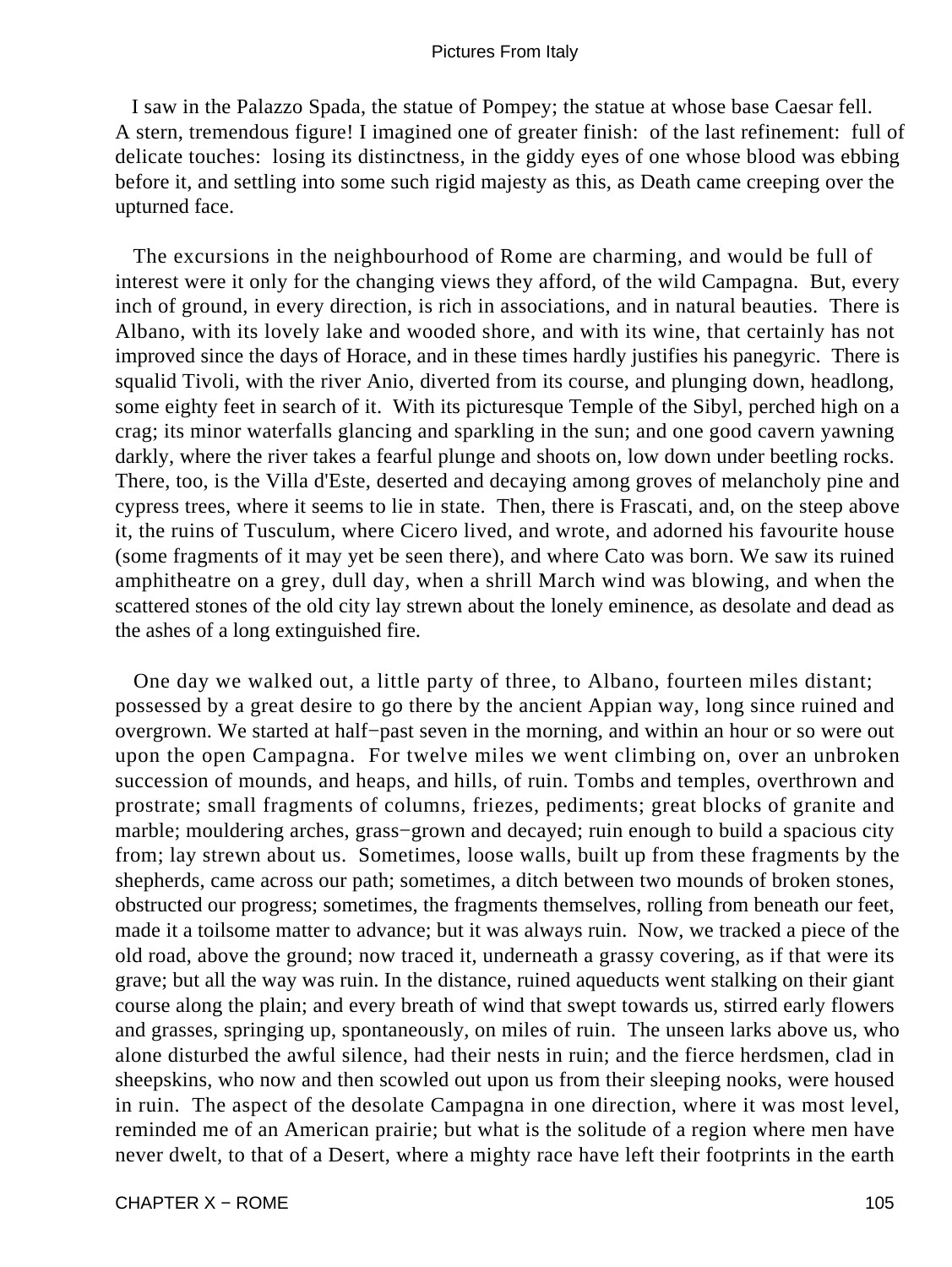I saw in the Palazzo Spada, the statue of Pompey; the statue at whose base Caesar fell. A stern, tremendous figure! I imagined one of greater finish: of the last refinement: full of delicate touches: losing its distinctness, in the giddy eyes of one whose blood was ebbing before it, and settling into some such rigid majesty as this, as Death came creeping over the upturned face.

The excursions in the neighbourhood of Rome are charming, and would be full of interest were it only for the changing views they afford, of the wild Campagna. But, every inch of ground, in every direction, is rich in associations, and in natural beauties. There is Albano, with its lovely lake and wooded shore, and with its wine, that certainly has not improved since the days of Horace, and in these times hardly justifies his panegyric. There is squalid Tivoli, with the river Anio, diverted from its course, and plunging down, headlong, some eighty feet in search of it. With its picturesque Temple of the Sibyl, perched high on a crag; its minor waterfalls glancing and sparkling in the sun; and one good cavern yawning darkly, where the river takes a fearful plunge and shoots on, low down under beetling rocks. There, too, is the Villa d'Este, deserted and decaying among groves of melancholy pine and cypress trees, where it seems to lie in state. Then, there is Frascati, and, on the steep above it, the ruins of Tusculum, where Cicero lived, and wrote, and adorned his favourite house (some fragments of it may yet be seen there), and where Cato was born. We saw its ruined amphitheatre on a grey, dull day, when a shrill March wind was blowing, and when the scattered stones of the old city lay strewn about the lonely eminence, as desolate and dead as the ashes of a long extinguished fire.

One day we walked out, a little party of three, to Albano, fourteen miles distant; possessed by a great desire to go there by the ancient Appian way, long since ruined and overgrown. We started at half−past seven in the morning, and within an hour or so were out upon the open Campagna. For twelve miles we went climbing on, over an unbroken succession of mounds, and heaps, and hills, of ruin. Tombs and temples, overthrown and prostrate; small fragments of columns, friezes, pediments; great blocks of granite and marble; mouldering arches, grass−grown and decayed; ruin enough to build a spacious city from; lay strewn about us. Sometimes, loose walls, built up from these fragments by the shepherds, came across our path; sometimes, a ditch between two mounds of broken stones, obstructed our progress; sometimes, the fragments themselves, rolling from beneath our feet, made it a toilsome matter to advance; but it was always ruin. Now, we tracked a piece of the old road, above the ground; now traced it, underneath a grassy covering, as if that were its grave; but all the way was ruin. In the distance, ruined aqueducts went stalking on their giant course along the plain; and every breath of wind that swept towards us, stirred early flowers and grasses, springing up, spontaneously, on miles of ruin. The unseen larks above us, who alone disturbed the awful silence, had their nests in ruin; and the fierce herdsmen, clad in sheepskins, who now and then scowled out upon us from their sleeping nooks, were housed in ruin. The aspect of the desolate Campagna in one direction, where it was most level, reminded me of an American prairie; but what is the solitude of a region where men have never dwelt, to that of a Desert, where a mighty race have left their footprints in the earth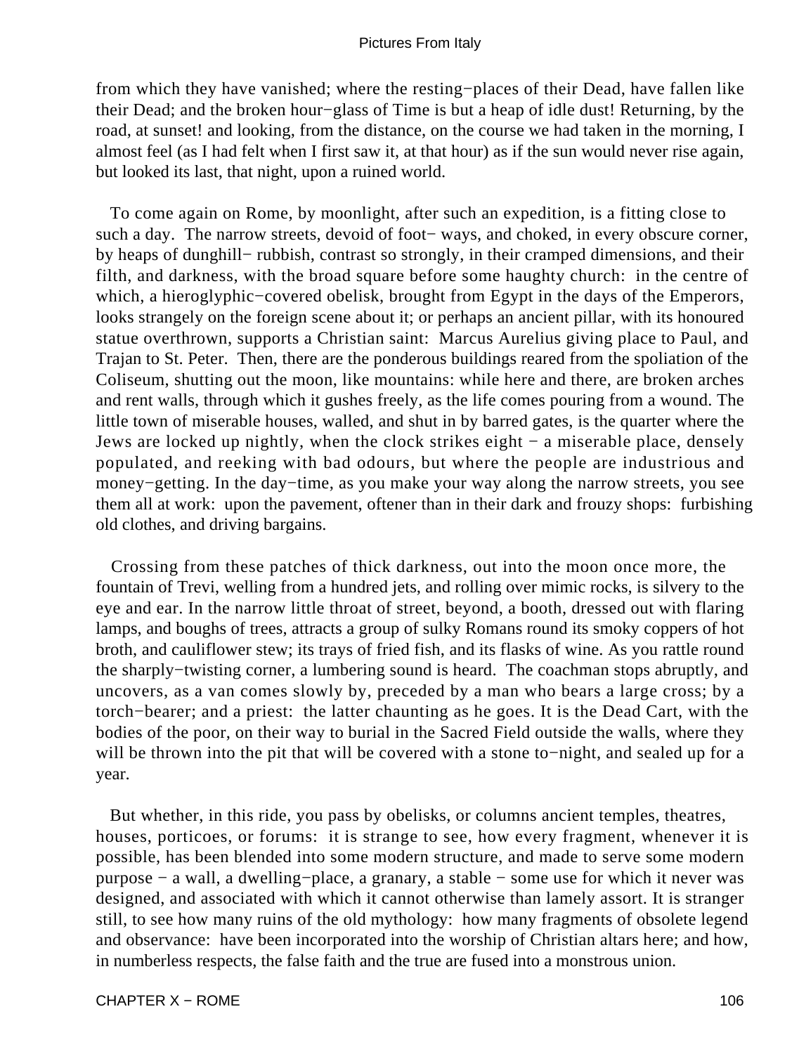from which they have vanished; where the resting−places of their Dead, have fallen like their Dead; and the broken hour−glass of Time is but a heap of idle dust! Returning, by the road, at sunset! and looking, from the distance, on the course we had taken in the morning, I almost feel (as I had felt when I first saw it, at that hour) as if the sun would never rise again, but looked its last, that night, upon a ruined world.

To come again on Rome, by moonlight, after such an expedition, is a fitting close to such a day. The narrow streets, devoid of foot− ways, and choked, in every obscure corner, by heaps of dunghill− rubbish, contrast so strongly, in their cramped dimensions, and their filth, and darkness, with the broad square before some haughty church: in the centre of which, a hieroglyphic−covered obelisk, brought from Egypt in the days of the Emperors, looks strangely on the foreign scene about it; or perhaps an ancient pillar, with its honoured statue overthrown, supports a Christian saint: Marcus Aurelius giving place to Paul, and Trajan to St. Peter. Then, there are the ponderous buildings reared from the spoliation of the Coliseum, shutting out the moon, like mountains: while here and there, are broken arches and rent walls, through which it gushes freely, as the life comes pouring from a wound. The little town of miserable houses, walled, and shut in by barred gates, is the quarter where the Jews are locked up nightly, when the clock strikes eight − a miserable place, densely populated, and reeking with bad odours, but where the people are industrious and money−getting. In the day−time, as you make your way along the narrow streets, you see them all at work: upon the pavement, oftener than in their dark and frouzy shops: furbishing old clothes, and driving bargains.

Crossing from these patches of thick darkness, out into the moon once more, the fountain of Trevi, welling from a hundred jets, and rolling over mimic rocks, is silvery to the eye and ear. In the narrow little throat of street, beyond, a booth, dressed out with flaring lamps, and boughs of trees, attracts a group of sulky Romans round its smoky coppers of hot broth, and cauliflower stew; its trays of fried fish, and its flasks of wine. As you rattle round the sharply−twisting corner, a lumbering sound is heard. The coachman stops abruptly, and uncovers, as a van comes slowly by, preceded by a man who bears a large cross; by a torch−bearer; and a priest: the latter chaunting as he goes. It is the Dead Cart, with the bodies of the poor, on their way to burial in the Sacred Field outside the walls, where they will be thrown into the pit that will be covered with a stone to−night, and sealed up for a year.

But whether, in this ride, you pass by obelisks, or columns ancient temples, theatres, houses, porticoes, or forums: it is strange to see, how every fragment, whenever it is possible, has been blended into some modern structure, and made to serve some modern purpose − a wall, a dwelling−place, a granary, a stable − some use for which it never was designed, and associated with which it cannot otherwise than lamely assort. It is stranger still, to see how many ruins of the old mythology: how many fragments of obsolete legend and observance: have been incorporated into the worship of Christian altars here; and how, in numberless respects, the false faith and the true are fused into a monstrous union.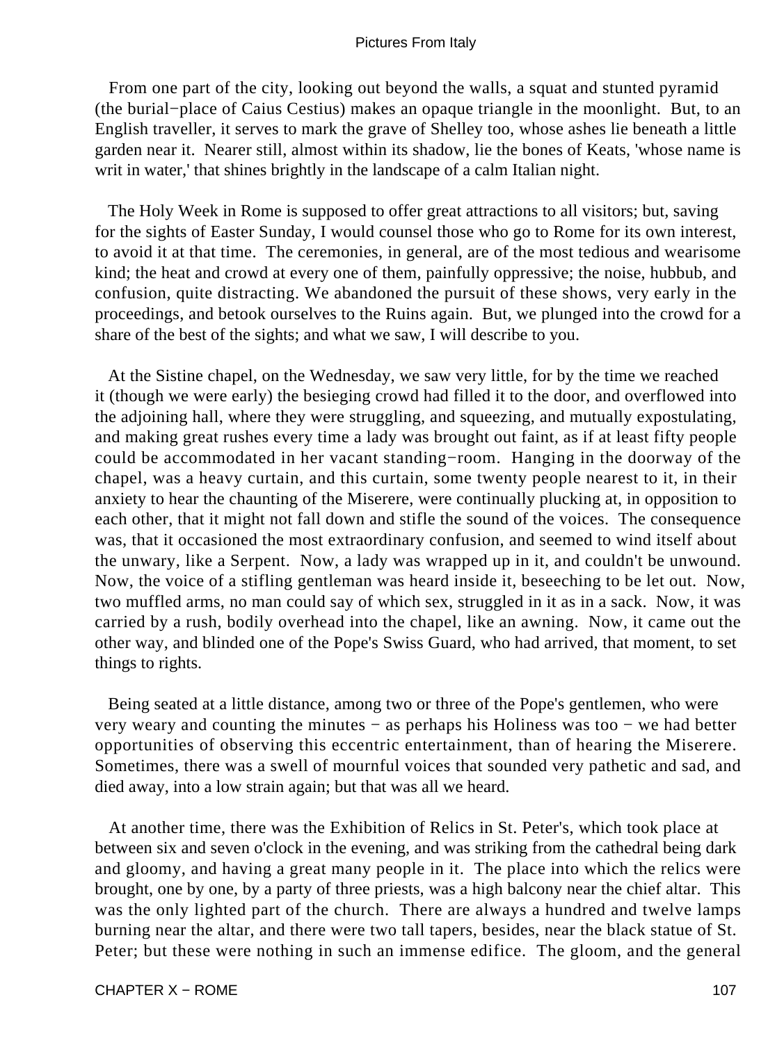From one part of the city, looking out beyond the walls, a squat and stunted pyramid (the burial−place of Caius Cestius) makes an opaque triangle in the moonlight. But, to an English traveller, it serves to mark the grave of Shelley too, whose ashes lie beneath a little garden near it. Nearer still, almost within its shadow, lie the bones of Keats, 'whose name is writ in water,' that shines brightly in the landscape of a calm Italian night.

The Holy Week in Rome is supposed to offer great attractions to all visitors; but, saving for the sights of Easter Sunday, I would counsel those who go to Rome for its own interest, to avoid it at that time. The ceremonies, in general, are of the most tedious and wearisome kind; the heat and crowd at every one of them, painfully oppressive; the noise, hubbub, and confusion, quite distracting. We abandoned the pursuit of these shows, very early in the proceedings, and betook ourselves to the Ruins again. But, we plunged into the crowd for a share of the best of the sights; and what we saw, I will describe to you.

At the Sistine chapel, on the Wednesday, we saw very little, for by the time we reached it (though we were early) the besieging crowd had filled it to the door, and overflowed into the adjoining hall, where they were struggling, and squeezing, and mutually expostulating, and making great rushes every time a lady was brought out faint, as if at least fifty people could be accommodated in her vacant standing−room. Hanging in the doorway of the chapel, was a heavy curtain, and this curtain, some twenty people nearest to it, in their anxiety to hear the chaunting of the Miserere, were continually plucking at, in opposition to each other, that it might not fall down and stifle the sound of the voices. The consequence was, that it occasioned the most extraordinary confusion, and seemed to wind itself about the unwary, like a Serpent. Now, a lady was wrapped up in it, and couldn't be unwound. Now, the voice of a stifling gentleman was heard inside it, beseeching to be let out. Now, two muffled arms, no man could say of which sex, struggled in it as in a sack. Now, it was carried by a rush, bodily overhead into the chapel, like an awning. Now, it came out the other way, and blinded one of the Pope's Swiss Guard, who had arrived, that moment, to set things to rights.

Being seated at a little distance, among two or three of the Pope's gentlemen, who were very weary and counting the minutes − as perhaps his Holiness was too − we had better opportunities of observing this eccentric entertainment, than of hearing the Miserere. Sometimes, there was a swell of mournful voices that sounded very pathetic and sad, and died away, into a low strain again; but that was all we heard.

At another time, there was the Exhibition of Relics in St. Peter's, which took place at between six and seven o'clock in the evening, and was striking from the cathedral being dark and gloomy, and having a great many people in it. The place into which the relics were brought, one by one, by a party of three priests, was a high balcony near the chief altar. This was the only lighted part of the church. There are always a hundred and twelve lamps burning near the altar, and there were two tall tapers, besides, near the black statue of St. Peter; but these were nothing in such an immense edifice. The gloom, and the general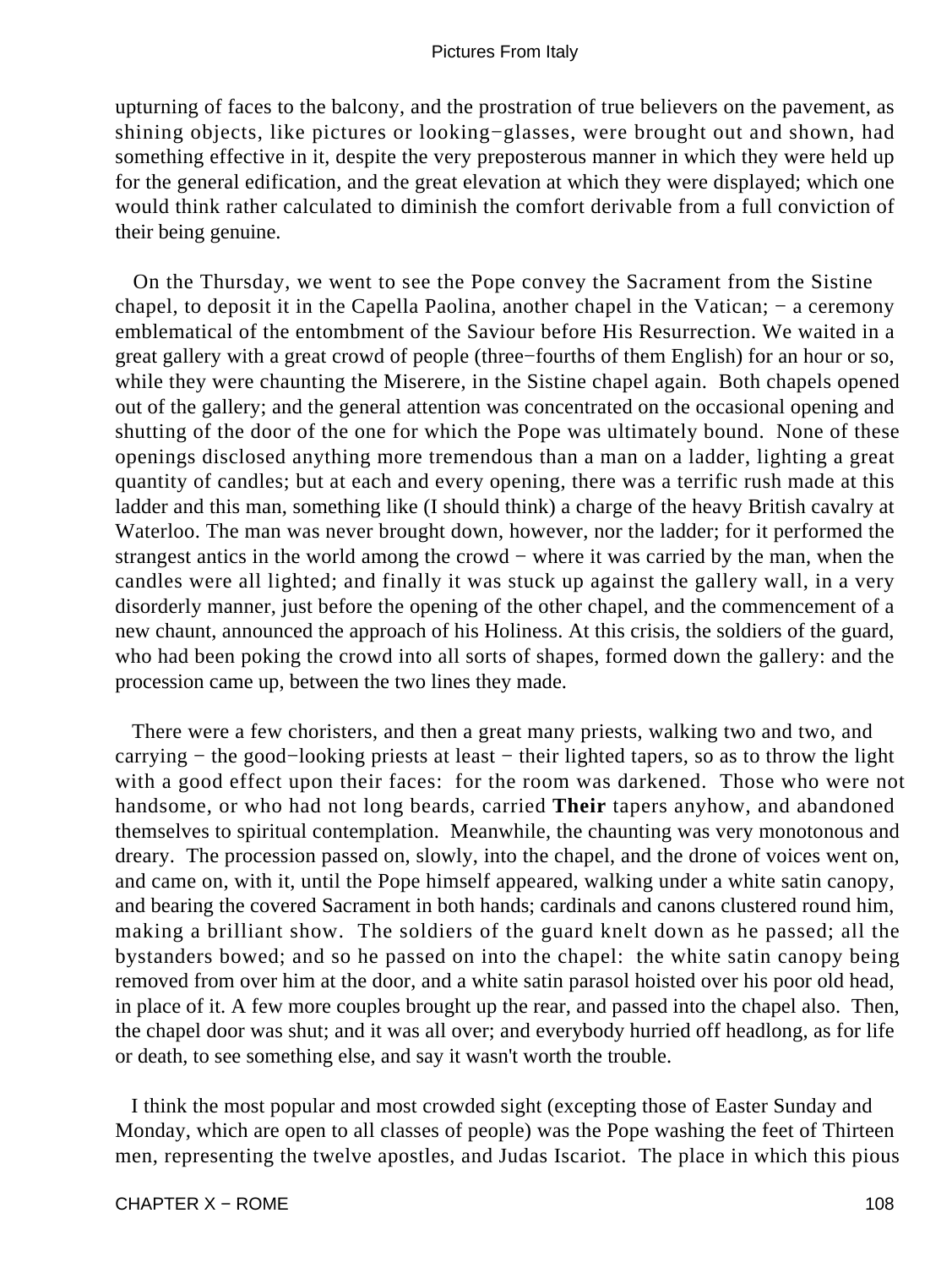upturning of faces to the balcony, and the prostration of true believers on the pavement, as shining objects, like pictures or looking−glasses, were brought out and shown, had something effective in it, despite the very preposterous manner in which they were held up for the general edification, and the great elevation at which they were displayed; which one would think rather calculated to diminish the comfort derivable from a full conviction of their being genuine.

On the Thursday, we went to see the Pope convey the Sacrament from the Sistine chapel, to deposit it in the Capella Paolina, another chapel in the Vatican; − a ceremony emblematical of the entombment of the Saviour before His Resurrection. We waited in a great gallery with a great crowd of people (three−fourths of them English) for an hour or so, while they were chaunting the Miserere, in the Sistine chapel again. Both chapels opened out of the gallery; and the general attention was concentrated on the occasional opening and shutting of the door of the one for which the Pope was ultimately bound. None of these openings disclosed anything more tremendous than a man on a ladder, lighting a great quantity of candles; but at each and every opening, there was a terrific rush made at this ladder and this man, something like (I should think) a charge of the heavy British cavalry at Waterloo. The man was never brought down, however, nor the ladder; for it performed the strangest antics in the world among the crowd − where it was carried by the man, when the candles were all lighted; and finally it was stuck up against the gallery wall, in a very disorderly manner, just before the opening of the other chapel, and the commencement of a new chaunt, announced the approach of his Holiness. At this crisis, the soldiers of the guard, who had been poking the crowd into all sorts of shapes, formed down the gallery: and the procession came up, between the two lines they made.

There were a few choristers, and then a great many priests, walking two and two, and carrying − the good−looking priests at least − their lighted tapers, so as to throw the light with a good effect upon their faces: for the room was darkened. Those who were not handsome, or who had not long beards, carried **Their** tapers anyhow, and abandoned themselves to spiritual contemplation. Meanwhile, the chaunting was very monotonous and dreary. The procession passed on, slowly, into the chapel, and the drone of voices went on, and came on, with it, until the Pope himself appeared, walking under a white satin canopy, and bearing the covered Sacrament in both hands; cardinals and canons clustered round him, making a brilliant show. The soldiers of the guard knelt down as he passed; all the bystanders bowed; and so he passed on into the chapel: the white satin canopy being removed from over him at the door, and a white satin parasol hoisted over his poor old head, in place of it. A few more couples brought up the rear, and passed into the chapel also. Then, the chapel door was shut; and it was all over; and everybody hurried off headlong, as for life or death, to see something else, and say it wasn't worth the trouble.

I think the most popular and most crowded sight (excepting those of Easter Sunday and Monday, which are open to all classes of people) was the Pope washing the feet of Thirteen men, representing the twelve apostles, and Judas Iscariot. The place in which this pious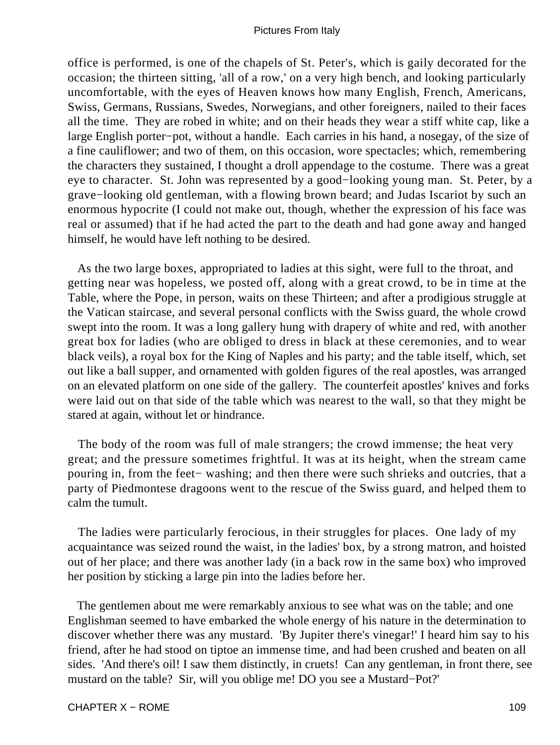office is performed, is one of the chapels of St. Peter's, which is gaily decorated for the occasion; the thirteen sitting, 'all of a row,' on a very high bench, and looking particularly uncomfortable, with the eyes of Heaven knows how many English, French, Americans, Swiss, Germans, Russians, Swedes, Norwegians, and other foreigners, nailed to their faces all the time. They are robed in white; and on their heads they wear a stiff white cap, like a large English porter−pot, without a handle. Each carries in his hand, a nosegay, of the size of a fine cauliflower; and two of them, on this occasion, wore spectacles; which, remembering the characters they sustained, I thought a droll appendage to the costume. There was a great eye to character. St. John was represented by a good−looking young man. St. Peter, by a grave−looking old gentleman, with a flowing brown beard; and Judas Iscariot by such an enormous hypocrite (I could not make out, though, whether the expression of his face was real or assumed) that if he had acted the part to the death and had gone away and hanged himself, he would have left nothing to be desired.

As the two large boxes, appropriated to ladies at this sight, were full to the throat, and getting near was hopeless, we posted off, along with a great crowd, to be in time at the Table, where the Pope, in person, waits on these Thirteen; and after a prodigious struggle at the Vatican staircase, and several personal conflicts with the Swiss guard, the whole crowd swept into the room. It was a long gallery hung with drapery of white and red, with another great box for ladies (who are obliged to dress in black at these ceremonies, and to wear black veils), a royal box for the King of Naples and his party; and the table itself, which, set out like a ball supper, and ornamented with golden figures of the real apostles, was arranged on an elevated platform on one side of the gallery. The counterfeit apostles' knives and forks were laid out on that side of the table which was nearest to the wall, so that they might be stared at again, without let or hindrance.

The body of the room was full of male strangers; the crowd immense; the heat very great; and the pressure sometimes frightful. It was at its height, when the stream came pouring in, from the feet− washing; and then there were such shrieks and outcries, that a party of Piedmontese dragoons went to the rescue of the Swiss guard, and helped them to calm the tumult.

The ladies were particularly ferocious, in their struggles for places. One lady of my acquaintance was seized round the waist, in the ladies' box, by a strong matron, and hoisted out of her place; and there was another lady (in a back row in the same box) who improved her position by sticking a large pin into the ladies before her.

The gentlemen about me were remarkably anxious to see what was on the table; and one Englishman seemed to have embarked the whole energy of his nature in the determination to discover whether there was any mustard. 'By Jupiter there's vinegar!' I heard him say to his friend, after he had stood on tiptoe an immense time, and had been crushed and beaten on all sides. 'And there's oil! I saw them distinctly, in cruets! Can any gentleman, in front there, see mustard on the table? Sir, will you oblige me! DO you see a Mustard−Pot?'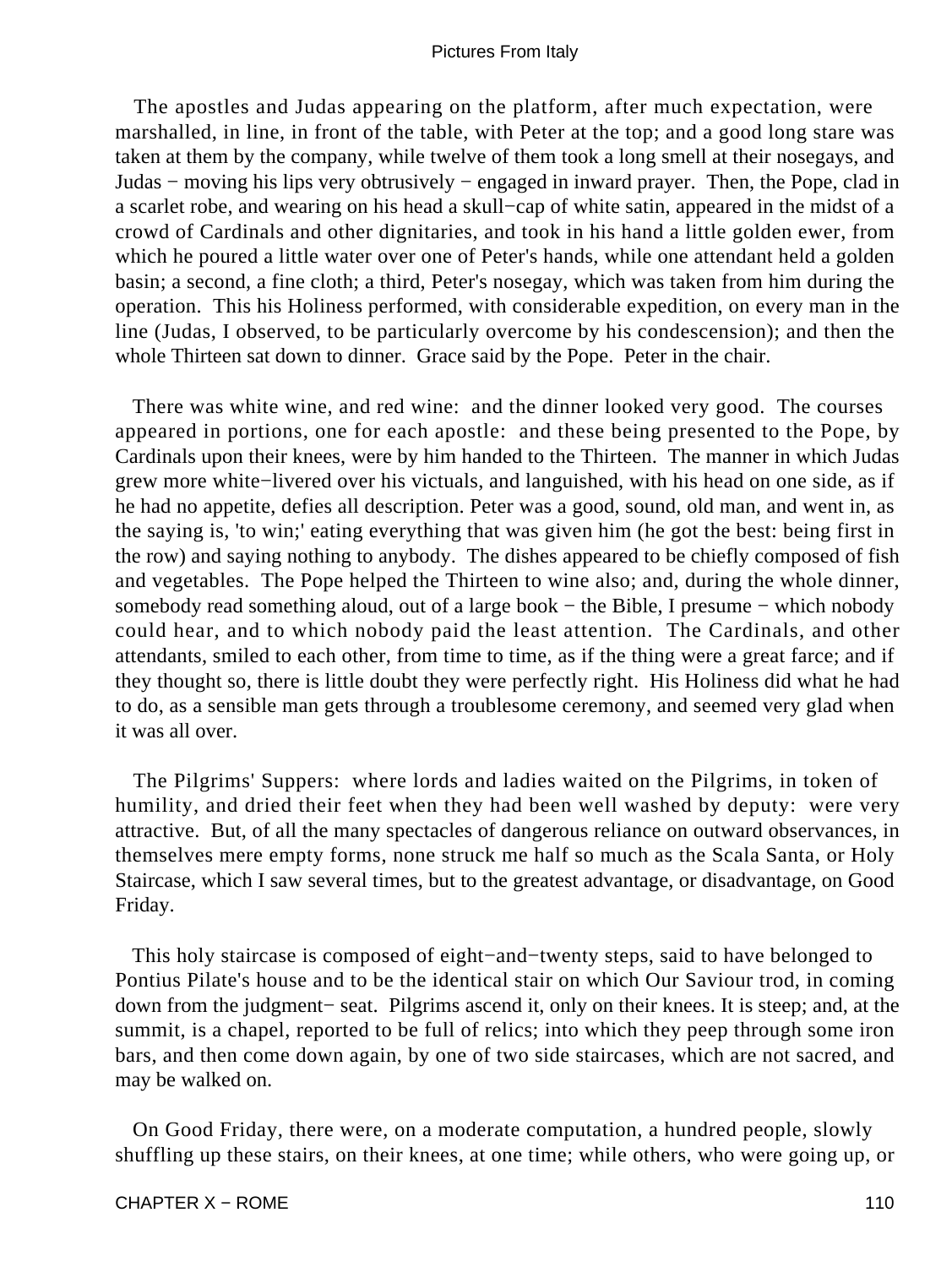The apostles and Judas appearing on the platform, after much expectation, were marshalled, in line, in front of the table, with Peter at the top; and a good long stare was taken at them by the company, while twelve of them took a long smell at their nosegays, and Judas − moving his lips very obtrusively − engaged in inward prayer. Then, the Pope, clad in a scarlet robe, and wearing on his head a skull−cap of white satin, appeared in the midst of a crowd of Cardinals and other dignitaries, and took in his hand a little golden ewer, from which he poured a little water over one of Peter's hands, while one attendant held a golden basin; a second, a fine cloth; a third, Peter's nosegay, which was taken from him during the operation. This his Holiness performed, with considerable expedition, on every man in the line (Judas, I observed, to be particularly overcome by his condescension); and then the whole Thirteen sat down to dinner. Grace said by the Pope. Peter in the chair.

There was white wine, and red wine: and the dinner looked very good. The courses appeared in portions, one for each apostle: and these being presented to the Pope, by Cardinals upon their knees, were by him handed to the Thirteen. The manner in which Judas grew more white−livered over his victuals, and languished, with his head on one side, as if he had no appetite, defies all description. Peter was a good, sound, old man, and went in, as the saying is, 'to win;' eating everything that was given him (he got the best: being first in the row) and saying nothing to anybody. The dishes appeared to be chiefly composed of fish and vegetables. The Pope helped the Thirteen to wine also; and, during the whole dinner, somebody read something aloud, out of a large book − the Bible, I presume − which nobody could hear, and to which nobody paid the least attention. The Cardinals, and other attendants, smiled to each other, from time to time, as if the thing were a great farce; and if they thought so, there is little doubt they were perfectly right. His Holiness did what he had to do, as a sensible man gets through a troublesome ceremony, and seemed very glad when it was all over.

The Pilgrims' Suppers: where lords and ladies waited on the Pilgrims, in token of humility, and dried their feet when they had been well washed by deputy: were very attractive. But, of all the many spectacles of dangerous reliance on outward observances, in themselves mere empty forms, none struck me half so much as the Scala Santa, or Holy Staircase, which I saw several times, but to the greatest advantage, or disadvantage, on Good Friday.

This holy staircase is composed of eight−and−twenty steps, said to have belonged to Pontius Pilate's house and to be the identical stair on which Our Saviour trod, in coming down from the judgment− seat. Pilgrims ascend it, only on their knees. It is steep; and, at the summit, is a chapel, reported to be full of relics; into which they peep through some iron bars, and then come down again, by one of two side staircases, which are not sacred, and may be walked on.

On Good Friday, there were, on a moderate computation, a hundred people, slowly shuffling up these stairs, on their knees, at one time; while others, who were going up, or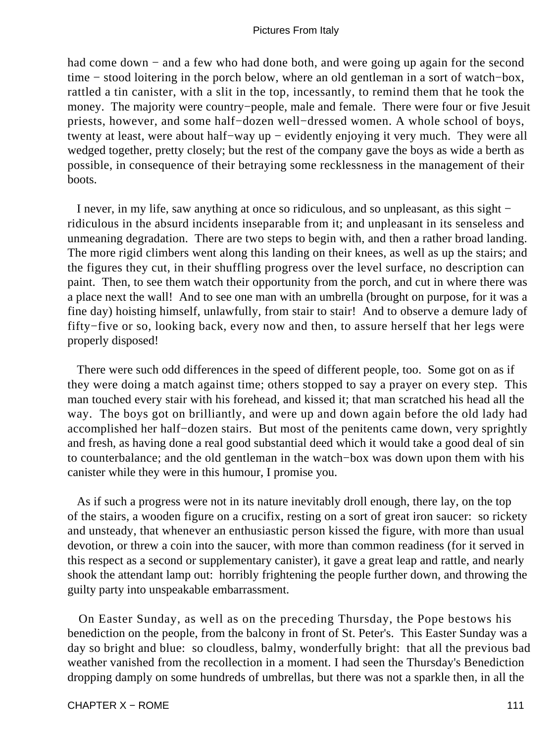had come down − and a few who had done both, and were going up again for the second time − stood loitering in the porch below, where an old gentleman in a sort of watch−box, rattled a tin canister, with a slit in the top, incessantly, to remind them that he took the money. The majority were country−people, male and female. There were four or five Jesuit priests, however, and some half−dozen well−dressed women. A whole school of boys, twenty at least, were about half−way up − evidently enjoying it very much. They were all wedged together, pretty closely; but the rest of the company gave the boys as wide a berth as possible, in consequence of their betraying some recklessness in the management of their boots.

I never, in my life, saw anything at once so ridiculous, and so unpleasant, as this sight − ridiculous in the absurd incidents inseparable from it; and unpleasant in its senseless and unmeaning degradation. There are two steps to begin with, and then a rather broad landing. The more rigid climbers went along this landing on their knees, as well as up the stairs; and the figures they cut, in their shuffling progress over the level surface, no description can paint. Then, to see them watch their opportunity from the porch, and cut in where there was a place next the wall! And to see one man with an umbrella (brought on purpose, for it was a fine day) hoisting himself, unlawfully, from stair to stair! And to observe a demure lady of fifty−five or so, looking back, every now and then, to assure herself that her legs were properly disposed!

There were such odd differences in the speed of different people, too. Some got on as if they were doing a match against time; others stopped to say a prayer on every step. This man touched every stair with his forehead, and kissed it; that man scratched his head all the way. The boys got on brilliantly, and were up and down again before the old lady had accomplished her half−dozen stairs. But most of the penitents came down, very sprightly and fresh, as having done a real good substantial deed which it would take a good deal of sin to counterbalance; and the old gentleman in the watch−box was down upon them with his canister while they were in this humour, I promise you.

As if such a progress were not in its nature inevitably droll enough, there lay, on the top of the stairs, a wooden figure on a crucifix, resting on a sort of great iron saucer: so rickety and unsteady, that whenever an enthusiastic person kissed the figure, with more than usual devotion, or threw a coin into the saucer, with more than common readiness (for it served in this respect as a second or supplementary canister), it gave a great leap and rattle, and nearly shook the attendant lamp out: horribly frightening the people further down, and throwing the guilty party into unspeakable embarrassment.

On Easter Sunday, as well as on the preceding Thursday, the Pope bestows his benediction on the people, from the balcony in front of St. Peter's. This Easter Sunday was a day so bright and blue: so cloudless, balmy, wonderfully bright: that all the previous bad weather vanished from the recollection in a moment. I had seen the Thursday's Benediction dropping damply on some hundreds of umbrellas, but there was not a sparkle then, in all the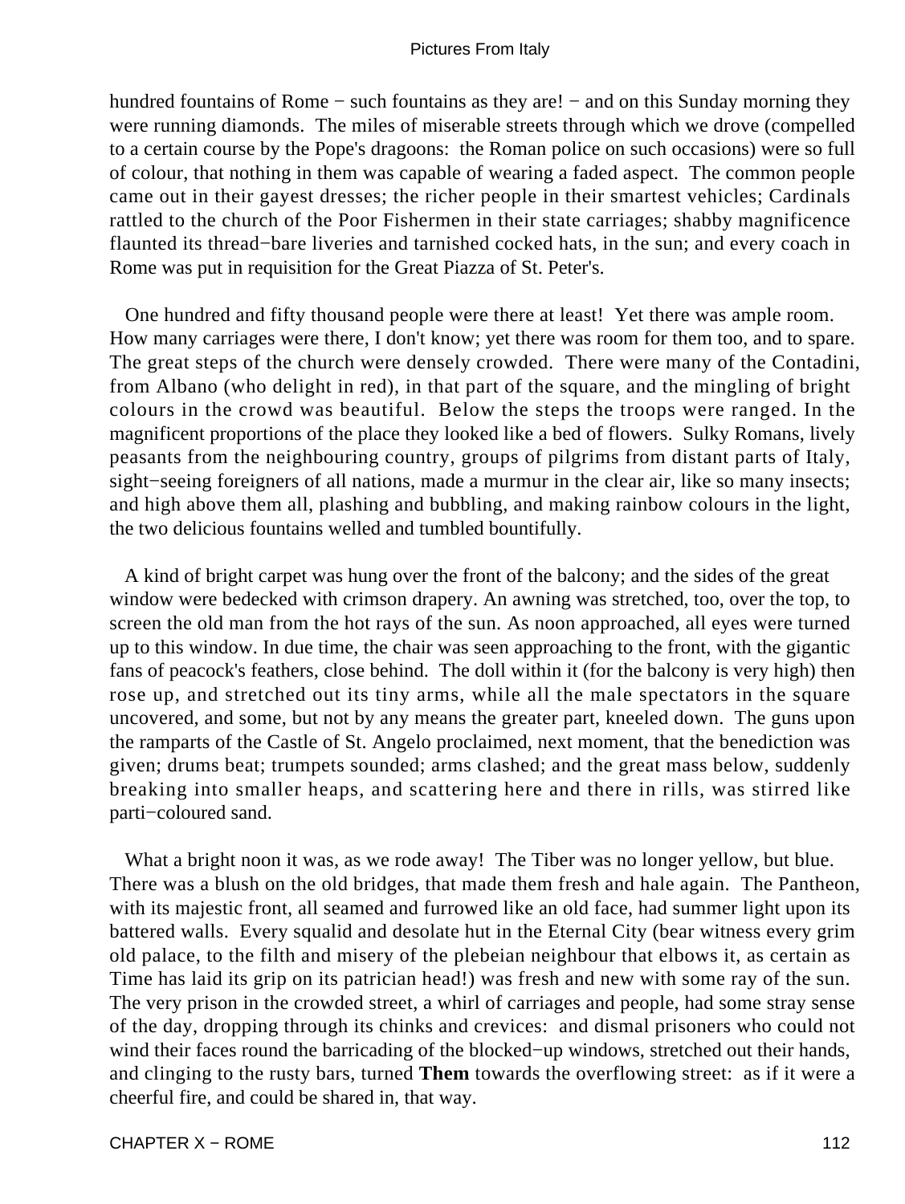hundred fountains of Rome − such fountains as they are! − and on this Sunday morning they were running diamonds. The miles of miserable streets through which we drove (compelled to a certain course by the Pope's dragoons: the Roman police on such occasions) were so full of colour, that nothing in them was capable of wearing a faded aspect. The common people came out in their gayest dresses; the richer people in their smartest vehicles; Cardinals rattled to the church of the Poor Fishermen in their state carriages; shabby magnificence flaunted its thread−bare liveries and tarnished cocked hats, in the sun; and every coach in Rome was put in requisition for the Great Piazza of St. Peter's.

One hundred and fifty thousand people were there at least! Yet there was ample room. How many carriages were there, I don't know; yet there was room for them too, and to spare. The great steps of the church were densely crowded. There were many of the Contadini, from Albano (who delight in red), in that part of the square, and the mingling of bright colours in the crowd was beautiful. Below the steps the troops were ranged. In the magnificent proportions of the place they looked like a bed of flowers. Sulky Romans, lively peasants from the neighbouring country, groups of pilgrims from distant parts of Italy, sight−seeing foreigners of all nations, made a murmur in the clear air, like so many insects; and high above them all, plashing and bubbling, and making rainbow colours in the light, the two delicious fountains welled and tumbled bountifully.

A kind of bright carpet was hung over the front of the balcony; and the sides of the great window were bedecked with crimson drapery. An awning was stretched, too, over the top, to screen the old man from the hot rays of the sun. As noon approached, all eyes were turned up to this window. In due time, the chair was seen approaching to the front, with the gigantic fans of peacock's feathers, close behind. The doll within it (for the balcony is very high) then rose up, and stretched out its tiny arms, while all the male spectators in the square uncovered, and some, but not by any means the greater part, kneeled down. The guns upon the ramparts of the Castle of St. Angelo proclaimed, next moment, that the benediction was given; drums beat; trumpets sounded; arms clashed; and the great mass below, suddenly breaking into smaller heaps, and scattering here and there in rills, was stirred like parti−coloured sand.

What a bright noon it was, as we rode away! The Tiber was no longer yellow, but blue. There was a blush on the old bridges, that made them fresh and hale again. The Pantheon, with its majestic front, all seamed and furrowed like an old face, had summer light upon its battered walls. Every squalid and desolate hut in the Eternal City (bear witness every grim old palace, to the filth and misery of the plebeian neighbour that elbows it, as certain as Time has laid its grip on its patrician head!) was fresh and new with some ray of the sun. The very prison in the crowded street, a whirl of carriages and people, had some stray sense of the day, dropping through its chinks and crevices: and dismal prisoners who could not wind their faces round the barricading of the blocked−up windows, stretched out their hands, and clinging to the rusty bars, turned **Them** towards the overflowing street: as if it were a cheerful fire, and could be shared in, that way.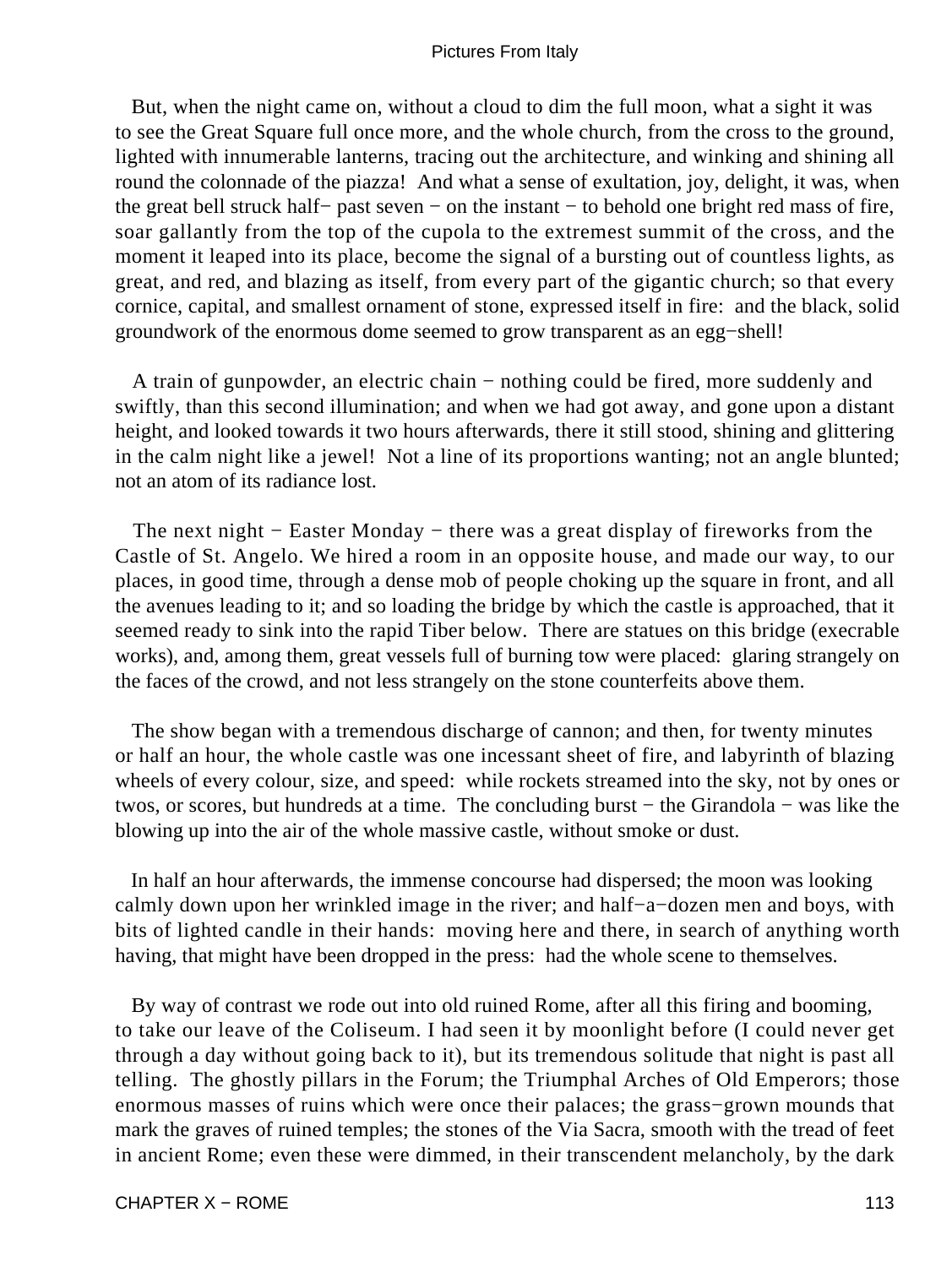But, when the night came on, without a cloud to dim the full moon, what a sight it was to see the Great Square full once more, and the whole church, from the cross to the ground, lighted with innumerable lanterns, tracing out the architecture, and winking and shining all round the colonnade of the piazza! And what a sense of exultation, joy, delight, it was, when the great bell struck half− past seven − on the instant − to behold one bright red mass of fire, soar gallantly from the top of the cupola to the extremest summit of the cross, and the moment it leaped into its place, become the signal of a bursting out of countless lights, as great, and red, and blazing as itself, from every part of the gigantic church; so that every cornice, capital, and smallest ornament of stone, expressed itself in fire: and the black, solid groundwork of the enormous dome seemed to grow transparent as an egg−shell!

A train of gunpowder, an electric chain − nothing could be fired, more suddenly and swiftly, than this second illumination; and when we had got away, and gone upon a distant height, and looked towards it two hours afterwards, there it still stood, shining and glittering in the calm night like a jewel! Not a line of its proportions wanting; not an angle blunted; not an atom of its radiance lost.

The next night − Easter Monday − there was a great display of fireworks from the Castle of St. Angelo. We hired a room in an opposite house, and made our way, to our places, in good time, through a dense mob of people choking up the square in front, and all the avenues leading to it; and so loading the bridge by which the castle is approached, that it seemed ready to sink into the rapid Tiber below. There are statues on this bridge (execrable works), and, among them, great vessels full of burning tow were placed: glaring strangely on the faces of the crowd, and not less strangely on the stone counterfeits above them.

The show began with a tremendous discharge of cannon; and then, for twenty minutes or half an hour, the whole castle was one incessant sheet of fire, and labyrinth of blazing wheels of every colour, size, and speed: while rockets streamed into the sky, not by ones or twos, or scores, but hundreds at a time. The concluding burst − the Girandola − was like the blowing up into the air of the whole massive castle, without smoke or dust.

In half an hour afterwards, the immense concourse had dispersed; the moon was looking calmly down upon her wrinkled image in the river; and half−a−dozen men and boys, with bits of lighted candle in their hands: moving here and there, in search of anything worth having, that might have been dropped in the press: had the whole scene to themselves.

By way of contrast we rode out into old ruined Rome, after all this firing and booming, to take our leave of the Coliseum. I had seen it by moonlight before (I could never get through a day without going back to it), but its tremendous solitude that night is past all telling. The ghostly pillars in the Forum; the Triumphal Arches of Old Emperors; those enormous masses of ruins which were once their palaces; the grass−grown mounds that mark the graves of ruined temples; the stones of the Via Sacra, smooth with the tread of feet in ancient Rome; even these were dimmed, in their transcendent melancholy, by the dark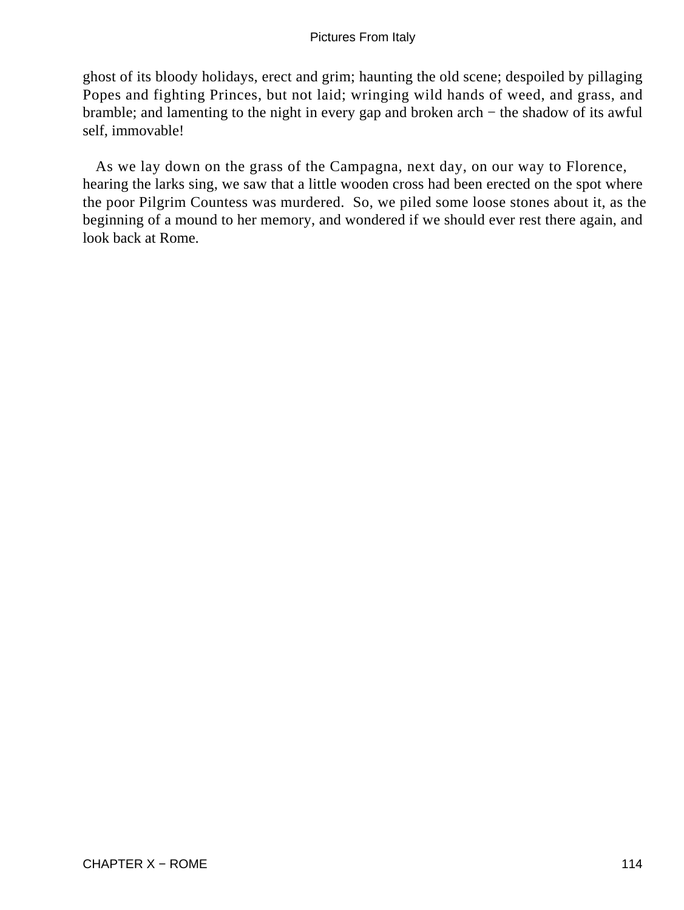ghost of its bloody holidays, erect and grim; haunting the old scene; despoiled by pillaging Popes and fighting Princes, but not laid; wringing wild hands of weed, and grass, and bramble; and lamenting to the night in every gap and broken arch − the shadow of its awful self, immovable!

As we lay down on the grass of the Campagna, next day, on our way to Florence, hearing the larks sing, we saw that a little wooden cross had been erected on the spot where the poor Pilgrim Countess was murdered. So, we piled some loose stones about it, as the beginning of a mound to her memory, and wondered if we should ever rest there again, and look back at Rome.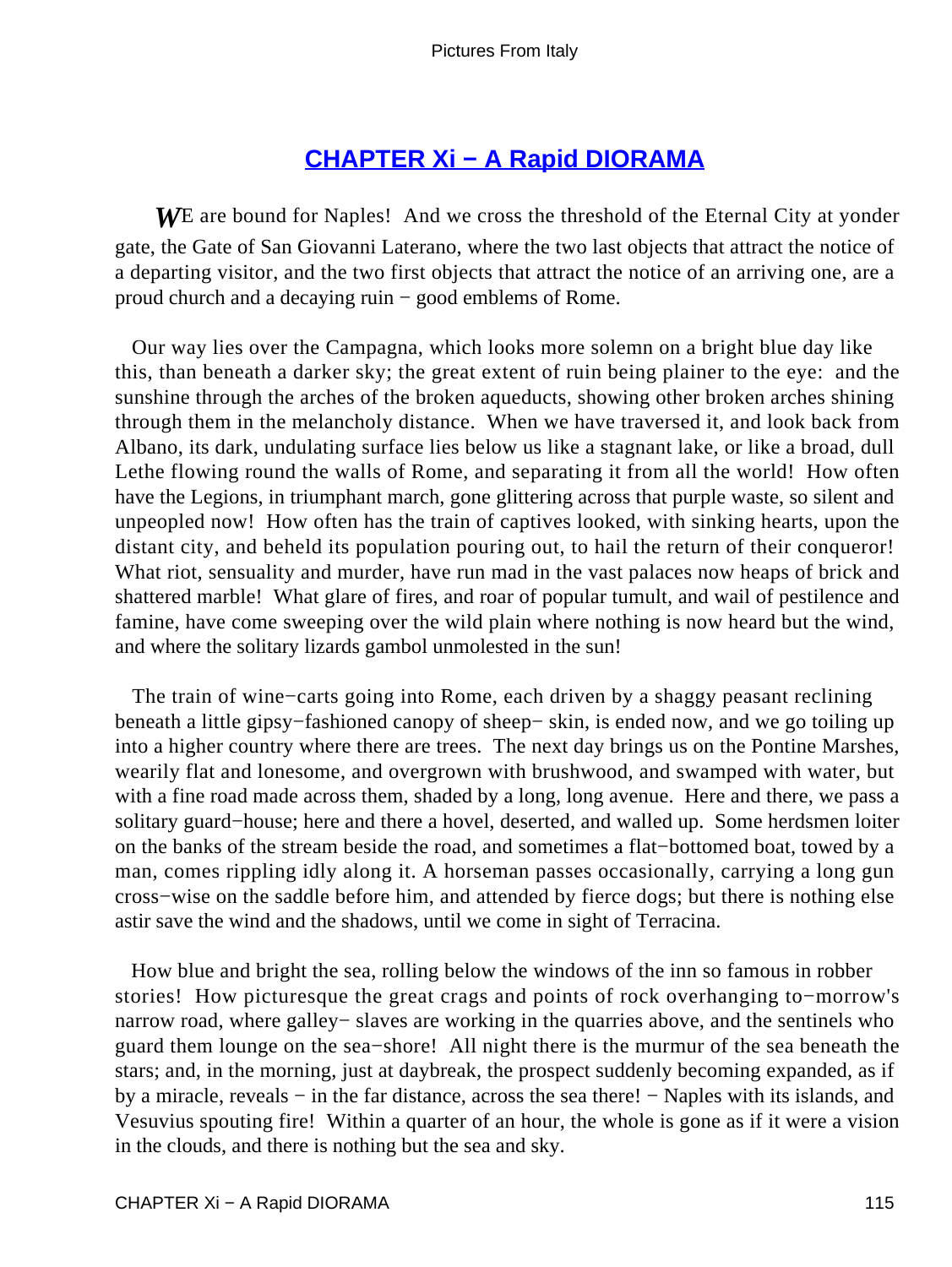## CHAPTER Xi − A Rapid DIORAMA

WE are bound for Naples! And we cross the threshold of the Eternal City at yonder gate, the Gate of San Giovanni Laterano, where the two last objects that attract the notice of a departing visitor, and the two first objects that attract the notice of an arriving one, are a proud church and a decaying ruin − good emblems of Rome.

Our way lies over the Campagna, which looks more solemn on a bright blue day like this, than beneath a darker sky; the great extent of ruin being plainer to the eye: and the sunshine through the arches of the broken aqueducts, showing other broken arches shining through them in the melancholy distance. When we have traversed it, and look back from Albano, its dark, undulating surface lies below us like a stagnant lake, or like a broad, dull Lethe flowing round the walls of Rome, and separating it from all the world! How often have the Legions, in triumphant march, gone glittering across that purple waste, so silent and unpeopled now! How often has the train of captives looked, with sinking hearts, upon the distant city, and beheld its population pouring out, to hail the return of their conqueror! What riot, sensuality and murder, have run mad in the vast palaces now heaps of brick and shattered marble! What glare of fires, and roar of popular tumult, and wail of pestilence and famine, have come sweeping over the wild plain where nothing is now heard but the wind, and where the solitary lizards gambol unmolested in the sun!

The train of wine−carts going into Rome, each driven by a shaggy peasant reclining beneath a little gipsy−fashioned canopy of sheep− skin, is ended now, and we go toiling up into a higher country where there are trees. The next day brings us on the Pontine Marshes, wearily flat and lonesome, and overgrown with brushwood, and swamped with water, but with a fine road made across them, shaded by a long, long avenue. Here and there, we pass a solitary guard−house; here and there a hovel, deserted, and walled up. Some herdsmen loiter on the banks of the stream beside the road, and sometimes a flat−bottomed boat, towed by a man, comes rippling idly along it. A horseman passes occasionally, carrying a long gun cross−wise on the saddle before him, and attended by fierce dogs; but there is nothing else astir save the wind and the shadows, until we come in sight of Terracina.

How blue and bright the sea, rolling below the windows of the inn so famous in robber stories! How picturesque the great crags and points of rock overhanging to−morrow's narrow road, where galley− slaves are working in the quarries above, and the sentinels who guard them lounge on the sea−shore! All night there is the murmur of the sea beneath the stars; and, in the morning, just at daybreak, the prospect suddenly becoming expanded, as if by a miracle, reveals − in the far distance, across the sea there! − Naples with its islands, and Vesuvius spouting fire! Within a quarter of an hour, the whole is gone as if it were a vision in the clouds, and there is nothing but the sea and sky.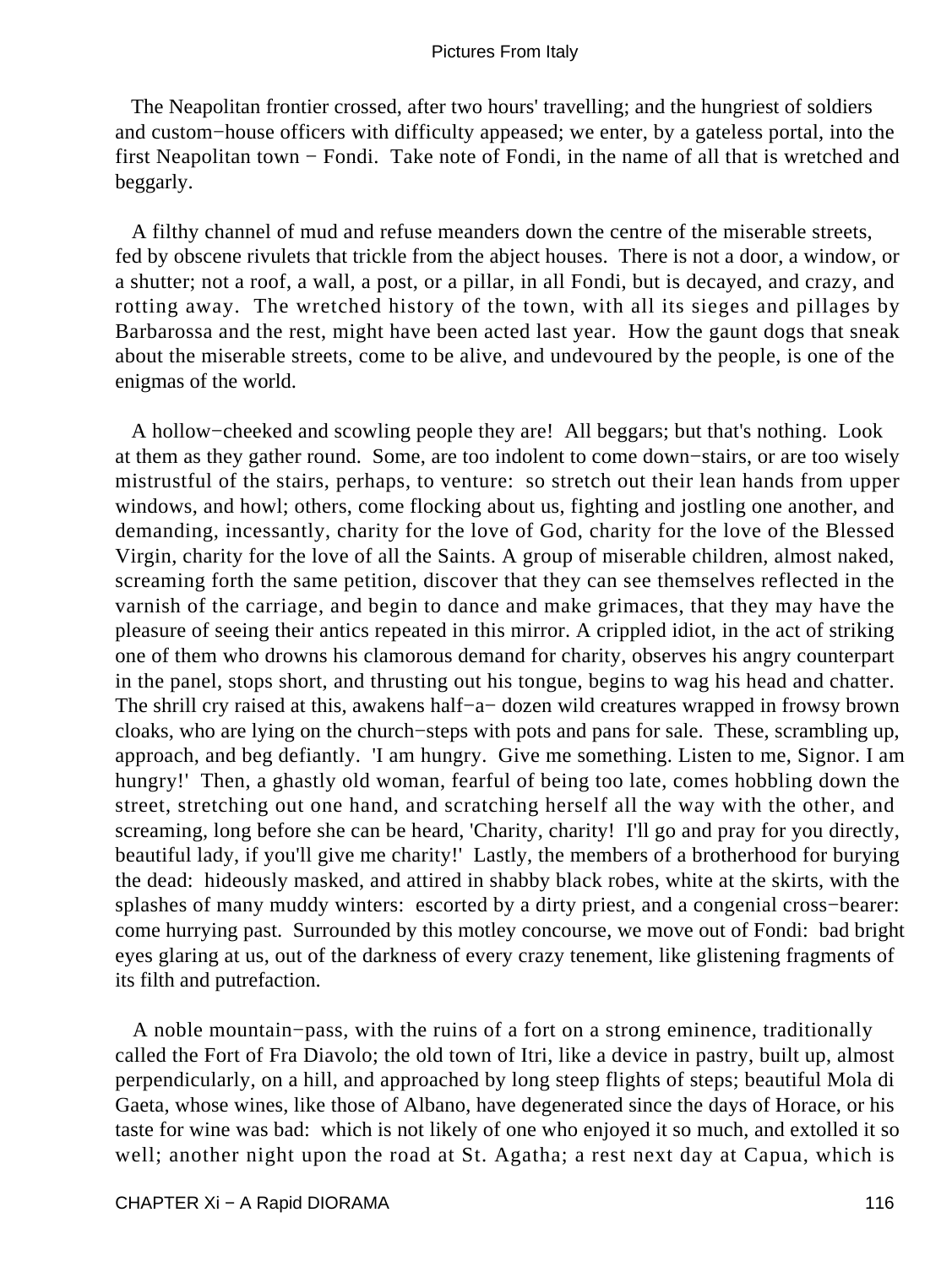The Neapolitan frontier crossed, after two hours' travelling; and the hungriest of soldiers and custom−house officers with difficulty appeased; we enter, by a gateless portal, into the first Neapolitan town − Fondi. Take note of Fondi, in the name of all that is wretched and beggarly.

A filthy channel of mud and refuse meanders down the centre of the miserable streets, fed by obscene rivulets that trickle from the abject houses. There is not a door, a window, or a shutter; not a roof, a wall, a post, or a pillar, in all Fondi, but is decayed, and crazy, and rotting away. The wretched history of the town, with all its sieges and pillages by Barbarossa and the rest, might have been acted last year. How the gaunt dogs that sneak about the miserable streets, come to be alive, and undevoured by the people, is one of the enigmas of the world.

A hollow−cheeked and scowling people they are! All beggars; but that's nothing. Look at them as they gather round. Some, are too indolent to come down−stairs, or are too wisely mistrustful of the stairs, perhaps, to venture: so stretch out their lean hands from upper windows, and howl; others, come flocking about us, fighting and jostling one another, and demanding, incessantly, charity for the love of God, charity for the love of the Blessed Virgin, charity for the love of all the Saints. A group of miserable children, almost naked, screaming forth the same petition, discover that they can see themselves reflected in the varnish of the carriage, and begin to dance and make grimaces, that they may have the pleasure of seeing their antics repeated in this mirror. A crippled idiot, in the act of striking one of them who drowns his clamorous demand for charity, observes his angry counterpart in the panel, stops short, and thrusting out his tongue, begins to wag his head and chatter. The shrill cry raised at this, awakens half−a− dozen wild creatures wrapped in frowsy brown cloaks, who are lying on the church−steps with pots and pans for sale. These, scrambling up, approach, and beg defiantly. 'I am hungry. Give me something. Listen to me, Signor. I am hungry!' Then, a ghastly old woman, fearful of being too late, comes hobbling down the street, stretching out one hand, and scratching herself all the way with the other, and screaming, long before she can be heard, 'Charity, charity! I'll go and pray for you directly, beautiful lady, if you'll give me charity!' Lastly, the members of a brotherhood for burying the dead: hideously masked, and attired in shabby black robes, white at the skirts, with the splashes of many muddy winters: escorted by a dirty priest, and a congenial cross−bearer: come hurrying past. Surrounded by this motley concourse, we move out of Fondi: bad bright eyes glaring at us, out of the darkness of every crazy tenement, like glistening fragments of its filth and putrefaction.

A noble mountain−pass, with the ruins of a fort on a strong eminence, traditionally called the Fort of Fra Diavolo; the old town of Itri, like a device in pastry, built up, almost perpendicularly, on a hill, and approached by long steep flights of steps; beautiful Mola di Gaeta, whose wines, like those of Albano, have degenerated since the days of Horace, or his taste for wine was bad: which is not likely of one who enjoyed it so much, and extolled it so well; another night upon the road at St. Agatha; a rest next day at Capua, which is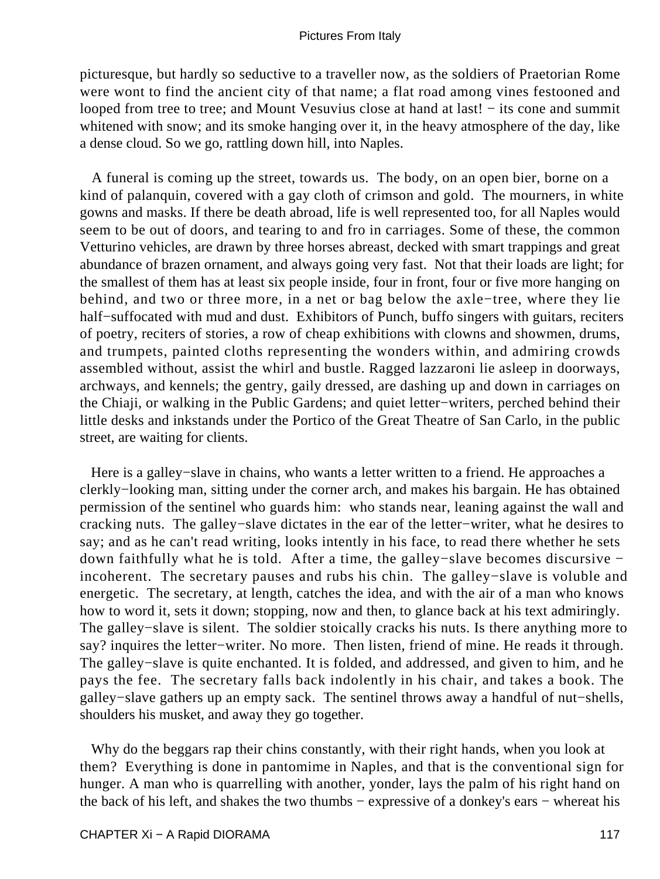picturesque, but hardly so seductive to a traveller now, as the soldiers of Praetorian Rome were wont to find the ancient city of that name; a flat road among vines festooned and looped from tree to tree; and Mount Vesuvius close at hand at last! − its cone and summit whitened with snow; and its smoke hanging over it, in the heavy atmosphere of the day, like a dense cloud. So we go, rattling down hill, into Naples.

A funeral is coming up the street, towards us. The body, on an open bier, borne on a kind of palanquin, covered with a gay cloth of crimson and gold. The mourners, in white gowns and masks. If there be death abroad, life is well represented too, for all Naples would seem to be out of doors, and tearing to and fro in carriages. Some of these, the common Vetturino vehicles, are drawn by three horses abreast, decked with smart trappings and great abundance of brazen ornament, and always going very fast. Not that their loads are light; for the smallest of them has at least six people inside, four in front, four or five more hanging on behind, and two or three more, in a net or bag below the axle−tree, where they lie half−suffocated with mud and dust. Exhibitors of Punch, buffo singers with guitars, reciters of poetry, reciters of stories, a row of cheap exhibitions with clowns and showmen, drums, and trumpets, painted cloths representing the wonders within, and admiring crowds assembled without, assist the whirl and bustle. Ragged lazzaroni lie asleep in doorways, archways, and kennels; the gentry, gaily dressed, are dashing up and down in carriages on the Chiaji, or walking in the Public Gardens; and quiet letter−writers, perched behind their little desks and inkstands under the Portico of the Great Theatre of San Carlo, in the public street, are waiting for clients.

Here is a galley−slave in chains, who wants a letter written to a friend. He approaches a clerkly−looking man, sitting under the corner arch, and makes his bargain. He has obtained permission of the sentinel who guards him: who stands near, leaning against the wall and cracking nuts. The galley−slave dictates in the ear of the letter−writer, what he desires to say; and as he can't read writing, looks intently in his face, to read there whether he sets down faithfully what he is told. After a time, the galley−slave becomes discursive − incoherent. The secretary pauses and rubs his chin. The galley−slave is voluble and energetic. The secretary, at length, catches the idea, and with the air of a man who knows how to word it, sets it down; stopping, now and then, to glance back at his text admiringly. The galley−slave is silent. The soldier stoically cracks his nuts. Is there anything more to say? inquires the letter−writer. No more. Then listen, friend of mine. He reads it through. The galley−slave is quite enchanted. It is folded, and addressed, and given to him, and he pays the fee. The secretary falls back indolently in his chair, and takes a book. The galley−slave gathers up an empty sack. The sentinel throws away a handful of nut−shells, shoulders his musket, and away they go together.

Why do the beggars rap their chins constantly, with their right hands, when you look at them? Everything is done in pantomime in Naples, and that is the conventional sign for hunger. A man who is quarrelling with another, yonder, lays the palm of his right hand on the back of his left, and shakes the two thumbs − expressive of a donkey's ears − whereat his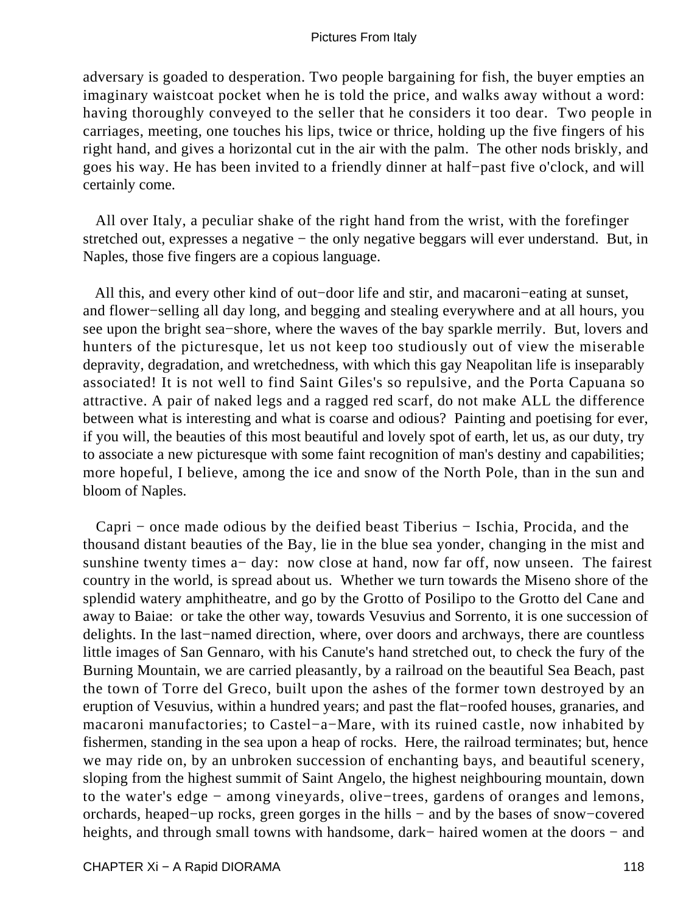adversary is goaded to desperation. Two people bargaining for fish, the buyer empties an imaginary waistcoat pocket when he is told the price, and walks away without a word: having thoroughly conveyed to the seller that he considers it too dear. Two people in carriages, meeting, one touches his lips, twice or thrice, holding up the five fingers of his right hand, and gives a horizontal cut in the air with the palm. The other nods briskly, and goes his way. He has been invited to a friendly dinner at half−past five o'clock, and will certainly come.

All over Italy, a peculiar shake of the right hand from the wrist, with the forefinger stretched out, expresses a negative − the only negative beggars will ever understand. But, in Naples, those five fingers are a copious language.

All this, and every other kind of out−door life and stir, and macaroni−eating at sunset, and flower−selling all day long, and begging and stealing everywhere and at all hours, you see upon the bright sea−shore, where the waves of the bay sparkle merrily. But, lovers and hunters of the picturesque, let us not keep too studiously out of view the miserable depravity, degradation, and wretchedness, with which this gay Neapolitan life is inseparably associated! It is not well to find Saint Giles's so repulsive, and the Porta Capuana so attractive. A pair of naked legs and a ragged red scarf, do not make ALL the difference between what is interesting and what is coarse and odious? Painting and poetising for ever, if you will, the beauties of this most beautiful and lovely spot of earth, let us, as our duty, try to associate a new picturesque with some faint recognition of man's destiny and capabilities; more hopeful, I believe, among the ice and snow of the North Pole, than in the sun and bloom of Naples.

Capri − once made odious by the deified beast Tiberius − Ischia, Procida, and the thousand distant beauties of the Bay, lie in the blue sea yonder, changing in the mist and sunshine twenty times a− day: now close at hand, now far off, now unseen. The fairest country in the world, is spread about us. Whether we turn towards the Miseno shore of the splendid watery amphitheatre, and go by the Grotto of Posilipo to the Grotto del Cane and away to Baiae: or take the other way, towards Vesuvius and Sorrento, it is one succession of delights. In the last−named direction, where, over doors and archways, there are countless little images of San Gennaro, with his Canute's hand stretched out, to check the fury of the Burning Mountain, we are carried pleasantly, by a railroad on the beautiful Sea Beach, past the town of Torre del Greco, built upon the ashes of the former town destroyed by an eruption of Vesuvius, within a hundred years; and past the flat−roofed houses, granaries, and macaroni manufactories; to Castel−a−Mare, with its ruined castle, now inhabited by fishermen, standing in the sea upon a heap of rocks. Here, the railroad terminates; but, hence we may ride on, by an unbroken succession of enchanting bays, and beautiful scenery, sloping from the highest summit of Saint Angelo, the highest neighbouring mountain, down to the water's edge − among vineyards, olive−trees, gardens of oranges and lemons, orchards, heaped−up rocks, green gorges in the hills − and by the bases of snow−covered heights, and through small towns with handsome, dark− haired women at the doors − and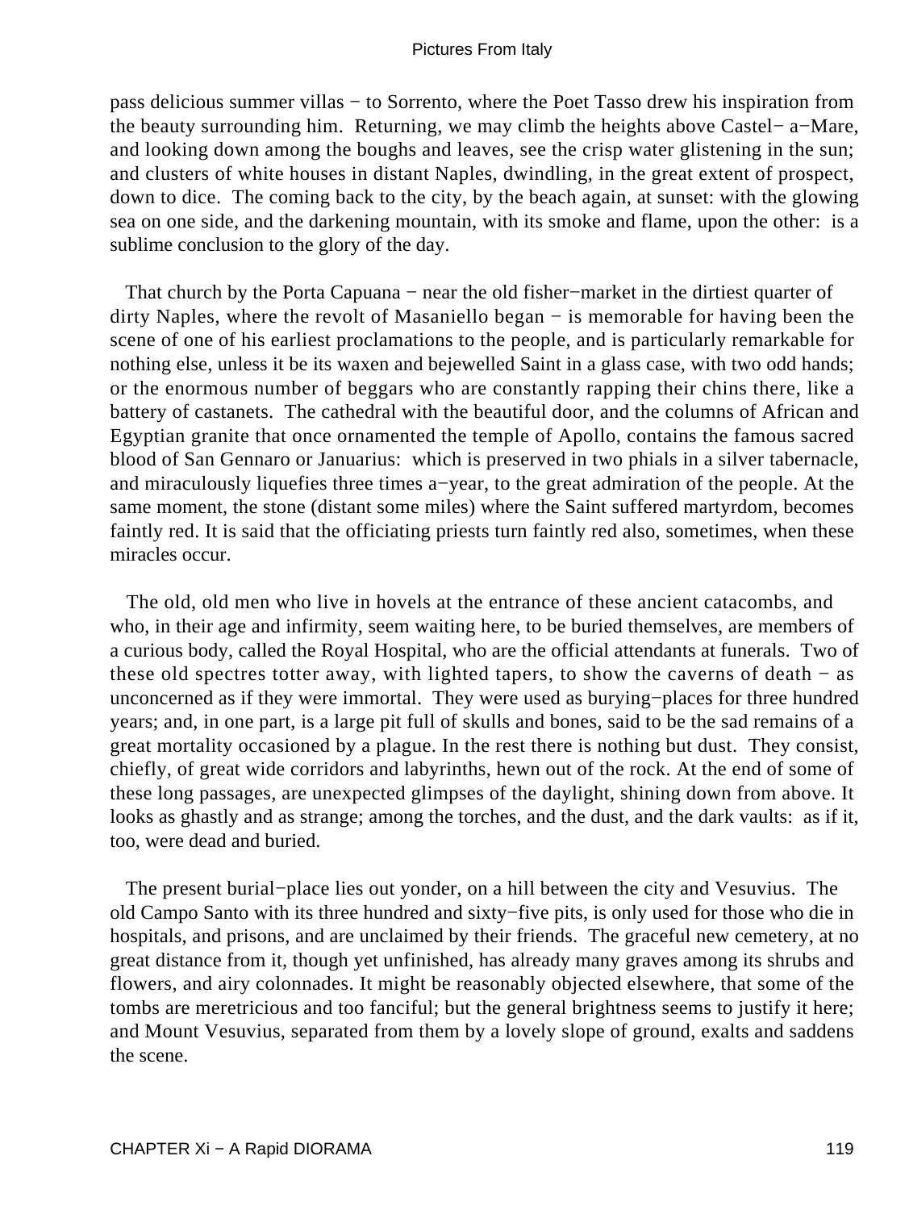pass delicious summer villas − to Sorrento, where the Poet Tasso drew his inspiration from the beauty surrounding him. Returning, we may climb the heights above Castel− a−Mare, and looking down among the boughs and leaves, see the crisp water glistening in the sun; and clusters of white houses in distant Naples, dwindling, in the great extent of prospect, down to dice. The coming back to the city, by the beach again, at sunset: with the glowing sea on one side, and the darkening mountain, with its smoke and flame, upon the other: is a sublime conclusion to the glory of the day.

That church by the Porta Capuana − near the old fisher−market in the dirtiest quarter of dirty Naples, where the revolt of Masaniello began − is memorable for having been the scene of one of his earliest proclamations to the people, and is particularly remarkable for nothing else, unless it be its waxen and bejewelled Saint in a glass case, with two odd hands; or the enormous number of beggars who are constantly rapping their chins there, like a battery of castanets. The cathedral with the beautiful door, and the columns of African and Egyptian granite that once ornamented the temple of Apollo, contains the famous sacred blood of San Gennaro or Januarius: which is preserved in two phials in a silver tabernacle, and miraculously liquefies three times a−year, to the great admiration of the people. At the same moment, the stone (distant some miles) where the Saint suffered martyrdom, becomes faintly red. It is said that the officiating priests turn faintly red also, sometimes, when these miracles occur.

The old, old men who live in hovels at the entrance of these ancient catacombs, and who, in their age and infirmity, seem waiting here, to be buried themselves, are members of a curious body, called the Royal Hospital, who are the official attendants at funerals. Two of these old spectres totter away, with lighted tapers, to show the caverns of death − as unconcerned as if they were immortal. They were used as burying−places for three hundred years; and, in one part, is a large pit full of skulls and bones, said to be the sad remains of a great mortality occasioned by a plague. In the rest there is nothing but dust. They consist, chiefly, of great wide corridors and labyrinths, hewn out of the rock. At the end of some of these long passages, are unexpected glimpses of the daylight, shining down from above. It looks as ghastly and as strange; among the torches, and the dust, and the dark vaults: as if it, too, were dead and buried.

The present burial−place lies out yonder, on a hill between the city and Vesuvius. The old Campo Santo with its three hundred and sixty−five pits, is only used for those who die in hospitals, and prisons, and are unclaimed by their friends. The graceful new cemetery, at no great distance from it, though yet unfinished, has already many graves among its shrubs and flowers, and airy colonnades. It might be reasonably objected elsewhere, that some of the tombs are meretricious and too fanciful; but the general brightness seems to justify it here; and Mount Vesuvius, separated from them by a lovely slope of ground, exalts and saddens the scene.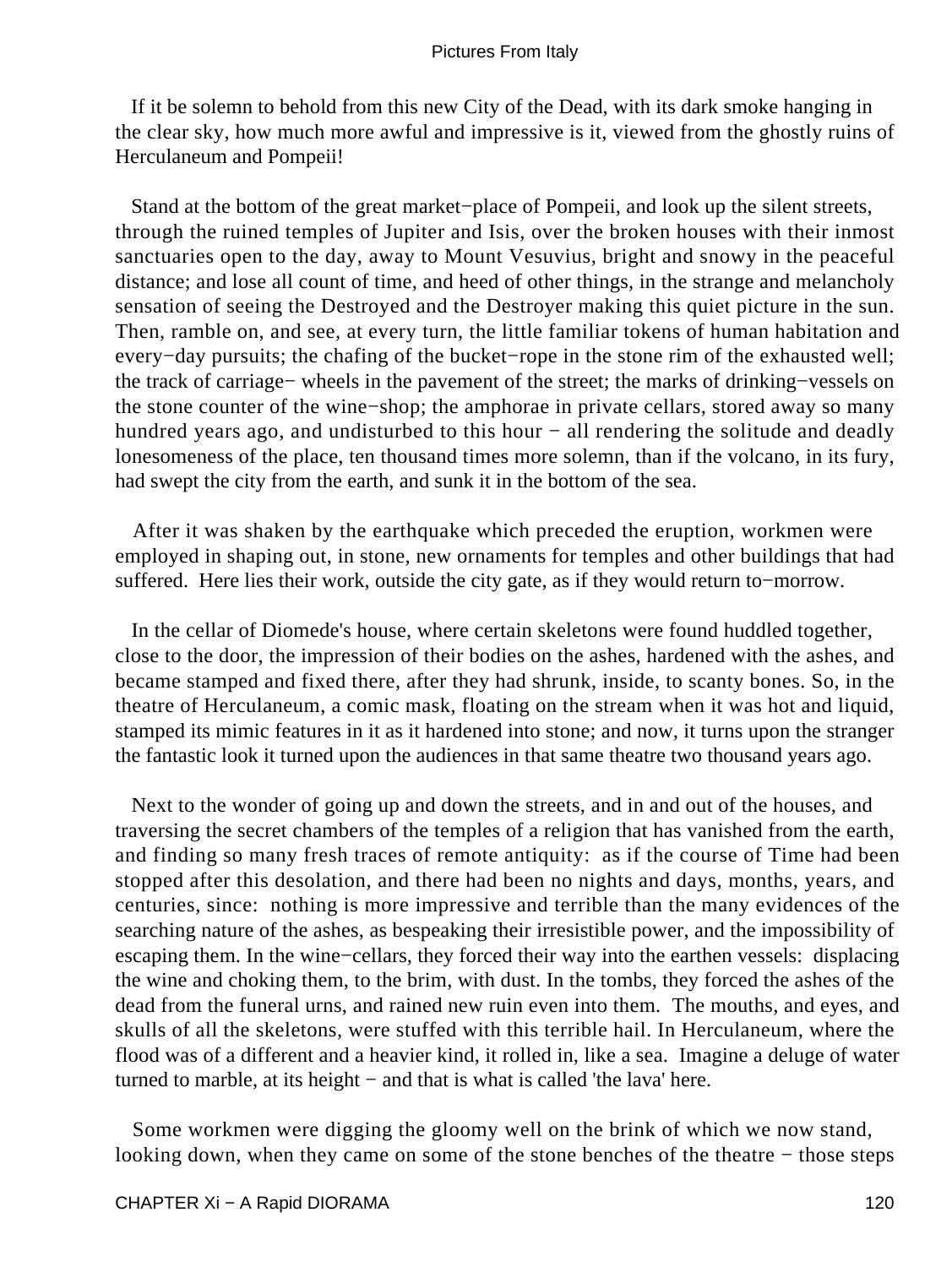If it be solemn to behold from this new City of the Dead, with its dark smoke hanging in the clear sky, how much more awful and impressive is it, viewed from the ghostly ruins of Herculaneum and Pompeii!

Stand at the bottom of the great market−place of Pompeii, and look up the silent streets, through the ruined temples of Jupiter and Isis, over the broken houses with their inmost sanctuaries open to the day, away to Mount Vesuvius, bright and snowy in the peaceful distance; and lose all count of time, and heed of other things, in the strange and melancholy sensation of seeing the Destroyed and the Destroyer making this quiet picture in the sun. Then, ramble on, and see, at every turn, the little familiar tokens of human habitation and every−day pursuits; the chafing of the bucket−rope in the stone rim of the exhausted well; the track of carriage− wheels in the pavement of the street; the marks of drinking−vessels on the stone counter of the wine−shop; the amphorae in private cellars, stored away so many hundred years ago, and undisturbed to this hour − all rendering the solitude and deadly lonesomeness of the place, ten thousand times more solemn, than if the volcano, in its fury, had swept the city from the earth, and sunk it in the bottom of the sea.

After it was shaken by the earthquake which preceded the eruption, workmen were employed in shaping out, in stone, new ornaments for temples and other buildings that had suffered. Here lies their work, outside the city gate, as if they would return to−morrow.

In the cellar of Diomede's house, where certain skeletons were found huddled together, close to the door, the impression of their bodies on the ashes, hardened with the ashes, and became stamped and fixed there, after they had shrunk, inside, to scanty bones. So, in the theatre of Herculaneum, a comic mask, floating on the stream when it was hot and liquid, stamped its mimic features in it as it hardened into stone; and now, it turns upon the stranger the fantastic look it turned upon the audiences in that same theatre two thousand years ago.

Next to the wonder of going up and down the streets, and in and out of the houses, and traversing the secret chambers of the temples of a religion that has vanished from the earth, and finding so many fresh traces of remote antiquity: as if the course of Time had been stopped after this desolation, and there had been no nights and days, months, years, and centuries, since: nothing is more impressive and terrible than the many evidences of the searching nature of the ashes, as bespeaking their irresistible power, and the impossibility of escaping them. In the wine−cellars, they forced their way into the earthen vessels: displacing the wine and choking them, to the brim, with dust. In the tombs, they forced the ashes of the dead from the funeral urns, and rained new ruin even into them. The mouths, and eyes, and skulls of all the skeletons, were stuffed with this terrible hail. In Herculaneum, where the flood was of a different and a heavier kind, it rolled in, like a sea. Imagine a deluge of water turned to marble, at its height − and that is what is called 'the lava' here.

Some workmen were digging the gloomy well on the brink of which we now stand, looking down, when they came on some of the stone benches of the theatre − those steps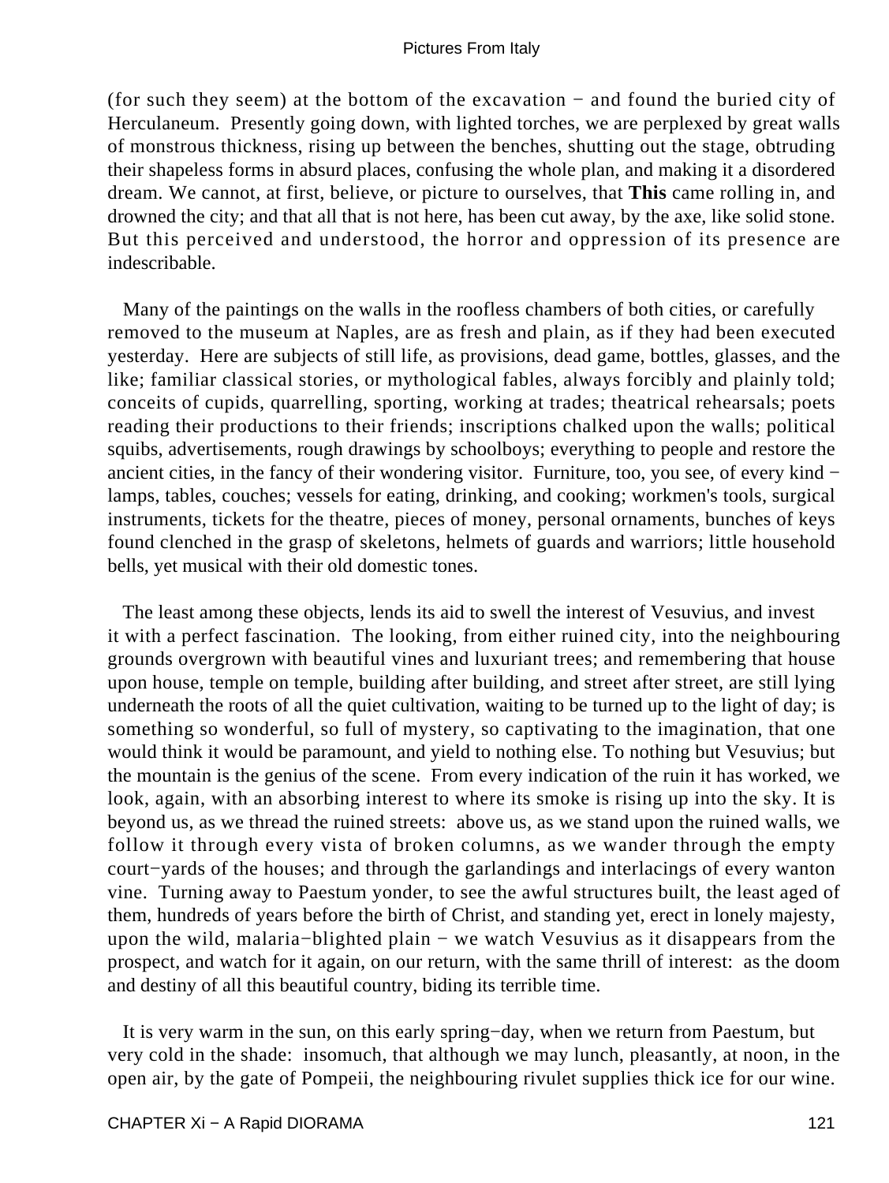(for such they seem) at the bottom of the excavation − and found the buried city of Herculaneum. Presently going down, with lighted torches, we are perplexed by great walls of monstrous thickness, rising up between the benches, shutting out the stage, obtruding their shapeless forms in absurd places, confusing the whole plan, and making it a disordered dream. We cannot, at first, believe, or picture to ourselves, that **This** came rolling in, and drowned the city; and that all that is not here, has been cut away, by the axe, like solid stone. But this perceived and understood, the horror and oppression of its presence are indescribable.

Many of the paintings on the walls in the roofless chambers of both cities, or carefully removed to the museum at Naples, are as fresh and plain, as if they had been executed yesterday. Here are subjects of still life, as provisions, dead game, bottles, glasses, and the like; familiar classical stories, or mythological fables, always forcibly and plainly told; conceits of cupids, quarrelling, sporting, working at trades; theatrical rehearsals; poets reading their productions to their friends; inscriptions chalked upon the walls; political squibs, advertisements, rough drawings by schoolboys; everything to people and restore the ancient cities, in the fancy of their wondering visitor. Furniture, too, you see, of every kind − lamps, tables, couches; vessels for eating, drinking, and cooking; workmen's tools, surgical instruments, tickets for the theatre, pieces of money, personal ornaments, bunches of keys found clenched in the grasp of skeletons, helmets of guards and warriors; little household bells, yet musical with their old domestic tones.

The least among these objects, lends its aid to swell the interest of Vesuvius, and invest it with a perfect fascination. The looking, from either ruined city, into the neighbouring grounds overgrown with beautiful vines and luxuriant trees; and remembering that house upon house, temple on temple, building after building, and street after street, are still lying underneath the roots of all the quiet cultivation, waiting to be turned up to the light of day; is something so wonderful, so full of mystery, so captivating to the imagination, that one would think it would be paramount, and yield to nothing else. To nothing but Vesuvius; but the mountain is the genius of the scene. From every indication of the ruin it has worked, we look, again, with an absorbing interest to where its smoke is rising up into the sky. It is beyond us, as we thread the ruined streets: above us, as we stand upon the ruined walls, we follow it through every vista of broken columns, as we wander through the empty court−yards of the houses; and through the garlandings and interlacings of every wanton vine. Turning away to Paestum yonder, to see the awful structures built, the least aged of them, hundreds of years before the birth of Christ, and standing yet, erect in lonely majesty, upon the wild, malaria−blighted plain − we watch Vesuvius as it disappears from the prospect, and watch for it again, on our return, with the same thrill of interest: as the doom and destiny of all this beautiful country, biding its terrible time.

It is very warm in the sun, on this early spring−day, when we return from Paestum, but very cold in the shade: insomuch, that although we may lunch, pleasantly, at noon, in the open air, by the gate of Pompeii, the neighbouring rivulet supplies thick ice for our wine.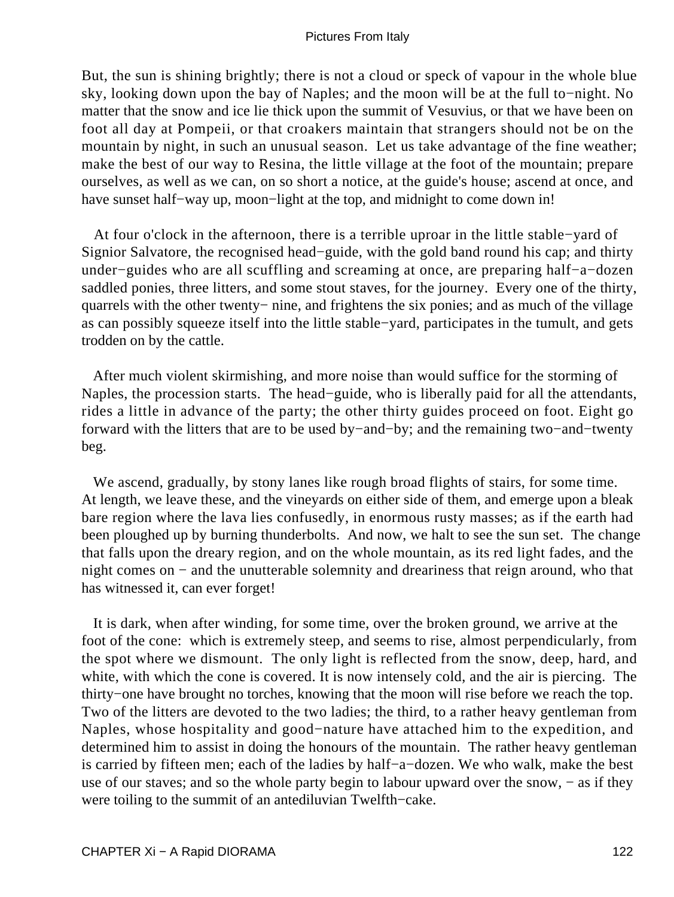But, the sun is shining brightly; there is not a cloud or speck of vapour in the whole blue sky, looking down upon the bay of Naples; and the moon will be at the full to−night. No matter that the snow and ice lie thick upon the summit of Vesuvius, or that we have been on foot all day at Pompeii, or that croakers maintain that strangers should not be on the mountain by night, in such an unusual season. Let us take advantage of the fine weather; make the best of our way to Resina, the little village at the foot of the mountain; prepare ourselves, as well as we can, on so short a notice, at the guide's house; ascend at once, and have sunset half−way up, moon−light at the top, and midnight to come down in!

At four o'clock in the afternoon, there is a terrible uproar in the little stable−yard of Signior Salvatore, the recognised head−guide, with the gold band round his cap; and thirty under−guides who are all scuffling and screaming at once, are preparing half−a−dozen saddled ponies, three litters, and some stout staves, for the journey. Every one of the thirty, quarrels with the other twenty− nine, and frightens the six ponies; and as much of the village as can possibly squeeze itself into the little stable−yard, participates in the tumult, and gets trodden on by the cattle.

After much violent skirmishing, and more noise than would suffice for the storming of Naples, the procession starts. The head−guide, who is liberally paid for all the attendants, rides a little in advance of the party; the other thirty guides proceed on foot. Eight go forward with the litters that are to be used by−and−by; and the remaining two−and−twenty beg.

We ascend, gradually, by stony lanes like rough broad flights of stairs, for some time. At length, we leave these, and the vineyards on either side of them, and emerge upon a bleak bare region where the lava lies confusedly, in enormous rusty masses; as if the earth had been ploughed up by burning thunderbolts. And now, we halt to see the sun set. The change that falls upon the dreary region, and on the whole mountain, as its red light fades, and the night comes on − and the unutterable solemnity and dreariness that reign around, who that has witnessed it, can ever forget!

It is dark, when after winding, for some time, over the broken ground, we arrive at the foot of the cone: which is extremely steep, and seems to rise, almost perpendicularly, from the spot where we dismount. The only light is reflected from the snow, deep, hard, and white, with which the cone is covered. It is now intensely cold, and the air is piercing. The thirty−one have brought no torches, knowing that the moon will rise before we reach the top. Two of the litters are devoted to the two ladies; the third, to a rather heavy gentleman from Naples, whose hospitality and good−nature have attached him to the expedition, and determined him to assist in doing the honours of the mountain. The rather heavy gentleman is carried by fifteen men; each of the ladies by half−a−dozen. We who walk, make the best use of our staves; and so the whole party begin to labour upward over the snow, − as if they were toiling to the summit of an antediluvian Twelfth−cake.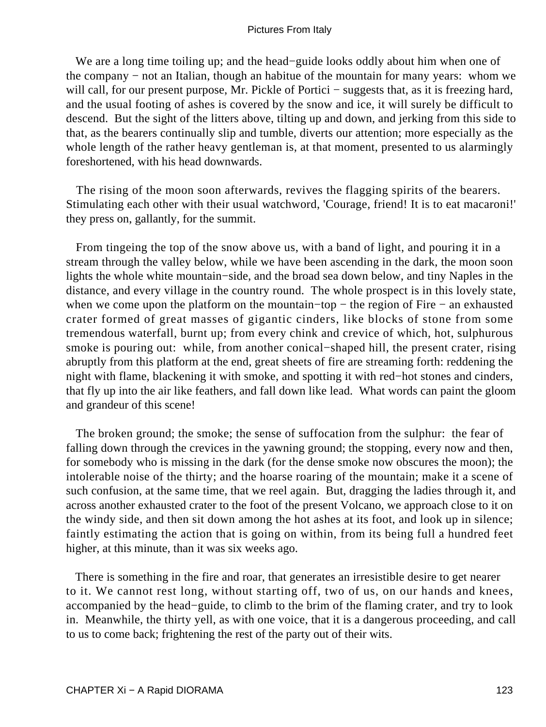We are a long time toiling up; and the head−guide looks oddly about him when one of the company − not an Italian, though an habitue of the mountain for many years: whom we will call, for our present purpose, Mr. Pickle of Portici − suggests that, as it is freezing hard, and the usual footing of ashes is covered by the snow and ice, it will surely be difficult to descend. But the sight of the litters above, tilting up and down, and jerking from this side to that, as the bearers continually slip and tumble, diverts our attention; more especially as the whole length of the rather heavy gentleman is, at that moment, presented to us alarmingly foreshortened, with his head downwards.

The rising of the moon soon afterwards, revives the flagging spirits of the bearers. Stimulating each other with their usual watchword, 'Courage, friend! It is to eat macaroni!' they press on, gallantly, for the summit.

From tingeing the top of the snow above us, with a band of light, and pouring it in a stream through the valley below, while we have been ascending in the dark, the moon soon lights the whole white mountain−side, and the broad sea down below, and tiny Naples in the distance, and every village in the country round. The whole prospect is in this lovely state, when we come upon the platform on the mountain−top − the region of Fire − an exhausted crater formed of great masses of gigantic cinders, like blocks of stone from some tremendous waterfall, burnt up; from every chink and crevice of which, hot, sulphurous smoke is pouring out: while, from another conical−shaped hill, the present crater, rising abruptly from this platform at the end, great sheets of fire are streaming forth: reddening the night with flame, blackening it with smoke, and spotting it with red−hot stones and cinders, that fly up into the air like feathers, and fall down like lead. What words can paint the gloom and grandeur of this scene!

The broken ground; the smoke; the sense of suffocation from the sulphur: the fear of falling down through the crevices in the yawning ground; the stopping, every now and then, for somebody who is missing in the dark (for the dense smoke now obscures the moon); the intolerable noise of the thirty; and the hoarse roaring of the mountain; make it a scene of such confusion, at the same time, that we reel again. But, dragging the ladies through it, and across another exhausted crater to the foot of the present Volcano, we approach close to it on the windy side, and then sit down among the hot ashes at its foot, and look up in silence; faintly estimating the action that is going on within, from its being full a hundred feet higher, at this minute, than it was six weeks ago.

There is something in the fire and roar, that generates an irresistible desire to get nearer to it. We cannot rest long, without starting off, two of us, on our hands and knees, accompanied by the head−guide, to climb to the brim of the flaming crater, and try to look in. Meanwhile, the thirty yell, as with one voice, that it is a dangerous proceeding, and call to us to come back; frightening the rest of the party out of their wits.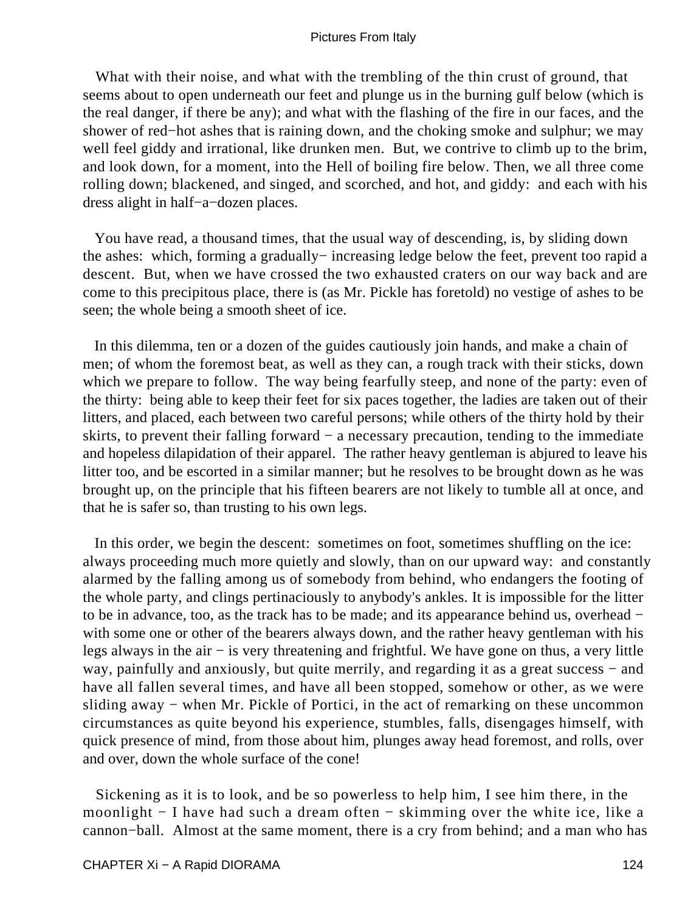What with their noise, and what with the trembling of the thin crust of ground, that seems about to open underneath our feet and plunge us in the burning gulf below (which is the real danger, if there be any); and what with the flashing of the fire in our faces, and the shower of red−hot ashes that is raining down, and the choking smoke and sulphur; we may well feel giddy and irrational, like drunken men. But, we contrive to climb up to the brim, and look down, for a moment, into the Hell of boiling fire below. Then, we all three come rolling down; blackened, and singed, and scorched, and hot, and giddy: and each with his dress alight in half−a−dozen places.

You have read, a thousand times, that the usual way of descending, is, by sliding down the ashes: which, forming a gradually− increasing ledge below the feet, prevent too rapid a descent. But, when we have crossed the two exhausted craters on our way back and are come to this precipitous place, there is (as Mr. Pickle has foretold) no vestige of ashes to be seen; the whole being a smooth sheet of ice.

In this dilemma, ten or a dozen of the guides cautiously join hands, and make a chain of men; of whom the foremost beat, as well as they can, a rough track with their sticks, down which we prepare to follow. The way being fearfully steep, and none of the party: even of the thirty: being able to keep their feet for six paces together, the ladies are taken out of their litters, and placed, each between two careful persons; while others of the thirty hold by their skirts, to prevent their falling forward − a necessary precaution, tending to the immediate and hopeless dilapidation of their apparel. The rather heavy gentleman is abjured to leave his litter too, and be escorted in a similar manner; but he resolves to be brought down as he was brought up, on the principle that his fifteen bearers are not likely to tumble all at once, and that he is safer so, than trusting to his own legs.

In this order, we begin the descent: sometimes on foot, sometimes shuffling on the ice: always proceeding much more quietly and slowly, than on our upward way: and constantly alarmed by the falling among us of somebody from behind, who endangers the footing of the whole party, and clings pertinaciously to anybody's ankles. It is impossible for the litter to be in advance, too, as the track has to be made; and its appearance behind us, overhead − with some one or other of the bearers always down, and the rather heavy gentleman with his legs always in the air − is very threatening and frightful. We have gone on thus, a very little way, painfully and anxiously, but quite merrily, and regarding it as a great success − and have all fallen several times, and have all been stopped, somehow or other, as we were sliding away − when Mr. Pickle of Portici, in the act of remarking on these uncommon circumstances as quite beyond his experience, stumbles, falls, disengages himself, with quick presence of mind, from those about him, plunges away head foremost, and rolls, over and over, down the whole surface of the cone!

Sickening as it is to look, and be so powerless to help him, I see him there, in the moonlight − I have had such a dream often − skimming over the white ice, like a cannon−ball. Almost at the same moment, there is a cry from behind; and a man who has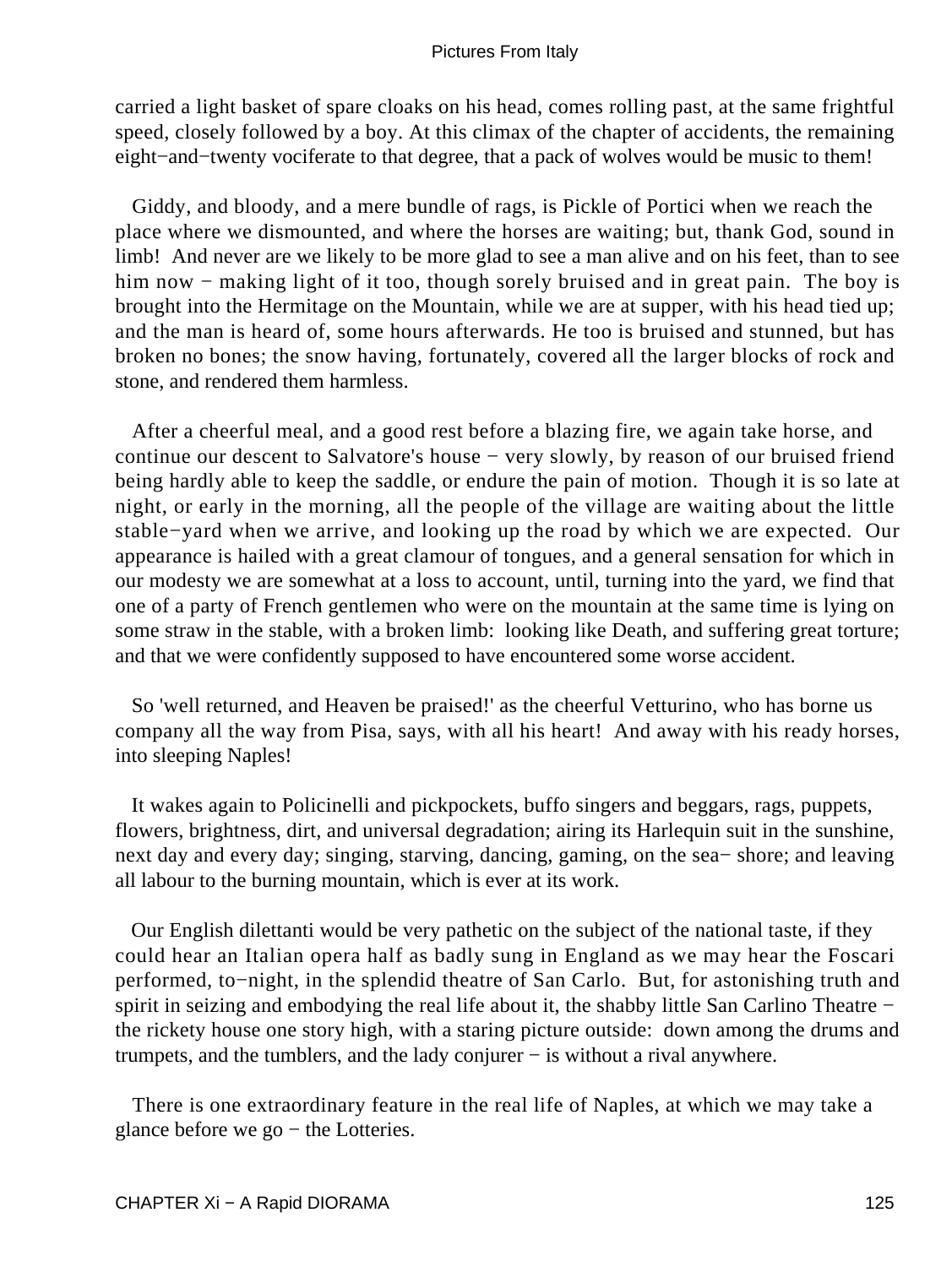carried a light basket of spare cloaks on his head, comes rolling past, at the same frightful speed, closely followed by a boy. At this climax of the chapter of accidents, the remaining eight−and−twenty vociferate to that degree, that a pack of wolves would be music to them!

Giddy, and bloody, and a mere bundle of rags, is Pickle of Portici when we reach the place where we dismounted, and where the horses are waiting; but, thank God, sound in limb! And never are we likely to be more glad to see a man alive and on his feet, than to see him now − making light of it too, though sorely bruised and in great pain. The boy is brought into the Hermitage on the Mountain, while we are at supper, with his head tied up; and the man is heard of, some hours afterwards. He too is bruised and stunned, but has broken no bones; the snow having, fortunately, covered all the larger blocks of rock and stone, and rendered them harmless.

After a cheerful meal, and a good rest before a blazing fire, we again take horse, and continue our descent to Salvatore's house − very slowly, by reason of our bruised friend being hardly able to keep the saddle, or endure the pain of motion. Though it is so late at night, or early in the morning, all the people of the village are waiting about the little stable−yard when we arrive, and looking up the road by which we are expected. Our appearance is hailed with a great clamour of tongues, and a general sensation for which in our modesty we are somewhat at a loss to account, until, turning into the yard, we find that one of a party of French gentlemen who were on the mountain at the same time is lying on some straw in the stable, with a broken limb: looking like Death, and suffering great torture; and that we were confidently supposed to have encountered some worse accident.

So 'well returned, and Heaven be praised!' as the cheerful Vetturino, who has borne us company all the way from Pisa, says, with all his heart! And away with his ready horses, into sleeping Naples!

It wakes again to Policinelli and pickpockets, buffo singers and beggars, rags, puppets, flowers, brightness, dirt, and universal degradation; airing its Harlequin suit in the sunshine, next day and every day; singing, starving, dancing, gaming, on the sea− shore; and leaving all labour to the burning mountain, which is ever at its work.

Our English dilettanti would be very pathetic on the subject of the national taste, if they could hear an Italian opera half as badly sung in England as we may hear the Foscari performed, to−night, in the splendid theatre of San Carlo. But, for astonishing truth and spirit in seizing and embodying the real life about it, the shabby little San Carlino Theatre − the rickety house one story high, with a staring picture outside: down among the drums and trumpets, and the tumblers, and the lady conjurer − is without a rival anywhere.

There is one extraordinary feature in the real life of Naples, at which we may take a glance before we go − the Lotteries.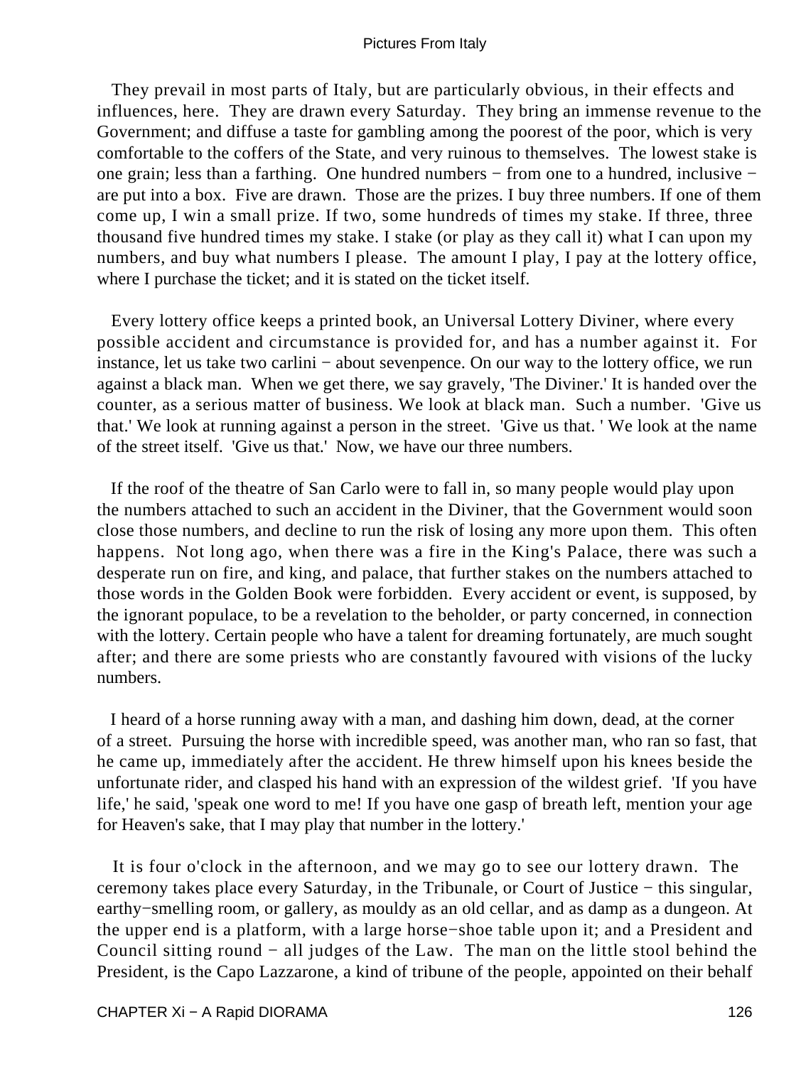They prevail in most parts of Italy, but are particularly obvious, in their effects and influences, here. They are drawn every Saturday. They bring an immense revenue to the Government; and diffuse a taste for gambling among the poorest of the poor, which is very comfortable to the coffers of the State, and very ruinous to themselves. The lowest stake is one grain; less than a farthing. One hundred numbers − from one to a hundred, inclusive − are put into a box. Five are drawn. Those are the prizes. I buy three numbers. If one of them come up, I win a small prize. If two, some hundreds of times my stake. If three, three thousand five hundred times my stake. I stake (or play as they call it) what I can upon my numbers, and buy what numbers I please. The amount I play, I pay at the lottery office, where I purchase the ticket; and it is stated on the ticket itself.

Every lottery office keeps a printed book, an Universal Lottery Diviner, where every possible accident and circumstance is provided for, and has a number against it. For instance, let us take two carlini − about sevenpence. On our way to the lottery office, we run against a black man. When we get there, we say gravely, 'The Diviner.' It is handed over the counter, as a serious matter of business. We look at black man. Such a number. 'Give us that.' We look at running against a person in the street. 'Give us that. ' We look at the name of the street itself. 'Give us that.' Now, we have our three numbers.

If the roof of the theatre of San Carlo were to fall in, so many people would play upon the numbers attached to such an accident in the Diviner, that the Government would soon close those numbers, and decline to run the risk of losing any more upon them. This often happens. Not long ago, when there was a fire in the King's Palace, there was such a desperate run on fire, and king, and palace, that further stakes on the numbers attached to those words in the Golden Book were forbidden. Every accident or event, is supposed, by the ignorant populace, to be a revelation to the beholder, or party concerned, in connection with the lottery. Certain people who have a talent for dreaming fortunately, are much sought after; and there are some priests who are constantly favoured with visions of the lucky numbers.

I heard of a horse running away with a man, and dashing him down, dead, at the corner of a street. Pursuing the horse with incredible speed, was another man, who ran so fast, that he came up, immediately after the accident. He threw himself upon his knees beside the unfortunate rider, and clasped his hand with an expression of the wildest grief. 'If you have life,' he said, 'speak one word to me! If you have one gasp of breath left, mention your age for Heaven's sake, that I may play that number in the lottery.'

It is four o'clock in the afternoon, and we may go to see our lottery drawn. The ceremony takes place every Saturday, in the Tribunale, or Court of Justice − this singular, earthy−smelling room, or gallery, as mouldy as an old cellar, and as damp as a dungeon. At the upper end is a platform, with a large horse−shoe table upon it; and a President and Council sitting round − all judges of the Law. The man on the little stool behind the President, is the Capo Lazzarone, a kind of tribune of the people, appointed on their behalf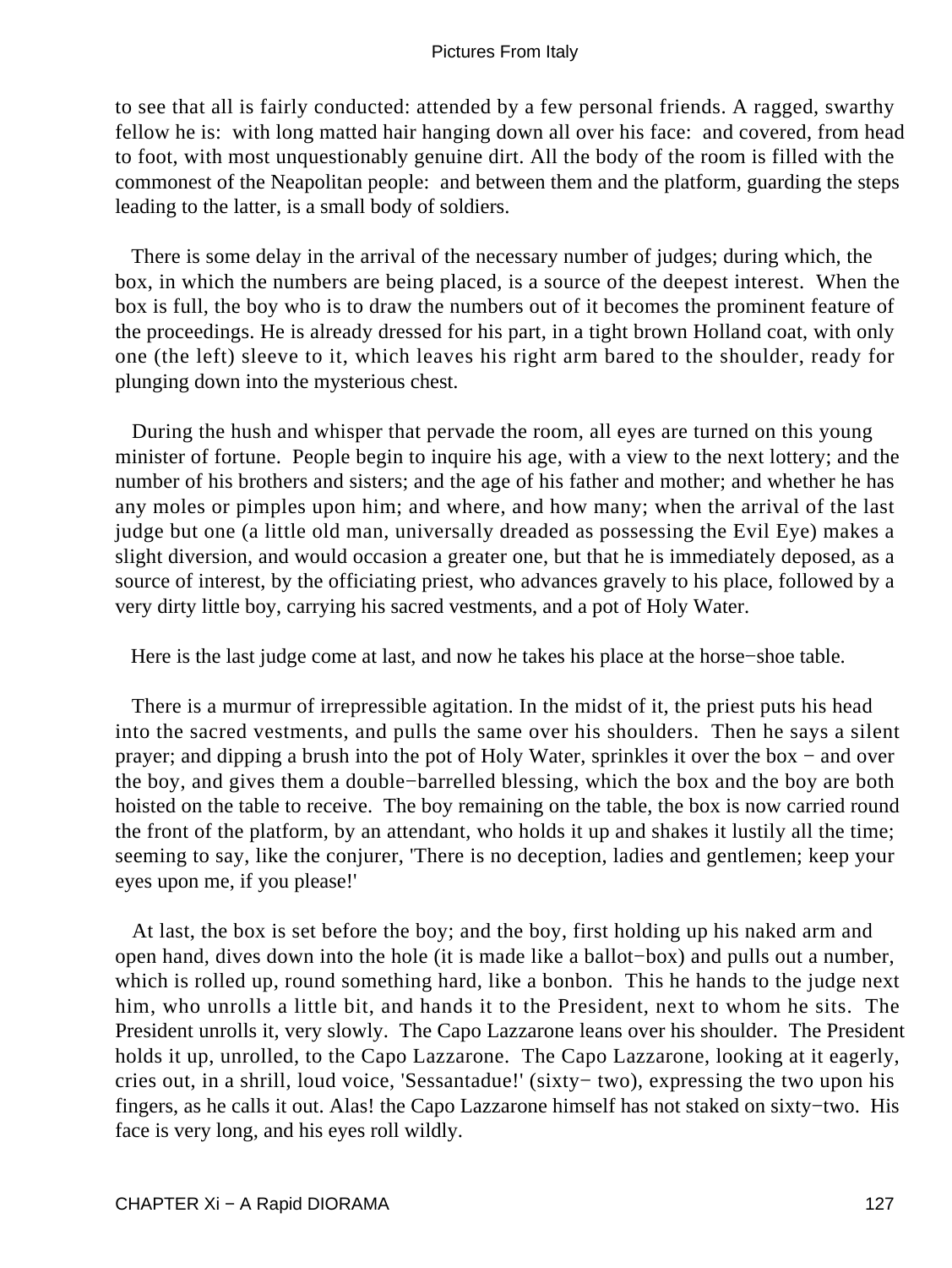to see that all is fairly conducted: attended by a few personal friends. A ragged, swarthy fellow he is: with long matted hair hanging down all over his face: and covered, from head to foot, with most unquestionably genuine dirt. All the body of the room is filled with the commonest of the Neapolitan people: and between them and the platform, guarding the steps leading to the latter, is a small body of soldiers.

There is some delay in the arrival of the necessary number of judges; during which, the box, in which the numbers are being placed, is a source of the deepest interest. When the box is full, the boy who is to draw the numbers out of it becomes the prominent feature of the proceedings. He is already dressed for his part, in a tight brown Holland coat, with only one (the left) sleeve to it, which leaves his right arm bared to the shoulder, ready for plunging down into the mysterious chest.

During the hush and whisper that pervade the room, all eyes are turned on this young minister of fortune. People begin to inquire his age, with a view to the next lottery; and the number of his brothers and sisters; and the age of his father and mother; and whether he has any moles or pimples upon him; and where, and how many; when the arrival of the last judge but one (a little old man, universally dreaded as possessing the Evil Eye) makes a slight diversion, and would occasion a greater one, but that he is immediately deposed, as a source of interest, by the officiating priest, who advances gravely to his place, followed by a very dirty little boy, carrying his sacred vestments, and a pot of Holy Water.

Here is the last judge come at last, and now he takes his place at the horse−shoe table.

There is a murmur of irrepressible agitation. In the midst of it, the priest puts his head into the sacred vestments, and pulls the same over his shoulders. Then he says a silent prayer; and dipping a brush into the pot of Holy Water, sprinkles it over the box − and over the boy, and gives them a double−barrelled blessing, which the box and the boy are both hoisted on the table to receive. The boy remaining on the table, the box is now carried round the front of the platform, by an attendant, who holds it up and shakes it lustily all the time; seeming to say, like the conjurer, 'There is no deception, ladies and gentlemen; keep your eyes upon me, if you please!'

At last, the box is set before the boy; and the boy, first holding up his naked arm and open hand, dives down into the hole (it is made like a ballot−box) and pulls out a number, which is rolled up, round something hard, like a bonbon. This he hands to the judge next him, who unrolls a little bit, and hands it to the President, next to whom he sits. The President unrolls it, very slowly. The Capo Lazzarone leans over his shoulder. The President holds it up, unrolled, to the Capo Lazzarone. The Capo Lazzarone, looking at it eagerly, cries out, in a shrill, loud voice, 'Sessantadue!' (sixty− two), expressing the two upon his fingers, as he calls it out. Alas! the Capo Lazzarone himself has not staked on sixty−two. His face is very long, and his eyes roll wildly.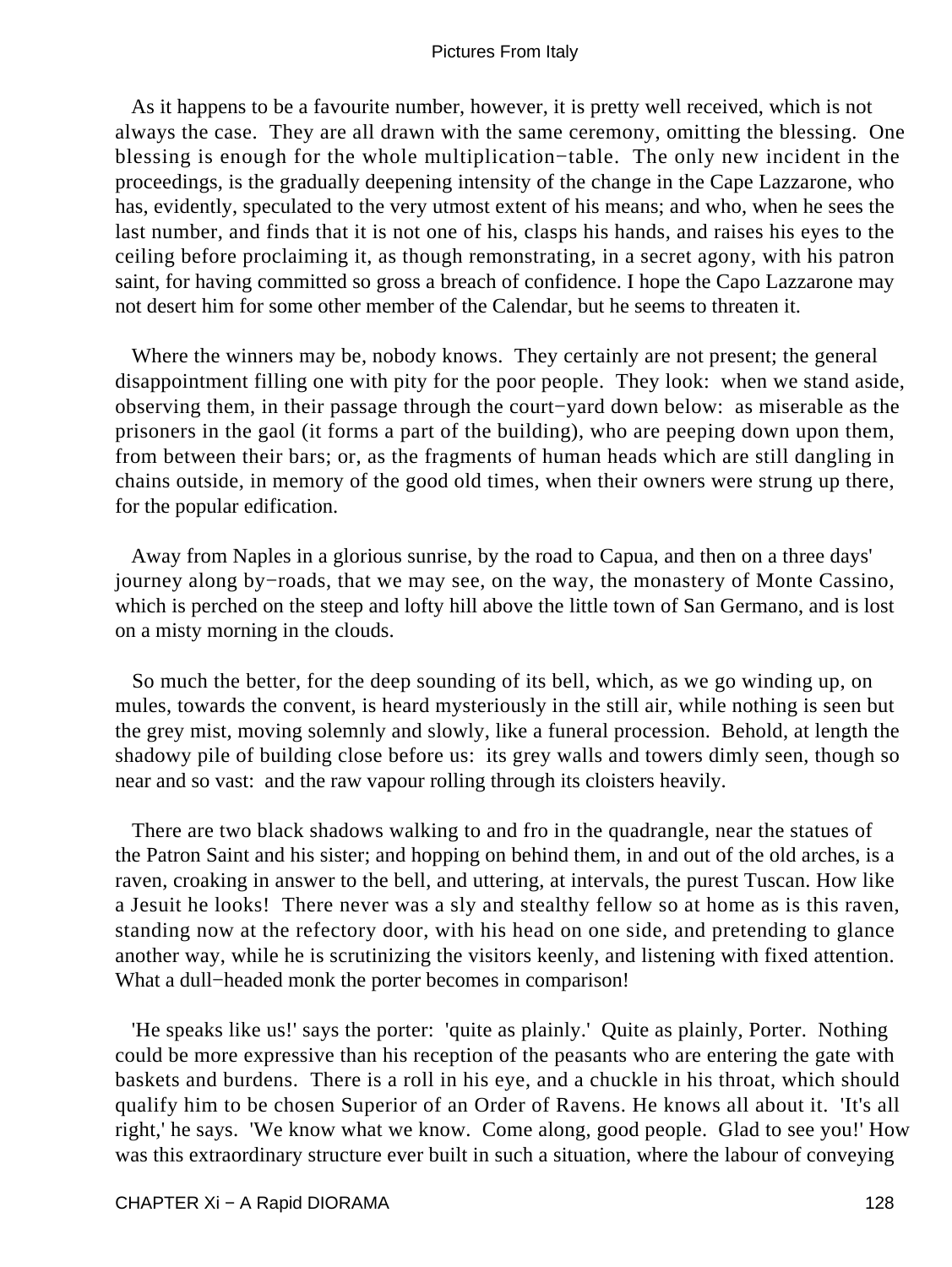As it happens to be a favourite number, however, it is pretty well received, which is not always the case. They are all drawn with the same ceremony, omitting the blessing. One blessing is enough for the whole multiplication−table. The only new incident in the proceedings, is the gradually deepening intensity of the change in the Cape Lazzarone, who has, evidently, speculated to the very utmost extent of his means; and who, when he sees the last number, and finds that it is not one of his, clasps his hands, and raises his eyes to the ceiling before proclaiming it, as though remonstrating, in a secret agony, with his patron saint, for having committed so gross a breach of confidence. I hope the Capo Lazzarone may not desert him for some other member of the Calendar, but he seems to threaten it.

Where the winners may be, nobody knows. They certainly are not present; the general disappointment filling one with pity for the poor people. They look: when we stand aside, observing them, in their passage through the court−yard down below: as miserable as the prisoners in the gaol (it forms a part of the building), who are peeping down upon them, from between their bars; or, as the fragments of human heads which are still dangling in chains outside, in memory of the good old times, when their owners were strung up there, for the popular edification.

Away from Naples in a glorious sunrise, by the road to Capua, and then on a three days' journey along by−roads, that we may see, on the way, the monastery of Monte Cassino, which is perched on the steep and lofty hill above the little town of San Germano, and is lost on a misty morning in the clouds.

So much the better, for the deep sounding of its bell, which, as we go winding up, on mules, towards the convent, is heard mysteriously in the still air, while nothing is seen but the grey mist, moving solemnly and slowly, like a funeral procession. Behold, at length the shadowy pile of building close before us: its grey walls and towers dimly seen, though so near and so vast: and the raw vapour rolling through its cloisters heavily.

There are two black shadows walking to and fro in the quadrangle, near the statues of the Patron Saint and his sister; and hopping on behind them, in and out of the old arches, is a raven, croaking in answer to the bell, and uttering, at intervals, the purest Tuscan. How like a Jesuit he looks! There never was a sly and stealthy fellow so at home as is this raven, standing now at the refectory door, with his head on one side, and pretending to glance another way, while he is scrutinizing the visitors keenly, and listening with fixed attention. What a dull−headed monk the porter becomes in comparison!

'He speaks like us!' says the porter: 'quite as plainly.' Quite as plainly, Porter. Nothing could be more expressive than his reception of the peasants who are entering the gate with baskets and burdens. There is a roll in his eye, and a chuckle in his throat, which should qualify him to be chosen Superior of an Order of Ravens. He knows all about it. 'It's all right,' he says. 'We know what we know. Come along, good people. Glad to see you!' How was this extraordinary structure ever built in such a situation, where the labour of conveying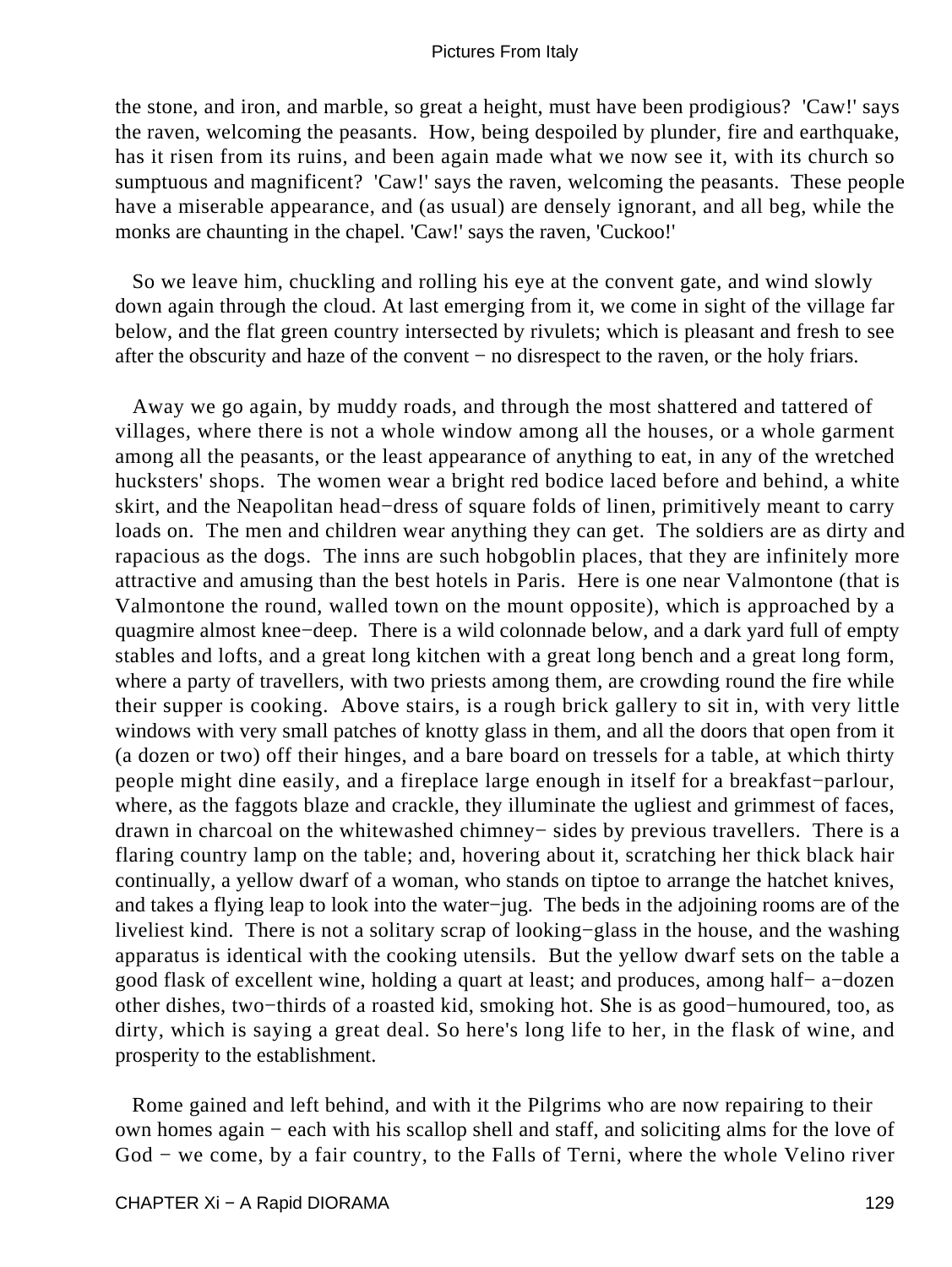the stone, and iron, and marble, so great a height, must have been prodigious? 'Caw!' says the raven, welcoming the peasants. How, being despoiled by plunder, fire and earthquake, has it risen from its ruins, and been again made what we now see it, with its church so sumptuous and magnificent? 'Caw!' says the raven, welcoming the peasants. These people have a miserable appearance, and (as usual) are densely ignorant, and all beg, while the monks are chaunting in the chapel. 'Caw!' says the raven, 'Cuckoo!'

So we leave him, chuckling and rolling his eye at the convent gate, and wind slowly down again through the cloud. At last emerging from it, we come in sight of the village far below, and the flat green country intersected by rivulets; which is pleasant and fresh to see after the obscurity and haze of the convent − no disrespect to the raven, or the holy friars.

Away we go again, by muddy roads, and through the most shattered and tattered of villages, where there is not a whole window among all the houses, or a whole garment among all the peasants, or the least appearance of anything to eat, in any of the wretched hucksters' shops. The women wear a bright red bodice laced before and behind, a white skirt, and the Neapolitan head−dress of square folds of linen, primitively meant to carry loads on. The men and children wear anything they can get. The soldiers are as dirty and rapacious as the dogs. The inns are such hobgoblin places, that they are infinitely more attractive and amusing than the best hotels in Paris. Here is one near Valmontone (that is Valmontone the round, walled town on the mount opposite), which is approached by a quagmire almost knee−deep. There is a wild colonnade below, and a dark yard full of empty stables and lofts, and a great long kitchen with a great long bench and a great long form, where a party of travellers, with two priests among them, are crowding round the fire while their supper is cooking. Above stairs, is a rough brick gallery to sit in, with very little windows with very small patches of knotty glass in them, and all the doors that open from it (a dozen or two) off their hinges, and a bare board on tressels for a table, at which thirty people might dine easily, and a fireplace large enough in itself for a breakfast−parlour, where, as the faggots blaze and crackle, they illuminate the ugliest and grimmest of faces, drawn in charcoal on the whitewashed chimney− sides by previous travellers. There is a flaring country lamp on the table; and, hovering about it, scratching her thick black hair continually, a yellow dwarf of a woman, who stands on tiptoe to arrange the hatchet knives, and takes a flying leap to look into the water−jug. The beds in the adjoining rooms are of the liveliest kind. There is not a solitary scrap of looking−glass in the house, and the washing apparatus is identical with the cooking utensils. But the yellow dwarf sets on the table a good flask of excellent wine, holding a quart at least; and produces, among half− a−dozen other dishes, two−thirds of a roasted kid, smoking hot. She is as good−humoured, too, as dirty, which is saying a great deal. So here's long life to her, in the flask of wine, and prosperity to the establishment.

Rome gained and left behind, and with it the Pilgrims who are now repairing to their own homes again − each with his scallop shell and staff, and soliciting alms for the love of God − we come, by a fair country, to the Falls of Terni, where the whole Velino river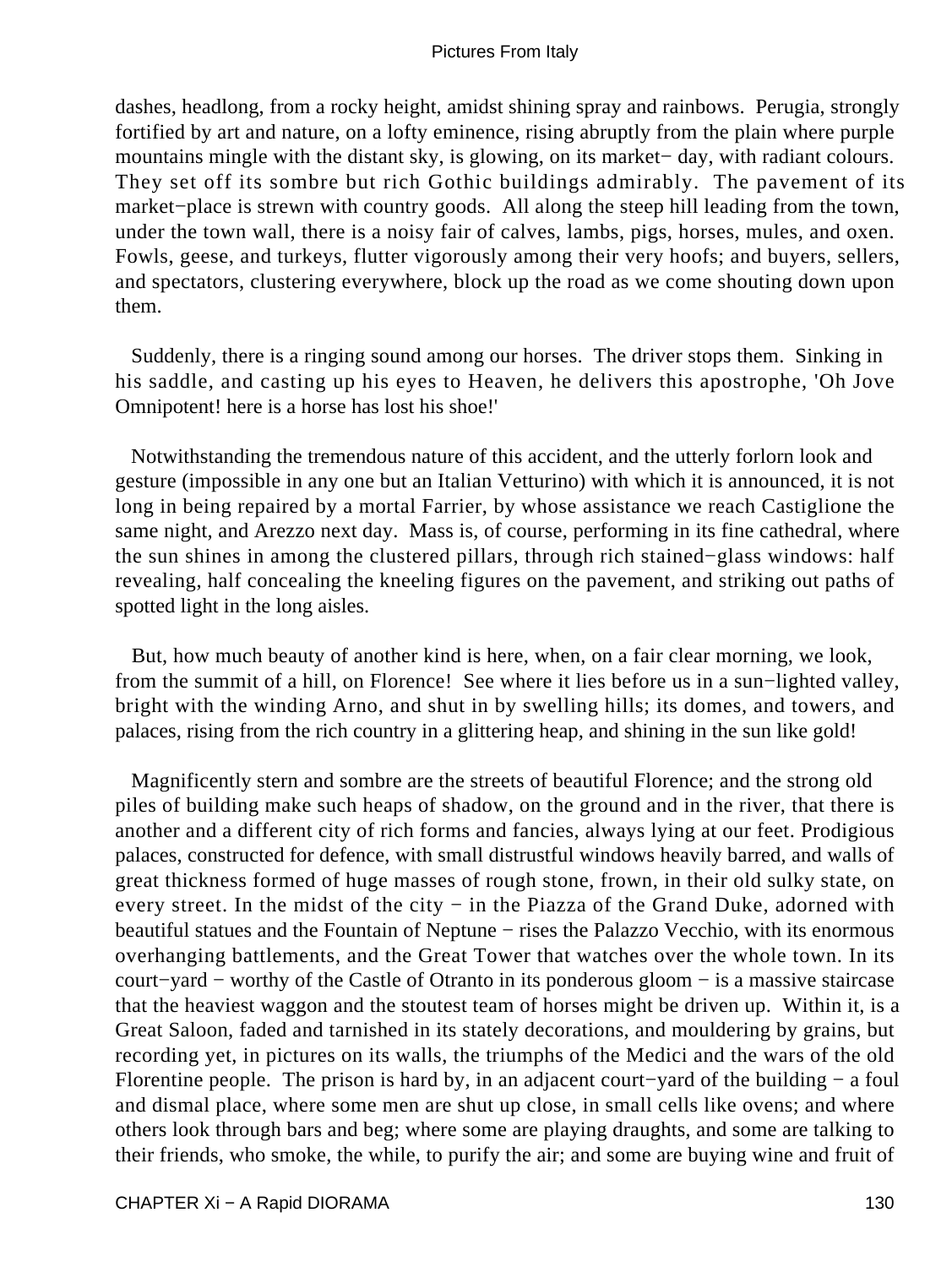dashes, headlong, from a rocky height, amidst shining spray and rainbows. Perugia, strongly fortified by art and nature, on a lofty eminence, rising abruptly from the plain where purple mountains mingle with the distant sky, is glowing, on its market− day, with radiant colours. They set off its sombre but rich Gothic buildings admirably. The pavement of its market−place is strewn with country goods. All along the steep hill leading from the town, under the town wall, there is a noisy fair of calves, lambs, pigs, horses, mules, and oxen. Fowls, geese, and turkeys, flutter vigorously among their very hoofs; and buyers, sellers, and spectators, clustering everywhere, block up the road as we come shouting down upon them.

Suddenly, there is a ringing sound among our horses. The driver stops them. Sinking in his saddle, and casting up his eyes to Heaven, he delivers this apostrophe, 'Oh Jove Omnipotent! here is a horse has lost his shoe!'

Notwithstanding the tremendous nature of this accident, and the utterly forlorn look and gesture (impossible in any one but an Italian Vetturino) with which it is announced, it is not long in being repaired by a mortal Farrier, by whose assistance we reach Castiglione the same night, and Arezzo next day. Mass is, of course, performing in its fine cathedral, where the sun shines in among the clustered pillars, through rich stained−glass windows: half revealing, half concealing the kneeling figures on the pavement, and striking out paths of spotted light in the long aisles.

But, how much beauty of another kind is here, when, on a fair clear morning, we look, from the summit of a hill, on Florence! See where it lies before us in a sun−lighted valley, bright with the winding Arno, and shut in by swelling hills; its domes, and towers, and palaces, rising from the rich country in a glittering heap, and shining in the sun like gold!

Magnificently stern and sombre are the streets of beautiful Florence; and the strong old piles of building make such heaps of shadow, on the ground and in the river, that there is another and a different city of rich forms and fancies, always lying at our feet. Prodigious palaces, constructed for defence, with small distrustful windows heavily barred, and walls of great thickness formed of huge masses of rough stone, frown, in their old sulky state, on every street. In the midst of the city − in the Piazza of the Grand Duke, adorned with beautiful statues and the Fountain of Neptune − rises the Palazzo Vecchio, with its enormous overhanging battlements, and the Great Tower that watches over the whole town. In its court−yard − worthy of the Castle of Otranto in its ponderous gloom − is a massive staircase that the heaviest waggon and the stoutest team of horses might be driven up. Within it, is a Great Saloon, faded and tarnished in its stately decorations, and mouldering by grains, but recording yet, in pictures on its walls, the triumphs of the Medici and the wars of the old Florentine people. The prison is hard by, in an adjacent court−yard of the building − a foul and dismal place, where some men are shut up close, in small cells like ovens; and where others look through bars and beg; where some are playing draughts, and some are talking to their friends, who smoke, the while, to purify the air; and some are buying wine and fruit of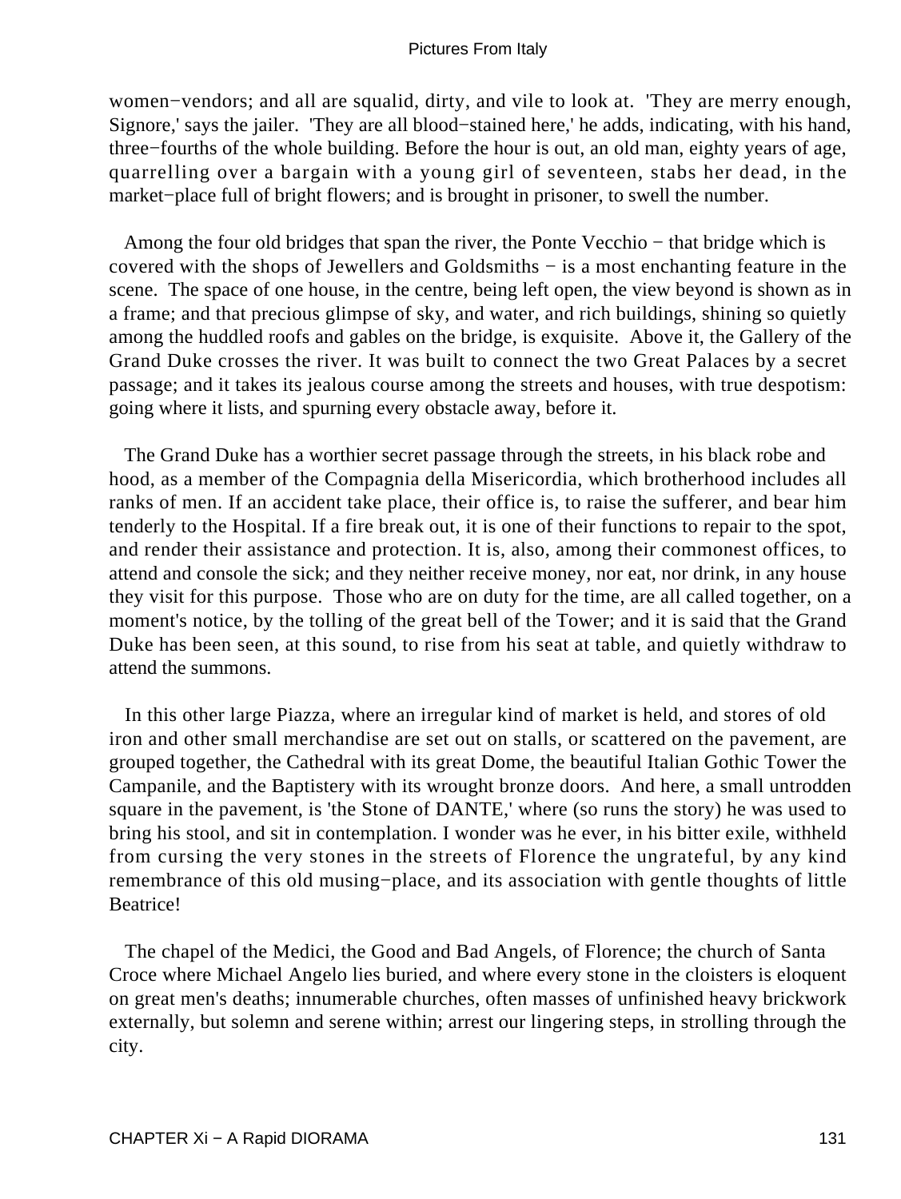women−vendors; and all are squalid, dirty, and vile to look at. 'They are merry enough, Signore,' says the jailer. 'They are all blood−stained here,' he adds, indicating, with his hand, three−fourths of the whole building. Before the hour is out, an old man, eighty years of age, quarrelling over a bargain with a young girl of seventeen, stabs her dead, in the market−place full of bright flowers; and is brought in prisoner, to swell the number.

Among the four old bridges that span the river, the Ponte Vecchio − that bridge which is covered with the shops of Jewellers and Goldsmiths − is a most enchanting feature in the scene. The space of one house, in the centre, being left open, the view beyond is shown as in a frame; and that precious glimpse of sky, and water, and rich buildings, shining so quietly among the huddled roofs and gables on the bridge, is exquisite. Above it, the Gallery of the Grand Duke crosses the river. It was built to connect the two Great Palaces by a secret passage; and it takes its jealous course among the streets and houses, with true despotism: going where it lists, and spurning every obstacle away, before it.

The Grand Duke has a worthier secret passage through the streets, in his black robe and hood, as a member of the Compagnia della Misericordia, which brotherhood includes all ranks of men. If an accident take place, their office is, to raise the sufferer, and bear him tenderly to the Hospital. If a fire break out, it is one of their functions to repair to the spot, and render their assistance and protection. It is, also, among their commonest offices, to attend and console the sick; and they neither receive money, nor eat, nor drink, in any house they visit for this purpose. Those who are on duty for the time, are all called together, on a moment's notice, by the tolling of the great bell of the Tower; and it is said that the Grand Duke has been seen, at this sound, to rise from his seat at table, and quietly withdraw to attend the summons.

In this other large Piazza, where an irregular kind of market is held, and stores of old iron and other small merchandise are set out on stalls, or scattered on the pavement, are grouped together, the Cathedral with its great Dome, the beautiful Italian Gothic Tower the Campanile, and the Baptistery with its wrought bronze doors. And here, a small untrodden square in the pavement, is 'the Stone of DANTE,' where (so runs the story) he was used to bring his stool, and sit in contemplation. I wonder was he ever, in his bitter exile, withheld from cursing the very stones in the streets of Florence the ungrateful, by any kind remembrance of this old musing−place, and its association with gentle thoughts of little Beatrice!

The chapel of the Medici, the Good and Bad Angels, of Florence; the church of Santa Croce where Michael Angelo lies buried, and where every stone in the cloisters is eloquent on great men's deaths; innumerable churches, often masses of unfinished heavy brickwork externally, but solemn and serene within; arrest our lingering steps, in strolling through the city.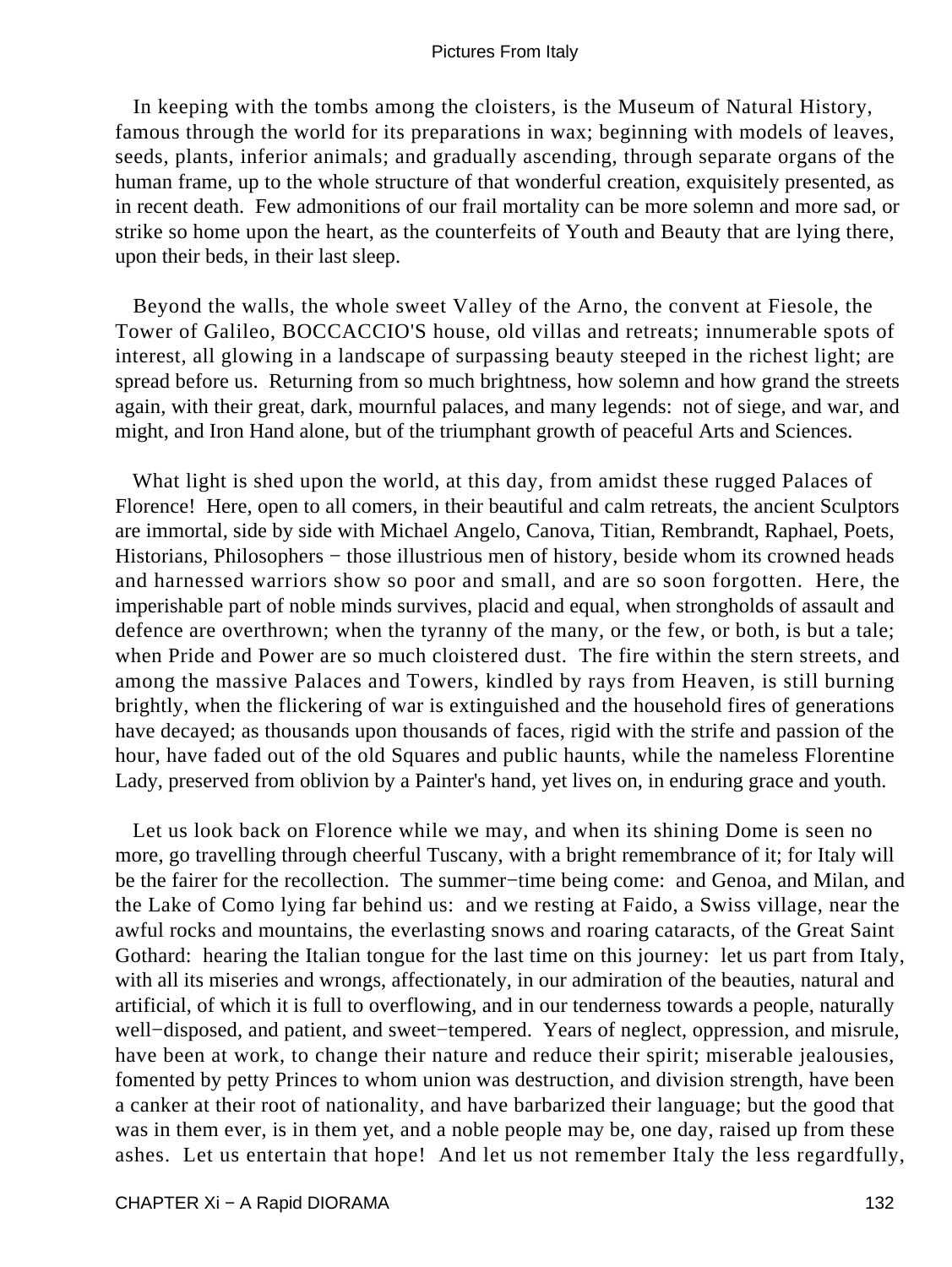In keeping with the tombs among the cloisters, is the Museum of Natural History, famous through the world for its preparations in wax; beginning with models of leaves, seeds, plants, inferior animals; and gradually ascending, through separate organs of the human frame, up to the whole structure of that wonderful creation, exquisitely presented, as in recent death. Few admonitions of our frail mortality can be more solemn and more sad, or strike so home upon the heart, as the counterfeits of Youth and Beauty that are lying there, upon their beds, in their last sleep.

Beyond the walls, the whole sweet Valley of the Arno, the convent at Fiesole, the Tower of Galileo, BOCCACCIO'S house, old villas and retreats; innumerable spots of interest, all glowing in a landscape of surpassing beauty steeped in the richest light; are spread before us. Returning from so much brightness, how solemn and how grand the streets again, with their great, dark, mournful palaces, and many legends: not of siege, and war, and might, and Iron Hand alone, but of the triumphant growth of peaceful Arts and Sciences.

What light is shed upon the world, at this day, from amidst these rugged Palaces of Florence! Here, open to all comers, in their beautiful and calm retreats, the ancient Sculptors are immortal, side by side with Michael Angelo, Canova, Titian, Rembrandt, Raphael, Poets, Historians, Philosophers − those illustrious men of history, beside whom its crowned heads and harnessed warriors show so poor and small, and are so soon forgotten. Here, the imperishable part of noble minds survives, placid and equal, when strongholds of assault and defence are overthrown; when the tyranny of the many, or the few, or both, is but a tale; when Pride and Power are so much cloistered dust. The fire within the stern streets, and among the massive Palaces and Towers, kindled by rays from Heaven, is still burning brightly, when the flickering of war is extinguished and the household fires of generations have decayed; as thousands upon thousands of faces, rigid with the strife and passion of the hour, have faded out of the old Squares and public haunts, while the nameless Florentine Lady, preserved from oblivion by a Painter's hand, yet lives on, in enduring grace and youth.

Let us look back on Florence while we may, and when its shining Dome is seen no more, go travelling through cheerful Tuscany, with a bright remembrance of it; for Italy will be the fairer for the recollection. The summer−time being come: and Genoa, and Milan, and the Lake of Como lying far behind us: and we resting at Faido, a Swiss village, near the awful rocks and mountains, the everlasting snows and roaring cataracts, of the Great Saint Gothard: hearing the Italian tongue for the last time on this journey: let us part from Italy, with all its miseries and wrongs, affectionately, in our admiration of the beauties, natural and artificial, of which it is full to overflowing, and in our tenderness towards a people, naturally well−disposed, and patient, and sweet−tempered. Years of neglect, oppression, and misrule, have been at work, to change their nature and reduce their spirit; miserable jealousies, fomented by petty Princes to whom union was destruction, and division strength, have been a canker at their root of nationality, and have barbarized their language; but the good that was in them ever, is in them yet, and a noble people may be, one day, raised up from these ashes. Let us entertain that hope! And let us not remember Italy the less regardfully,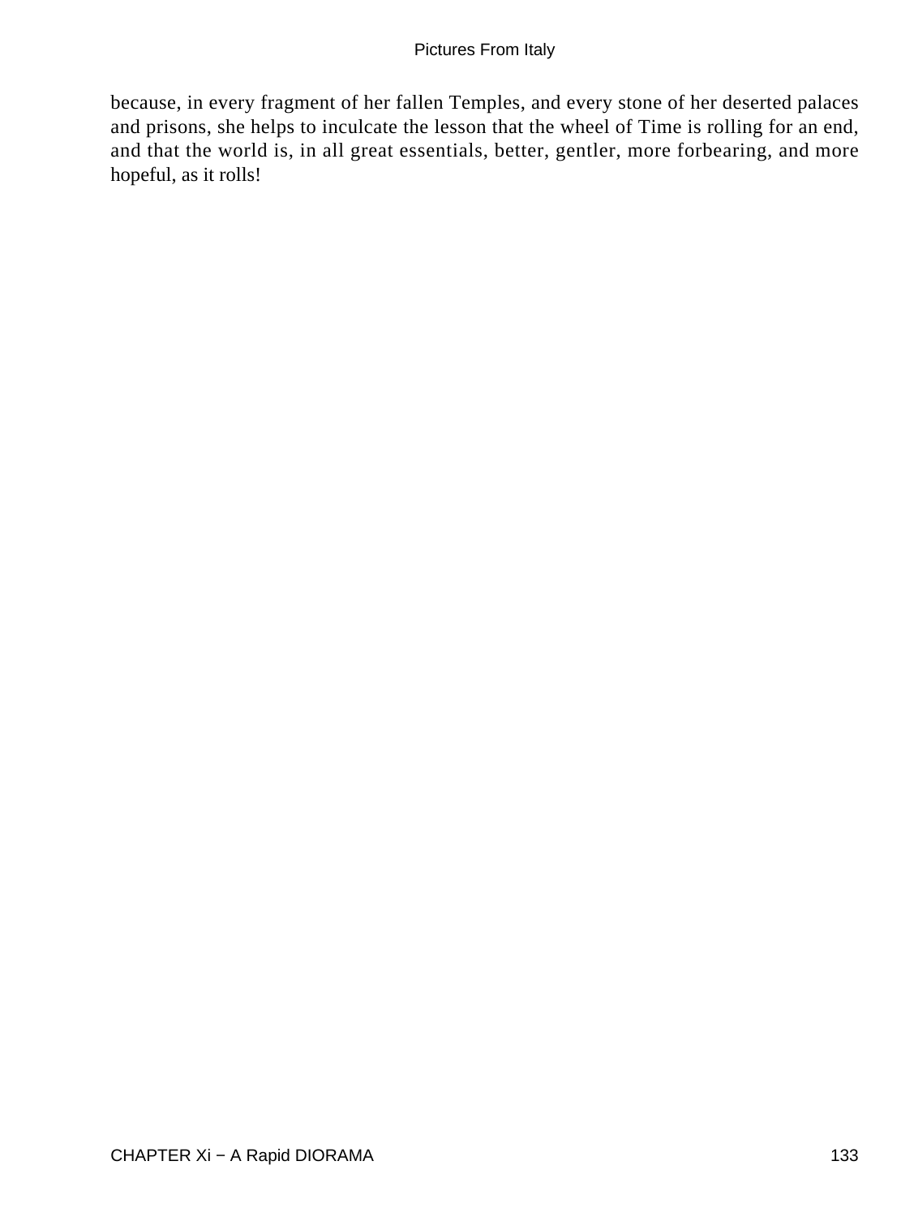because, in every fragment of her fallen Temples, and every stone of her deserted palaces and prisons, she helps to inculcate the lesson that the wheel of Time is rolling for an end, and that the world is, in all great essentials, better, gentler, more forbearing, and more hopeful, as it rolls!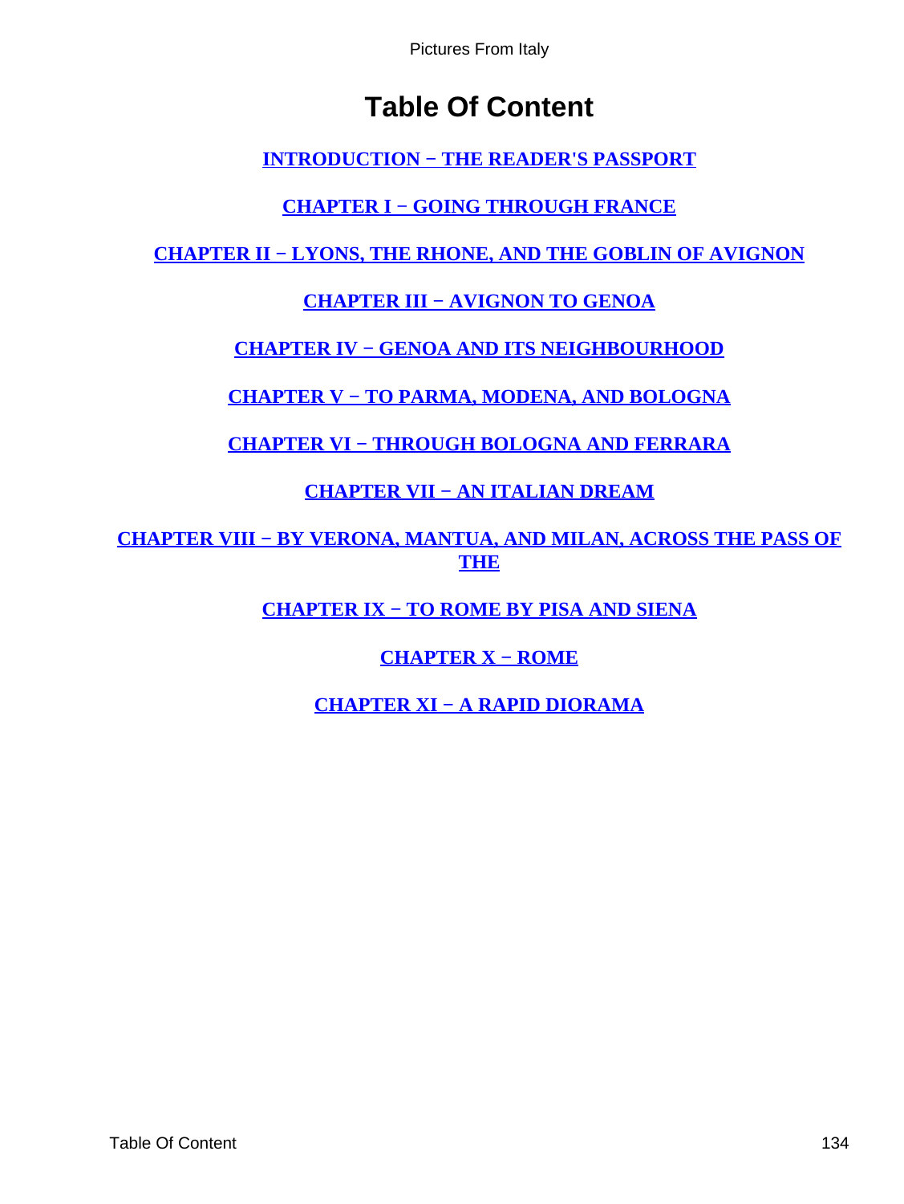# Table Of Content

INTRODUCTION − THE READER'S PASSPORT

CHAPTER I − GOING THROUGH FRANCE

CHAPTER II − LYONS, THE RHONE, AND THE GOBLIN OF AVIGNON

CHAPTER III − AVIGNON TO GENOA

CHAPTER IV − GENOA AND ITS NEIGHBOURHOOD

CHAPTER V − TO PARMA, MODENA, AND BOLOGNA

CHAPTER VI − THROUGH BOLOGNA AND FERRARA

CHAPTER VII − AN ITALIAN DREAM

CHAPTER VIII − BY VERONA, MANTUA, AND MILAN, ACROSS THE PASS OF THE

CHAPTER IX − TO ROME BY PISA AND SIENA

CHAPTER X − ROME

CHAPTER XI − A RAPID DIORAMA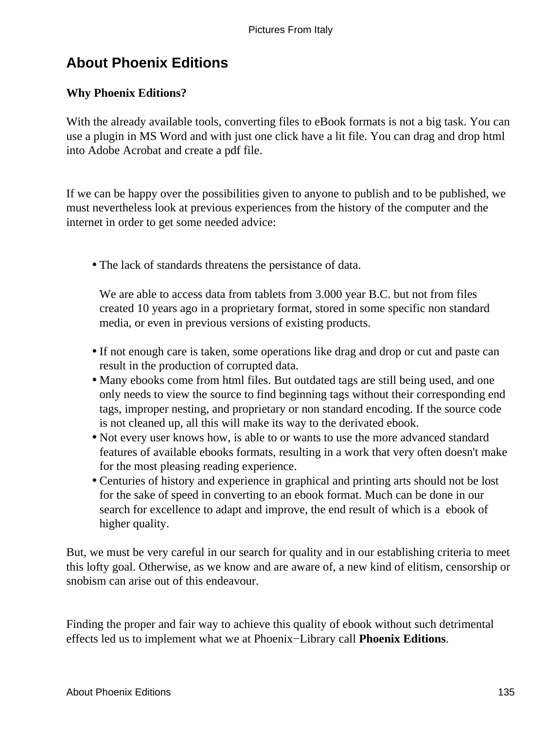## About Phoenix Editions

**Why Phoenix Editions?**

With the already available tools, converting files to eBook formats is not a big task. You can use a plugin in MS Word and with just one click have a lit file. You can drag and drop html into Adobe Acrobat and create a pdf file.

If we can be happy over the possibilities given to anyone to publish and to be published, we must nevertheless look at previous experiences from the history of the computer and the internet in order to get some needed advice:

- The lack of standards threatens the persistance of data.

  We are able to access data from tablets from 3.000 year B.C. but not from files created 10 years ago in a proprietary format, stored in some specific non standard media, or even in previous versions of existing products.

- If not enough care is taken, some operations like drag and drop or cut and paste can result in the production of corrupted data.
- Many ebooks come from html files. But outdated tags are still being used, and one only needs to view the source to find beginning tags without their corresponding end tags, improper nesting, and proprietary or non standard encoding. If the source code is not cleaned up, all this will make its way to the derivated ebook.
- Not every user knows how, is able to or wants to use the more advanced standard features of available ebooks formats, resulting in a work that very often doesn't make for the most pleasing reading experience.
- Centuries of history and experience in graphical and printing arts should not be lost for the sake of speed in converting to an ebook format. Much can be done in our search for excellence to adapt and improve, the end result of which is a ebook of higher quality.

But, we must be very careful in our search for quality and in our establishing criteria to meet this lofty goal. Otherwise, as we know and are aware of, a new kind of elitism, censorship or snobism can arise out of this endeavour.

Finding the proper and fair way to achieve this quality of ebook without such detrimental effects led us to implement what we at Phoenix−Library call **Phoenix Editions**.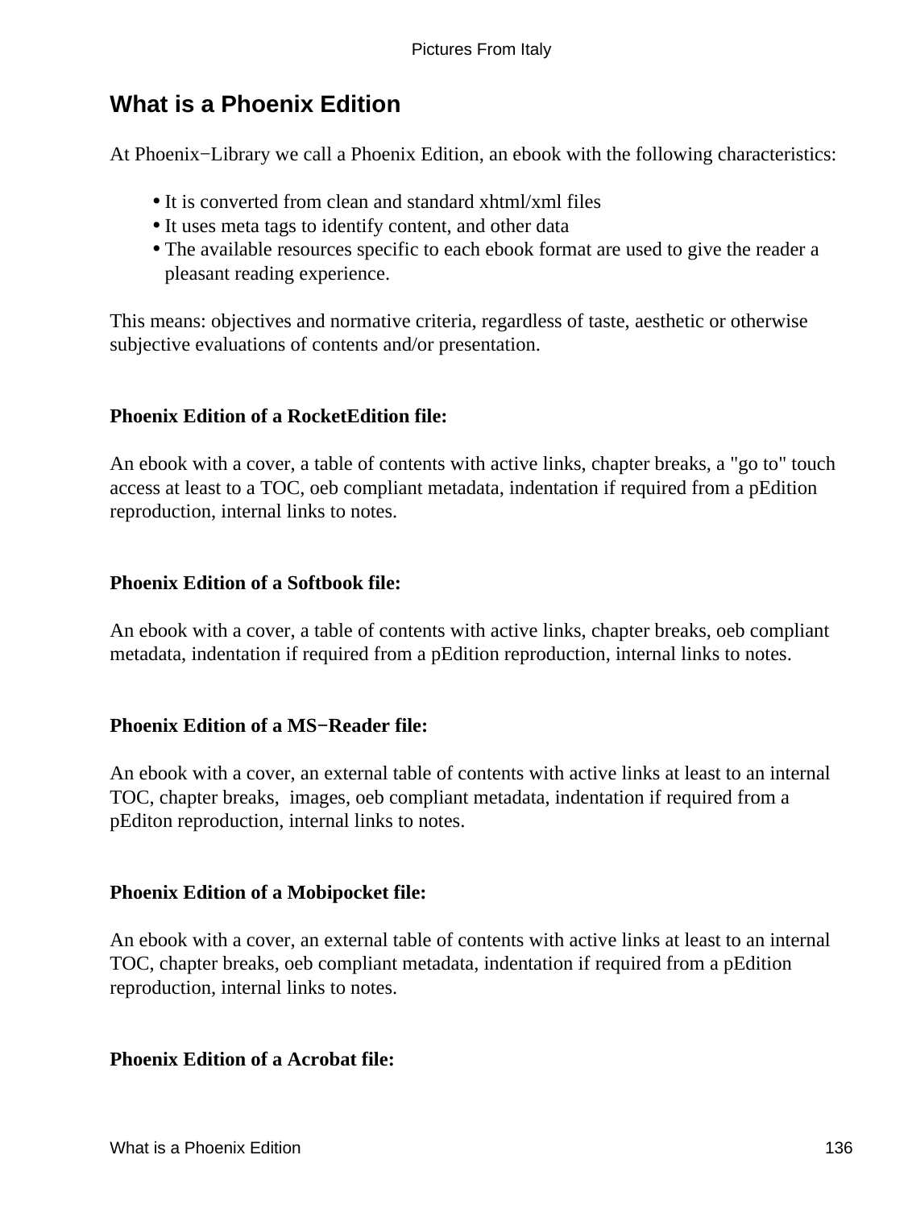## What is a Phoenix Edition

At Phoenix−Library we call a Phoenix Edition, an ebook with the following characteristics:

- It is converted from clean and standard xhtml/xml files
- It uses meta tags to identify content, and other data
- The available resources specific to each ebook format are used to give the reader a pleasant reading experience.

This means: objectives and normative criteria, regardless of taste, aesthetic or otherwise subjective evaluations of contents and/or presentation.

**Phoenix Edition of a RocketEdition file:**

An ebook with a cover, a table of contents with active links, chapter breaks, a "go to" touch access at least to a TOC, oeb compliant metadata, indentation if required from a pEdition reproduction, internal links to notes.

**Phoenix Edition of a Softbook file:**

An ebook with a cover, a table of contents with active links, chapter breaks, oeb compliant metadata, indentation if required from a pEdition reproduction, internal links to notes.

**Phoenix Edition of a MS−Reader file:**

An ebook with a cover, an external table of contents with active links at least to an internal TOC, chapter breaks,  images, oeb compliant metadata, indentation if required from a pEditon reproduction, internal links to notes.

**Phoenix Edition of a Mobipocket file:**

An ebook with a cover, an external table of contents with active links at least to an internal TOC, chapter breaks, oeb compliant metadata, indentation if required from a pEdition reproduction, internal links to notes.

**Phoenix Edition of a Acrobat file:**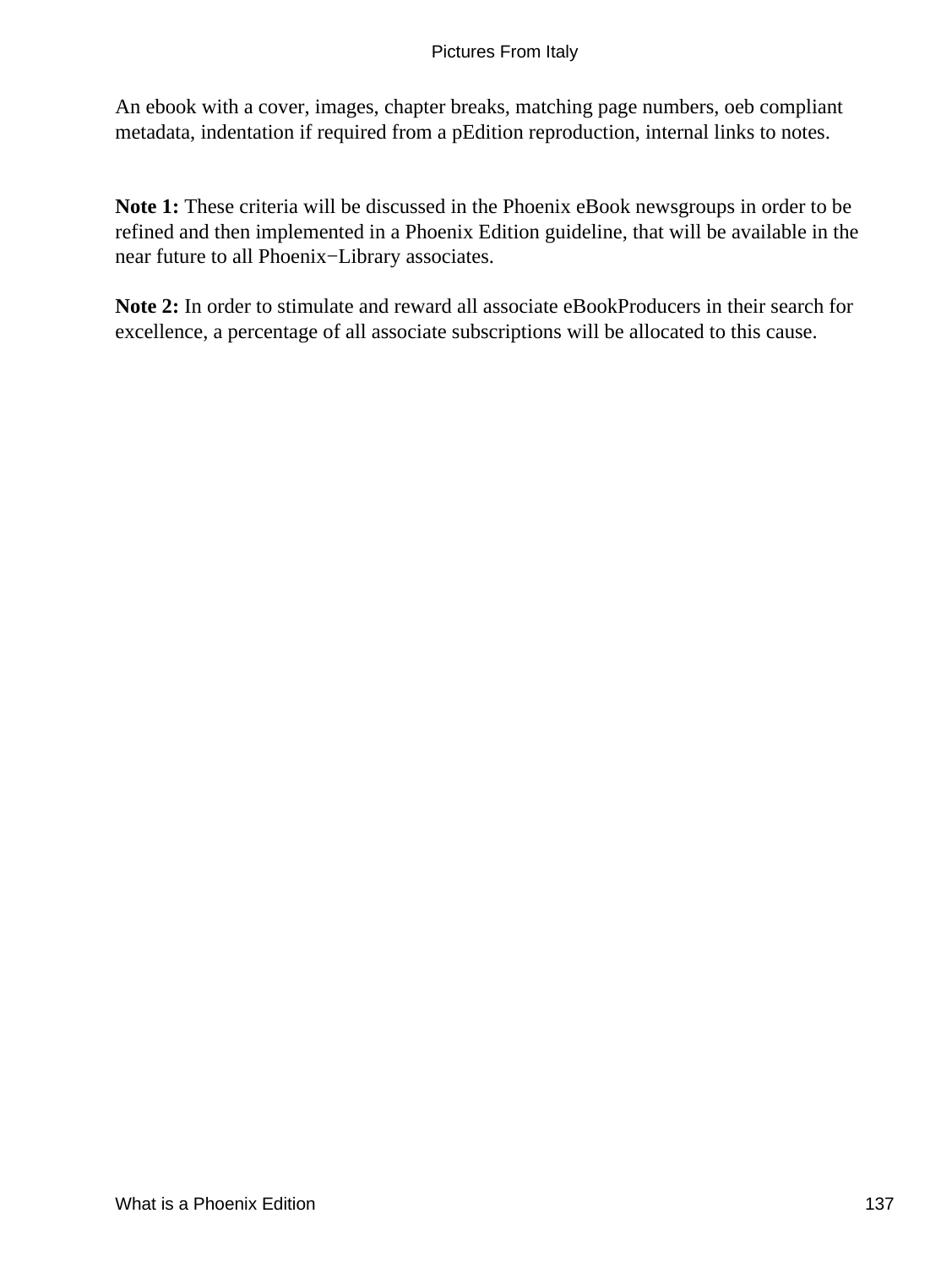An ebook with a cover, images, chapter breaks, matching page numbers, oeb compliant metadata, indentation if required from a pEdition reproduction, internal links to notes.

**Note 1:** These criteria will be discussed in the Phoenix eBook newsgroups in order to be refined and then implemented in a Phoenix Edition guideline, that will be available in the near future to all Phoenix−Library associates.

**Note 2:** In order to stimulate and reward all associate eBookProducers in their search for excellence, a percentage of all associate subscriptions will be allocated to this cause.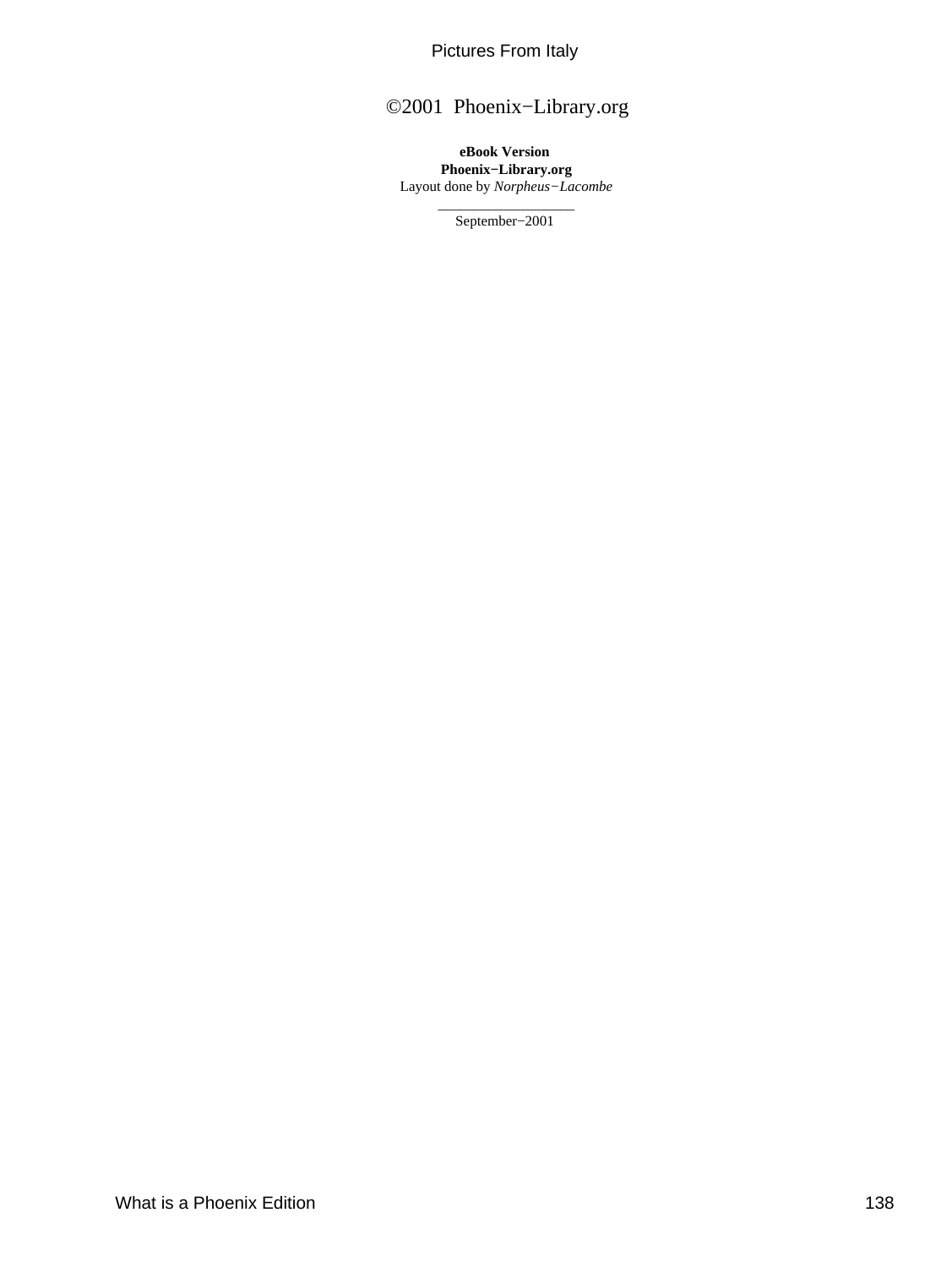©2001 Phoenix−Library.org

**eBook Version**
**Phoenix−Library.org**
Layout done by *Norpheus−Lacombe*

___________________

September−2001